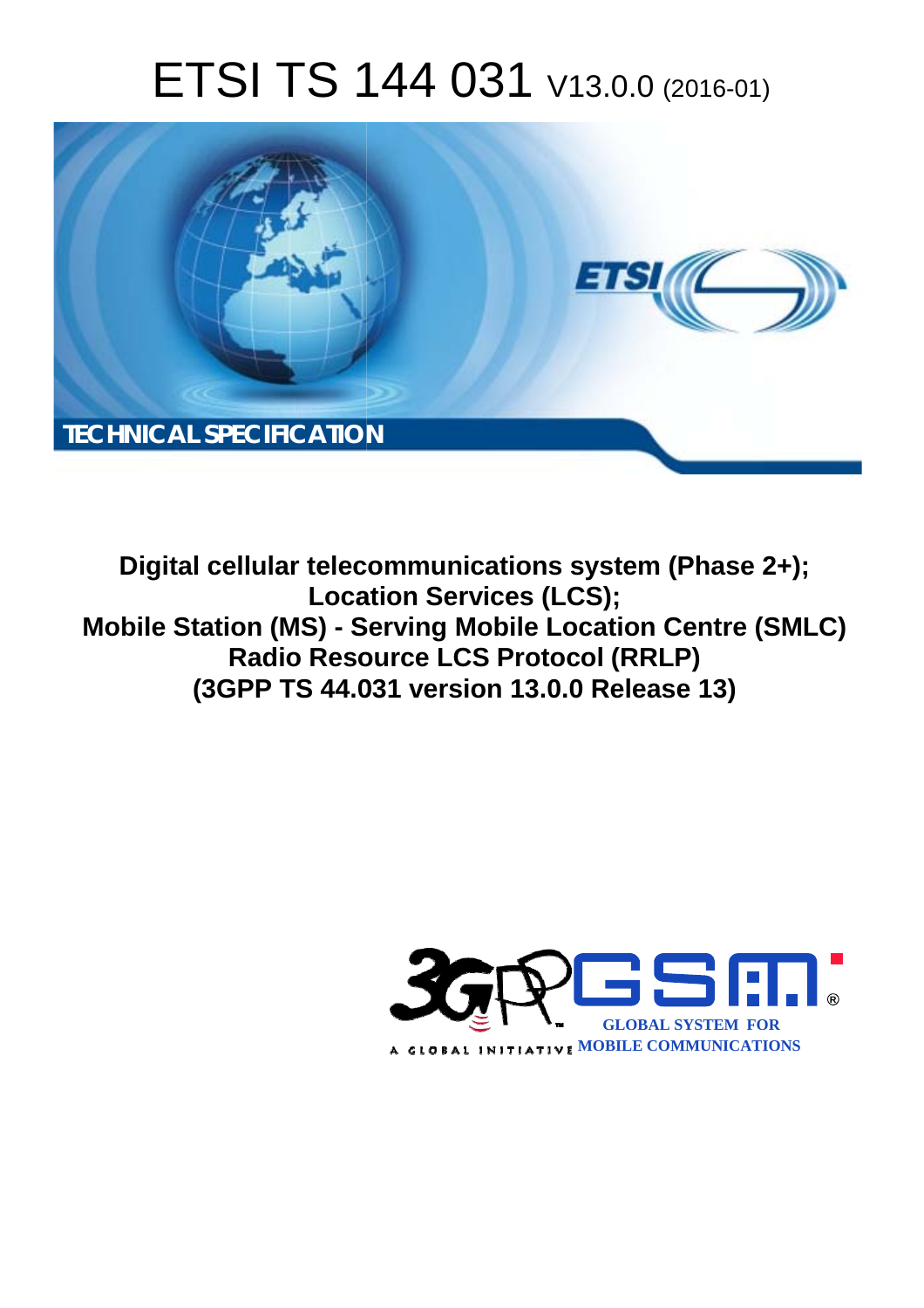# ETSI TS 144 031 V13.0.0 (2016-01)

TECHNICAL SPECIFICATION

**Digital cellular telecommunications system (Phase 2+);**
**Location Services (LCS);**
**Mobile Station (MS) - Serving Mobile Location Centre (SMLC)**
**Radio Resource LCS Protocol (RRLP)**
**(3GPP TS 44.031 version 13.0.0 Release 13)**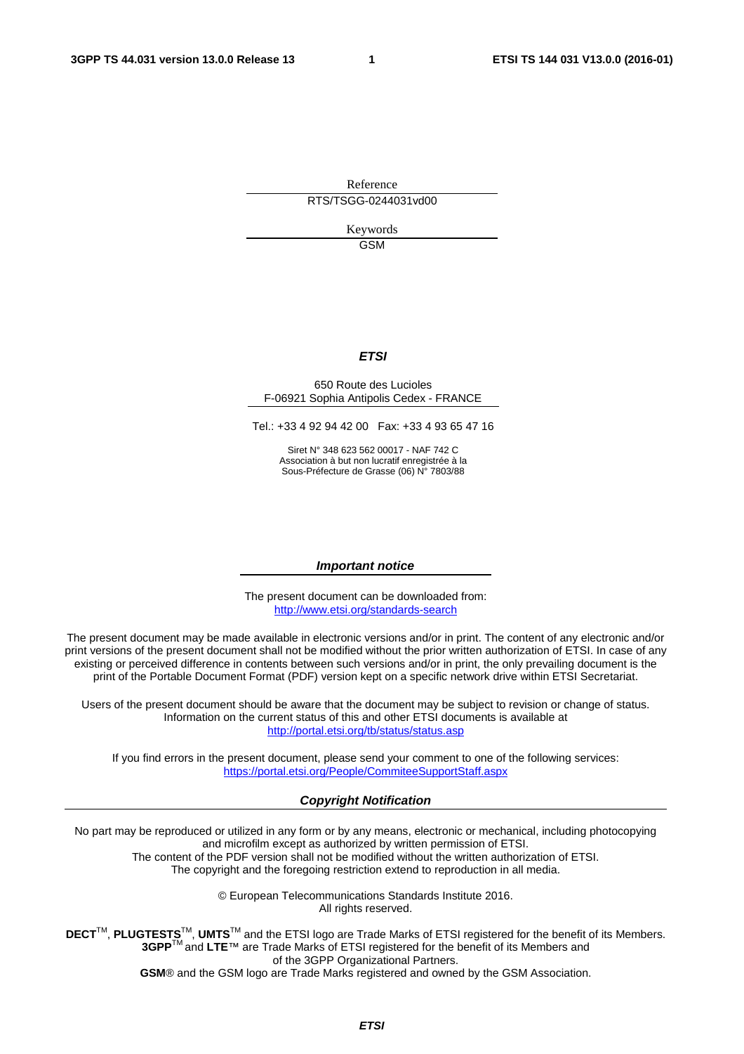Reference

RTS/TSGG-0244031vd00

Keywords

GSM

***ETSI***

650 Route des Lucioles
F-06921 Sophia Antipolis Cedex - FRANCE

Tel.: +33 4 92 94 42 00   Fax: +33 4 93 65 47 16

Siret N° 348 623 562 00017 - NAF 742 C
Association à but non lucratif enregistrée à la
Sous-Préfecture de Grasse (06) N° 7803/88

***Important notice***

The present document can be downloaded from:
http://www.etsi.org/standards-search

The present document may be made available in electronic versions and/or in print. The content of any electronic and/or print versions of the present document shall not be modified without the prior written authorization of ETSI. In case of any existing or perceived difference in contents between such versions and/or in print, the only prevailing document is the print of the Portable Document Format (PDF) version kept on a specific network drive within ETSI Secretariat.

Users of the present document should be aware that the document may be subject to revision or change of status. Information on the current status of this and other ETSI documents is available at
http://portal.etsi.org/tb/status/status.asp

If you find errors in the present document, please send your comment to one of the following services:
https://portal.etsi.org/People/CommiteeSupportStaff.aspx

***Copyright Notification***

No part may be reproduced or utilized in any form or by any means, electronic or mechanical, including photocopying and microfilm except as authorized by written permission of ETSI.
The content of the PDF version shall not be modified without the written authorization of ETSI.
The copyright and the foregoing restriction extend to reproduction in all media.

© European Telecommunications Standards Institute 2016.
All rights reserved.

**DECT**™, **PLUGTESTS**™, **UMTS**™ and the ETSI logo are Trade Marks of ETSI registered for the benefit of its Members.
**3GPP**™ and **LTE**™ are Trade Marks of ETSI registered for the benefit of its Members and of the 3GPP Organizational Partners.
**GSM**® and the GSM logo are Trade Marks registered and owned by the GSM Association.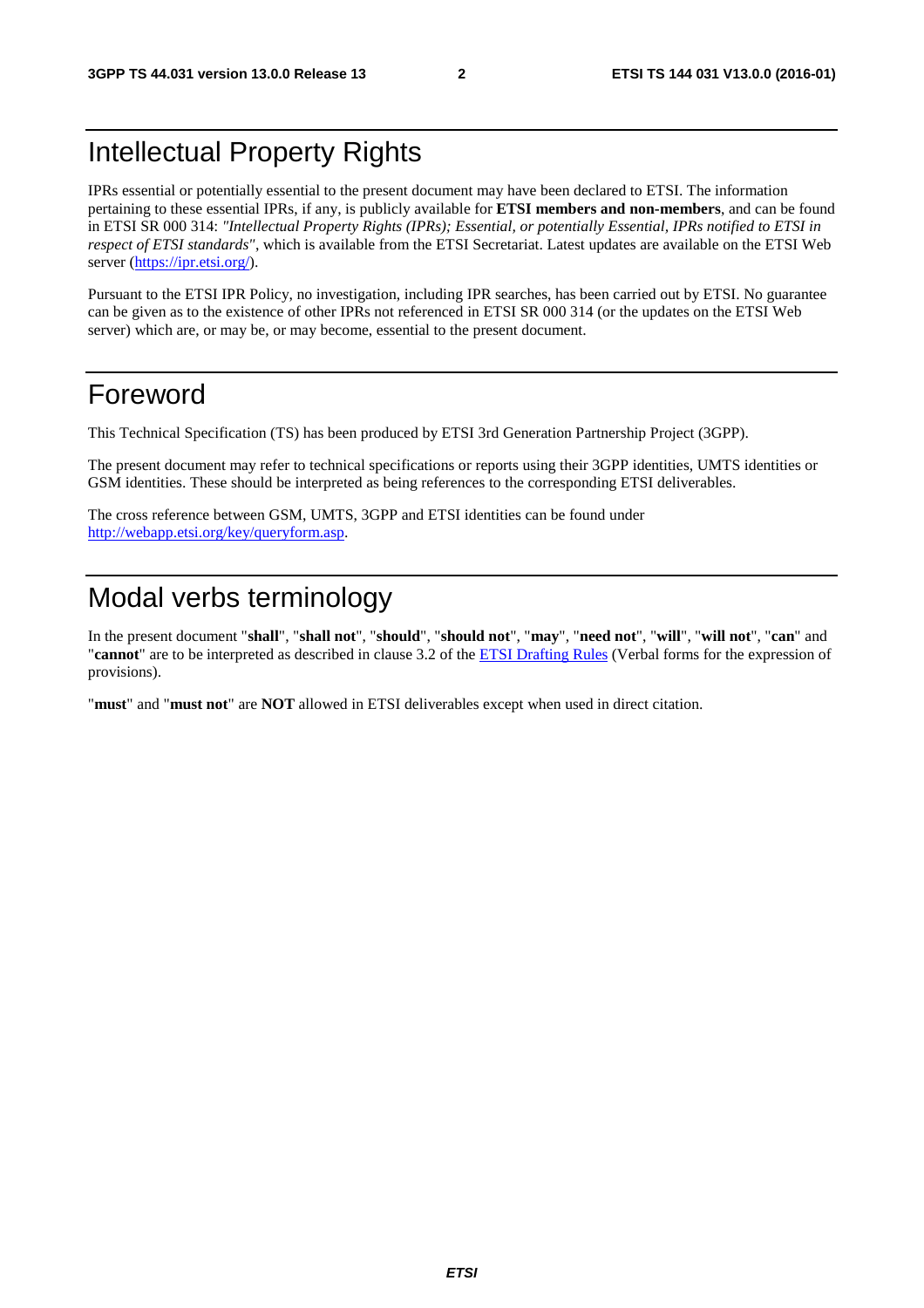# Intellectual Property Rights

IPRs essential or potentially essential to the present document may have been declared to ETSI. The information pertaining to these essential IPRs, if any, is publicly available for **ETSI members and non-members**, and can be found in ETSI SR 000 314: *"Intellectual Property Rights (IPRs); Essential, or potentially Essential, IPRs notified to ETSI in respect of ETSI standards"*, which is available from the ETSI Secretariat. Latest updates are available on the ETSI Web server (https://ipr.etsi.org/).

Pursuant to the ETSI IPR Policy, no investigation, including IPR searches, has been carried out by ETSI. No guarantee can be given as to the existence of other IPRs not referenced in ETSI SR 000 314 (or the updates on the ETSI Web server) which are, or may be, or may become, essential to the present document.

# Foreword

This Technical Specification (TS) has been produced by ETSI 3rd Generation Partnership Project (3GPP).

The present document may refer to technical specifications or reports using their 3GPP identities, UMTS identities or GSM identities. These should be interpreted as being references to the corresponding ETSI deliverables.

The cross reference between GSM, UMTS, 3GPP and ETSI identities can be found under http://webapp.etsi.org/key/queryform.asp.

# Modal verbs terminology

In the present document "**shall**", "**shall not**", "**should**", "**should not**", "**may**", "**need not**", "**will**", "**will not**", "**can**" and "**cannot**" are to be interpreted as described in clause 3.2 of the ETSI Drafting Rules (Verbal forms for the expression of provisions).

"**must**" and "**must not**" are **NOT** allowed in ETSI deliverables except when used in direct citation.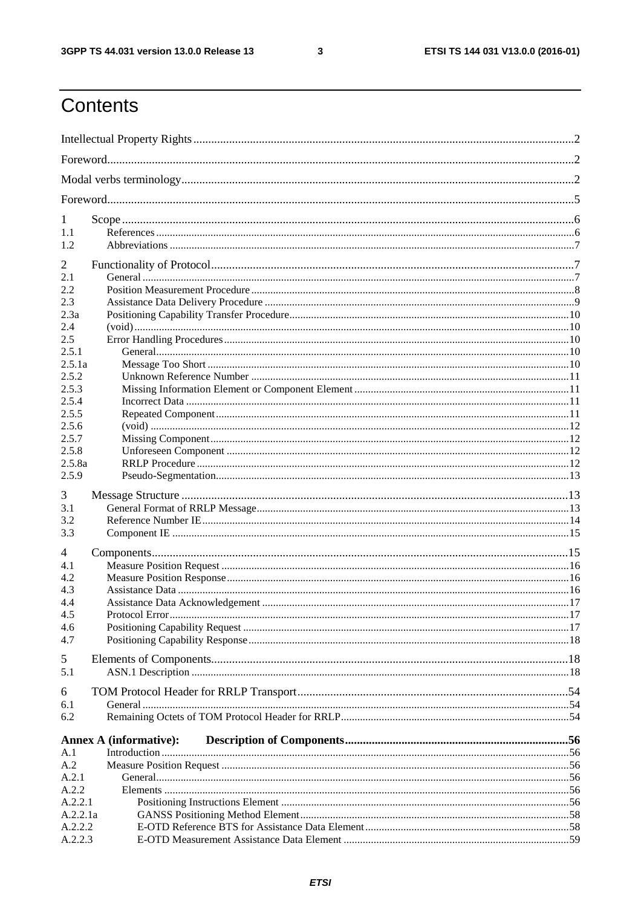# Contents

Intellectual Property Rights .......... 2

Foreword .......... 2

Modal verbs terminology .......... 2

Foreword .......... 5

1 Scope .......... 6

1.1 References .......... 6

1.2 Abbreviations .......... 7

2 Functionality of Protocol .......... 7

2.1 General .......... 7

2.2 Position Measurement Procedure .......... 8

2.3 Assistance Data Delivery Procedure .......... 9

2.3a Positioning Capability Transfer Procedure .......... 10

2.4 (void) .......... 10

2.5 Error Handling Procedures .......... 10

2.5.1 General .......... 10

2.5.1a Message Too Short .......... 10

2.5.2 Unknown Reference Number .......... 11

2.5.3 Missing Information Element or Component Element .......... 11

2.5.4 Incorrect Data .......... 11

2.5.5 Repeated Component .......... 11

2.5.6 (void) .......... 12

2.5.7 Missing Component .......... 12

2.5.8 Unforeseen Component .......... 12

2.5.8a RRLP Procedure .......... 12

2.5.9 Pseudo-Segmentation .......... 13

3 Message Structure .......... 13

3.1 General Format of RRLP Message .......... 13

3.2 Reference Number IE .......... 14

3.3 Component IE .......... 15

4 Components .......... 15

4.1 Measure Position Request .......... 16

4.2 Measure Position Response .......... 16

4.3 Assistance Data .......... 16

4.4 Assistance Data Acknowledgement .......... 17

4.5 Protocol Error .......... 17

4.6 Positioning Capability Request .......... 17

4.7 Positioning Capability Response .......... 18

5 Elements of Components .......... 18

5.1 ASN.1 Description .......... 18

6 TOM Protocol Header for RRLP Transport .......... 54

6.1 General .......... 54

6.2 Remaining Octets of TOM Protocol Header for RRLP .......... 54

**Annex A (informative): Description of Components .......... 56**

A.1 Introduction .......... 56

A.2 Measure Position Request .......... 56

A.2.1 General .......... 56

A.2.2 Elements .......... 56

A.2.2.1 Positioning Instructions Element .......... 56

A.2.2.1a GANSS Positioning Method Element .......... 58

A.2.2.2 E-OTD Reference BTS for Assistance Data Element .......... 58

A.2.2.3 E-OTD Measurement Assistance Data Element .......... 59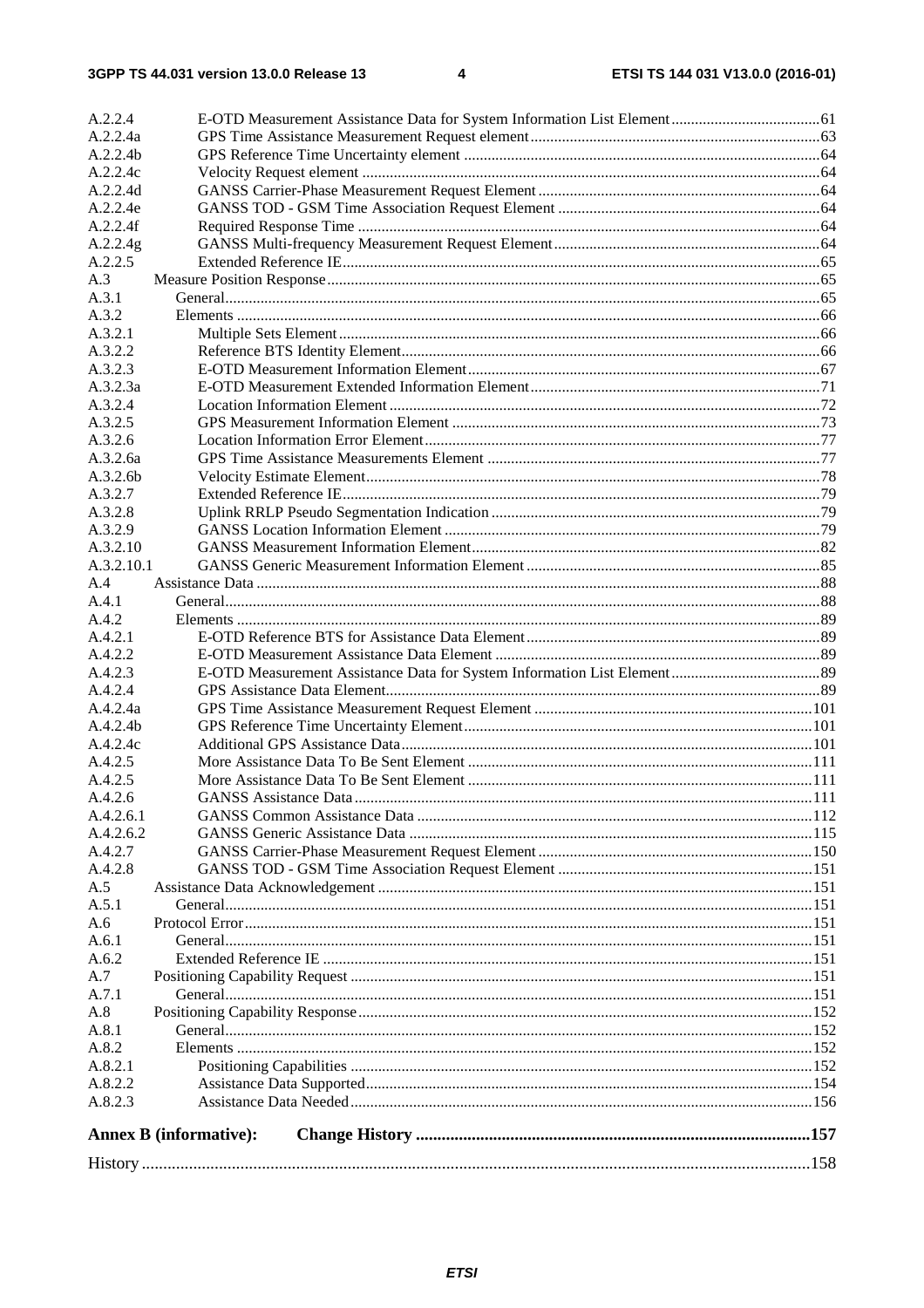A.2.2.4 E-OTD Measurement Assistance Data for System Information List Element ..... 61
A.2.2.4a GPS Time Assistance Measurement Request element ..... 63
A.2.2.4b GPS Reference Time Uncertainty element ..... 64
A.2.2.4c Velocity Request element ..... 64
A.2.2.4d GANSS Carrier-Phase Measurement Request Element ..... 64
A.2.2.4e GANSS TOD - GSM Time Association Request Element ..... 64
A.2.2.4f Required Response Time ..... 64
A.2.2.4g GANSS Multi-frequency Measurement Request Element ..... 64
A.2.2.5 Extended Reference IE ..... 65
A.3 Measure Position Response ..... 65
A.3.1 General ..... 65
A.3.2 Elements ..... 66
A.3.2.1 Multiple Sets Element ..... 66
A.3.2.2 Reference BTS Identity Element ..... 66
A.3.2.3 E-OTD Measurement Information Element ..... 67
A.3.2.3a E-OTD Measurement Extended Information Element ..... 71
A.3.2.4 Location Information Element ..... 72
A.3.2.5 GPS Measurement Information Element ..... 73
A.3.2.6 Location Information Error Element ..... 77
A.3.2.6a GPS Time Assistance Measurements Element ..... 77
A.3.2.6b Velocity Estimate Element ..... 78
A.3.2.7 Extended Reference IE ..... 79
A.3.2.8 Uplink RRLP Pseudo Segmentation Indication ..... 79
A.3.2.9 GANSS Location Information Element ..... 79
A.3.2.10 GANSS Measurement Information Element ..... 82
A.3.2.10.1 GANSS Generic Measurement Information Element ..... 85
A.4 Assistance Data ..... 88
A.4.1 General ..... 88
A.4.2 Elements ..... 89
A.4.2.1 E-OTD Reference BTS for Assistance Data Element ..... 89
A.4.2.2 E-OTD Measurement Assistance Data Element ..... 89
A.4.2.3 E-OTD Measurement Assistance Data for System Information List Element ..... 89
A.4.2.4 GPS Assistance Data Element ..... 89
A.4.2.4a GPS Time Assistance Measurement Request Element ..... 101
A.4.2.4b GPS Reference Time Uncertainty Element ..... 101
A.4.2.4c Additional GPS Assistance Data ..... 101
A.4.2.5 More Assistance Data To Be Sent Element ..... 111
A.4.2.5 More Assistance Data To Be Sent Element ..... 111
A.4.2.6 GANSS Assistance Data ..... 111
A.4.2.6.1 GANSS Common Assistance Data ..... 112
A.4.2.6.2 GANSS Generic Assistance Data ..... 115
A.4.2.7 GANSS Carrier-Phase Measurement Request Element ..... 150
A.4.2.8 GANSS TOD - GSM Time Association Request Element ..... 151
A.5 Assistance Data Acknowledgement ..... 151
A.5.1 General ..... 151
A.6 Protocol Error ..... 151
A.6.1 General ..... 151
A.6.2 Extended Reference IE ..... 151
A.7 Positioning Capability Request ..... 151
A.7.1 General ..... 151
A.8 Positioning Capability Response ..... 152
A.8.1 General ..... 152
A.8.2 Elements ..... 152
A.8.2.1 Positioning Capabilities ..... 152
A.8.2.2 Assistance Data Supported ..... 154
A.8.2.3 Assistance Data Needed ..... 156

**Annex B (informative): Change History ..... 157**

History ..... 158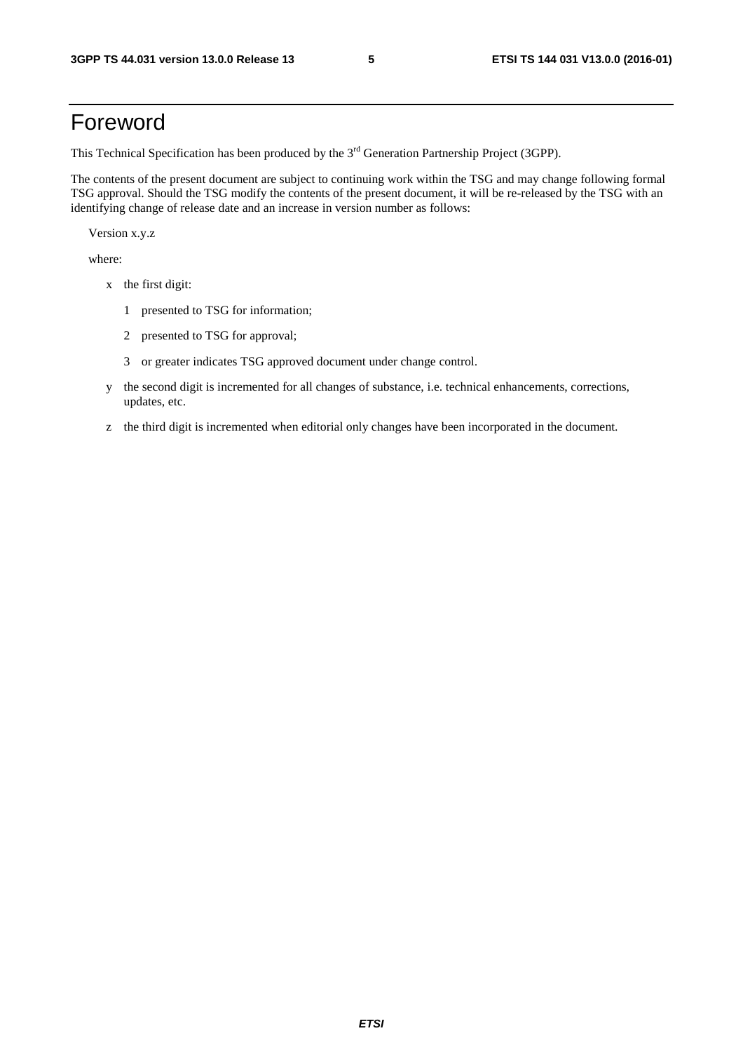# Foreword

This Technical Specification has been produced by the 3rd Generation Partnership Project (3GPP).

The contents of the present document are subject to continuing work within the TSG and may change following formal TSG approval. Should the TSG modify the contents of the present document, it will be re-released by the TSG with an identifying change of release date and an increase in version number as follows:

Version x.y.z

where:

- x the first digit:
  - 1 presented to TSG for information;
  - 2 presented to TSG for approval;
  - 3 or greater indicates TSG approved document under change control.
- y the second digit is incremented for all changes of substance, i.e. technical enhancements, corrections, updates, etc.
- z the third digit is incremented when editorial only changes have been incorporated in the document.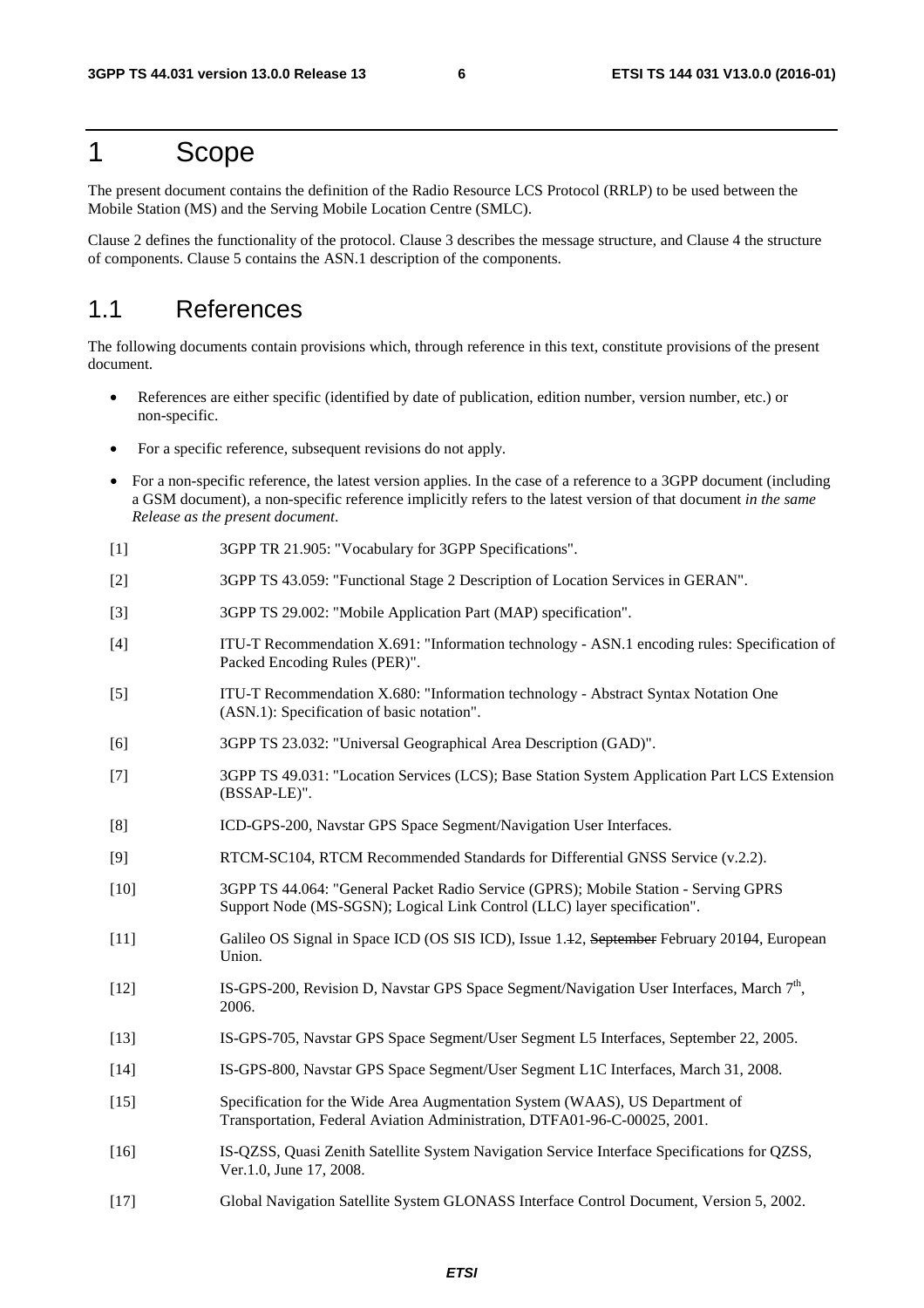# 1 Scope

The present document contains the definition of the Radio Resource LCS Protocol (RRLP) to be used between the Mobile Station (MS) and the Serving Mobile Location Centre (SMLC).

Clause 2 defines the functionality of the protocol. Clause 3 describes the message structure, and Clause 4 the structure of components. Clause 5 contains the ASN.1 description of the components.

## 1.1 References

The following documents contain provisions which, through reference in this text, constitute provisions of the present document.

- References are either specific (identified by date of publication, edition number, version number, etc.) or non-specific.
- For a specific reference, subsequent revisions do not apply.
- For a non-specific reference, the latest version applies. In the case of a reference to a 3GPP document (including a GSM document), a non-specific reference implicitly refers to the latest version of that document *in the same Release as the present document*.

[1] 3GPP TR 21.905: "Vocabulary for 3GPP Specifications".

[2] 3GPP TS 43.059: "Functional Stage 2 Description of Location Services in GERAN".

[3] 3GPP TS 29.002: "Mobile Application Part (MAP) specification".

[4] ITU-T Recommendation X.691: "Information technology - ASN.1 encoding rules: Specification of Packed Encoding Rules (PER)".

[5] ITU-T Recommendation X.680: "Information technology - Abstract Syntax Notation One (ASN.1): Specification of basic notation".

[6] 3GPP TS 23.032: "Universal Geographical Area Description (GAD)".

[7] 3GPP TS 49.031: "Location Services (LCS); Base Station System Application Part LCS Extension (BSSAP-LE)".

[8] ICD-GPS-200, Navstar GPS Space Segment/Navigation User Interfaces.

[9] RTCM-SC104, RTCM Recommended Standards for Differential GNSS Service (v.2.2).

[10] 3GPP TS 44.064: "General Packet Radio Service (GPRS); Mobile Station - Serving GPRS Support Node (MS-SGSN); Logical Link Control (LLC) layer specification".

[11] Galileo OS Signal in Space ICD (OS SIS ICD), Issue 1.~~1~~2, ~~September~~ February 201~~0~~4, European Union.

[12] IS-GPS-200, Revision D, Navstar GPS Space Segment/Navigation User Interfaces, March 7th, 2006.

[13] IS-GPS-705, Navstar GPS Space Segment/User Segment L5 Interfaces, September 22, 2005.

[14] IS-GPS-800, Navstar GPS Space Segment/User Segment L1C Interfaces, March 31, 2008.

[15] Specification for the Wide Area Augmentation System (WAAS), US Department of Transportation, Federal Aviation Administration, DTFA01-96-C-00025, 2001.

[16] IS-QZSS, Quasi Zenith Satellite System Navigation Service Interface Specifications for QZSS, Ver.1.0, June 17, 2008.

[17] Global Navigation Satellite System GLONASS Interface Control Document, Version 5, 2002.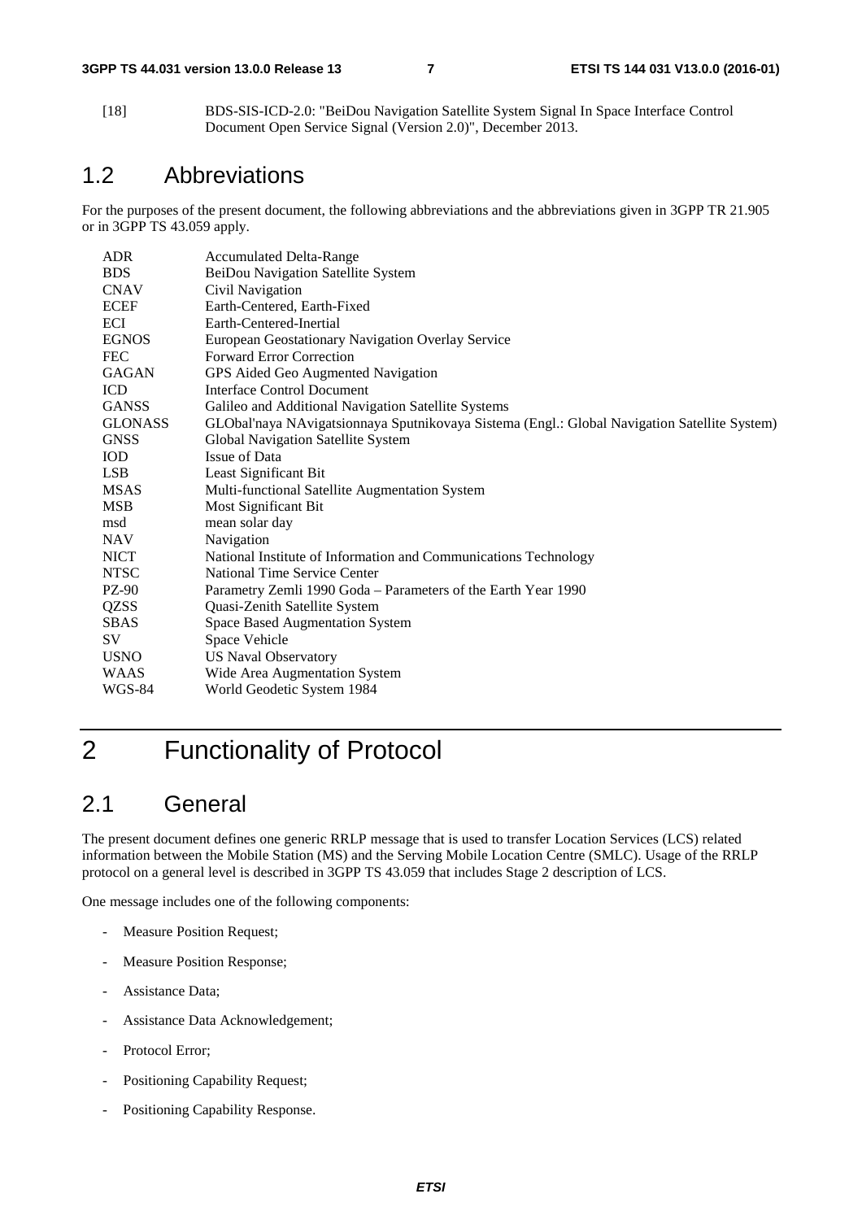[18] BDS-SIS-ICD-2.0: "BeiDou Navigation Satellite System Signal In Space Interface Control Document Open Service Signal (Version 2.0)", December 2013.

## 1.2 Abbreviations

For the purposes of the present document, the following abbreviations and the abbreviations given in 3GPP TR 21.905 or in 3GPP TS 43.059 apply.

| | |
|---|---|
| ADR | Accumulated Delta-Range |
| BDS | BeiDou Navigation Satellite System |
| CNAV | Civil Navigation |
| ECEF | Earth-Centered, Earth-Fixed |
| ECI | Earth-Centered-Inertial |
| EGNOS | European Geostationary Navigation Overlay Service |
| FEC | Forward Error Correction |
| GAGAN | GPS Aided Geo Augmented Navigation |
| ICD | Interface Control Document |
| GANSS | Galileo and Additional Navigation Satellite Systems |
| GLONASS | GLObal'naya NAvigatsionnaya Sputnikovaya Sistema (Engl.: Global Navigation Satellite System) |
| GNSS | Global Navigation Satellite System |
| IOD | Issue of Data |
| LSB | Least Significant Bit |
| MSAS | Multi-functional Satellite Augmentation System |
| MSB | Most Significant Bit |
| msd | mean solar day |
| NAV | Navigation |
| NICT | National Institute of Information and Communications Technology |
| NTSC | National Time Service Center |
| PZ-90 | Parametry Zemli 1990 Goda – Parameters of the Earth Year 1990 |
| QZSS | Quasi-Zenith Satellite System |
| SBAS | Space Based Augmentation System |
| SV | Space Vehicle |
| USNO | US Naval Observatory |
| WAAS | Wide Area Augmentation System |
| WGS-84 | World Geodetic System 1984 |

# 2 Functionality of Protocol

## 2.1 General

The present document defines one generic RRLP message that is used to transfer Location Services (LCS) related information between the Mobile Station (MS) and the Serving Mobile Location Centre (SMLC). Usage of the RRLP protocol on a general level is described in 3GPP TS 43.059 that includes Stage 2 description of LCS.

One message includes one of the following components:

- Measure Position Request;
- Measure Position Response;
- Assistance Data;
- Assistance Data Acknowledgement;
- Protocol Error;
- Positioning Capability Request;
- Positioning Capability Response.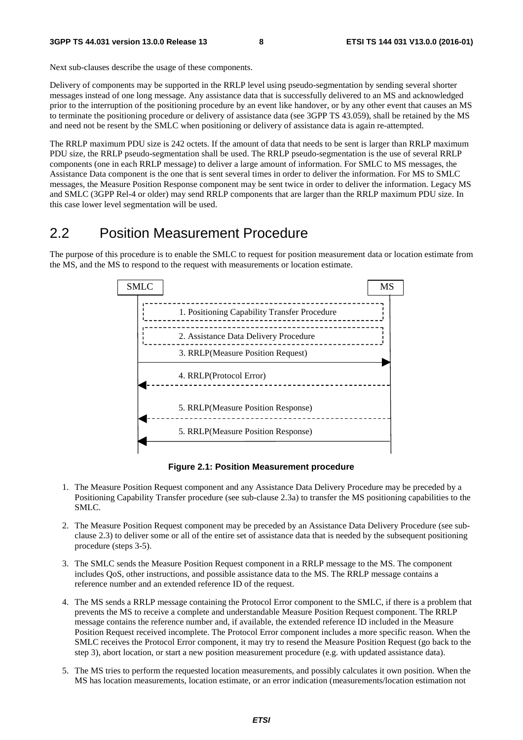Next sub-clauses describe the usage of these components.

Delivery of components may be supported in the RRLP level using pseudo-segmentation by sending several shorter messages instead of one long message. Any assistance data that is successfully delivered to an MS and acknowledged prior to the interruption of the positioning procedure by an event like handover, or by any other event that causes an MS to terminate the positioning procedure or delivery of assistance data (see 3GPP TS 43.059), shall be retained by the MS and need not be resent by the SMLC when positioning or delivery of assistance data is again re-attempted.

The RRLP maximum PDU size is 242 octets. If the amount of data that needs to be sent is larger than RRLP maximum PDU size, the RRLP pseudo-segmentation shall be used. The RRLP pseudo-segmentation is the use of several RRLP components (one in each RRLP message) to deliver a large amount of information. For SMLC to MS messages, the Assistance Data component is the one that is sent several times in order to deliver the information. For MS to SMLC messages, the Measure Position Response component may be sent twice in order to deliver the information. Legacy MS and SMLC (3GPP Rel-4 or older) may send RRLP components that are larger than the RRLP maximum PDU size. In this case lower level segmentation will be used.

## 2.2 Position Measurement Procedure

The purpose of this procedure is to enable the SMLC to request for position measurement data or location estimate from the MS, and the MS to respond to the request with measurements or location estimate.

SMLC | MS

1. Positioning Capability Transfer Procedure
2. Assistance Data Delivery Procedure
3. RRLP(Measure Position Request)
4. RRLP(Protocol Error)
5. RRLP(Measure Position Response)
5. RRLP(Measure Position Response)

**Figure 2.1: Position Measurement procedure**

1. The Measure Position Request component and any Assistance Data Delivery Procedure may be preceded by a Positioning Capability Transfer procedure (see sub-clause 2.3a) to transfer the MS positioning capabilities to the SMLC.

2. The Measure Position Request component may be preceded by an Assistance Data Delivery Procedure (see sub-clause 2.3) to deliver some or all of the entire set of assistance data that is needed by the subsequent positioning procedure (steps 3-5).

3. The SMLC sends the Measure Position Request component in a RRLP message to the MS. The component includes QoS, other instructions, and possible assistance data to the MS. The RRLP message contains a reference number and an extended reference ID of the request.

4. The MS sends a RRLP message containing the Protocol Error component to the SMLC, if there is a problem that prevents the MS to receive a complete and understandable Measure Position Request component. The RRLP message contains the reference number and, if available, the extended reference ID included in the Measure Position Request received incomplete. The Protocol Error component includes a more specific reason. When the SMLC receives the Protocol Error component, it may try to resend the Measure Position Request (go back to the step 3), abort location, or start a new position measurement procedure (e.g. with updated assistance data).

5. The MS tries to perform the requested location measurements, and possibly calculates it own position. When the MS has location measurements, location estimate, or an error indication (measurements/location estimation not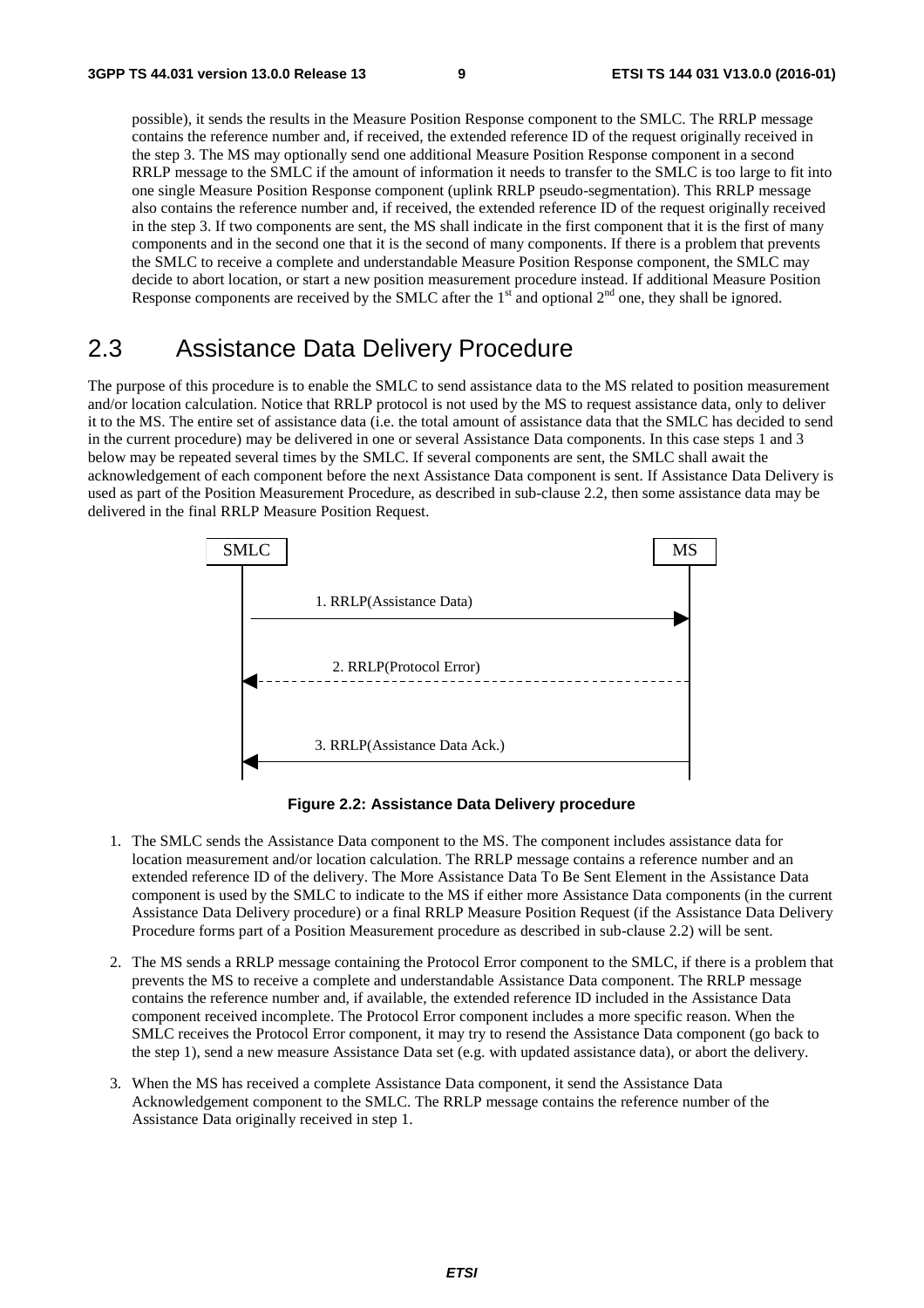possible), it sends the results in the Measure Position Response component to the SMLC. The RRLP message contains the reference number and, if received, the extended reference ID of the request originally received in the step 3. The MS may optionally send one additional Measure Position Response component in a second RRLP message to the SMLC if the amount of information it needs to transfer to the SMLC is too large to fit into one single Measure Position Response component (uplink RRLP pseudo-segmentation). This RRLP message also contains the reference number and, if received, the extended reference ID of the request originally received in the step 3. If two components are sent, the MS shall indicate in the first component that it is the first of many components and in the second one that it is the second of many components. If there is a problem that prevents the SMLC to receive a complete and understandable Measure Position Response component, the SMLC may decide to abort location, or start a new position measurement procedure instead. If additional Measure Position Response components are received by the SMLC after the 1st and optional 2nd one, they shall be ignored.

## 2.3 Assistance Data Delivery Procedure

The purpose of this procedure is to enable the SMLC to send assistance data to the MS related to position measurement and/or location calculation. Notice that RRLP protocol is not used by the MS to request assistance data, only to deliver it to the MS. The entire set of assistance data (i.e. the total amount of assistance data that the SMLC has decided to send in the current procedure) may be delivered in one or several Assistance Data components. In this case steps 1 and 3 below may be repeated several times by the SMLC. If several components are sent, the SMLC shall await the acknowledgement of each component before the next Assistance Data component is sent. If Assistance Data Delivery is used as part of the Position Measurement Procedure, as described in sub-clause 2.2, then some assistance data may be delivered in the final RRLP Measure Position Request.

SMLC MS

1. RRLP(Assistance Data)

2. RRLP(Protocol Error)

3. RRLP(Assistance Data Ack.)

**Figure 2.2: Assistance Data Delivery procedure**

1. The SMLC sends the Assistance Data component to the MS. The component includes assistance data for location measurement and/or location calculation. The RRLP message contains a reference number and an extended reference ID of the delivery. The More Assistance Data To Be Sent Element in the Assistance Data component is used by the SMLC to indicate to the MS if either more Assistance Data components (in the current Assistance Data Delivery procedure) or a final RRLP Measure Position Request (if the Assistance Data Delivery Procedure forms part of a Position Measurement procedure as described in sub-clause 2.2) will be sent.

2. The MS sends a RRLP message containing the Protocol Error component to the SMLC, if there is a problem that prevents the MS to receive a complete and understandable Assistance Data component. The RRLP message contains the reference number and, if available, the extended reference ID included in the Assistance Data component received incomplete. The Protocol Error component includes a more specific reason. When the SMLC receives the Protocol Error component, it may try to resend the Assistance Data component (go back to the step 1), send a new measure Assistance Data set (e.g. with updated assistance data), or abort the delivery.

3. When the MS has received a complete Assistance Data component, it send the Assistance Data Acknowledgement component to the SMLC. The RRLP message contains the reference number of the Assistance Data originally received in step 1.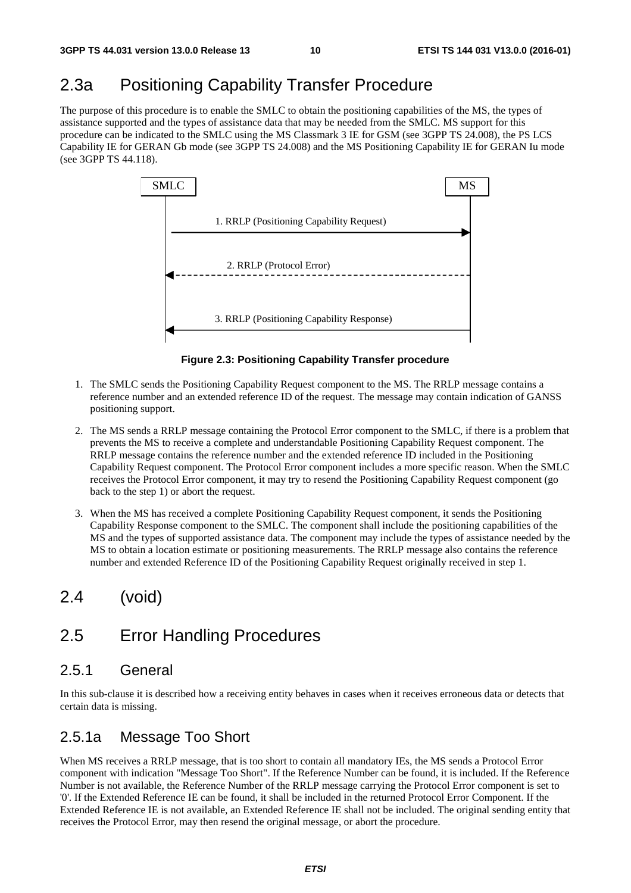# 2.3a Positioning Capability Transfer Procedure

The purpose of this procedure is to enable the SMLC to obtain the positioning capabilities of the MS, the types of assistance supported and the types of assistance data that may be needed from the SMLC. MS support for this procedure can be indicated to the SMLC using the MS Classmark 3 IE for GSM (see 3GPP TS 24.008), the PS LCS Capability IE for GERAN Gb mode (see 3GPP TS 24.008) and the MS Positioning Capability IE for GERAN Iu mode (see 3GPP TS 44.118).

SMLC | MS

1. RRLP (Positioning Capability Request)
2. RRLP (Protocol Error)
3. RRLP (Positioning Capability Response)

**Figure 2.3: Positioning Capability Transfer procedure**

1. The SMLC sends the Positioning Capability Request component to the MS. The RRLP message contains a reference number and an extended reference ID of the request. The message may contain indication of GANSS positioning support.
2. The MS sends a RRLP message containing the Protocol Error component to the SMLC, if there is a problem that prevents the MS to receive a complete and understandable Positioning Capability Request component. The RRLP message contains the reference number and the extended reference ID included in the Positioning Capability Request component. The Protocol Error component includes a more specific reason. When the SMLC receives the Protocol Error component, it may try to resend the Positioning Capability Request component (go back to the step 1) or abort the request.
3. When the MS has received a complete Positioning Capability Request component, it sends the Positioning Capability Response component to the SMLC. The component shall include the positioning capabilities of the MS and the types of supported assistance data. The component may include the types of assistance needed by the MS to obtain a location estimate or positioning measurements. The RRLP message also contains the reference number and extended Reference ID of the Positioning Capability Request originally received in step 1.

# 2.4 (void)

# 2.5 Error Handling Procedures

## 2.5.1 General

In this sub-clause it is described how a receiving entity behaves in cases when it receives erroneous data or detects that certain data is missing.

## 2.5.1a Message Too Short

When MS receives a RRLP message, that is too short to contain all mandatory IEs, the MS sends a Protocol Error component with indication "Message Too Short". If the Reference Number can be found, it is included. If the Reference Number is not available, the Reference Number of the RRLP message carrying the Protocol Error component is set to '0'. If the Extended Reference IE can be found, it shall be included in the returned Protocol Error Component. If the Extended Reference IE is not available, an Extended Reference IE shall not be included. The original sending entity that receives the Protocol Error, may then resend the original message, or abort the procedure.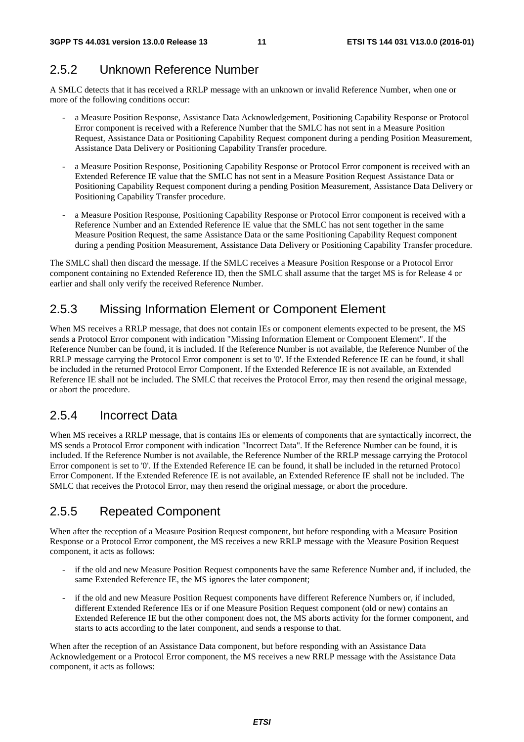### 2.5.2 Unknown Reference Number

A SMLC detects that it has received a RRLP message with an unknown or invalid Reference Number, when one or more of the following conditions occur:

- a Measure Position Response, Assistance Data Acknowledgement, Positioning Capability Response or Protocol Error component is received with a Reference Number that the SMLC has not sent in a Measure Position Request, Assistance Data or Positioning Capability Request component during a pending Position Measurement, Assistance Data Delivery or Positioning Capability Transfer procedure.
- a Measure Position Response, Positioning Capability Response or Protocol Error component is received with an Extended Reference IE value that the SMLC has not sent in a Measure Position Request Assistance Data or Positioning Capability Request component during a pending Position Measurement, Assistance Data Delivery or Positioning Capability Transfer procedure.
- a Measure Position Response, Positioning Capability Response or Protocol Error component is received with a Reference Number and an Extended Reference IE value that the SMLC has not sent together in the same Measure Position Request, the same Assistance Data or the same Positioning Capability Request component during a pending Position Measurement, Assistance Data Delivery or Positioning Capability Transfer procedure.

The SMLC shall then discard the message. If the SMLC receives a Measure Position Response or a Protocol Error component containing no Extended Reference ID, then the SMLC shall assume that the target MS is for Release 4 or earlier and shall only verify the received Reference Number.

### 2.5.3 Missing Information Element or Component Element

When MS receives a RRLP message, that does not contain IEs or component elements expected to be present, the MS sends a Protocol Error component with indication "Missing Information Element or Component Element". If the Reference Number can be found, it is included. If the Reference Number is not available, the Reference Number of the RRLP message carrying the Protocol Error component is set to '0'. If the Extended Reference IE can be found, it shall be included in the returned Protocol Error Component. If the Extended Reference IE is not available, an Extended Reference IE shall not be included. The SMLC that receives the Protocol Error, may then resend the original message, or abort the procedure.

### 2.5.4 Incorrect Data

When MS receives a RRLP message, that is contains IEs or elements of components that are syntactically incorrect, the MS sends a Protocol Error component with indication "Incorrect Data". If the Reference Number can be found, it is included. If the Reference Number is not available, the Reference Number of the RRLP message carrying the Protocol Error component is set to '0'. If the Extended Reference IE can be found, it shall be included in the returned Protocol Error Component. If the Extended Reference IE is not available, an Extended Reference IE shall not be included. The SMLC that receives the Protocol Error, may then resend the original message, or abort the procedure.

### 2.5.5 Repeated Component

When after the reception of a Measure Position Request component, but before responding with a Measure Position Response or a Protocol Error component, the MS receives a new RRLP message with the Measure Position Request component, it acts as follows:

- if the old and new Measure Position Request components have the same Reference Number and, if included, the same Extended Reference IE, the MS ignores the later component;
- if the old and new Measure Position Request components have different Reference Numbers or, if included, different Extended Reference IEs or if one Measure Position Request component (old or new) contains an Extended Reference IE but the other component does not, the MS aborts activity for the former component, and starts to acts according to the later component, and sends a response to that.

When after the reception of an Assistance Data component, but before responding with an Assistance Data Acknowledgement or a Protocol Error component, the MS receives a new RRLP message with the Assistance Data component, it acts as follows: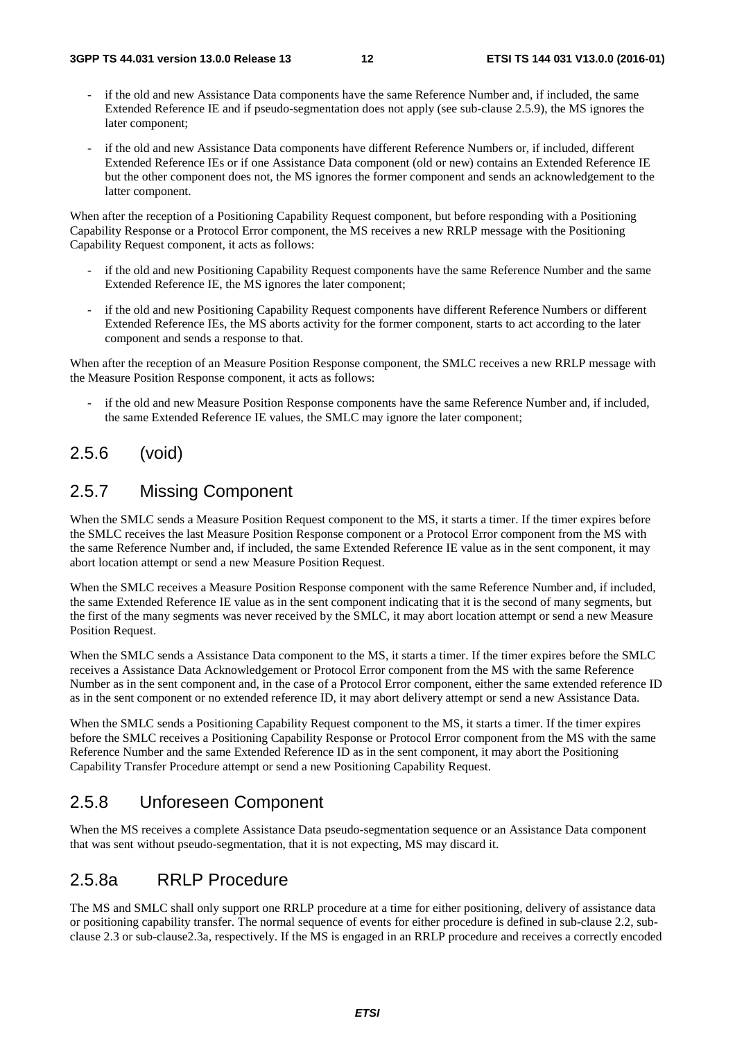- if the old and new Assistance Data components have the same Reference Number and, if included, the same Extended Reference IE and if pseudo-segmentation does not apply (see sub-clause 2.5.9), the MS ignores the later component;
- if the old and new Assistance Data components have different Reference Numbers or, if included, different Extended Reference IEs or if one Assistance Data component (old or new) contains an Extended Reference IE but the other component does not, the MS ignores the former component and sends an acknowledgement to the latter component.

When after the reception of a Positioning Capability Request component, but before responding with a Positioning Capability Response or a Protocol Error component, the MS receives a new RRLP message with the Positioning Capability Request component, it acts as follows:

- if the old and new Positioning Capability Request components have the same Reference Number and the same Extended Reference IE, the MS ignores the later component;
- if the old and new Positioning Capability Request components have different Reference Numbers or different Extended Reference IEs, the MS aborts activity for the former component, starts to act according to the later component and sends a response to that.

When after the reception of an Measure Position Response component, the SMLC receives a new RRLP message with the Measure Position Response component, it acts as follows:

- if the old and new Measure Position Response components have the same Reference Number and, if included, the same Extended Reference IE values, the SMLC may ignore the later component;

## 2.5.6 (void)

## 2.5.7 Missing Component

When the SMLC sends a Measure Position Request component to the MS, it starts a timer. If the timer expires before the SMLC receives the last Measure Position Response component or a Protocol Error component from the MS with the same Reference Number and, if included, the same Extended Reference IE value as in the sent component, it may abort location attempt or send a new Measure Position Request.

When the SMLC receives a Measure Position Response component with the same Reference Number and, if included, the same Extended Reference IE value as in the sent component indicating that it is the second of many segments, but the first of the many segments was never received by the SMLC, it may abort location attempt or send a new Measure Position Request.

When the SMLC sends a Assistance Data component to the MS, it starts a timer. If the timer expires before the SMLC receives a Assistance Data Acknowledgement or Protocol Error component from the MS with the same Reference Number as in the sent component and, in the case of a Protocol Error component, either the same extended reference ID as in the sent component or no extended reference ID, it may abort delivery attempt or send a new Assistance Data.

When the SMLC sends a Positioning Capability Request component to the MS, it starts a timer. If the timer expires before the SMLC receives a Positioning Capability Response or Protocol Error component from the MS with the same Reference Number and the same Extended Reference ID as in the sent component, it may abort the Positioning Capability Transfer Procedure attempt or send a new Positioning Capability Request.

## 2.5.8 Unforeseen Component

When the MS receives a complete Assistance Data pseudo-segmentation sequence or an Assistance Data component that was sent without pseudo-segmentation, that it is not expecting, MS may discard it.

## 2.5.8a RRLP Procedure

The MS and SMLC shall only support one RRLP procedure at a time for either positioning, delivery of assistance data or positioning capability transfer. The normal sequence of events for either procedure is defined in sub-clause 2.2, sub-clause 2.3 or sub-clause2.3a, respectively. If the MS is engaged in an RRLP procedure and receives a correctly encoded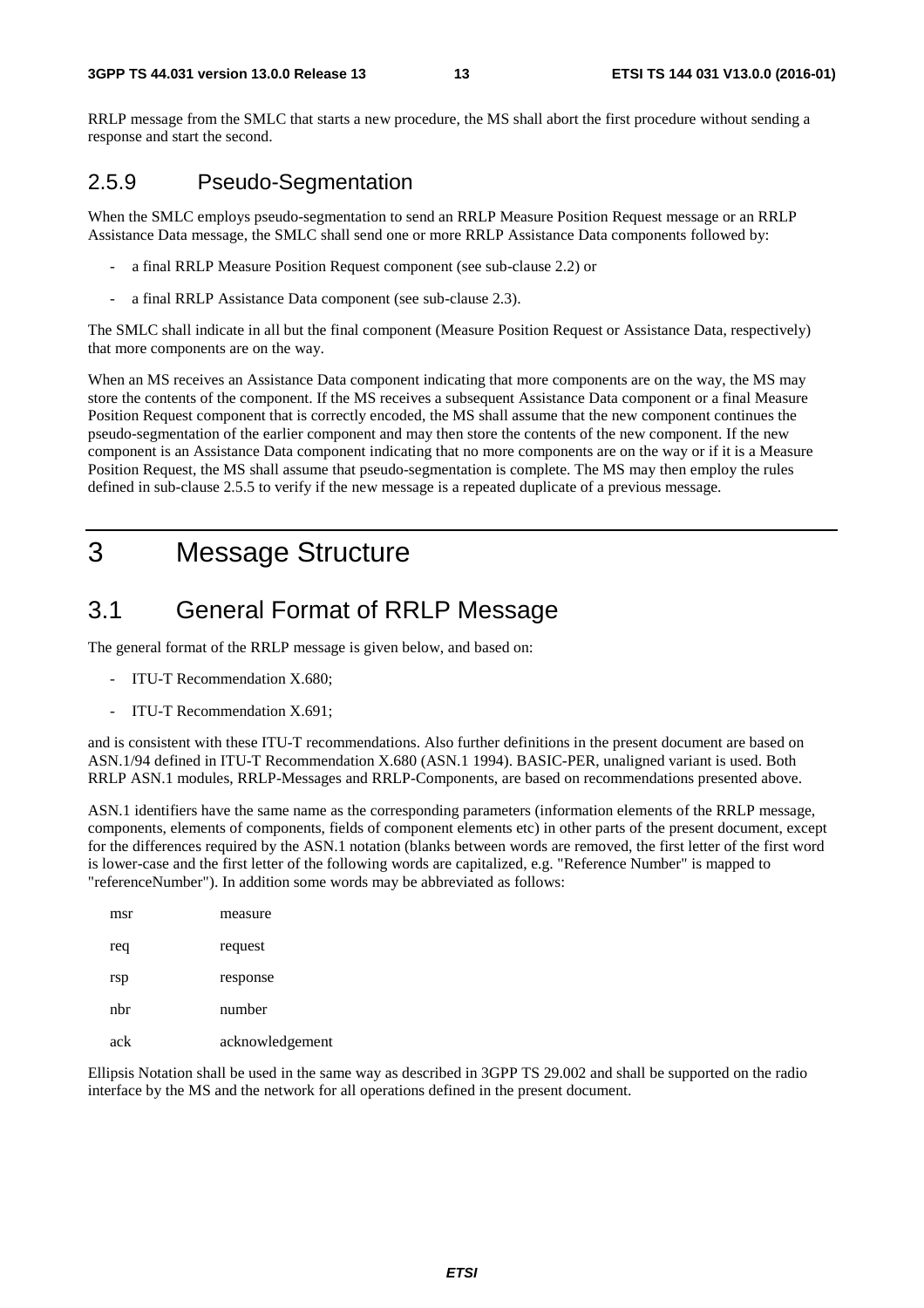RRLP message from the SMLC that starts a new procedure, the MS shall abort the first procedure without sending a response and start the second.

### 2.5.9 Pseudo-Segmentation

When the SMLC employs pseudo-segmentation to send an RRLP Measure Position Request message or an RRLP Assistance Data message, the SMLC shall send one or more RRLP Assistance Data components followed by:

- a final RRLP Measure Position Request component (see sub-clause 2.2) or
- a final RRLP Assistance Data component (see sub-clause 2.3).

The SMLC shall indicate in all but the final component (Measure Position Request or Assistance Data, respectively) that more components are on the way.

When an MS receives an Assistance Data component indicating that more components are on the way, the MS may store the contents of the component. If the MS receives a subsequent Assistance Data component or a final Measure Position Request component that is correctly encoded, the MS shall assume that the new component continues the pseudo-segmentation of the earlier component and may then store the contents of the new component. If the new component is an Assistance Data component indicating that no more components are on the way or if it is a Measure Position Request, the MS shall assume that pseudo-segmentation is complete. The MS may then employ the rules defined in sub-clause 2.5.5 to verify if the new message is a repeated duplicate of a previous message.

# 3 Message Structure

## 3.1 General Format of RRLP Message

The general format of the RRLP message is given below, and based on:

- ITU-T Recommendation X.680;
- ITU-T Recommendation X.691;

and is consistent with these ITU-T recommendations. Also further definitions in the present document are based on ASN.1/94 defined in ITU-T Recommendation X.680 (ASN.1 1994). BASIC-PER, unaligned variant is used. Both RRLP ASN.1 modules, RRLP-Messages and RRLP-Components, are based on recommendations presented above.

ASN.1 identifiers have the same name as the corresponding parameters (information elements of the RRLP message, components, elements of components, fields of component elements etc) in other parts of the present document, except for the differences required by the ASN.1 notation (blanks between words are removed, the first letter of the first word is lower-case and the first letter of the following words are capitalized, e.g. "Reference Number" is mapped to "referenceNumber"). In addition some words may be abbreviated as follows:

| | |
|---|---|
| msr | measure |
| req | request |
| rsp | response |
| nbr | number |
| ack | acknowledgement |

Ellipsis Notation shall be used in the same way as described in 3GPP TS 29.002 and shall be supported on the radio interface by the MS and the network for all operations defined in the present document.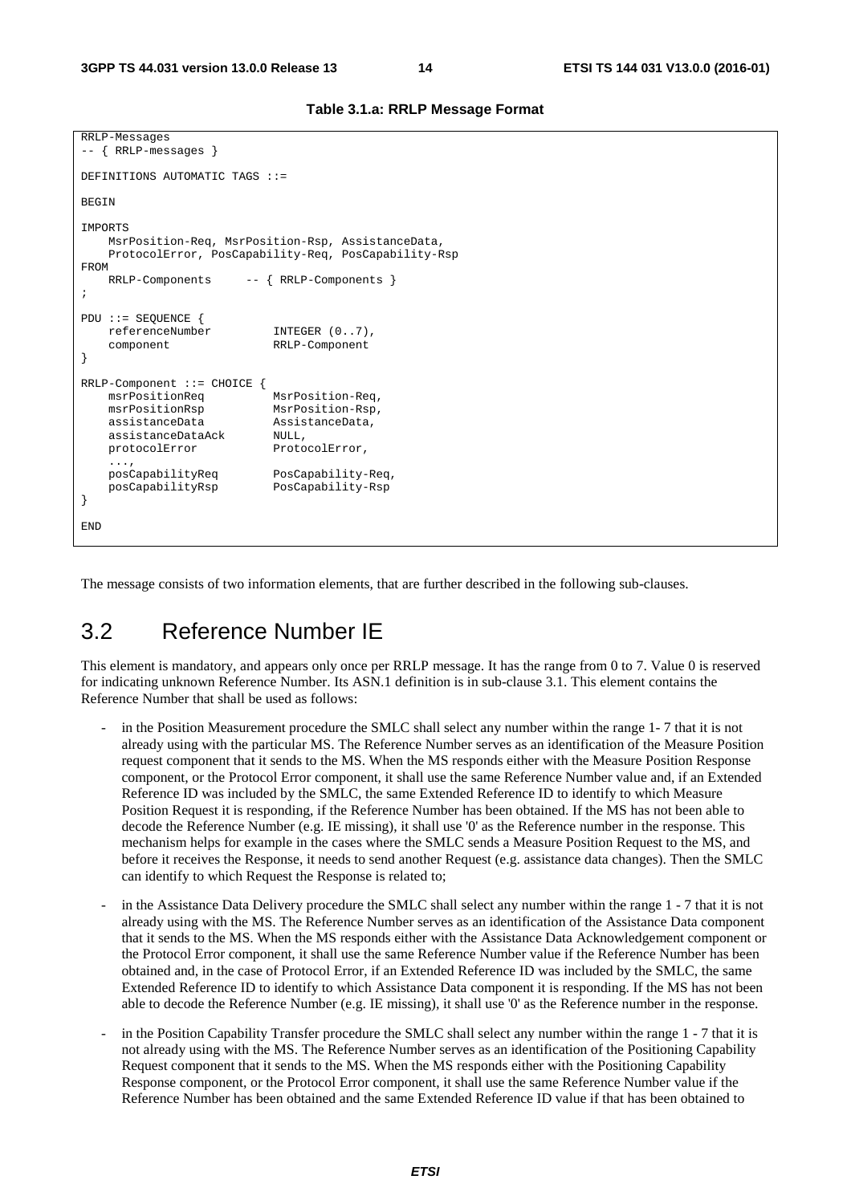**Table 3.1.a: RRLP Message Format**

```
RRLP-Messages
-- { RRLP-messages }

DEFINITIONS AUTOMATIC TAGS ::=

BEGIN

IMPORTS
    MsrPosition-Req, MsrPosition-Rsp, AssistanceData,
    ProtocolError, PosCapability-Req, PosCapability-Rsp
FROM
    RRLP-Components     -- { RRLP-Components }
;

PDU ::= SEQUENCE {
    referenceNumber         INTEGER (0..7),
    component               RRLP-Component
}

RRLP-Component ::= CHOICE {
    msrPositionReq          MsrPosition-Req,
    msrPositionRsp          MsrPosition-Rsp,
    assistanceData          AssistanceData,
    assistanceDataAck       NULL,
    protocolError           ProtocolError,
    ...,
    posCapabilityReq        PosCapability-Req,
    posCapabilityRsp        PosCapability-Rsp
}

END
```

The message consists of two information elements, that are further described in the following sub-clauses.

## 3.2 Reference Number IE

This element is mandatory, and appears only once per RRLP message. It has the range from 0 to 7. Value 0 is reserved for indicating unknown Reference Number. Its ASN.1 definition is in sub-clause 3.1. This element contains the Reference Number that shall be used as follows:

- in the Position Measurement procedure the SMLC shall select any number within the range 1- 7 that it is not already using with the particular MS. The Reference Number serves as an identification of the Measure Position request component that it sends to the MS. When the MS responds either with the Measure Position Response component, or the Protocol Error component, it shall use the same Reference Number value and, if an Extended Reference ID was included by the SMLC, the same Extended Reference ID to identify to which Measure Position Request it is responding, if the Reference Number has been obtained. If the MS has not been able to decode the Reference Number (e.g. IE missing), it shall use '0' as the Reference number in the response. This mechanism helps for example in the cases where the SMLC sends a Measure Position Request to the MS, and before it receives the Response, it needs to send another Request (e.g. assistance data changes). Then the SMLC can identify to which Request the Response is related to;
- in the Assistance Data Delivery procedure the SMLC shall select any number within the range 1 - 7 that it is not already using with the MS. The Reference Number serves as an identification of the Assistance Data component that it sends to the MS. When the MS responds either with the Assistance Data Acknowledgement component or the Protocol Error component, it shall use the same Reference Number value if the Reference Number has been obtained and, in the case of Protocol Error, if an Extended Reference ID was included by the SMLC, the same Extended Reference ID to identify to which Assistance Data component it is responding. If the MS has not been able to decode the Reference Number (e.g. IE missing), it shall use '0' as the Reference number in the response.
- in the Position Capability Transfer procedure the SMLC shall select any number within the range 1 - 7 that it is not already using with the MS. The Reference Number serves as an identification of the Positioning Capability Request component that it sends to the MS. When the MS responds either with the Positioning Capability Response component, or the Protocol Error component, it shall use the same Reference Number value if the Reference Number has been obtained and the same Extended Reference ID value if that has been obtained to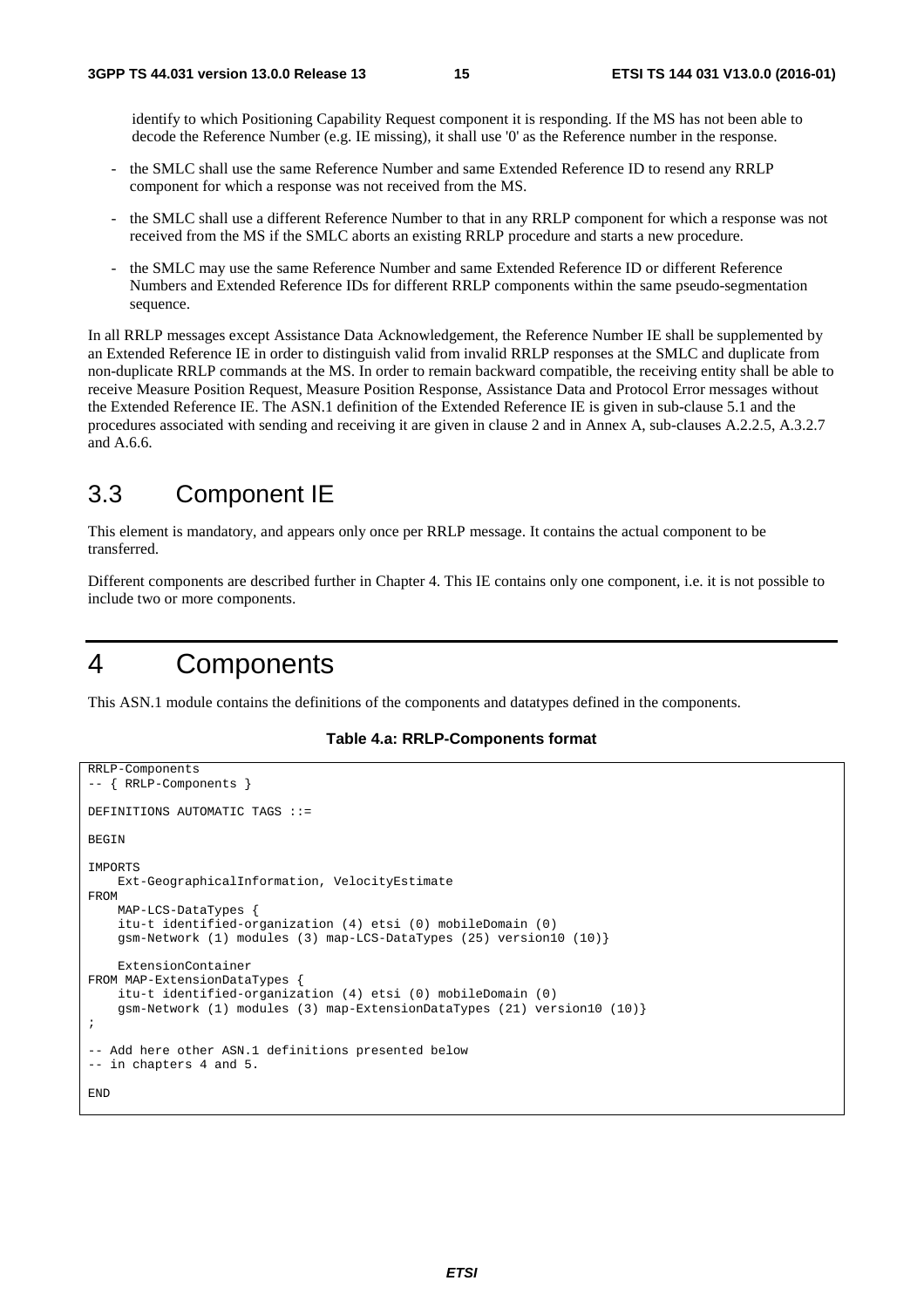identify to which Positioning Capability Request component it is responding. If the MS has not been able to decode the Reference Number (e.g. IE missing), it shall use '0' as the Reference number in the response.

- the SMLC shall use the same Reference Number and same Extended Reference ID to resend any RRLP component for which a response was not received from the MS.
- the SMLC shall use a different Reference Number to that in any RRLP component for which a response was not received from the MS if the SMLC aborts an existing RRLP procedure and starts a new procedure.
- the SMLC may use the same Reference Number and same Extended Reference ID or different Reference Numbers and Extended Reference IDs for different RRLP components within the same pseudo-segmentation sequence.

In all RRLP messages except Assistance Data Acknowledgement, the Reference Number IE shall be supplemented by an Extended Reference IE in order to distinguish valid from invalid RRLP responses at the SMLC and duplicate from non-duplicate RRLP commands at the MS. In order to remain backward compatible, the receiving entity shall be able to receive Measure Position Request, Measure Position Response, Assistance Data and Protocol Error messages without the Extended Reference IE. The ASN.1 definition of the Extended Reference IE is given in sub-clause 5.1 and the procedures associated with sending and receiving it are given in clause 2 and in Annex A, sub-clauses A.2.2.5, A.3.2.7 and A.6.6.

## 3.3 Component IE

This element is mandatory, and appears only once per RRLP message. It contains the actual component to be transferred.

Different components are described further in Chapter 4. This IE contains only one component, i.e. it is not possible to include two or more components.

# 4 Components

This ASN.1 module contains the definitions of the components and datatypes defined in the components.

**Table 4.a: RRLP-Components format**

```
RRLP-Components
-- { RRLP-Components }

DEFINITIONS AUTOMATIC TAGS ::=

BEGIN

IMPORTS
    Ext-GeographicalInformation, VelocityEstimate
FROM
    MAP-LCS-DataTypes {
    itu-t identified-organization (4) etsi (0) mobileDomain (0)
    gsm-Network (1) modules (3) map-LCS-DataTypes (25) version10 (10)}

    ExtensionContainer
FROM MAP-ExtensionDataTypes {
    itu-t identified-organization (4) etsi (0) mobileDomain (0)
    gsm-Network (1) modules (3) map-ExtensionDataTypes (21) version10 (10)}
;

-- Add here other ASN.1 definitions presented below
-- in chapters 4 and 5.

END
```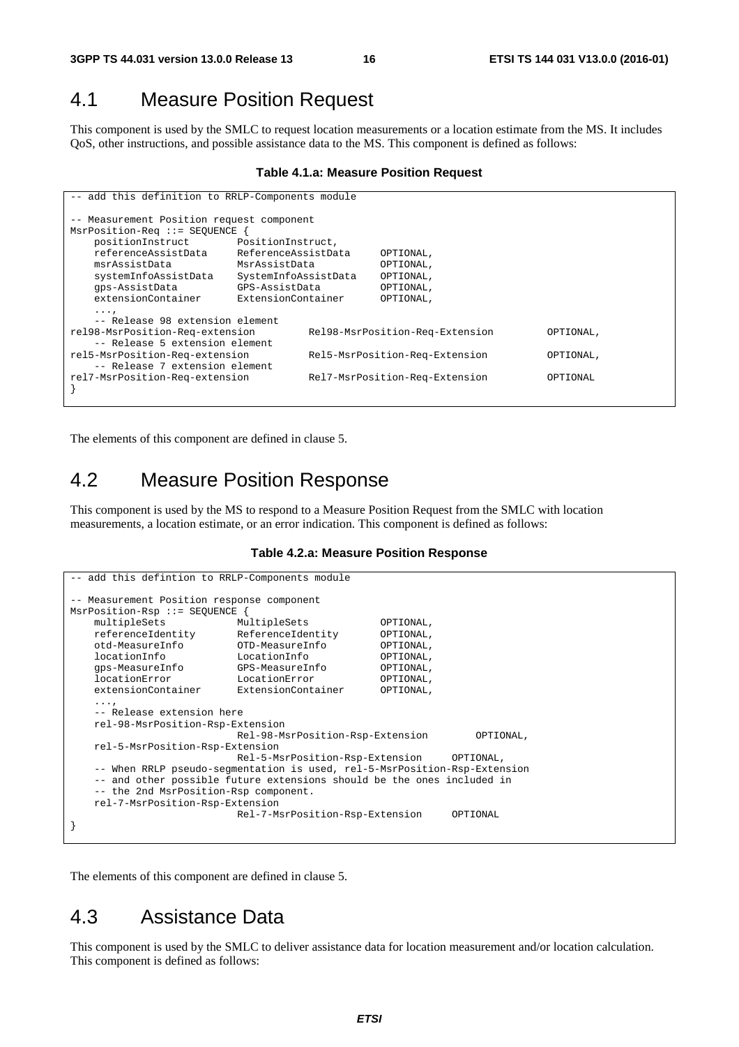## 4.1 Measure Position Request

This component is used by the SMLC to request location measurements or a location estimate from the MS. It includes QoS, other instructions, and possible assistance data to the MS. This component is defined as follows:

**Table 4.1.a: Measure Position Request**

```
-- add this definition to RRLP-Components module

-- Measurement Position request component
MsrPosition-Req ::= SEQUENCE {
    positionInstruct        PositionInstruct,
    referenceAssistData     ReferenceAssistData     OPTIONAL,
    msrAssistData           MsrAssistData           OPTIONAL,
    systemInfoAssistData    SystemInfoAssistData    OPTIONAL,
    gps-AssistData          GPS-AssistData          OPTIONAL,
    extensionContainer      ExtensionContainer      OPTIONAL,
    ...,
    -- Release 98 extension element
rel98-MsrPosition-Req-extension         Rel98-MsrPosition-Req-Extension         OPTIONAL,
    -- Release 5 extension element
rel5-MsrPosition-Req-extension          Rel5-MsrPosition-Req-Extension          OPTIONAL,
    -- Release 7 extension element
rel7-MsrPosition-Req-extension          Rel7-MsrPosition-Req-Extension          OPTIONAL
}
```

The elements of this component are defined in clause 5.

## 4.2 Measure Position Response

This component is used by the MS to respond to a Measure Position Request from the SMLC with location measurements, a location estimate, or an error indication. This component is defined as follows:

**Table 4.2.a: Measure Position Response**

```
-- add this defintion to RRLP-Components module

-- Measurement Position response component
MsrPosition-Rsp ::= SEQUENCE {
    multipleSets            MultipleSets            OPTIONAL,
    referenceIdentity       ReferenceIdentity       OPTIONAL,
    otd-MeasureInfo         OTD-MeasureInfo         OPTIONAL,
    locationInfo            LocationInfo            OPTIONAL,
    gps-MeasureInfo         GPS-MeasureInfo         OPTIONAL,
    locationError           LocationError           OPTIONAL,
    extensionContainer      ExtensionContainer      OPTIONAL,
    ...,
    -- Release extension here
    rel-98-MsrPosition-Rsp-Extension
                            Rel-98-MsrPosition-Rsp-Extension        OPTIONAL,
    rel-5-MsrPosition-Rsp-Extension
                            Rel-5-MsrPosition-Rsp-Extension     OPTIONAL,
    -- When RRLP pseudo-segmentation is used, rel-5-MsrPosition-Rsp-Extension
    -- and other possible future extensions should be the ones included in
    -- the 2nd MsrPosition-Rsp component.
    rel-7-MsrPosition-Rsp-Extension
                            Rel-7-MsrPosition-Rsp-Extension     OPTIONAL
}
```

The elements of this component are defined in clause 5.

## 4.3 Assistance Data

This component is used by the SMLC to deliver assistance data for location measurement and/or location calculation. This component is defined as follows: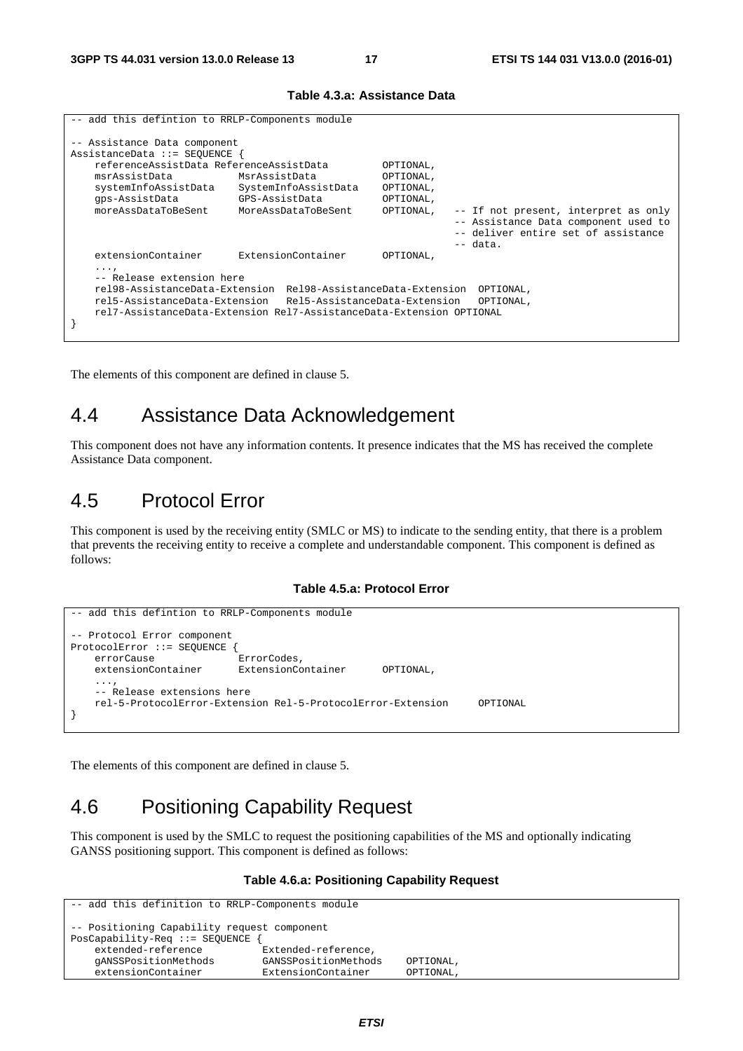**Table 4.3.a: Assistance Data**

```
-- add this defintion to RRLP-Components module

-- Assistance Data component
AssistanceData ::= SEQUENCE {
    referenceAssistData ReferenceAssistData         OPTIONAL,
    msrAssistData           MsrAssistData           OPTIONAL,
    systemInfoAssistData    SystemInfoAssistData    OPTIONAL,
    gps-AssistData          GPS-AssistData          OPTIONAL,
    moreAssDataToBeSent     MoreAssDataToBeSent     OPTIONAL,   -- If not present, interpret as only
                                                                -- Assistance Data component used to
                                                                -- deliver entire set of assistance
                                                                -- data.
    extensionContainer      ExtensionContainer      OPTIONAL,
    ...,
    -- Release extension here
    rel98-AssistanceData-Extension  Rel98-AssistanceData-Extension  OPTIONAL,
    rel5-AssistanceData-Extension   Rel5-AssistanceData-Extension   OPTIONAL,
    rel7-AssistanceData-Extension Rel7-AssistanceData-Extension OPTIONAL
}
```

The elements of this component are defined in clause 5.

# 4.4 Assistance Data Acknowledgement

This component does not have any information contents. It presence indicates that the MS has received the complete Assistance Data component.

# 4.5 Protocol Error

This component is used by the receiving entity (SMLC or MS) to indicate to the sending entity, that there is a problem that prevents the receiving entity to receive a complete and understandable component. This component is defined as follows:

**Table 4.5.a: Protocol Error**

```
-- add this defintion to RRLP-Components module

-- Protocol Error component
ProtocolError ::= SEQUENCE {
    errorCause              ErrorCodes,
    extensionContainer      ExtensionContainer      OPTIONAL,
    ...,
    -- Release extensions here
    rel-5-ProtocolError-Extension Rel-5-ProtocolError-Extension     OPTIONAL
}
```

The elements of this component are defined in clause 5.

# 4.6 Positioning Capability Request

This component is used by the SMLC to request the positioning capabilities of the MS and optionally indicating GANSS positioning support. This component is defined as follows:

**Table 4.6.a: Positioning Capability Request**

```
-- add this definition to RRLP-Components module

-- Positioning Capability request component
PosCapability-Req ::= SEQUENCE {
    extended-reference          Extended-reference,
    gANSSPositionMethods        GANSSPositionMethods    OPTIONAL,
    extensionContainer          ExtensionContainer      OPTIONAL,
```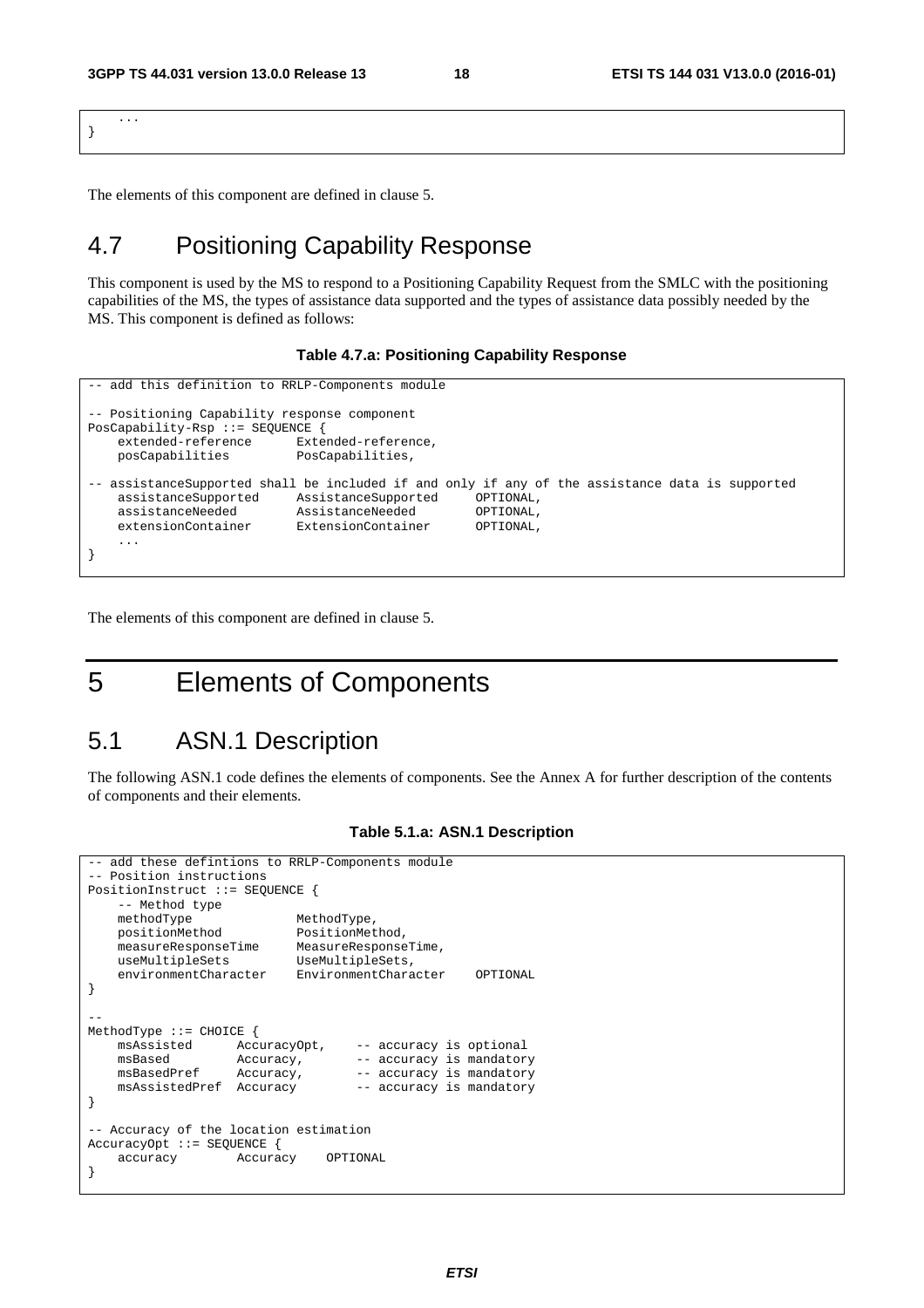```
    ...
}
```

The elements of this component are defined in clause 5.

## 4.7 Positioning Capability Response

This component is used by the MS to respond to a Positioning Capability Request from the SMLC with the positioning capabilities of the MS, the types of assistance data supported and the types of assistance data possibly needed by the MS. This component is defined as follows:

**Table 4.7.a: Positioning Capability Response**

```
-- add this definition to RRLP-Components module

-- Positioning Capability response component
PosCapability-Rsp ::= SEQUENCE {
    extended-reference      Extended-reference,
    posCapabilities         PosCapabilities,

-- assistanceSupported shall be included if and only if any of the assistance data is supported
    assistanceSupported     AssistanceSupported     OPTIONAL,
    assistanceNeeded        AssistanceNeeded        OPTIONAL,
    extensionContainer      ExtensionContainer      OPTIONAL,
    ...
}
```

The elements of this component are defined in clause 5.

# 5 Elements of Components

## 5.1 ASN.1 Description

The following ASN.1 code defines the elements of components. See the Annex A for further description of the contents of components and their elements.

**Table 5.1.a: ASN.1 Description**

```
-- add these defintions to RRLP-Components module
-- Position instructions
PositionInstruct ::= SEQUENCE {
    -- Method type
    methodType              MethodType,
    positionMethod          PositionMethod,
    measureResponseTime     MeasureResponseTime,
    useMultipleSets         UseMultipleSets,
    environmentCharacter    EnvironmentCharacter    OPTIONAL
}

--
MethodType ::= CHOICE {
    msAssisted      AccuracyOpt,    -- accuracy is optional
    msBased         Accuracy,       -- accuracy is mandatory
    msBasedPref     Accuracy,       -- accuracy is mandatory
    msAssistedPref  Accuracy        -- accuracy is mandatory
}

-- Accuracy of the location estimation
AccuracyOpt ::= SEQUENCE {
    accuracy        Accuracy    OPTIONAL
}
```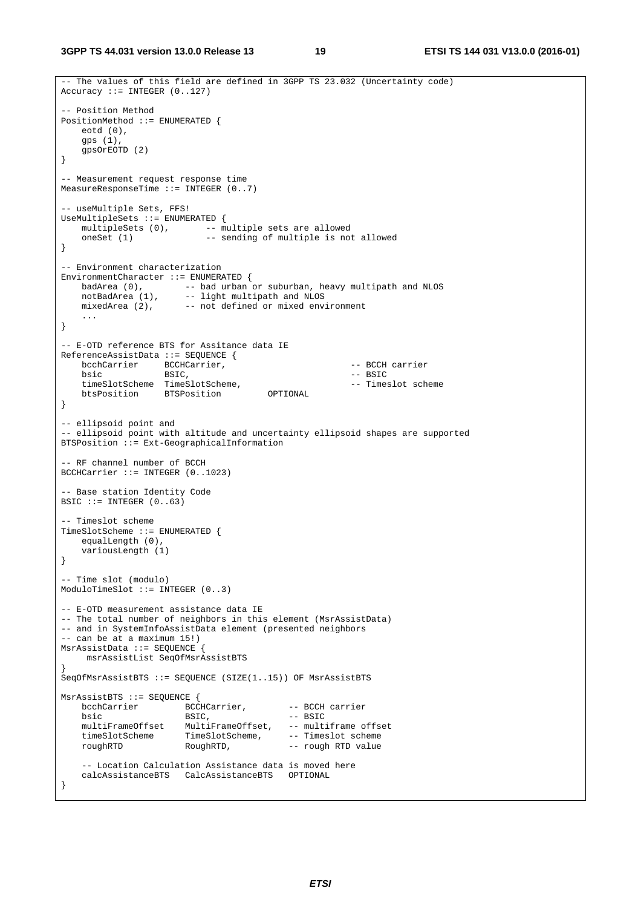```
-- The values of this field are defined in 3GPP TS 23.032 (Uncertainty code)
Accuracy ::= INTEGER (0..127)

-- Position Method
PositionMethod ::= ENUMERATED {
    eotd (0),
    gps (1),
    gpsOrEOTD (2)
}

-- Measurement request response time
MeasureResponseTime ::= INTEGER (0..7)

-- useMultiple Sets, FFS!
UseMultipleSets ::= ENUMERATED {
    multipleSets (0),       -- multiple sets are allowed
    oneSet (1)              -- sending of multiple is not allowed
}

-- Environment characterization
EnvironmentCharacter ::= ENUMERATED {
    badArea (0),        -- bad urban or suburban, heavy multipath and NLOS
    notBadArea (1),     -- light multipath and NLOS
    mixedArea (2),      -- not defined or mixed environment
    ...
}

-- E-OTD reference BTS for Assitance data IE
ReferenceAssistData ::= SEQUENCE {
    bcchCarrier     BCCHCarrier,                        -- BCCH carrier
    bsic            BSIC,                               -- BSIC
    timeSlotScheme  TimeSlotScheme,                     -- Timeslot scheme
    btsPosition     BTSPosition         OPTIONAL
}

-- ellipsoid point and
-- ellipsoid point with altitude and uncertainty ellipsoid shapes are supported
BTSPosition ::= Ext-GeographicalInformation

-- RF channel number of BCCH
BCCHCarrier ::= INTEGER (0..1023)

-- Base station Identity Code
BSIC ::= INTEGER (0..63)

-- Timeslot scheme
TimeSlotScheme ::= ENUMERATED {
    equalLength (0),
    variousLength (1)
}

-- Time slot (modulo)
ModuloTimeSlot ::= INTEGER (0..3)

-- E-OTD measurement assistance data IE
-- The total number of neighbors in this element (MsrAssistData)
-- and in SystemInfoAssistData element (presented neighbors
-- can be at a maximum 15!)
MsrAssistData ::= SEQUENCE {
     msrAssistList SeqOfMsrAssistBTS
}
SeqOfMsrAssistBTS ::= SEQUENCE (SIZE(1..15)) OF MsrAssistBTS

MsrAssistBTS ::= SEQUENCE {
    bcchCarrier         BCCHCarrier,        -- BCCH carrier
    bsic                BSIC,               -- BSIC
    multiFrameOffset    MultiFrameOffset,   -- multiframe offset
    timeSlotScheme      TimeSlotScheme,     -- Timeslot scheme
    roughRTD            RoughRTD,           -- rough RTD value

    -- Location Calculation Assistance data is moved here
    calcAssistanceBTS   CalcAssistanceBTS   OPTIONAL
}
```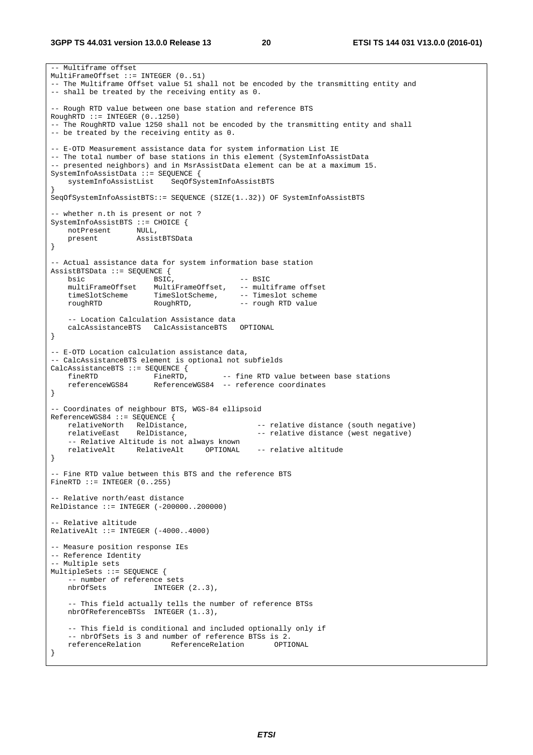```
-- Multiframe offset
MultiFrameOffset ::= INTEGER (0..51)
-- The Multiframe Offset value 51 shall not be encoded by the transmitting entity and
-- shall be treated by the receiving entity as 0.

-- Rough RTD value between one base station and reference BTS
RoughRTD ::= INTEGER (0..1250)
-- The RoughRTD value 1250 shall not be encoded by the transmitting entity and shall
-- be treated by the receiving entity as 0.

-- E-OTD Measurement assistance data for system information List IE
-- The total number of base stations in this element (SystemInfoAssistData
-- presented neighbors) and in MsrAssistData element can be at a maximum 15.
SystemInfoAssistData ::= SEQUENCE {
    systemInfoAssistList    SeqOfSystemInfoAssistBTS
}
SeqOfSystemInfoAssistBTS::= SEQUENCE (SIZE(1..32)) OF SystemInfoAssistBTS

-- whether n.th is present or not ?
SystemInfoAssistBTS ::= CHOICE {
    notPresent      NULL,
    present         AssistBTSData
}

-- Actual assistance data for system information base station
AssistBTSData ::= SEQUENCE {
    bsic                BSIC,               -- BSIC
    multiFrameOffset    MultiFrameOffset,   -- multiframe offset
    timeSlotScheme      TimeSlotScheme,     -- Timeslot scheme
    roughRTD            RoughRTD,           -- rough RTD value

    -- Location Calculation Assistance data
    calcAssistanceBTS   CalcAssistanceBTS   OPTIONAL
}

-- E-OTD Location calculation assistance data,
-- CalcAssistanceBTS element is optional not subfields
CalcAssistanceBTS ::= SEQUENCE {
    fineRTD             FineRTD,        -- fine RTD value between base stations
    referenceWGS84      ReferenceWGS84  -- reference coordinates
}

-- Coordinates of neighbour BTS, WGS-84 ellipsoid
ReferenceWGS84 ::= SEQUENCE {
    relativeNorth   RelDistance,                -- relative distance (south negative)
    relativeEast    RelDistance,                -- relative distance (west negative)
    -- Relative Altitude is not always known
    relativeAlt     RelativeAlt     OPTIONAL    -- relative altitude
}

-- Fine RTD value between this BTS and the reference BTS
FineRTD ::= INTEGER (0..255)

-- Relative north/east distance
RelDistance ::= INTEGER (-200000..200000)

-- Relative altitude
RelativeAlt ::= INTEGER (-4000..4000)

-- Measure position response IEs
-- Reference Identity
-- Multiple sets
MultipleSets ::= SEQUENCE {
    -- number of reference sets
    nbrOfSets           INTEGER (2..3),

    -- This field actually tells the number of reference BTSs
    nbrOfReferenceBTSs  INTEGER (1..3),

    -- This field is conditional and included optionally only if
    -- nbrOfSets is 3 and number of reference BTSs is 2.
    referenceRelation       ReferenceRelation       OPTIONAL
}
```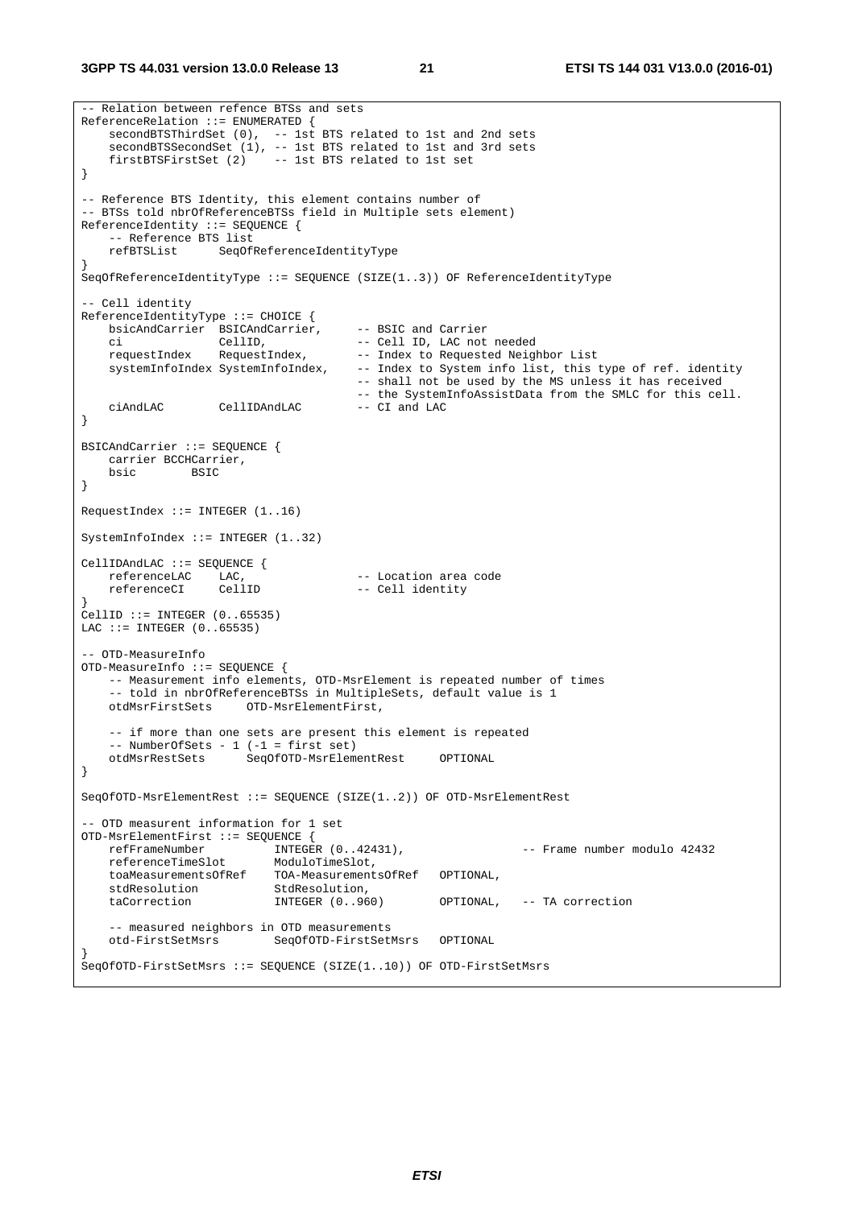```
-- Relation between refence BTSs and sets
ReferenceRelation ::= ENUMERATED {
    secondBTSThirdSet (0),  -- 1st BTS related to 1st and 2nd sets
    secondBTSSecondSet (1), -- 1st BTS related to 1st and 3rd sets
    firstBTSFirstSet (2)    -- 1st BTS related to 1st set
}

-- Reference BTS Identity, this element contains number of
-- BTSs told nbrOfReferenceBTSs field in Multiple sets element)
ReferenceIdentity ::= SEQUENCE {
    -- Reference BTS list
    refBTSList      SeqOfReferenceIdentityType
}
SeqOfReferenceIdentityType ::= SEQUENCE (SIZE(1..3)) OF ReferenceIdentityType

-- Cell identity
ReferenceIdentityType ::= CHOICE {
    bsicAndCarrier  BSICAndCarrier,     -- BSIC and Carrier
    ci              CellID,             -- Cell ID, LAC not needed
    requestIndex    RequestIndex,       -- Index to Requested Neighbor List
    systemInfoIndex SystemInfoIndex,    -- Index to System info list, this type of ref. identity
                                        -- shall not be used by the MS unless it has received
                                        -- the SystemInfoAssistData from the SMLC for this cell.
    ciAndLAC        CellIDAndLAC        -- CI and LAC
}

BSICAndCarrier ::= SEQUENCE {
    carrier BCCHCarrier,
    bsic        BSIC
}

RequestIndex ::= INTEGER (1..16)

SystemInfoIndex ::= INTEGER (1..32)

CellIDAndLAC ::= SEQUENCE {
    referenceLAC    LAC,                -- Location area code
    referenceCI     CellID              -- Cell identity
}
CellID ::= INTEGER (0..65535)
LAC ::= INTEGER (0..65535)

-- OTD-MeasureInfo
OTD-MeasureInfo ::= SEQUENCE {
    -- Measurement info elements, OTD-MsrElement is repeated number of times
    -- told in nbrOfReferenceBTSs in MultipleSets, default value is 1
    otdMsrFirstSets     OTD-MsrElementFirst,

    -- if more than one sets are present this element is repeated
    -- NumberOfSets - 1 (-1 = first set)
    otdMsrRestSets      SeqOfOTD-MsrElementRest     OPTIONAL
}

SeqOfOTD-MsrElementRest ::= SEQUENCE (SIZE(1..2)) OF OTD-MsrElementRest

-- OTD measurent information for 1 set
OTD-MsrElementFirst ::= SEQUENCE {
    refFrameNumber          INTEGER (0..42431),                 -- Frame number modulo 42432
    referenceTimeSlot       ModuloTimeSlot,
    toaMeasurementsOfRef    TOA-MeasurementsOfRef   OPTIONAL,
    stdResolution           StdResolution,
    taCorrection            INTEGER (0..960)        OPTIONAL,   -- TA correction

    -- measured neighbors in OTD measurements
    otd-FirstSetMsrs        SeqOfOTD-FirstSetMsrs   OPTIONAL
}
SeqOfOTD-FirstSetMsrs ::= SEQUENCE (SIZE(1..10)) OF OTD-FirstSetMsrs
```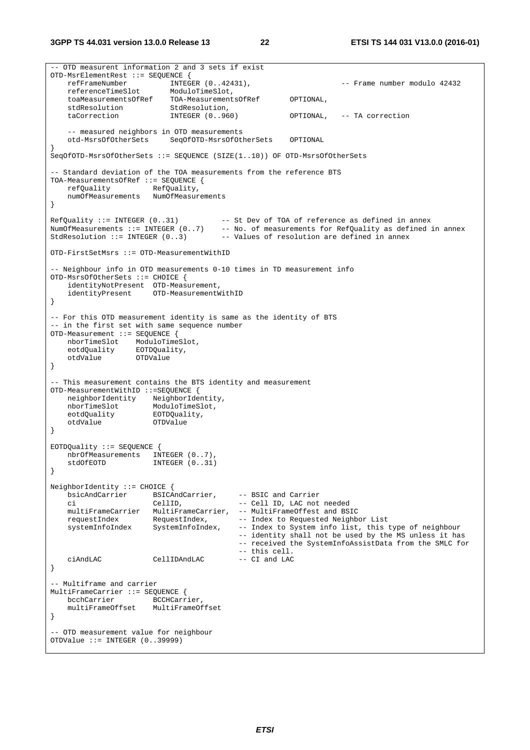```
-- OTD measurent information 2 and 3 sets if exist
OTD-MsrElementRest ::= SEQUENCE {
    refFrameNumber          INTEGER (0..42431),                   -- Frame number modulo 42432
    referenceTimeSlot       ModuloTimeSlot,
    toaMeasurementsOfRef    TOA-MeasurementsOfRef       OPTIONAL,
    stdResolution           StdResolution,
    taCorrection            INTEGER (0..960)            OPTIONAL,   -- TA correction

    -- measured neighbors in OTD measurements
    otd-MsrsOfOtherSets     SeqOfOTD-MsrsOfOtherSets    OPTIONAL
}
SeqOfOTD-MsrsOfOtherSets ::= SEQUENCE (SIZE(1..10)) OF OTD-MsrsOfOtherSets

-- Standard deviation of the TOA measurements from the reference BTS
TOA-MeasurementsOfRef ::= SEQUENCE {
    refQuality          RefQuality,
    numOfMeasurements   NumOfMeasurements
}

RefQuality ::= INTEGER (0..31)          -- St Dev of TOA of reference as defined in annex
NumOfMeasurements ::= INTEGER (0..7)    -- No. of measurements for RefQuality as defined in annex
StdResolution ::= INTEGER (0..3)        -- Values of resolution are defined in annex

OTD-FirstSetMsrs ::= OTD-MeasurementWithID

-- Neighbour info in OTD measurements 0-10 times in TD measurement info
OTD-MsrsOfOtherSets ::= CHOICE {
    identityNotPresent  OTD-Measurement,
    identityPresent     OTD-MeasurementWithID
}

-- For this OTD measurement identity is same as the identity of BTS
-- in the first set with same sequence number
OTD-Measurement ::= SEQUENCE {
    nborTimeSlot    ModuloTimeSlot,
    eotdQuality     EOTDQuality,
    otdValue        OTDValue
}

-- This measurement contains the BTS identity and measurement
OTD-MeasurementWithID ::=SEQUENCE {
    neighborIdentity    NeighborIdentity,
    nborTimeSlot        ModuloTimeSlot,
    eotdQuality         EOTDQuality,
    otdValue            OTDValue
}

EOTDQuality ::= SEQUENCE {
    nbrOfMeasurements   INTEGER (0..7),
    stdOfEOTD           INTEGER (0..31)
}

NeighborIdentity ::= CHOICE {
    bsicAndCarrier      BSICAndCarrier,     -- BSIC and Carrier
    ci                  CellID,             -- Cell ID, LAC not needed
    multiFrameCarrier   MultiFrameCarrier,  -- MultiFrameOffest and BSIC
    requestIndex        RequestIndex,       -- Index to Requested Neighbor List
    systemInfoIndex     SystemInfoIndex,    -- Index to System info list, this type of neighbour
                                            -- identity shall not be used by the MS unless it has
                                            -- received the SystemInfoAssistData from the SMLC for
                                            -- this cell.
    ciAndLAC            CellIDAndLAC        -- CI and LAC
}

-- Multiframe and carrier
MultiFrameCarrier ::= SEQUENCE {
    bcchCarrier         BCCHCarrier,
    multiFrameOffset    MultiFrameOffset
}

-- OTD measurement value for neighbour
OTDValue ::= INTEGER (0..39999)
```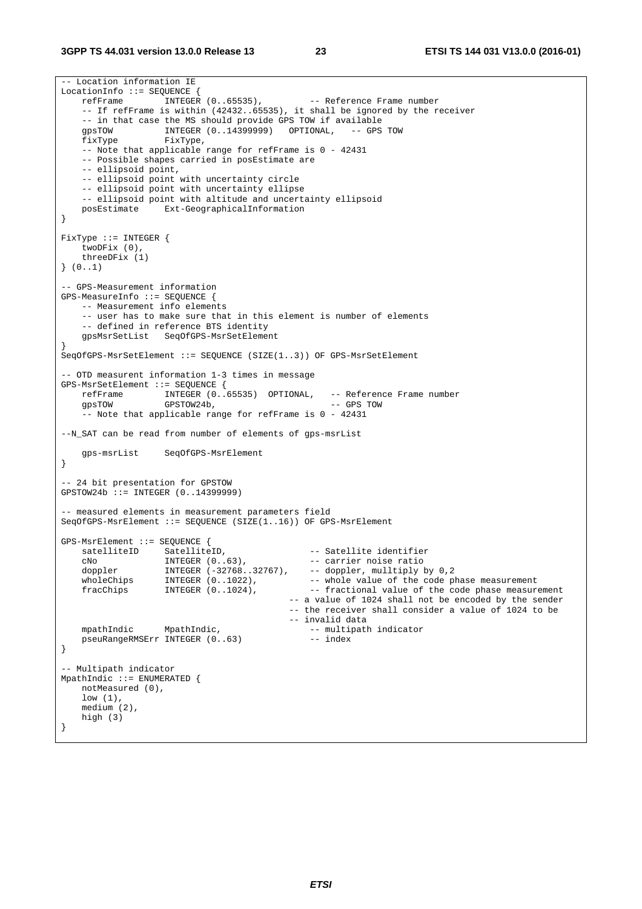```
-- Location information IE
LocationInfo ::= SEQUENCE {
    refFrame        INTEGER (0..65535),         -- Reference Frame number
    -- If refFrame is within (42432..65535), it shall be ignored by the receiver
    -- in that case the MS should provide GPS TOW if available
    gpsTOW          INTEGER (0..14399999)   OPTIONAL,   -- GPS TOW
    fixType         FixType,
    -- Note that applicable range for refFrame is 0 - 42431
    -- Possible shapes carried in posEstimate are
    -- ellipsoid point,
    -- ellipsoid point with uncertainty circle
    -- ellipsoid point with uncertainty ellipse
    -- ellipsoid point with altitude and uncertainty ellipsoid
    posEstimate     Ext-GeographicalInformation
}

FixType ::= INTEGER {
    twoDFix (0),
    threeDFix (1)
} (0..1)

-- GPS-Measurement information
GPS-MeasureInfo ::= SEQUENCE {
    -- Measurement info elements
    -- user has to make sure that in this element is number of elements
    -- defined in reference BTS identity
    gpsMsrSetList   SeqOfGPS-MsrSetElement
}
SeqOfGPS-MsrSetElement ::= SEQUENCE (SIZE(1..3)) OF GPS-MsrSetElement

-- OTD measurent information 1-3 times in message
GPS-MsrSetElement ::= SEQUENCE {
    refFrame        INTEGER (0..65535)  OPTIONAL,   -- Reference Frame number
    gpsTOW          GPSTOW24b,                      -- GPS TOW
    -- Note that applicable range for refFrame is 0 - 42431

--N_SAT can be read from number of elements of gps-msrList

    gps-msrList     SeqOfGPS-MsrElement
}

-- 24 bit presentation for GPSTOW
GPSTOW24b ::= INTEGER (0..14399999)

-- measured elements in measurement parameters field
SeqOfGPS-MsrElement ::= SEQUENCE (SIZE(1..16)) OF GPS-MsrElement

GPS-MsrElement ::= SEQUENCE {
    satelliteID     SatelliteID,                -- Satellite identifier
    cNo             INTEGER (0..63),            -- carrier noise ratio
    doppler         INTEGER (-32768..32767),    -- doppler, mulltiply by 0,2
    wholeChips      INTEGER (0..1022),          -- whole value of the code phase measurement
    fracChips       INTEGER (0..1024),          -- fractional value of the code phase measurement
                                        -- a value of 1024 shall not be encoded by the sender
                                        -- the receiver shall consider a value of 1024 to be
                                        -- invalid data
    mpathIndic      MpathIndic,                 -- multipath indicator
    pseuRangeRMSErr INTEGER (0..63)             -- index
}

-- Multipath indicator
MpathIndic ::= ENUMERATED {
    notMeasured (0),
    low (1),
    medium (2),
    high (3)
}
```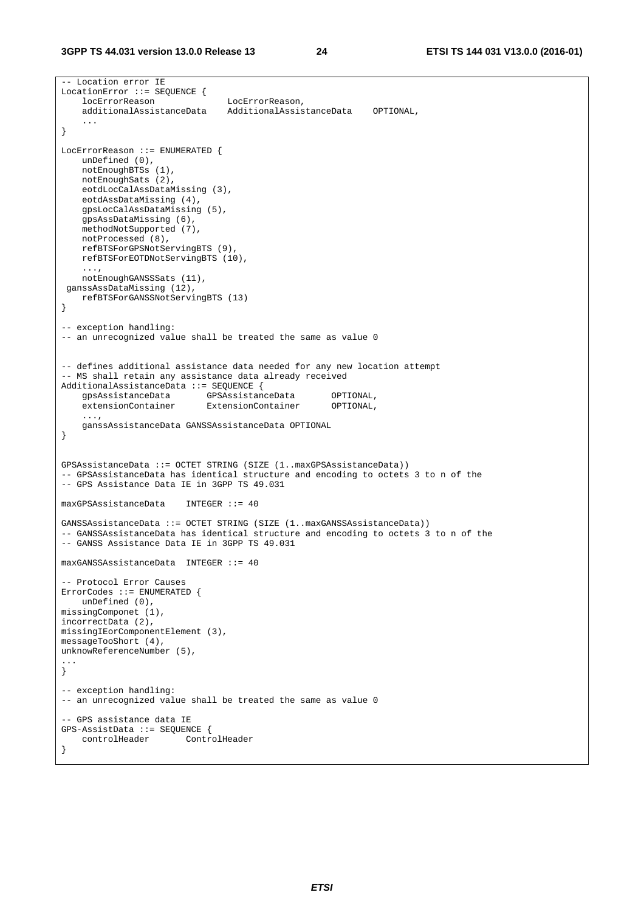```
-- Location error IE
LocationError ::= SEQUENCE {
    locErrorReason              LocErrorReason,
    additionalAssistanceData    AdditionalAssistanceData    OPTIONAL,
    ...
}

LocErrorReason ::= ENUMERATED {
    unDefined (0),
    notEnoughBTSs (1),
    notEnoughSats (2),
    eotdLocCalAssDataMissing (3),
    eotdAssDataMissing (4),
    gpsLocCalAssDataMissing (5),
    gpsAssDataMissing (6),
    methodNotSupported (7),
    notProcessed (8),
    refBTSForGPSNotServingBTS (9),
    refBTSForEOTDNotServingBTS (10),
    ...,
    notEnoughGANSSSats (11),
 ganssAssDataMissing (12),
    refBTSForGANSSNotServingBTS (13)
}

-- exception handling:
-- an unrecognized value shall be treated the same as value 0


-- defines additional assistance data needed for any new location attempt
-- MS shall retain any assistance data already received
AdditionalAssistanceData ::= SEQUENCE {
    gpsAssistanceData       GPSAssistanceData       OPTIONAL,
    extensionContainer      ExtensionContainer      OPTIONAL,
    ...,
    ganssAssistanceData GANSSAssistanceData OPTIONAL
}


GPSAssistanceData ::= OCTET STRING (SIZE (1..maxGPSAssistanceData))
-- GPSAssistanceData has identical structure and encoding to octets 3 to n of the
-- GPS Assistance Data IE in 3GPP TS 49.031

maxGPSAssistanceData    INTEGER ::= 40

GANSSAssistanceData ::= OCTET STRING (SIZE (1..maxGANSSAssistanceData))
-- GANSSAssistanceData has identical structure and encoding to octets 3 to n of the
-- GANSS Assistance Data IE in 3GPP TS 49.031

maxGANSSAssistanceData  INTEGER ::= 40

-- Protocol Error Causes
ErrorCodes ::= ENUMERATED {
    unDefined (0),
missingComponet (1),
incorrectData (2),
missingIEorComponentElement (3),
messageTooShort (4),
unknowReferenceNumber (5),
...
}

-- exception handling:
-- an unrecognized value shall be treated the same as value 0

-- GPS assistance data IE
GPS-AssistData ::= SEQUENCE {
    controlHeader       ControlHeader
}
```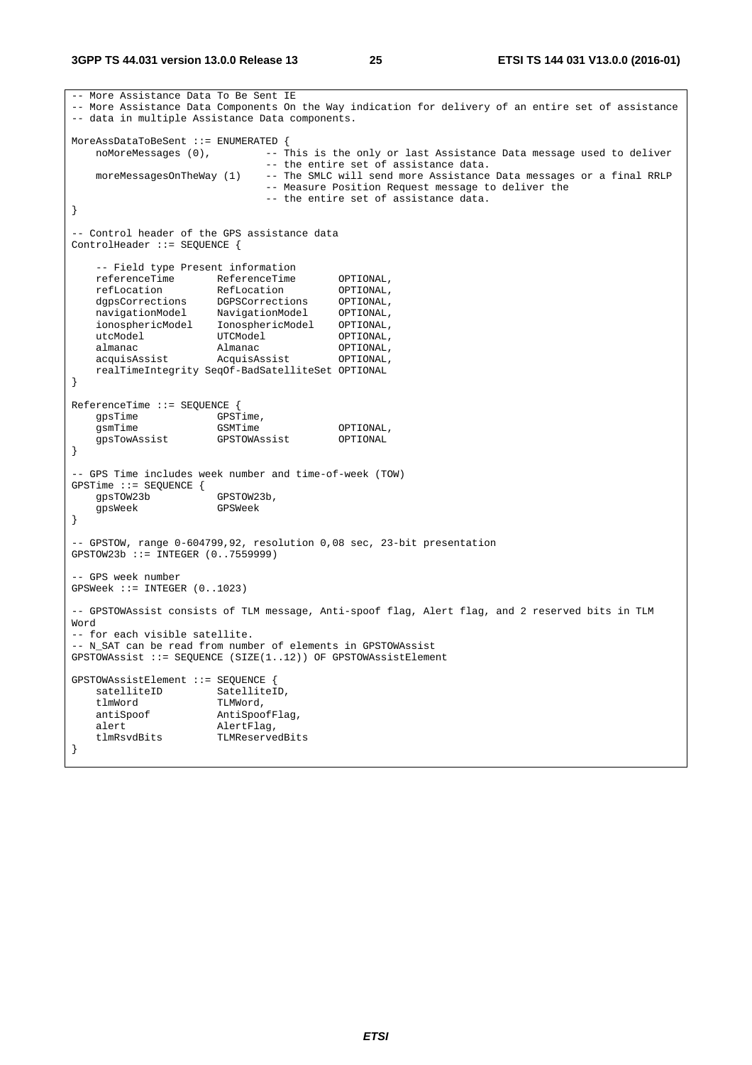```
-- More Assistance Data To Be Sent IE
-- More Assistance Data Components On the Way indication for delivery of an entire set of assistance
-- data in multiple Assistance Data components.

MoreAssDataToBeSent ::= ENUMERATED {
    noMoreMessages (0),         -- This is the only or last Assistance Data message used to deliver
                                -- the entire set of assistance data.
    moreMessagesOnTheWay (1)    -- The SMLC will send more Assistance Data messages or a final RRLP
                                -- Measure Position Request message to deliver the
                                -- the entire set of assistance data.
}

-- Control header of the GPS assistance data
ControlHeader ::= SEQUENCE {

    -- Field type Present information
    referenceTime       ReferenceTime       OPTIONAL,
    refLocation         RefLocation         OPTIONAL,
    dgpsCorrections     DGPSCorrections     OPTIONAL,
    navigationModel     NavigationModel     OPTIONAL,
    ionosphericModel    IonosphericModel    OPTIONAL,
    utcModel            UTCModel            OPTIONAL,
    almanac             Almanac             OPTIONAL,
    acquisAssist        AcquisAssist        OPTIONAL,
    realTimeIntegrity SeqOf-BadSatelliteSet OPTIONAL
}

ReferenceTime ::= SEQUENCE {
    gpsTime             GPSTime,
    gsmTime             GSMTime             OPTIONAL,
    gpsTowAssist        GPSTOWAssist        OPTIONAL
}

-- GPS Time includes week number and time-of-week (TOW)
GPSTime ::= SEQUENCE {
    gpsTOW23b           GPSTOW23b,
    gpsWeek             GPSWeek
}

-- GPSTOW, range 0-604799,92, resolution 0,08 sec, 23-bit presentation
GPSTOW23b ::= INTEGER (0..7559999)

-- GPS week number
GPSWeek ::= INTEGER (0..1023)

-- GPSTOWAssist consists of TLM message, Anti-spoof flag, Alert flag, and 2 reserved bits in TLM
Word
-- for each visible satellite.
-- N_SAT can be read from number of elements in GPSTOWAssist
GPSTOWAssist ::= SEQUENCE (SIZE(1..12)) OF GPSTOWAssistElement

GPSTOWAssistElement ::= SEQUENCE {
    satelliteID         SatelliteID,
    tlmWord             TLMWord,
    antiSpoof           AntiSpoofFlag,
    alert               AlertFlag,
    tlmRsvdBits         TLMReservedBits
}
```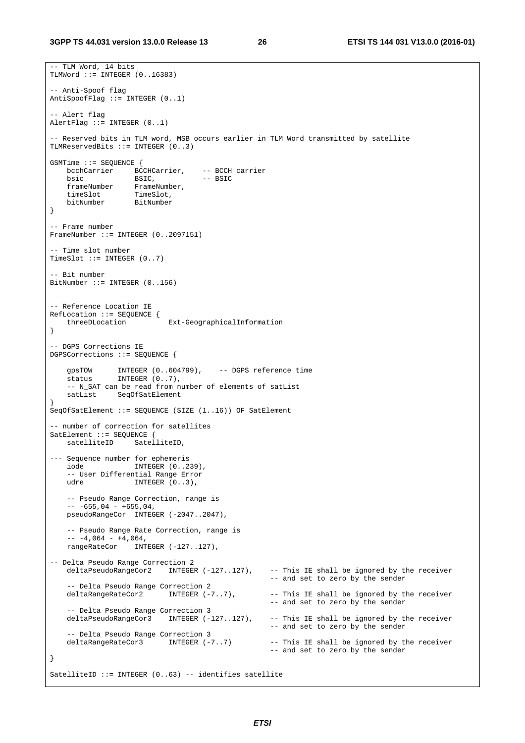```
-- TLM Word, 14 bits
TLMWord ::= INTEGER (0..16383)

-- Anti-Spoof flag
AntiSpoofFlag ::= INTEGER (0..1)

-- Alert flag
AlertFlag ::= INTEGER (0..1)

-- Reserved bits in TLM word, MSB occurs earlier in TLM Word transmitted by satellite
TLMReservedBits ::= INTEGER (0..3)

GSMTime ::= SEQUENCE {
    bcchCarrier     BCCHCarrier,    -- BCCH carrier
    bsic            BSIC,           -- BSIC
    frameNumber     FrameNumber,
    timeSlot        TimeSlot,
    bitNumber       BitNumber
}

-- Frame number
FrameNumber ::= INTEGER (0..2097151)

-- Time slot number
TimeSlot ::= INTEGER (0..7)

-- Bit number
BitNumber ::= INTEGER (0..156)


-- Reference Location IE
RefLocation ::= SEQUENCE {
    threeDLocation          Ext-GeographicalInformation
}

-- DGPS Corrections IE
DGPSCorrections ::= SEQUENCE {

    gpsTOW      INTEGER (0..604799),    -- DGPS reference time
    status      INTEGER (0..7),
    -- N_SAT can be read from number of elements of satList
    satList     SeqOfSatElement
}
SeqOfSatElement ::= SEQUENCE (SIZE (1..16)) OF SatElement

-- number of correction for satellites
SatElement ::= SEQUENCE {
    satelliteID     SatelliteID,

--- Sequence number for ephemeris
    iode            INTEGER (0..239),
    -- User Differential Range Error
    udre            INTEGER (0..3),

    -- Pseudo Range Correction, range is
    -- -655,04 - +655,04,
    pseudoRangeCor  INTEGER (-2047..2047),

    -- Pseudo Range Rate Correction, range is
    -- -4,064 - +4,064,
    rangeRateCor    INTEGER (-127..127),

-- Delta Pseudo Range Correction 2
    deltaPseudoRangeCor2    INTEGER (-127..127),    -- This IE shall be ignored by the receiver
                                                    -- and set to zero by the sender
    -- Delta Pseudo Range Correction 2
    deltaRangeRateCor2      INTEGER (-7..7),        -- This IE shall be ignored by the receiver
                                                    -- and set to zero by the sender
    -- Delta Pseudo Range Correction 3
    deltaPseudoRangeCor3    INTEGER (-127..127),    -- This IE shall be ignored by the receiver
                                                    -- and set to zero by the sender
    -- Delta Pseudo Range Correction 3
    deltaRangeRateCor3      INTEGER (-7..7)         -- This IE shall be ignored by the receiver
                                                    -- and set to zero by the sender
}

SatelliteID ::= INTEGER (0..63) -- identifies satellite
```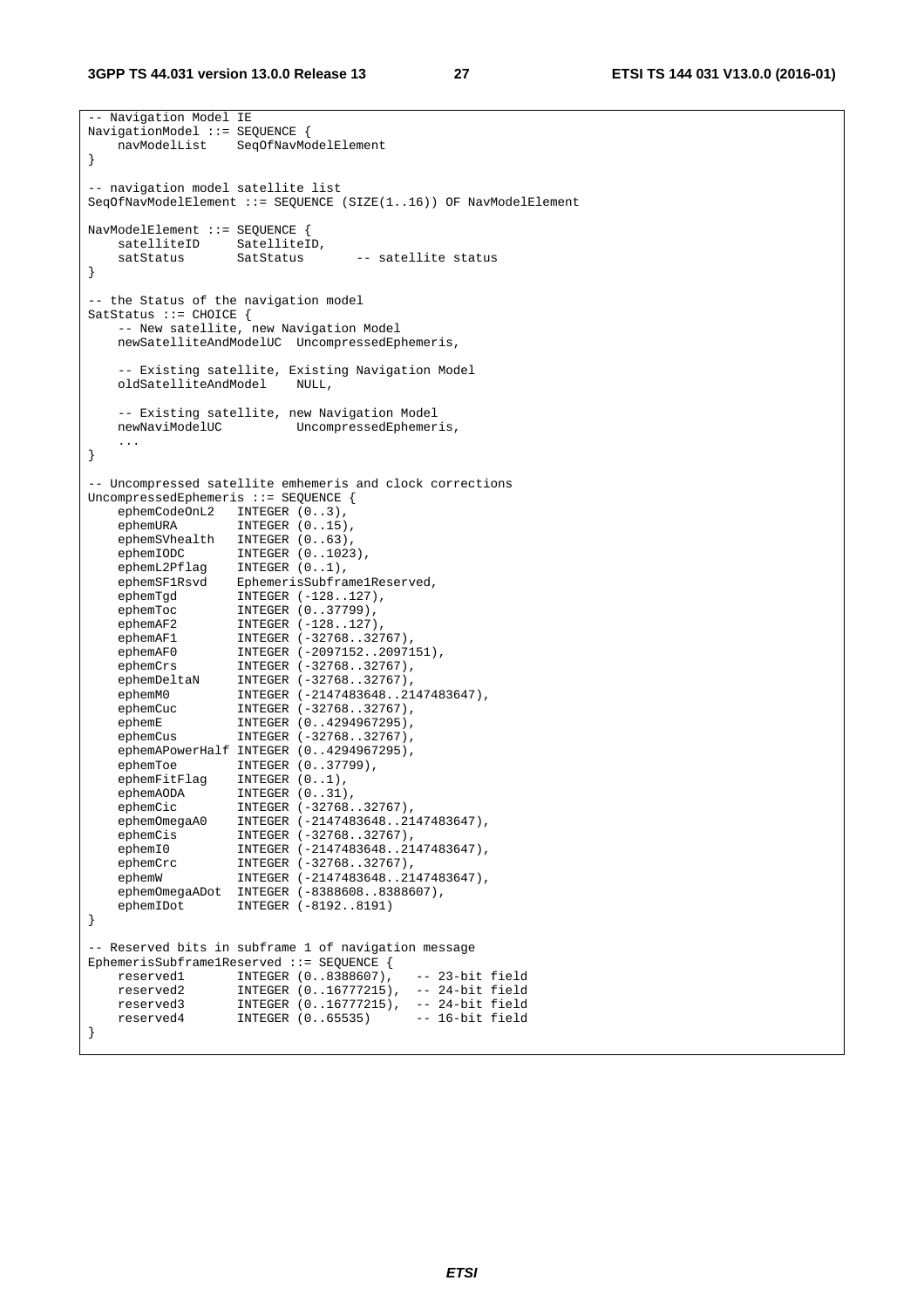```
-- Navigation Model IE
NavigationModel ::= SEQUENCE {
    navModelList    SeqOfNavModelElement
}

-- navigation model satellite list
SeqOfNavModelElement ::= SEQUENCE (SIZE(1..16)) OF NavModelElement

NavModelElement ::= SEQUENCE {
    satelliteID     SatelliteID,
    satStatus       SatStatus       -- satellite status
}

-- the Status of the navigation model
SatStatus ::= CHOICE {
    -- New satellite, new Navigation Model
    newSatelliteAndModelUC  UncompressedEphemeris,

    -- Existing satellite, Existing Navigation Model
    oldSatelliteAndModel    NULL,

    -- Existing satellite, new Navigation Model
    newNaviModelUC          UncompressedEphemeris,
    ...
}

-- Uncompressed satellite emhemeris and clock corrections
UncompressedEphemeris ::= SEQUENCE {
    ephemCodeOnL2   INTEGER (0..3),
    ephemURA        INTEGER (0..15),
    ephemSVhealth   INTEGER (0..63),
    ephemIODC       INTEGER (0..1023),
    ephemL2Pflag    INTEGER (0..1),
    ephemSF1Rsvd    EphemerisSubframe1Reserved,
    ephemTgd        INTEGER (-128..127),
    ephemToc        INTEGER (0..37799),
    ephemAF2        INTEGER (-128..127),
    ephemAF1        INTEGER (-32768..32767),
    ephemAF0        INTEGER (-2097152..2097151),
    ephemCrs        INTEGER (-32768..32767),
    ephemDeltaN     INTEGER (-32768..32767),
    ephemM0         INTEGER (-2147483648..2147483647),
    ephemCuc        INTEGER (-32768..32767),
    ephemE          INTEGER (0..4294967295),
    ephemCus        INTEGER (-32768..32767),
    ephemAPowerHalf INTEGER (0..4294967295),
    ephemToe        INTEGER (0..37799),
    ephemFitFlag    INTEGER (0..1),
    ephemAODA       INTEGER (0..31),
    ephemCic        INTEGER (-32768..32767),
    ephemOmegaA0    INTEGER (-2147483648..2147483647),
    ephemCis        INTEGER (-32768..32767),
    ephemI0         INTEGER (-2147483648..2147483647),
    ephemCrc        INTEGER (-32768..32767),
    ephemW          INTEGER (-2147483648..2147483647),
    ephemOmegaADot  INTEGER (-8388608..8388607),
    ephemIDot       INTEGER (-8192..8191)
}

-- Reserved bits in subframe 1 of navigation message
EphemerisSubframe1Reserved ::= SEQUENCE {
    reserved1       INTEGER (0..8388607),   -- 23-bit field
    reserved2       INTEGER (0..16777215),  -- 24-bit field
    reserved3       INTEGER (0..16777215),  -- 24-bit field
    reserved4       INTEGER (0..65535)      -- 16-bit field
}
```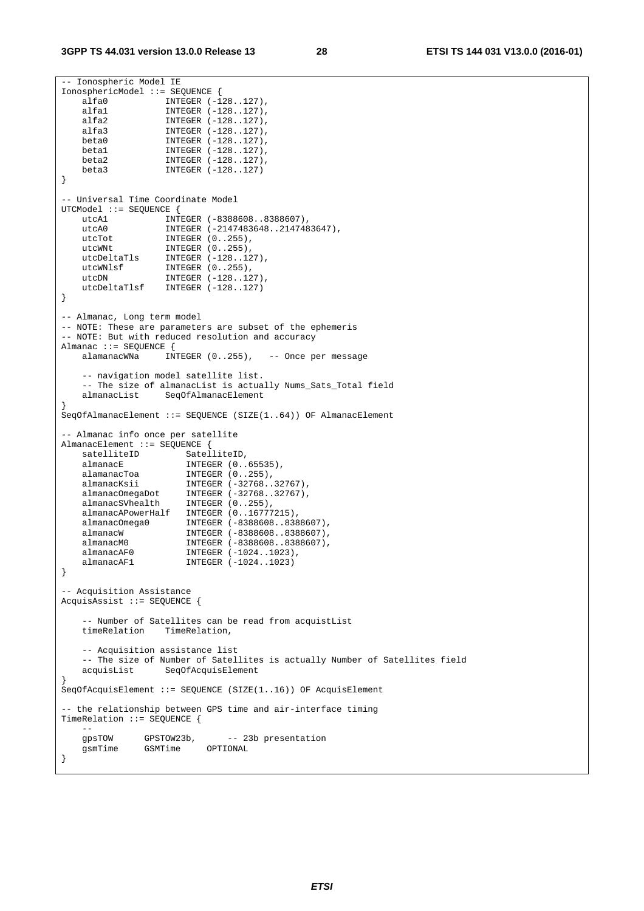```
-- Ionospheric Model IE
IonosphericModel ::= SEQUENCE {
    alfa0           INTEGER (-128..127),
    alfa1           INTEGER (-128..127),
    alfa2           INTEGER (-128..127),
    alfa3           INTEGER (-128..127),
    beta0           INTEGER (-128..127),
    beta1           INTEGER (-128..127),
    beta2           INTEGER (-128..127),
    beta3           INTEGER (-128..127)
}

-- Universal Time Coordinate Model
UTCModel ::= SEQUENCE {
    utcA1           INTEGER (-8388608..8388607),
    utcA0           INTEGER (-2147483648..2147483647),
    utcTot          INTEGER (0..255),
    utcWNt          INTEGER (0..255),
    utcDeltaTls     INTEGER (-128..127),
    utcWNlsf        INTEGER (0..255),
    utcDN           INTEGER (-128..127),
    utcDeltaTlsf    INTEGER (-128..127)
}

-- Almanac, Long term model
-- NOTE: These are parameters are subset of the ephemeris
-- NOTE: But with reduced resolution and accuracy
Almanac ::= SEQUENCE {
    alamanacWNa     INTEGER (0..255),   -- Once per message

    -- navigation model satellite list.
    -- The size of almanacList is actually Nums_Sats_Total field
    almanacList     SeqOfAlmanacElement
}
SeqOfAlmanacElement ::= SEQUENCE (SIZE(1..64)) OF AlmanacElement

-- Almanac info once per satellite
AlmanacElement ::= SEQUENCE {
    satelliteID         SatelliteID,
    almanacE            INTEGER (0..65535),
    alamanacToa         INTEGER (0..255),
    almanacKsii         INTEGER (-32768..32767),
    almanacOmegaDot     INTEGER (-32768..32767),
    almanacSVhealth     INTEGER (0..255),
    almanacAPowerHalf   INTEGER (0..16777215),
    almanacOmega0       INTEGER (-8388608..8388607),
    almanacW            INTEGER (-8388608..8388607),
    almanacM0           INTEGER (-8388608..8388607),
    almanacAF0          INTEGER (-1024..1023),
    almanacAF1          INTEGER (-1024..1023)
}

-- Acquisition Assistance
AcquisAssist ::= SEQUENCE {

    -- Number of Satellites can be read from acquistList
    timeRelation    TimeRelation,

    -- Acquisition assistance list
    -- The size of Number of Satellites is actually Number of Satellites field
    acquisList      SeqOfAcquisElement
}
SeqOfAcquisElement ::= SEQUENCE (SIZE(1..16)) OF AcquisElement

-- the relationship between GPS time and air-interface timing
TimeRelation ::= SEQUENCE {
    --
    gpsTOW      GPSTOW23b,      -- 23b presentation
    gsmTime     GSMTime     OPTIONAL
}
```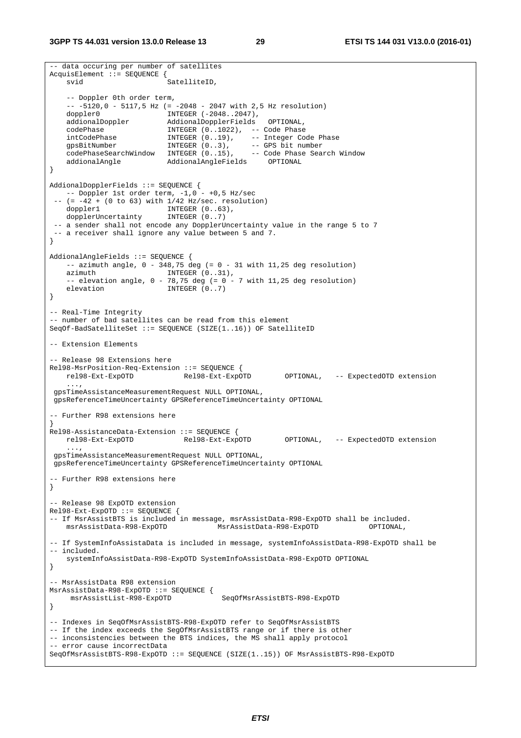```
-- data occuring per number of satellites
AcquisElement ::= SEQUENCE {
    svid                    SatelliteID,

    -- Doppler 0th order term,
    -- -5120,0 - 5117,5 Hz (= -2048 - 2047 with 2,5 Hz resolution)
    doppler0                INTEGER (-2048..2047),
    addionalDoppler         AddionalDopplerFields   OPTIONAL,
    codePhase               INTEGER (0..1022),  -- Code Phase
    intCodePhase            INTEGER (0..19),    -- Integer Code Phase
    gpsBitNumber            INTEGER (0..3),     -- GPS bit number
    codePhaseSearchWindow   INTEGER (0..15),    -- Code Phase Search Window
    addionalAngle           AddionalAngleFields     OPTIONAL
}

AddionalDopplerFields ::= SEQUENCE {
    -- Doppler 1st order term, -1,0 - +0,5 Hz/sec
 -- (= -42 + (0 to 63) with 1/42 Hz/sec. resolution)
    doppler1                INTEGER (0..63),
    dopplerUncertainty      INTEGER (0..7)
 -- a sender shall not encode any DopplerUncertainty value in the range 5 to 7
 -- a receiver shall ignore any value between 5 and 7.
}

AddionalAngleFields ::= SEQUENCE {
    -- azimuth angle, 0 - 348,75 deg (= 0 - 31 with 11,25 deg resolution)
    azimuth                 INTEGER (0..31),
    -- elevation angle, 0 - 78,75 deg (= 0 - 7 with 11,25 deg resolution)
    elevation               INTEGER (0..7)
}

-- Real-Time Integrity
-- number of bad satellites can be read from this element
SeqOf-BadSatelliteSet ::= SEQUENCE (SIZE(1..16)) OF SatelliteID

-- Extension Elements

-- Release 98 Extensions here
Rel98-MsrPosition-Req-Extension ::= SEQUENCE {
    rel98-Ext-ExpOTD            Rel98-Ext-ExpOTD        OPTIONAL,   -- ExpectedOTD extension
    ...,
 gpsTimeAssistanceMeasurementRequest NULL OPTIONAL,
 gpsReferenceTimeUncertainty GPSReferenceTimeUncertainty OPTIONAL

-- Further R98 extensions here
}
Rel98-AssistanceData-Extension ::= SEQUENCE {
    rel98-Ext-ExpOTD            Rel98-Ext-ExpOTD        OPTIONAL,   -- ExpectedOTD extension
    ...,
 gpsTimeAssistanceMeasurementRequest NULL OPTIONAL,
 gpsReferenceTimeUncertainty GPSReferenceTimeUncertainty OPTIONAL

-- Further R98 extensions here
}

-- Release 98 ExpOTD extension
Rel98-Ext-ExpOTD ::= SEQUENCE {
-- If MsrAssistBTS is included in message, msrAssistData-R98-ExpOTD shall be included.
    msrAssistData-R98-ExpOTD            MsrAssistData-R98-ExpOTD            OPTIONAL,

-- If SystemInfoAssistaData is included in message, systemInfoAssistData-R98-ExpOTD shall be
-- included.
    systemInfoAssistData-R98-ExpOTD SystemInfoAssistData-R98-ExpOTD OPTIONAL
}

-- MsrAssistData R98 extension
MsrAssistData-R98-ExpOTD ::= SEQUENCE {
     msrAssistList-R98-ExpOTD            SeqOfMsrAssistBTS-R98-ExpOTD
}

-- Indexes in SeqOfMsrAssistBTS-R98-ExpOTD refer to SeqOfMsrAssistBTS
-- If the index exceeds the SegOfMsrAssistBTS range or if there is other
-- inconsistencies between the BTS indices, the MS shall apply protocol
-- error cause incorrectData
SeqOfMsrAssistBTS-R98-ExpOTD ::= SEQUENCE (SIZE(1..15)) OF MsrAssistBTS-R98-ExpOTD
```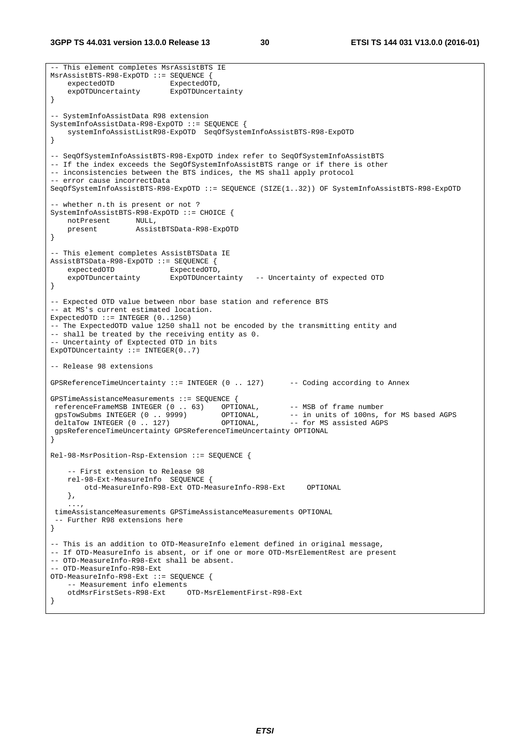```
-- This element completes MsrAssistBTS IE
MsrAssistBTS-R98-ExpOTD ::= SEQUENCE {
    expectedOTD             ExpectedOTD,
    expOTDUncertainty       ExpOTDUncertainty
}

-- SystemInfoAssistData R98 extension
SystemInfoAssistData-R98-ExpOTD ::= SEQUENCE {
    systemInfoAssistListR98-ExpOTD  SeqOfSystemInfoAssistBTS-R98-ExpOTD
}

-- SeqOfSystemInfoAssistBTS-R98-ExpOTD index refer to SeqOfSystemInfoAssistBTS
-- If the index exceeds the SegOfSystemInfoAssistBTS range or if there is other
-- inconsistencies between the BTS indices, the MS shall apply protocol
-- error cause incorrectData
SeqOfSystemInfoAssistBTS-R98-ExpOTD ::= SEQUENCE (SIZE(1..32)) OF SystemInfoAssistBTS-R98-ExpOTD

-- whether n.th is present or not ?
SystemInfoAssistBTS-R98-ExpOTD ::= CHOICE {
    notPresent      NULL,
    present         AssistBTSData-R98-ExpOTD
}

-- This element completes AssistBTSData IE
AssistBTSData-R98-ExpOTD ::= SEQUENCE {
    expectedOTD             ExpectedOTD,
    expOTDuncertainty       ExpOTDUncertainty   -- Uncertainty of expected OTD
}

-- Expected OTD value between nbor base station and reference BTS
-- at MS's current estimated location.
ExpectedOTD ::= INTEGER (0..1250)
-- The ExpectedOTD value 1250 shall not be encoded by the transmitting entity and
-- shall be treated by the receiving entity as 0.
-- Uncertainty of Exptected OTD in bits
ExpOTDUncertainty ::= INTEGER(0..7)

-- Release 98 extensions

GPSReferenceTimeUncertainty ::= INTEGER (0 .. 127)      -- Coding according to Annex

GPSTimeAssistanceMeasurements ::= SEQUENCE {
 referenceFrameMSB INTEGER (0 .. 63)    OPTIONAL,       -- MSB of frame number
 gpsTowSubms INTEGER (0 .. 9999)        OPTIONAL,       -- in units of 100ns, for MS based AGPS
 deltaTow INTEGER (0 .. 127)            OPTIONAL,       -- for MS assisted AGPS
 gpsReferenceTimeUncertainty GPSReferenceTimeUncertainty OPTIONAL
}

Rel-98-MsrPosition-Rsp-Extension ::= SEQUENCE {

    -- First extension to Release 98
    rel-98-Ext-MeasureInfo  SEQUENCE {
        otd-MeasureInfo-R98-Ext OTD-MeasureInfo-R98-Ext     OPTIONAL
    },
    ...,
 timeAssistanceMeasurements GPSTimeAssistanceMeasurements OPTIONAL
 -- Further R98 extensions here
}

-- This is an addition to OTD-MeasureInfo element defined in original message,
-- If OTD-MeasureInfo is absent, or if one or more OTD-MsrElementRest are present
-- OTD-MeasureInfo-R98-Ext shall be absent.
-- OTD-MeasureInfo-R98-Ext
OTD-MeasureInfo-R98-Ext ::= SEQUENCE {
    -- Measurement info elements
    otdMsrFirstSets-R98-Ext     OTD-MsrElementFirst-R98-Ext
}
```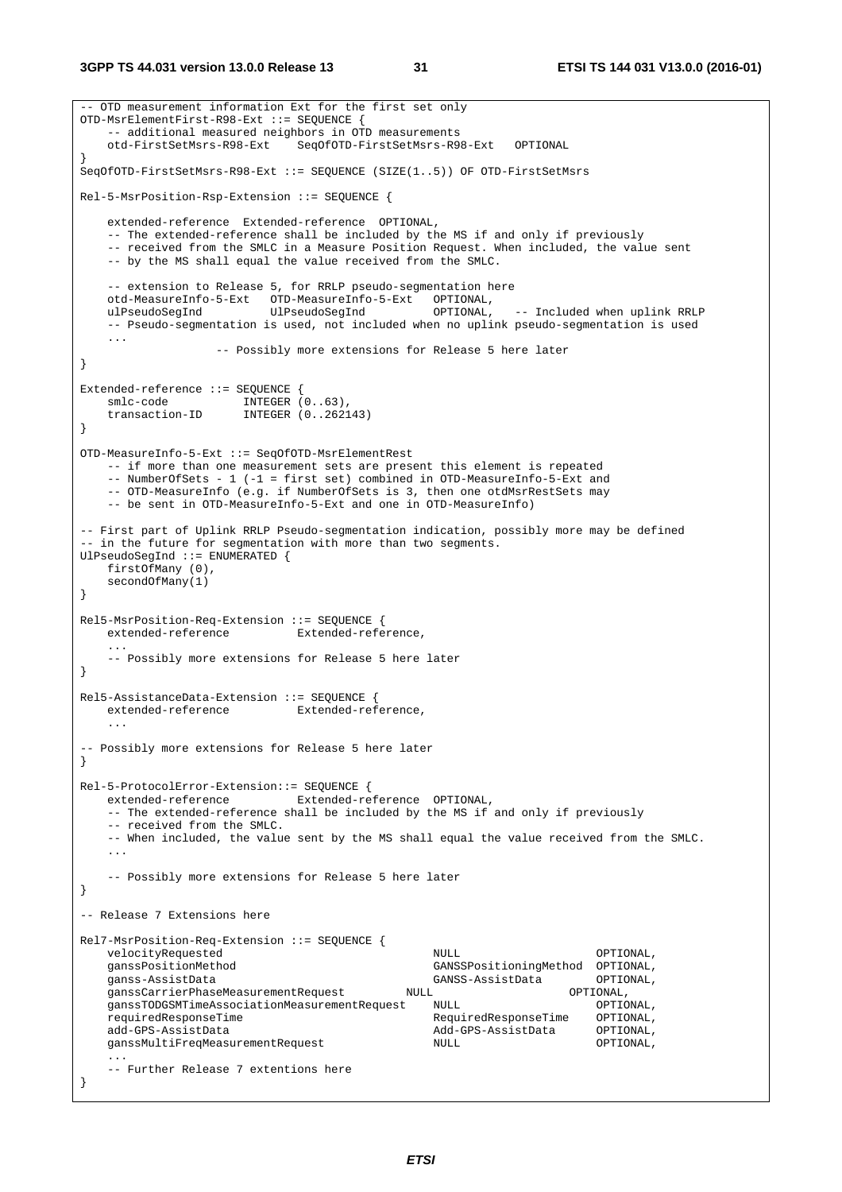```
-- OTD measurement information Ext for the first set only
OTD-MsrElementFirst-R98-Ext ::= SEQUENCE {
    -- additional measured neighbors in OTD measurements
    otd-FirstSetMsrs-R98-Ext    SeqOfOTD-FirstSetMsrs-R98-Ext   OPTIONAL
}
SeqOfOTD-FirstSetMsrs-R98-Ext ::= SEQUENCE (SIZE(1..5)) OF OTD-FirstSetMsrs

Rel-5-MsrPosition-Rsp-Extension ::= SEQUENCE {

    extended-reference  Extended-reference  OPTIONAL,
    -- The extended-reference shall be included by the MS if and only if previously
    -- received from the SMLC in a Measure Position Request. When included, the value sent
    -- by the MS shall equal the value received from the SMLC.

    -- extension to Release 5, for RRLP pseudo-segmentation here
    otd-MeasureInfo-5-Ext   OTD-MeasureInfo-5-Ext   OPTIONAL,
    ulPseudoSegInd          UlPseudoSegInd          OPTIONAL,   -- Included when uplink RRLP
    -- Pseudo-segmentation is used, not included when no uplink pseudo-segmentation is used
    ...
                    -- Possibly more extensions for Release 5 here later
}

Extended-reference ::= SEQUENCE {
    smlc-code           INTEGER (0..63),
    transaction-ID      INTEGER (0..262143)
}

OTD-MeasureInfo-5-Ext ::= SeqOfOTD-MsrElementRest
    -- if more than one measurement sets are present this element is repeated
    -- NumberOfSets - 1 (-1 = first set) combined in OTD-MeasureInfo-5-Ext and
    -- OTD-MeasureInfo (e.g. if NumberOfSets is 3, then one otdMsrRestSets may
    -- be sent in OTD-MeasureInfo-5-Ext and one in OTD-MeasureInfo)

-- First part of Uplink RRLP Pseudo-segmentation indication, possibly more may be defined
-- in the future for segmentation with more than two segments.
UlPseudoSegInd ::= ENUMERATED {
    firstOfMany (0),
    secondOfMany(1)
}

Rel5-MsrPosition-Req-Extension ::= SEQUENCE {
    extended-reference          Extended-reference,
    ...
    -- Possibly more extensions for Release 5 here later
}

Rel5-AssistanceData-Extension ::= SEQUENCE {
    extended-reference          Extended-reference,
    ...

-- Possibly more extensions for Release 5 here later
}

Rel-5-ProtocolError-Extension::= SEQUENCE {
    extended-reference          Extended-reference  OPTIONAL,
    -- The extended-reference shall be included by the MS if and only if previously
    -- received from the SMLC.
    -- When included, the value sent by the MS shall equal the value received from the SMLC.
    ...

    -- Possibly more extensions for Release 5 here later
}

-- Release 7 Extensions here

Rel7-MsrPosition-Req-Extension ::= SEQUENCE {
    velocityRequested                               NULL                        OPTIONAL,
    ganssPositionMethod                             GANSSPositioningMethod  OPTIONAL,
    ganss-AssistData                                GANSS-AssistData        OPTIONAL,
    ganssCarrierPhaseMeasurementRequest         NULL                    OPTIONAL,
    ganssTODGSMTimeAssociationMeasurementRequest    NULL                        OPTIONAL,
    requiredResponseTime                            RequiredResponseTime    OPTIONAL,
    add-GPS-AssistData                              Add-GPS-AssistData      OPTIONAL,
    ganssMultiFreqMeasurementRequest                NULL                        OPTIONAL,
    ...
    -- Further Release 7 extentions here
}
```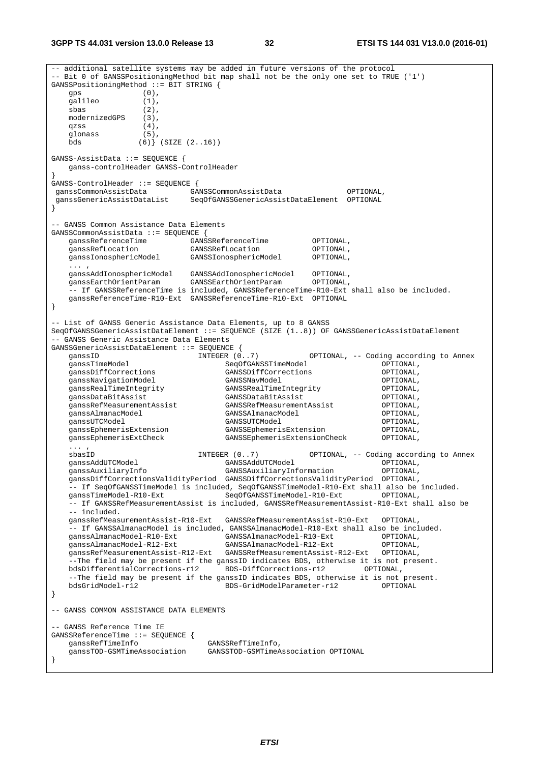```
-- additional satellite systems may be added in future versions of the protocol
-- Bit 0 of GANSSPositioningMethod bit map shall not be the only one set to TRUE ('1')
GANSSPositioningMethod ::= BIT STRING {
    gps             (0),
    galileo         (1),
    sbas            (2),
    modernizedGPS   (3),
    qzss            (4),
    glonass         (5),
    bds            (6)} (SIZE (2..16))

GANSS-AssistData ::= SEQUENCE {
    ganss-controlHeader GANSS-ControlHeader
}
GANSS-ControlHeader ::= SEQUENCE {
 ganssCommonAssistData          GANSSCommonAssistData               OPTIONAL,
 ganssGenericAssistDataList     SeqOfGANSSGenericAssistDataElement  OPTIONAL
}

-- GANSS Common Assistance Data Elements
GANSSCommonAssistData ::= SEQUENCE {
    ganssReferenceTime          GANSSReferenceTime          OPTIONAL,
    ganssRefLocation            GANSSRefLocation            OPTIONAL,
    ganssIonosphericModel       GANSSIonosphericModel       OPTIONAL,
    ... ,
    ganssAddIonosphericModel    GANSSAddIonosphericModel    OPTIONAL,
    ganssEarthOrientParam       GANSSEarthOrientParam       OPTIONAL,
    -- If GANSSReferenceTime is included, GANSSReferenceTime-R10-Ext shall also be included.
    ganssReferenceTime-R10-Ext  GANSSReferenceTime-R10-Ext  OPTIONAL
}

-- List of GANSS Generic Assistance Data Elements, up to 8 GANSS
SeqOfGANSSGenericAssistDataElement ::= SEQUENCE (SIZE (1..8)) OF GANSSGenericAssistDataElement
-- GANSS Generic Assistance Data Elements
GANSSGenericAssistDataElement ::= SEQUENCE {
    ganssID                     INTEGER (0..7)          OPTIONAL, -- Coding according to Annex
    ganssTimeModel                  SeqOfGANSSTimeModel                 OPTIONAL,
    ganssDiffCorrections            GANSSDiffCorrections                OPTIONAL,
    ganssNavigationModel            GANSSNavModel                       OPTIONAL,
    ganssRealTimeIntegrity          GANSSRealTimeIntegrity              OPTIONAL,
    ganssDataBitAssist              GANSSDataBitAssist                  OPTIONAL,
    ganssRefMeasurementAssist       GANSSRefMeasurementAssist           OPTIONAL,
    ganssAlmanacModel               GANSSAlmanacModel                   OPTIONAL,
    ganssUTCModel                   GANSSUTCModel                       OPTIONAL,
    ganssEphemerisExtension         GANSSEphemerisExtension             OPTIONAL,
    ganssEphemerisExtCheck          GANSSEphemerisExtensionCheck        OPTIONAL,
    ... ,
    sbasID                      INTEGER (0..7)          OPTIONAL, -- Coding according to Annex
    ganssAddUTCModel                GANSSAddUTCModel                    OPTIONAL,
    ganssAuxiliaryInfo              GANSSAuxiliaryInformation           OPTIONAL,
    ganssDiffCorrectionsValidityPeriod  GANSSDiffCorrectionsValidityPeriod  OPTIONAL,
    -- If SeqOfGANSSTimeModel is included, SeqOfGANSSTimeModel-R10-Ext shall also be included.
    ganssTimeModel-R10-Ext          SeqOfGANSSTimeModel-R10-Ext         OPTIONAL,
    -- If GANSSRefMeasurementAssist is included, GANSSRefMeasurementAssist-R10-Ext shall also be
    -- included.
    ganssRefMeasurementAssist-R10-Ext   GANSSRefMeasurementAssist-R10-Ext   OPTIONAL,
    -- If GANSSAlmanacModel is included, GANSSAlmanacModel-R10-Ext shall also be included.
    ganssAlmanacModel-R10-Ext       GANSSAlmanacModel-R10-Ext           OPTIONAL,
    ganssAlmanacModel-R12-Ext       GANSSAlmanacModel-R12-Ext           OPTIONAL,
    ganssRefMeasurementAssist-R12-Ext   GANSSRefMeasurementAssist-R12-Ext   OPTIONAL,
    --The field may be present if the ganssID indicates BDS, otherwise it is not present.
    bdsDifferentialCorrections-r12      BDS-DiffCorrections-r12         OPTIONAL,
    --The field may be present if the ganssID indicates BDS, otherwise it is not present.
    bdsGridModel-r12                    BDS-GridModelParameter-r12          OPTIONAL
}

-- GANSS COMMON ASSISTANCE DATA ELEMENTS

-- GANSS Reference Time IE
GANSSReferenceTime ::= SEQUENCE {
    ganssRefTimeInfo                GANSSRefTimeInfo,
    ganssTOD-GSMTimeAssociation     GANSSTOD-GSMTimeAssociation OPTIONAL
}
```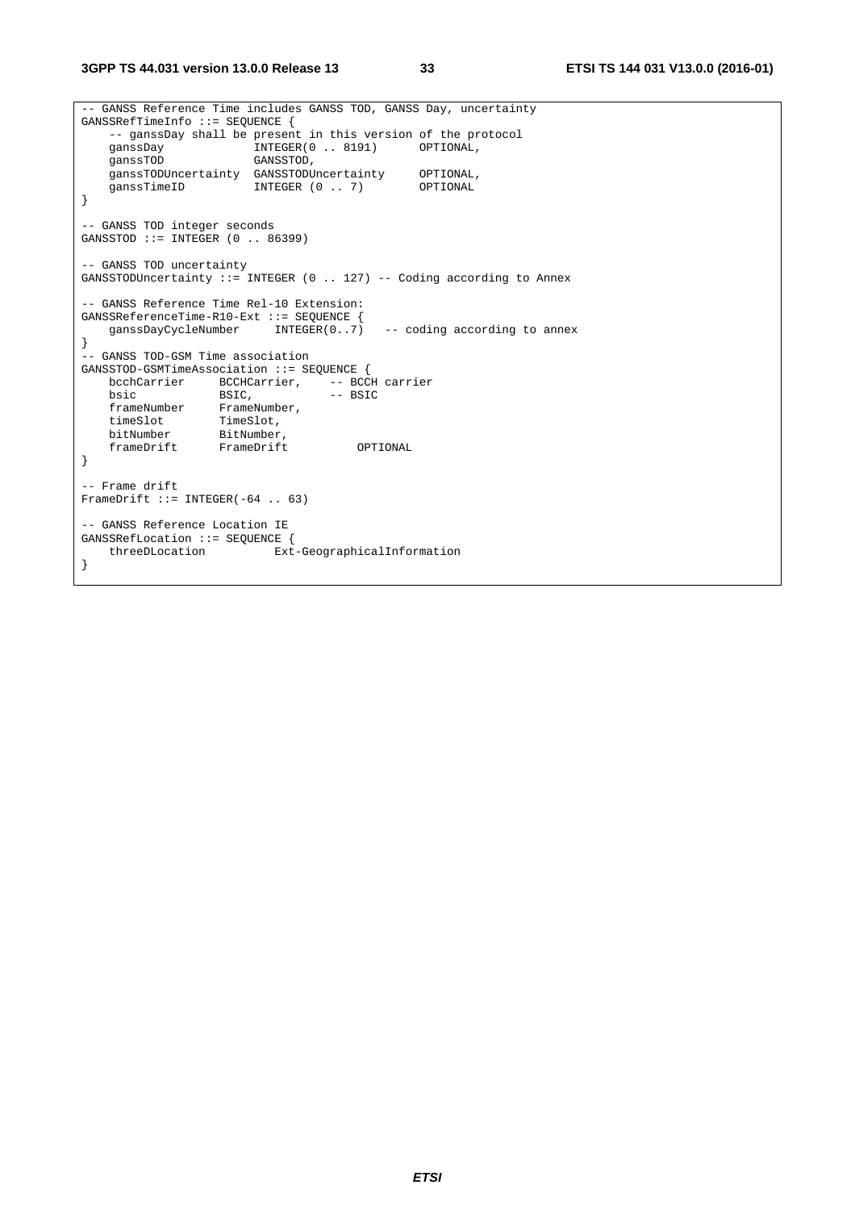```
-- GANSS Reference Time includes GANSS TOD, GANSS Day, uncertainty
GANSSRefTimeInfo ::= SEQUENCE {
    -- ganssDay shall be present in this version of the protocol
    ganssDay             INTEGER(0 .. 8191)      OPTIONAL,
    ganssTOD             GANSSTOD,
    ganssTODUncertainty  GANSSTODUncertainty     OPTIONAL,
    ganssTimeID          INTEGER (0 .. 7)        OPTIONAL
}

-- GANSS TOD integer seconds
GANSSTOD ::= INTEGER (0 .. 86399)

-- GANSS TOD uncertainty
GANSSTODUncertainty ::= INTEGER (0 .. 127) -- Coding according to Annex

-- GANSS Reference Time Rel-10 Extension:
GANSSReferenceTime-R10-Ext ::= SEQUENCE {
    ganssDayCycleNumber     INTEGER(0..7)   -- coding according to annex
}
-- GANSS TOD-GSM Time association
GANSSTOD-GSMTimeAssociation ::= SEQUENCE {
    bcchCarrier     BCCHCarrier,    -- BCCH carrier
    bsic            BSIC,           -- BSIC
    frameNumber     FrameNumber,
    timeSlot        TimeSlot,
    bitNumber       BitNumber,
    frameDrift      FrameDrift          OPTIONAL
}

-- Frame drift
FrameDrift ::= INTEGER(-64 .. 63)

-- GANSS Reference Location IE
GANSSRefLocation ::= SEQUENCE {
    threeDLocation          Ext-GeographicalInformation
}
```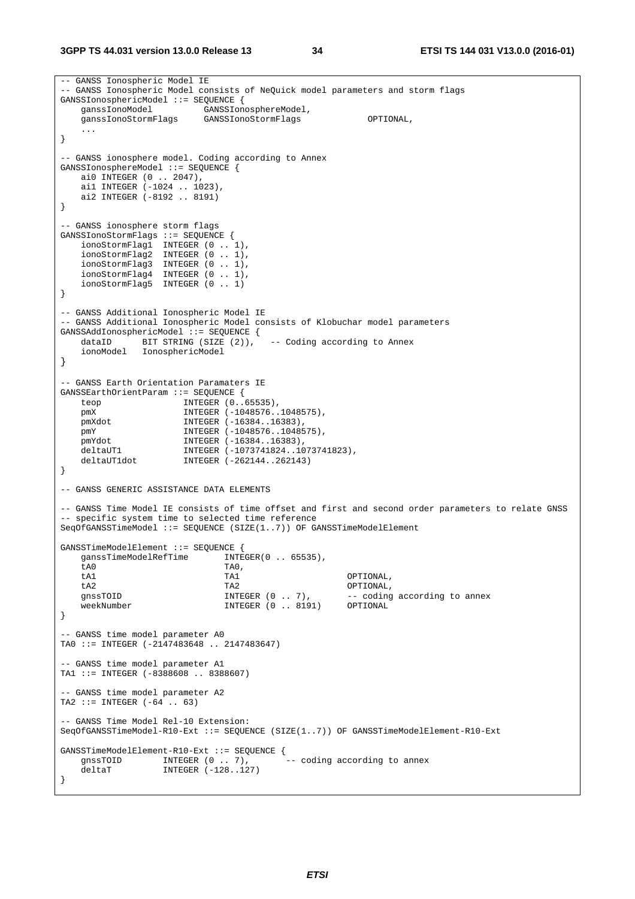```
-- GANSS Ionospheric Model IE
-- GANSS Ionospheric Model consists of NeQuick model parameters and storm flags
GANSSIonosphericModel ::= SEQUENCE {
    ganssIonoModel          GANSSIonosphereModel,
    ganssIonoStormFlags     GANSSIonoStormFlags             OPTIONAL,
    ...
}

-- GANSS ionosphere model. Coding according to Annex
GANSSIonosphereModel ::= SEQUENCE {
    ai0 INTEGER (0 .. 2047),
    ai1 INTEGER (-1024 .. 1023),
    ai2 INTEGER (-8192 .. 8191)
}

-- GANSS ionosphere storm flags
GANSSIonoStormFlags ::= SEQUENCE {
    ionoStormFlag1  INTEGER (0 .. 1),
    ionoStormFlag2  INTEGER (0 .. 1),
    ionoStormFlag3  INTEGER (0 .. 1),
    ionoStormFlag4  INTEGER (0 .. 1),
    ionoStormFlag5  INTEGER (0 .. 1)
}

-- GANSS Additional Ionospheric Model IE
-- GANSS Additional Ionospheric Model consists of Klobuchar model parameters
GANSSAddIonosphericModel ::= SEQUENCE {
    dataID      BIT STRING (SIZE (2)),   -- Coding according to Annex
    ionoModel   IonosphericModel
}

-- GANSS Earth Orientation Paramaters IE
GANSSEarthOrientParam ::= SEQUENCE {
    teop                INTEGER (0..65535),
    pmX                 INTEGER (-1048576..1048575),
    pmXdot              INTEGER (-16384..16383),
    pmY                 INTEGER (-1048576..1048575),
    pmYdot              INTEGER (-16384..16383),
    deltaUT1            INTEGER (-1073741824..1073741823),
    deltaUT1dot         INTEGER (-262144..262143)
}

-- GANSS GENERIC ASSISTANCE DATA ELEMENTS

-- GANSS Time Model IE consists of time offset and first and second order parameters to relate GNSS
-- specific system time to selected time reference
SeqOfGANSSTimeModel ::= SEQUENCE (SIZE(1..7)) OF GANSSTimeModelElement

GANSSTimeModelElement ::= SEQUENCE {
    ganssTimeModelRefTime       INTEGER(0 .. 65535),
    tA0                         TA0,
    tA1                         TA1                     OPTIONAL,
    tA2                         TA2                     OPTIONAL,
    gnssTOID                    INTEGER (0 .. 7),       -- coding according to annex
    weekNumber                  INTEGER (0 .. 8191)     OPTIONAL
}

-- GANSS time model parameter A0
TA0 ::= INTEGER (-2147483648 .. 2147483647)

-- GANSS time model parameter A1
TA1 ::= INTEGER (-8388608 .. 8388607)

-- GANSS time model parameter A2
TA2 ::= INTEGER (-64 .. 63)

-- GANSS Time Model Rel-10 Extension:
SeqOfGANSSTimeModel-R10-Ext ::= SEQUENCE (SIZE(1..7)) OF GANSSTimeModelElement-R10-Ext

GANSSTimeModelElement-R10-Ext ::= SEQUENCE {
    gnssTOID        INTEGER (0 .. 7),       -- coding according to annex
    deltaT          INTEGER (-128..127)
}
```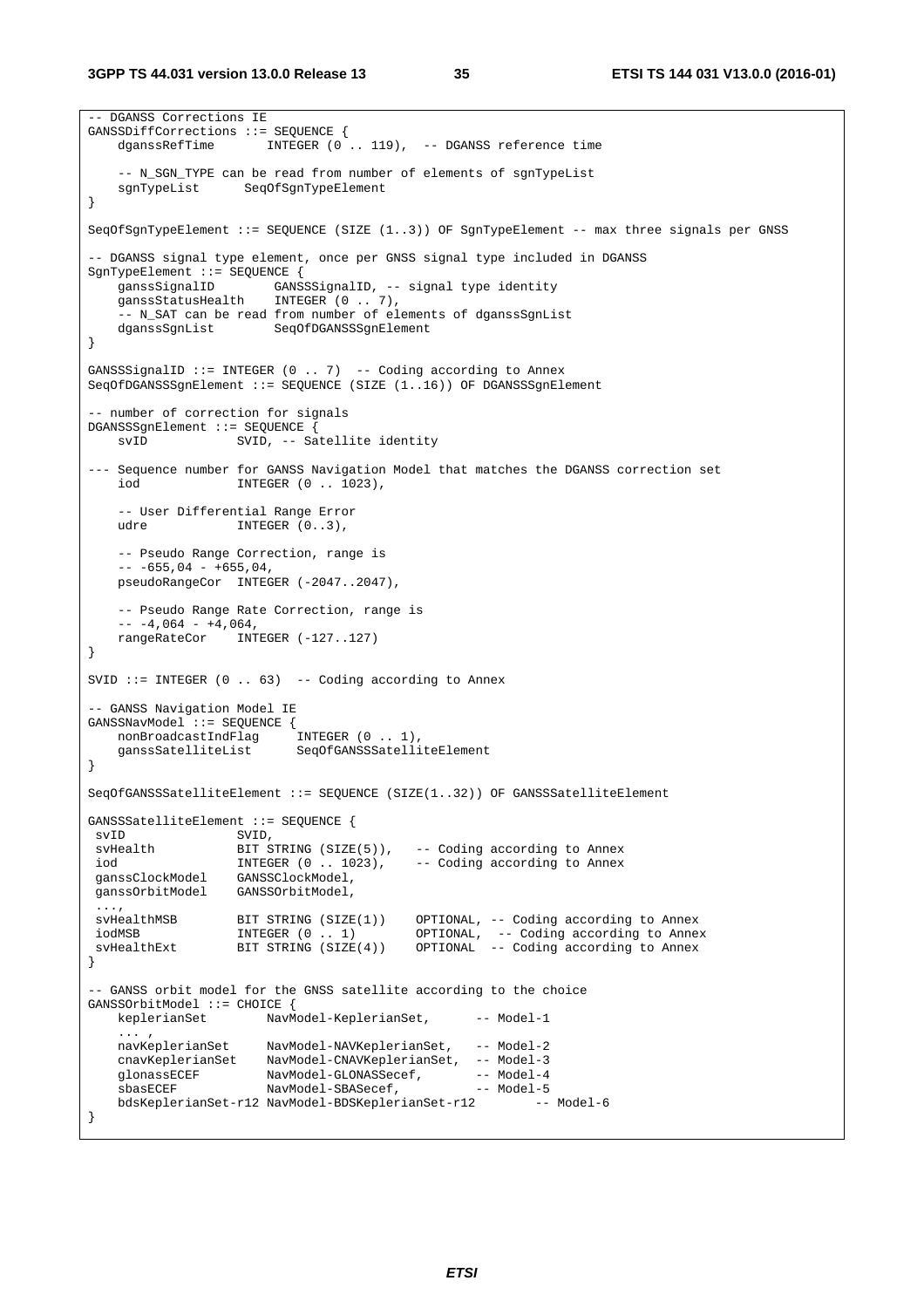```
-- DGANSS Corrections IE
GANSSDiffCorrections ::= SEQUENCE {
    dganssRefTime       INTEGER (0 .. 119),  -- DGANSS reference time

    -- N_SGN_TYPE can be read from number of elements of sgnTypeList
    sgnTypeList      SeqOfSgnTypeElement
}

SeqOfSgnTypeElement ::= SEQUENCE (SIZE (1..3)) OF SgnTypeElement -- max three signals per GNSS

-- DGANSS signal type element, once per GNSS signal type included in DGANSS
SgnTypeElement ::= SEQUENCE {
    ganssSignalID        GANSSSignalID, -- signal type identity
    ganssStatusHealth    INTEGER (0 .. 7),
    -- N_SAT can be read from number of elements of dganssSgnList
    dganssSgnList        SeqOfDGANSSSgnElement
}

GANSSSignalID ::= INTEGER (0 .. 7)  -- Coding according to Annex
SeqOfDGANSSSgnElement ::= SEQUENCE (SIZE (1..16)) OF DGANSSSgnElement

-- number of correction for signals
DGANSSSgnElement ::= SEQUENCE {
    svID            SVID, -- Satellite identity

--- Sequence number for GANSS Navigation Model that matches the DGANSS correction set
    iod             INTEGER (0 .. 1023),

    -- User Differential Range Error
    udre            INTEGER (0..3),

    -- Pseudo Range Correction, range is
    -- -655,04 - +655,04,
    pseudoRangeCor  INTEGER (-2047..2047),

    -- Pseudo Range Rate Correction, range is
    -- -4,064 - +4,064,
    rangeRateCor    INTEGER (-127..127)
}

SVID ::= INTEGER (0 .. 63)  -- Coding according to Annex

-- GANSS Navigation Model IE
GANSSNavModel ::= SEQUENCE {
    nonBroadcastIndFlag     INTEGER (0 .. 1),
    ganssSatelliteList      SeqOfGANSSSatelliteElement
}

SeqOfGANSSSatelliteElement ::= SEQUENCE (SIZE(1..32)) OF GANSSSatelliteElement

GANSSSatelliteElement ::= SEQUENCE {
 svID               SVID,
 svHealth           BIT STRING (SIZE(5)),   -- Coding according to Annex
 iod                INTEGER (0 .. 1023),    -- Coding according to Annex
 ganssClockModel    GANSSClockModel,
 ganssOrbitModel    GANSSOrbitModel,
 ...,
 svHealthMSB        BIT STRING (SIZE(1))    OPTIONAL, -- Coding according to Annex
 iodMSB             INTEGER (0 .. 1)        OPTIONAL,  -- Coding according to Annex
 svHealthExt        BIT STRING (SIZE(4))    OPTIONAL  -- Coding according to Annex
}

-- GANSS orbit model for the GNSS satellite according to the choice
GANSSOrbitModel ::= CHOICE {
    keplerianSet        NavModel-KeplerianSet,      -- Model-1
    ... ,
    navKeplerianSet     NavModel-NAVKeplerianSet,   -- Model-2
    cnavKeplerianSet    NavModel-CNAVKeplerianSet,  -- Model-3
    glonassECEF         NavModel-GLONASSecef,       -- Model-4
    sbasECEF            NavModel-SBASecef,          -- Model-5
    bdsKeplerianSet-r12 NavModel-BDSKeplerianSet-r12        -- Model-6
}
```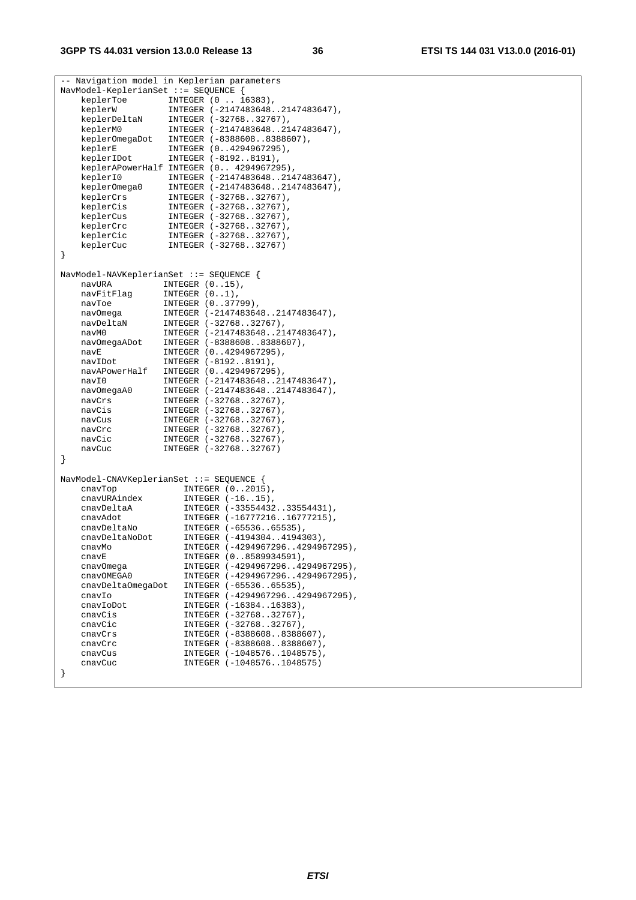```
-- Navigation model in Keplerian parameters
NavModel-KeplerianSet ::= SEQUENCE {
    keplerToe        INTEGER (0 .. 16383),
    keplerW          INTEGER (-2147483648..2147483647),
    keplerDeltaN     INTEGER (-32768..32767),
    keplerM0         INTEGER (-2147483648..2147483647),
    keplerOmegaDot   INTEGER (-8388608..8388607),
    keplerE          INTEGER (0..4294967295),
    keplerIDot       INTEGER (-8192..8191),
    keplerAPowerHalf INTEGER (0.. 4294967295),
    keplerI0         INTEGER (-2147483648..2147483647),
    keplerOmega0     INTEGER (-2147483648..2147483647),
    keplerCrs        INTEGER (-32768..32767),
    keplerCis        INTEGER (-32768..32767),
    keplerCus        INTEGER (-32768..32767),
    keplerCrc        INTEGER (-32768..32767),
    keplerCic        INTEGER (-32768..32767),
    keplerCuc        INTEGER (-32768..32767)
}

NavModel-NAVKeplerianSet ::= SEQUENCE {
    navURA          INTEGER (0..15),
    navFitFlag      INTEGER (0..1),
    navToe          INTEGER (0..37799),
    navOmega        INTEGER (-2147483648..2147483647),
    navDeltaN       INTEGER (-32768..32767),
    navM0           INTEGER (-2147483648..2147483647),
    navOmegaADot    INTEGER (-8388608..8388607),
    navE            INTEGER (0..4294967295),
    navIDot         INTEGER (-8192..8191),
    navAPowerHalf   INTEGER (0..4294967295),
    navI0           INTEGER (-2147483648..2147483647),
    navOmegaA0      INTEGER (-2147483648..2147483647),
    navCrs          INTEGER (-32768..32767),
    navCis          INTEGER (-32768..32767),
    navCus          INTEGER (-32768..32767),
    navCrc          INTEGER (-32768..32767),
    navCic          INTEGER (-32768..32767),
    navCuc          INTEGER (-32768..32767)
}

NavModel-CNAVKeplerianSet ::= SEQUENCE {
    cnavTop             INTEGER (0..2015),
    cnavURAindex        INTEGER (-16..15),
    cnavDeltaA          INTEGER (-33554432..33554431),
    cnavAdot            INTEGER (-16777216..16777215),
    cnavDeltaNo         INTEGER (-65536..65535),
    cnavDeltaNoDot      INTEGER (-4194304..4194303),
    cnavMo              INTEGER (-4294967296..4294967295),
    cnavE               INTEGER (0..8589934591),
    cnavOmega           INTEGER (-4294967296..4294967295),
    cnavOMEGA0          INTEGER (-4294967296..4294967295),
    cnavDeltaOmegaDot   INTEGER (-65536..65535),
    cnavIo              INTEGER (-4294967296..4294967295),
    cnavIoDot           INTEGER (-16384..16383),
    cnavCis             INTEGER (-32768..32767),
    cnavCic             INTEGER (-32768..32767),
    cnavCrs             INTEGER (-8388608..8388607),
    cnavCrc             INTEGER (-8388608..8388607),
    cnavCus             INTEGER (-1048576..1048575),
    cnavCuc             INTEGER (-1048576..1048575)
}
```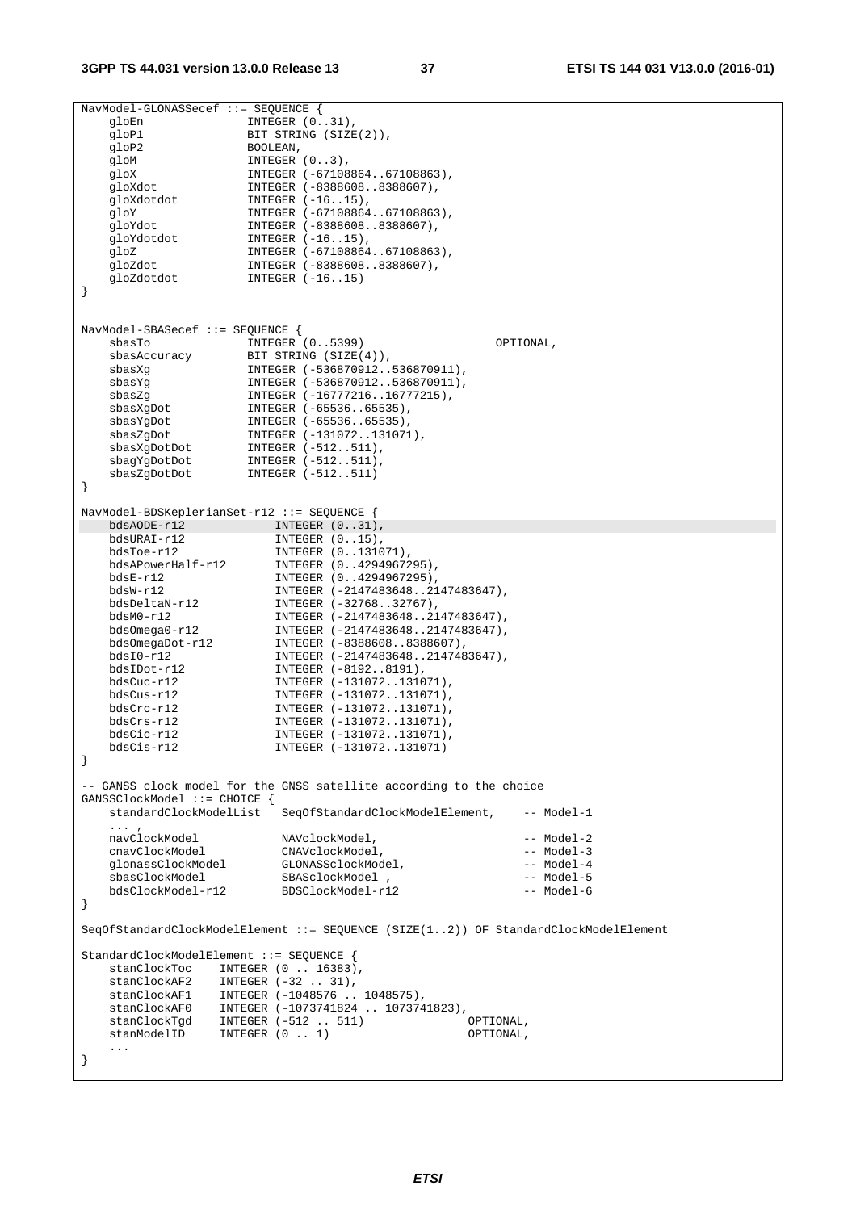```
NavModel-GLONASSecef ::= SEQUENCE {
    gloEn               INTEGER (0..31),
    gloP1               BIT STRING (SIZE(2)),
    gloP2               BOOLEAN,
    gloM                INTEGER (0..3),
    gloX                INTEGER (-67108864..67108863),
    gloXdot             INTEGER (-8388608..8388607),
    gloXdotdot          INTEGER (-16..15),
    gloY                INTEGER (-67108864..67108863),
    gloYdot             INTEGER (-8388608..8388607),
    gloYdotdot          INTEGER (-16..15),
    gloZ                INTEGER (-67108864..67108863),
    gloZdot             INTEGER (-8388608..8388607),
    gloZdotdot          INTEGER (-16..15)
}


NavModel-SBASecef ::= SEQUENCE {
    sbasTo              INTEGER (0..5399)                   OPTIONAL,
    sbasAccuracy        BIT STRING (SIZE(4)),
    sbasXg              INTEGER (-536870912..536870911),
    sbasYg              INTEGER (-536870912..536870911),
    sbasZg              INTEGER (-16777216..16777215),
    sbasXgDot           INTEGER (-65536..65535),
    sbasYgDot           INTEGER (-65536..65535),
    sbasZgDot           INTEGER (-131072..131071),
    sbasXgDotDot        INTEGER (-512..511),
    sbagYgDotDot        INTEGER (-512..511),
    sbasZgDotDot        INTEGER (-512..511)
}

NavModel-BDSKeplerianSet-r12 ::= SEQUENCE {
    bdsAODE-r12             INTEGER (0..31),
    bdsURAI-r12             INTEGER (0..15),
    bdsToe-r12              INTEGER (0..131071),
    bdsAPowerHalf-r12       INTEGER (0..4294967295),
    bdsE-r12                INTEGER (0..4294967295),
    bdsW-r12                INTEGER (-2147483648..2147483647),
    bdsDeltaN-r12           INTEGER (-32768..32767),
    bdsM0-r12               INTEGER (-2147483648..2147483647),
    bdsOmega0-r12           INTEGER (-2147483648..2147483647),
    bdsOmegaDot-r12         INTEGER (-8388608..8388607),
    bdsI0-r12               INTEGER (-2147483648..2147483647),
    bdsIDot-r12             INTEGER (-8192..8191),
    bdsCuc-r12              INTEGER (-131072..131071),
    bdsCus-r12              INTEGER (-131072..131071),
    bdsCrc-r12              INTEGER (-131072..131071),
    bdsCrs-r12              INTEGER (-131072..131071),
    bdsCic-r12              INTEGER (-131072..131071),
    bdsCis-r12              INTEGER (-131072..131071)
}

-- GANSS clock model for the GNSS satellite according to the choice
GANSSClockModel ::= CHOICE {
    standardClockModelList   SeqOfStandardClockModelElement,    -- Model-1
    ... ,
    navClockModel            NAVclockModel,                     -- Model-2
    cnavClockModel           CNAVclockModel,                    -- Model-3
    glonassClockModel        GLONASSclockModel,                 -- Model-4
    sbasClockModel           SBASclockModel ,                   -- Model-5
    bdsClockModel-r12        BDSClockModel-r12                  -- Model-6
}

SeqOfStandardClockModelElement ::= SEQUENCE (SIZE(1..2)) OF StandardClockModelElement

StandardClockModelElement ::= SEQUENCE {
    stanClockToc    INTEGER (0 .. 16383),
    stanClockAF2    INTEGER (-32 .. 31),
    stanClockAF1    INTEGER (-1048576 .. 1048575),
    stanClockAF0    INTEGER (-1073741824 .. 1073741823),
    stanClockTgd    INTEGER (-512 .. 511)               OPTIONAL,
    stanModelID     INTEGER (0 .. 1)                    OPTIONAL,
    ...
}
```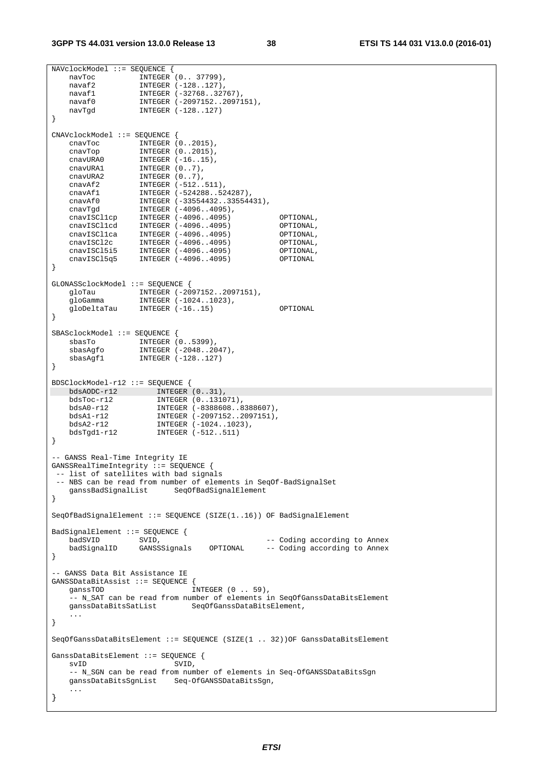```
NAVclockModel ::= SEQUENCE {
    navToc          INTEGER (0.. 37799),
    navaf2          INTEGER (-128..127),
    navaf1          INTEGER (-32768..32767),
    navaf0          INTEGER (-2097152..2097151),
    navTgd          INTEGER (-128..127)
}

CNAVclockModel ::= SEQUENCE {
    cnavToc         INTEGER (0..2015),
    cnavTop         INTEGER (0..2015),
    cnavURA0        INTEGER (-16..15),
    cnavURA1        INTEGER (0..7),
    cnavURA2        INTEGER (0..7),
    cnavAf2         INTEGER (-512..511),
    cnavAf1         INTEGER (-524288..524287),
    cnavAf0         INTEGER (-33554432..33554431),
    cnavTgd         INTEGER (-4096..4095),
    cnavISCl1cp     INTEGER (-4096..4095)           OPTIONAL,
    cnavISCl1cd     INTEGER (-4096..4095)           OPTIONAL,
    cnavISCl1ca     INTEGER (-4096..4095)           OPTIONAL,
    cnavISCl2c      INTEGER (-4096..4095)           OPTIONAL,
    cnavISCl5i5     INTEGER (-4096..4095)           OPTIONAL,
    cnavISCl5q5     INTEGER (-4096..4095)           OPTIONAL
}

GLONASSclockModel ::= SEQUENCE {
    gloTau          INTEGER (-2097152..2097151),
    gloGamma        INTEGER (-1024..1023),
    gloDeltaTau     INTEGER (-16..15)               OPTIONAL
}

SBASclockModel ::= SEQUENCE {
    sbasTo          INTEGER (0..5399),
    sbasAgfo        INTEGER (-2048..2047),
    sbasAgf1        INTEGER (-128..127)
}

BDSClockModel-r12 ::= SEQUENCE {
    bdsAODC-r12         INTEGER (0..31),
    bdsToc-r12          INTEGER (0..131071),
    bdsA0-r12           INTEGER (-8388608..8388607),
    bdsA1-r12           INTEGER (-2097152..2097151),
    bdsA2-r12           INTEGER (-1024..1023),
    bdsTgd1-r12         INTEGER (-512..511)
}

-- GANSS Real-Time Integrity IE
GANSSRealTimeIntegrity ::= SEQUENCE {
 -- list of satellites with bad signals
 -- NBS can be read from number of elements in SeqOf-BadSignalSet
    ganssBadSignalList      SeqOfBadSignalElement
}

SeqOfBadSignalElement ::= SEQUENCE (SIZE(1..16)) OF BadSignalElement

BadSignalElement ::= SEQUENCE {
    badSVID         SVID,                           -- Coding according to Annex
    badSignalID     GANSSSignals    OPTIONAL        -- Coding according to Annex
}

-- GANSS Data Bit Assistance IE
GANSSDataBitAssist ::= SEQUENCE {
    ganssTOD                    INTEGER (0 .. 59),
    -- N_SAT can be read from number of elements in SeqOfGanssDataBitsElement
    ganssDataBitsSatList        SeqOfGanssDataBitsElement,
    ...
}

SeqOfGanssDataBitsElement ::= SEQUENCE (SIZE(1 .. 32))OF GanssDataBitsElement

GanssDataBitsElement ::= SEQUENCE {
    svID                    SVID,
    -- N_SGN can be read from number of elements in Seq-OfGANSSDataBitsSgn
    ganssDataBitsSgnList    Seq-OfGANSSDataBitsSgn,
    ...
}
```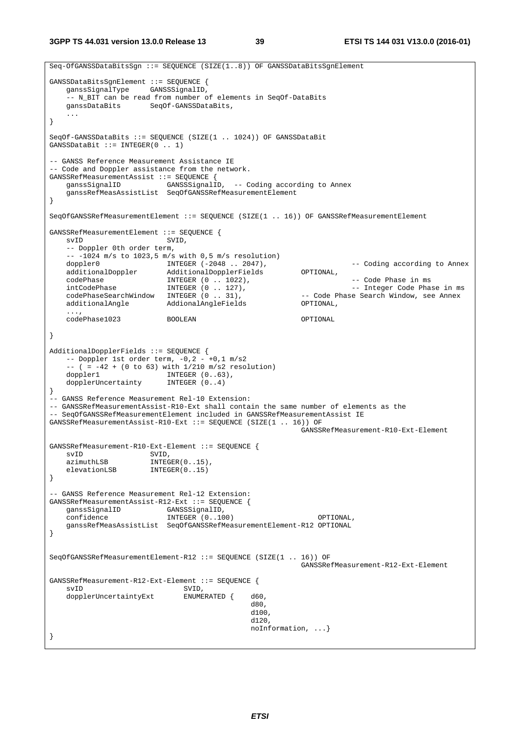```
Seq-OfGANSSDataBitsSgn ::= SEQUENCE (SIZE(1..8)) OF GANSSDataBitsSgnElement

GANSSDataBitsSgnElement ::= SEQUENCE {
    ganssSignalType     GANSSSignalID,
    -- N_BIT can be read from number of elements in SeqOf-DataBits
    ganssDataBits       SeqOf-GANSSDataBits,
    ...
}

SeqOf-GANSSDataBits ::= SEQUENCE (SIZE(1 .. 1024)) OF GANSSDataBit
GANSSDataBit ::= INTEGER(0 .. 1)

-- GANSS Reference Measurement Assistance IE
-- Code and Doppler assistance from the network.
GANSSRefMeasurementAssist ::= SEQUENCE {
    ganssSignalID           GANSSSignalID,  -- Coding according to Annex
    ganssRefMeasAssistList  SeqOfGANSSRefMeasurementElement
}

SeqOfGANSSRefMeasurementElement ::= SEQUENCE (SIZE(1 .. 16)) OF GANSSRefMeasurementElement

GANSSRefMeasurementElement ::= SEQUENCE {
    svID                    SVID,
    -- Doppler 0th order term,
    -- -1024 m/s to 1023,5 m/s with 0,5 m/s resolution)
    doppler0                INTEGER (-2048 .. 2047),                    -- Coding according to Annex
    additionalDoppler       AdditionalDopplerFields         OPTIONAL,
    codePhase               INTEGER (0 .. 1022),                        -- Code Phase in ms
    intCodePhase            INTEGER (0 .. 127),                         -- Integer Code Phase in ms
    codePhaseSearchWindow   INTEGER (0 .. 31),              -- Code Phase Search Window, see Annex
    additionalAngle         AddionalAngleFields             OPTIONAL,
    ...,
    codePhase1023           BOOLEAN                         OPTIONAL

}

AdditionalDopplerFields ::= SEQUENCE {
    -- Doppler 1st order term, -0,2 - +0,1 m/s2
    -- ( = -42 + (0 to 63) with 1/210 m/s2 resolution)
    doppler1                INTEGER (0..63),
    dopplerUncertainty      INTEGER (0..4)
}
-- GANSS Reference Measurement Rel-10 Extension:
-- GANSSRefMeasurementAssist-R10-Ext shall contain the same number of elements as the
-- SeqOfGANSSRefMeasurementElement included in GANSSRefMeasurementAssist IE
GANSSRefMeasurementAssist-R10-Ext ::= SEQUENCE (SIZE(1 .. 16)) OF
                                                            GANSSRefMeasurement-R10-Ext-Element

GANSSRefMeasurement-R10-Ext-Element ::= SEQUENCE {
    svID                SVID,
    azimuthLSB          INTEGER(0..15),
    elevationLSB        INTEGER(0..15)
}

-- GANSS Reference Measurement Rel-12 Extension:
GANSSRefMeasurementAssist-R12-Ext ::= SEQUENCE {
    ganssSignalID           GANSSSignalID,
    confidence              INTEGER (0..100)                    OPTIONAL,
    ganssRefMeasAssistList  SeqOfGANSSRefMeasurementElement-R12 OPTIONAL
}


SeqOfGANSSRefMeasurementElement-R12 ::= SEQUENCE (SIZE(1 .. 16)) OF
                                                            GANSSRefMeasurement-R12-Ext-Element

GANSSRefMeasurement-R12-Ext-Element ::= SEQUENCE {
    svID                        SVID,
    dopplerUncertaintyExt       ENUMERATED {    d60,
                                                d80,
                                                d100,
                                                d120,
                                                noInformation, ...}
}
```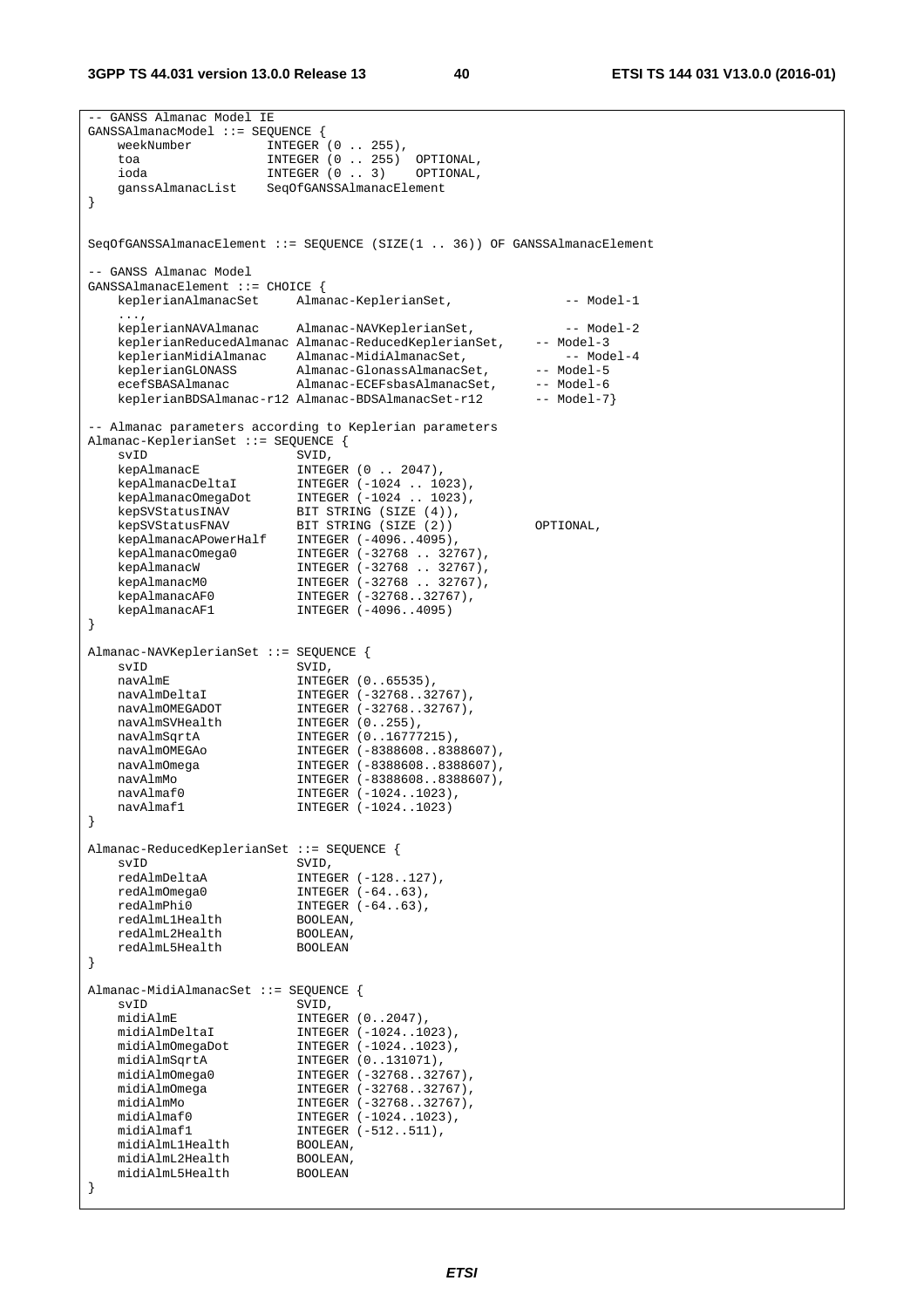```
-- GANSS Almanac Model IE
GANSSAlmanacModel ::= SEQUENCE {
    weekNumber          INTEGER (0 .. 255),
    toa                 INTEGER (0 .. 255)  OPTIONAL,
    ioda                INTEGER (0 .. 3)    OPTIONAL,
    ganssAlmanacList    SeqOfGANSSAlmanacElement
}


SeqOfGANSSAlmanacElement ::= SEQUENCE (SIZE(1 .. 36)) OF GANSSAlmanacElement

-- GANSS Almanac Model
GANSSAlmanacElement ::= CHOICE {
    keplerianAlmanacSet     Almanac-KeplerianSet,               -- Model-1
    ...,
    keplerianNAVAlmanac     Almanac-NAVKeplerianSet,            -- Model-2
    keplerianReducedAlmanac Almanac-ReducedKeplerianSet,    -- Model-3
    keplerianMidiAlmanac    Almanac-MidiAlmanacSet,             -- Model-4
    keplerianGLONASS        Almanac-GlonassAlmanacSet,      -- Model-5
    ecefSBASAlmanac         Almanac-ECEFsbasAlmanacSet,     -- Model-6
    keplerianBDSAlmanac-r12 Almanac-BDSAlmanacSet-r12       -- Model-7}

-- Almanac parameters according to Keplerian parameters
Almanac-KeplerianSet ::= SEQUENCE {
    svID                    SVID,
    kepAlmanacE             INTEGER (0 .. 2047),
    kepAlmanacDeltaI        INTEGER (-1024 .. 1023),
    kepAlmanacOmegaDot      INTEGER (-1024 .. 1023),
    kepSVStatusINAV         BIT STRING (SIZE (4)),
    kepSVStatusFNAV         BIT STRING (SIZE (2))           OPTIONAL,
    kepAlmanacAPowerHalf    INTEGER (-4096..4095),
    kepAlmanacOmega0        INTEGER (-32768 .. 32767),
    kepAlmanacW             INTEGER (-32768 .. 32767),
    kepAlmanacM0            INTEGER (-32768 .. 32767),
    kepAlmanacAF0           INTEGER (-32768..32767),
    kepAlmanacAF1           INTEGER (-4096..4095)
}

Almanac-NAVKeplerianSet ::= SEQUENCE {
    svID                    SVID,
    navAlmE                 INTEGER (0..65535),
    navAlmDeltaI            INTEGER (-32768..32767),
    navAlmOMEGADOT          INTEGER (-32768..32767),
    navAlmSVHealth          INTEGER (0..255),
    navAlmSqrtA             INTEGER (0..16777215),
    navAlmOMEGAo            INTEGER (-8388608..8388607),
    navAlmOmega             INTEGER (-8388608..8388607),
    navAlmMo                INTEGER (-8388608..8388607),
    navAlmaf0               INTEGER (-1024..1023),
    navAlmaf1               INTEGER (-1024..1023)
}

Almanac-ReducedKeplerianSet ::= SEQUENCE {
    svID                    SVID,
    redAlmDeltaA            INTEGER (-128..127),
    redAlmOmega0            INTEGER (-64..63),
    redAlmPhi0              INTEGER (-64..63),
    redAlmL1Health          BOOLEAN,
    redAlmL2Health          BOOLEAN,
    redAlmL5Health          BOOLEAN
}

Almanac-MidiAlmanacSet ::= SEQUENCE {
    svID                    SVID,
    midiAlmE                INTEGER (0..2047),
    midiAlmDeltaI           INTEGER (-1024..1023),
    midiAlmOmegaDot         INTEGER (-1024..1023),
    midiAlmSqrtA            INTEGER (0..131071),
    midiAlmOmega0           INTEGER (-32768..32767),
    midiAlmOmega            INTEGER (-32768..32767),
    midiAlmMo               INTEGER (-32768..32767),
    midiAlmaf0              INTEGER (-1024..1023),
    midiAlmaf1              INTEGER (-512..511),
    midiAlmL1Health         BOOLEAN,
    midiAlmL2Health         BOOLEAN,
    midiAlmL5Health         BOOLEAN
}
```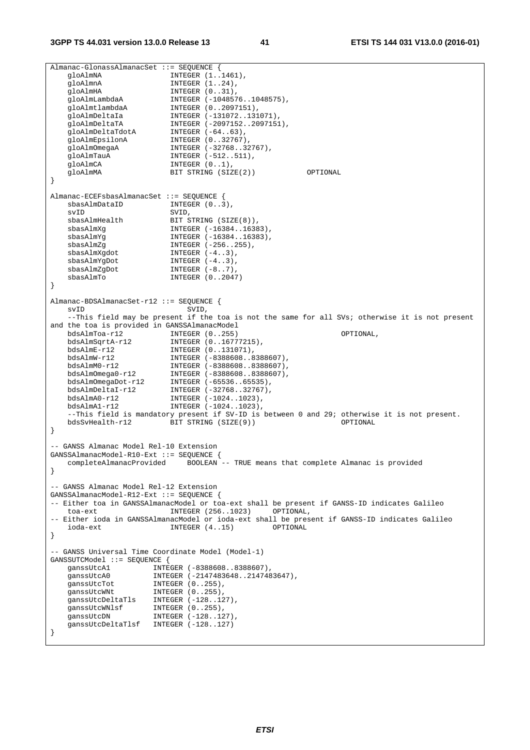```
Almanac-GlonassAlmanacSet ::= SEQUENCE {
    gloAlmNA                INTEGER (1..1461),
    gloAlmnA                INTEGER (1..24),
    gloAlmHA                INTEGER (0..31),
    gloAlmLambdaA           INTEGER (-1048576..1048575),
    gloAlmtlambdaA          INTEGER (0..2097151),
    gloAlmDeltaIa           INTEGER (-131072..131071),
    gloAlmDeltaTA           INTEGER (-2097152..2097151),
    gloAlmDeltaTdotA        INTEGER (-64..63),
    gloAlmEpsilonA          INTEGER (0..32767),
    gloAlmOmegaA            INTEGER (-32768..32767),
    gloAlmTauA              INTEGER (-512..511),
    gloAlmCA                INTEGER (0..1),
    gloAlmMA                BIT STRING (SIZE(2))            OPTIONAL
}

Almanac-ECEFsbasAlmanacSet ::= SEQUENCE {
    sbasAlmDataID           INTEGER (0..3),
    svID                    SVID,
    sbasAlmHealth           BIT STRING (SIZE(8)),
    sbasAlmXg               INTEGER (-16384..16383),
    sbasAlmYg               INTEGER (-16384..16383),
    sbasAlmZg               INTEGER (-256..255),
    sbasAlmXgdot            INTEGER (-4..3),
    sbasAlmYgDot            INTEGER (-4..3),
    sbasAlmZgDot            INTEGER (-8..7),
    sbasAlmTo               INTEGER (0..2047)
}

Almanac-BDSAlmanacSet-r12 ::= SEQUENCE {
    svID                        SVID,
    --This field may be present if the toa is not the same for all SVs; otherwise it is not present
and the toa is provided in GANSSAlmanacModel
    bdsAlmToa-r12           INTEGER (0..255)                        OPTIONAL,
    bdsAlmSqrtA-r12         INTEGER (0..16777215),
    bdsAlmE-r12             INTEGER (0..131071),
    bdsAlmW-r12             INTEGER (-8388608..8388607),
    bdsAlmM0-r12            INTEGER (-8388608..8388607),
    bdsAlmOmega0-r12        INTEGER (-8388608..8388607),
    bdsAlmOmegaDot-r12      INTEGER (-65536..65535),
    bdsAlmDeltaI-r12        INTEGER (-32768..32767),
    bdsAlmA0-r12            INTEGER (-1024..1023),
    bdsAlmA1-r12            INTEGER (-1024..1023),
    --This field is mandatory present if SV-ID is between 0 and 29; otherwise it is not present.
    bdsSvHealth-r12         BIT STRING (SIZE(9))                    OPTIONAL
}

-- GANSS Almanac Model Rel-10 Extension
GANSSAlmanacModel-R10-Ext ::= SEQUENCE {
    completeAlmanacProvided     BOOLEAN -- TRUE means that complete Almanac is provided
}

-- GANSS Almanac Model Rel-12 Extension
GANSSAlmanacModel-R12-Ext ::= SEQUENCE {
-- Either toa in GANSSAlmanacModel or toa-ext shall be present if GANSS-ID indicates Galileo
    toa-ext                 INTEGER (256..1023)     OPTIONAL,
-- Either ioda in GANSSAlmanacModel or ioda-ext shall be present if GANSS-ID indicates Galileo
    ioda-ext                INTEGER (4..15)         OPTIONAL
}

-- GANSS Universal Time Coordinate Model (Model-1)
GANSSUTCModel ::= SEQUENCE {
    ganssUtcA1          INTEGER (-8388608..8388607),
    ganssUtcA0          INTEGER (-2147483648..2147483647),
    ganssUtcTot         INTEGER (0..255),
    ganssUtcWNt         INTEGER (0..255),
    ganssUtcDeltaTls    INTEGER (-128..127),
    ganssUtcWNlsf       INTEGER (0..255),
    ganssUtcDN          INTEGER (-128..127),
    ganssUtcDeltaTlsf   INTEGER (-128..127)
}
```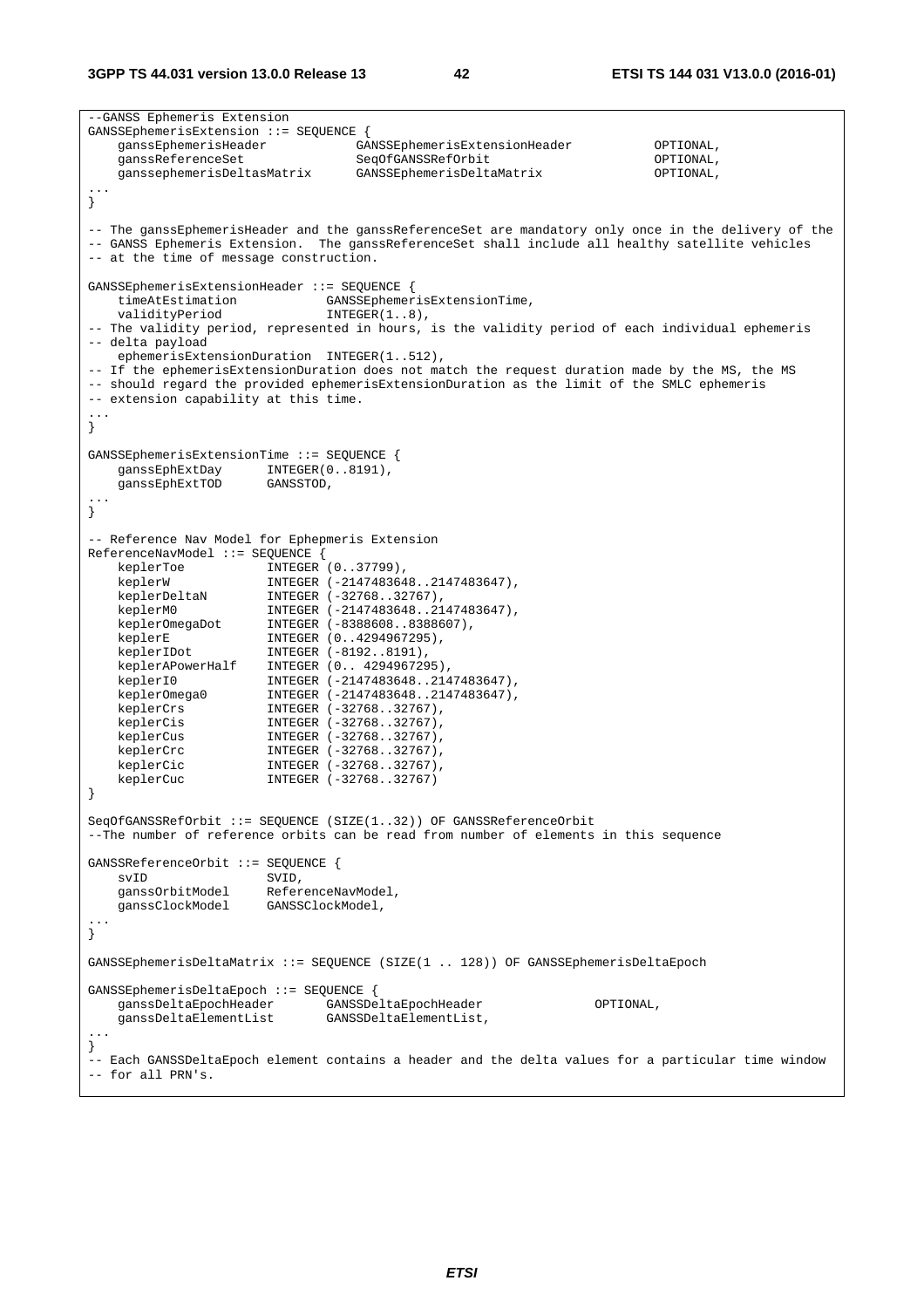```
--GANSS Ephemeris Extension
GANSSEphemerisExtension ::= SEQUENCE {
    ganssEphemerisHeader            GANSSEphemerisExtensionHeader           OPTIONAL,
    ganssReferenceSet               SeqOfGANSSRefOrbit                      OPTIONAL,
    ganssephemerisDeltasMatrix      GANSSEphemerisDeltaMatrix               OPTIONAL,
...
}

-- The ganssEphemerisHeader and the ganssReferenceSet are mandatory only once in the delivery of the
-- GANSS Ephemeris Extension.  The ganssReferenceSet shall include all healthy satellite vehicles
-- at the time of message construction.

GANSSEphemerisExtensionHeader ::= SEQUENCE {
    timeAtEstimation            GANSSEphemerisExtensionTime,
    validityPeriod              INTEGER(1..8),
-- The validity period, represented in hours, is the validity period of each individual ephemeris
-- delta payload
    ephemerisExtensionDuration  INTEGER(1..512),
-- If the ephemerisExtensionDuration does not match the request duration made by the MS, the MS
-- should regard the provided ephemerisExtensionDuration as the limit of the SMLC ephemeris
-- extension capability at this time.
...
}

GANSSEphemerisExtensionTime ::= SEQUENCE {
    ganssEphExtDay      INTEGER(0..8191),
    ganssEphExtTOD      GANSSTOD,
...
}

-- Reference Nav Model for Ephepmeris Extension
ReferenceNavModel ::= SEQUENCE {
    keplerToe           INTEGER (0..37799),
    keplerW             INTEGER (-2147483648..2147483647),
    keplerDeltaN        INTEGER (-32768..32767),
    keplerM0            INTEGER (-2147483648..2147483647),
    keplerOmegaDot      INTEGER (-8388608..8388607),
    keplerE             INTEGER (0..4294967295),
    keplerIDot          INTEGER (-8192..8191),
    keplerAPowerHalf    INTEGER (0.. 4294967295),
    keplerI0            INTEGER (-2147483648..2147483647),
    keplerOmega0        INTEGER (-2147483648..2147483647),
    keplerCrs           INTEGER (-32768..32767),
    keplerCis           INTEGER (-32768..32767),
    keplerCus           INTEGER (-32768..32767),
    keplerCrc           INTEGER (-32768..32767),
    keplerCic           INTEGER (-32768..32767),
    keplerCuc           INTEGER (-32768..32767)
}

SeqOfGANSSRefOrbit ::= SEQUENCE (SIZE(1..32)) OF GANSSReferenceOrbit
--The number of reference orbits can be read from number of elements in this sequence

GANSSReferenceOrbit ::= SEQUENCE {
    svID                SVID,
    ganssOrbitModel     ReferenceNavModel,
    ganssClockModel     GANSSClockModel,
...
}

GANSSEphemerisDeltaMatrix ::= SEQUENCE (SIZE(1 .. 128)) OF GANSSEphemerisDeltaEpoch

GANSSEphemerisDeltaEpoch ::= SEQUENCE {
    ganssDeltaEpochHeader       GANSSDeltaEpochHeader               OPTIONAL,
    ganssDeltaElementList       GANSSDeltaElementList,
...
}
-- Each GANSSDeltaEpoch element contains a header and the delta values for a particular time window
-- for all PRN's.
```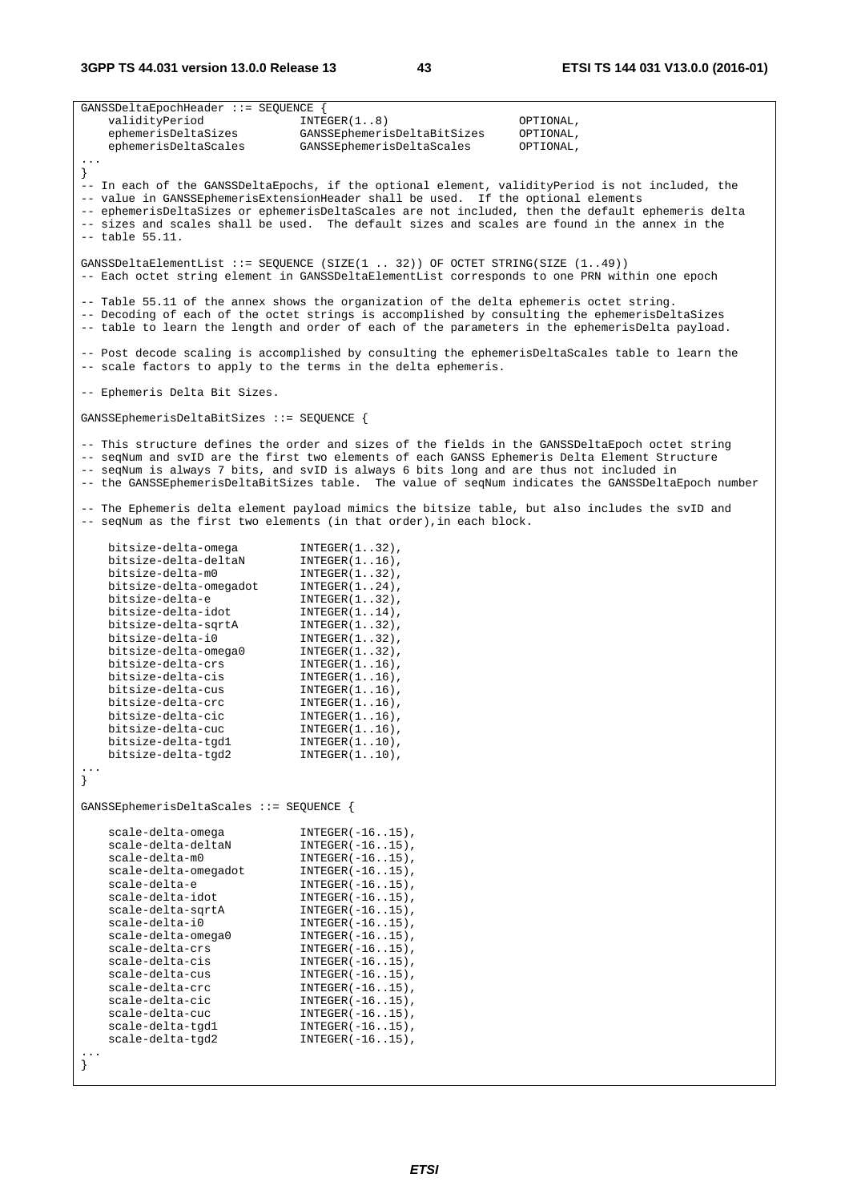```
GANSSDeltaEpochHeader ::= SEQUENCE {
    validityPeriod              INTEGER(1..8)                   OPTIONAL,
    ephemerisDeltaSizes         GANSSEphemerisDeltaBitSizes     OPTIONAL,
    ephemerisDeltaScales        GANSSEphemerisDeltaScales       OPTIONAL,
...
}
-- In each of the GANSSDeltaEpochs, if the optional element, validityPeriod is not included, the
-- value in GANSSEphemerisExtensionHeader shall be used.  If the optional elements
-- ephemerisDeltaSizes or ephemerisDeltaScales are not included, then the default ephemeris delta
-- sizes and scales shall be used.  The default sizes and scales are found in the annex in the
-- table 55.11.

GANSSDeltaElementList ::= SEQUENCE (SIZE(1 .. 32)) OF OCTET STRING(SIZE (1..49))
-- Each octet string element in GANSSDeltaElementList corresponds to one PRN within one epoch

-- Table 55.11 of the annex shows the organization of the delta ephemeris octet string.
-- Decoding of each of the octet strings is accomplished by consulting the ephemerisDeltaSizes
-- table to learn the length and order of each of the parameters in the ephemerisDelta payload.

-- Post decode scaling is accomplished by consulting the ephemerisDeltaScales table to learn the
-- scale factors to apply to the terms in the delta ephemeris.

-- Ephemeris Delta Bit Sizes.

GANSSEphemerisDeltaBitSizes ::= SEQUENCE {

-- This structure defines the order and sizes of the fields in the GANSSDeltaEpoch octet string
-- seqNum and svID are the first two elements of each GANSS Ephemeris Delta Element Structure
-- seqNum is always 7 bits, and svID is always 6 bits long and are thus not included in
-- the GANSSEphemerisDeltaBitSizes table.  The value of seqNum indicates the GANSSDeltaEpoch number

-- The Ephemeris delta element payload mimics the bitsize table, but also includes the svID and
-- seqNum as the first two elements (in that order),in each block.

    bitsize-delta-omega         INTEGER(1..32),
    bitsize-delta-deltaN        INTEGER(1..16),
    bitsize-delta-m0            INTEGER(1..32),
    bitsize-delta-omegadot      INTEGER(1..24),
    bitsize-delta-e             INTEGER(1..32),
    bitsize-delta-idot          INTEGER(1..14),
    bitsize-delta-sqrtA         INTEGER(1..32),
    bitsize-delta-i0            INTEGER(1..32),
    bitsize-delta-omega0        INTEGER(1..32),
    bitsize-delta-crs           INTEGER(1..16),
    bitsize-delta-cis           INTEGER(1..16),
    bitsize-delta-cus           INTEGER(1..16),
    bitsize-delta-crc           INTEGER(1..16),
    bitsize-delta-cic           INTEGER(1..16),
    bitsize-delta-cuc           INTEGER(1..16),
    bitsize-delta-tgd1          INTEGER(1..10),
    bitsize-delta-tgd2          INTEGER(1..10),
...
}

GANSSEphemerisDeltaScales ::= SEQUENCE {

    scale-delta-omega           INTEGER(-16..15),
    scale-delta-deltaN          INTEGER(-16..15),
    scale-delta-m0              INTEGER(-16..15),
    scale-delta-omegadot        INTEGER(-16..15),
    scale-delta-e               INTEGER(-16..15),
    scale-delta-idot            INTEGER(-16..15),
    scale-delta-sqrtA           INTEGER(-16..15),
    scale-delta-i0              INTEGER(-16..15),
    scale-delta-omega0          INTEGER(-16..15),
    scale-delta-crs             INTEGER(-16..15),
    scale-delta-cis             INTEGER(-16..15),
    scale-delta-cus             INTEGER(-16..15),
    scale-delta-crc             INTEGER(-16..15),
    scale-delta-cic             INTEGER(-16..15),
    scale-delta-cuc             INTEGER(-16..15),
    scale-delta-tgd1            INTEGER(-16..15),
    scale-delta-tgd2            INTEGER(-16..15),
...
}
```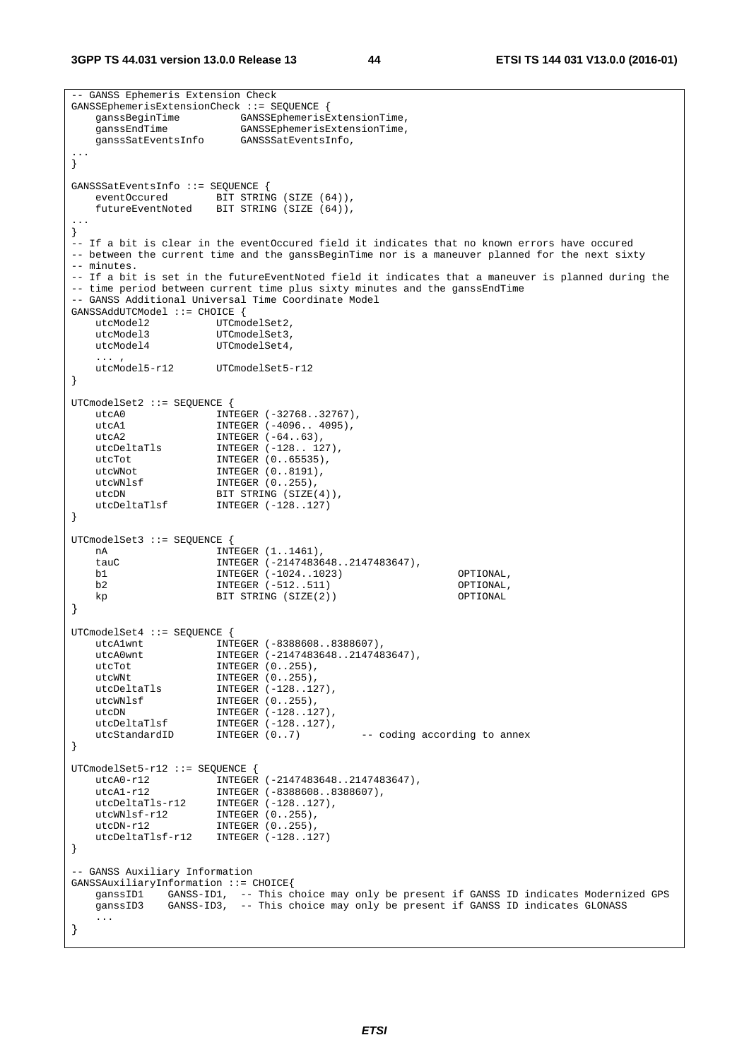```
-- GANSS Ephemeris Extension Check
GANSSEphemerisExtensionCheck ::= SEQUENCE {
    ganssBeginTime          GANSSEphemerisExtensionTime,
    ganssEndTime            GANSSEphemerisExtensionTime,
    ganssSatEventsInfo      GANSSSatEventsInfo,
...
}

GANSSSatEventsInfo ::= SEQUENCE {
    eventOccured        BIT STRING (SIZE (64)),
    futureEventNoted    BIT STRING (SIZE (64)),
...
}
-- If a bit is clear in the eventOccured field it indicates that no known errors have occured
-- between the current time and the ganssBeginTime nor is a maneuver planned for the next sixty
-- minutes.
-- If a bit is set in the futureEventNoted field it indicates that a maneuver is planned during the
-- time period between current time plus sixty minutes and the ganssEndTime
-- GANSS Additional Universal Time Coordinate Model
GANSSAddUTCModel ::= CHOICE {
    utcModel2           UTCmodelSet2,
    utcModel3           UTCmodelSet3,
    utcModel4           UTCmodelSet4,
    ... ,
    utcModel5-r12       UTCmodelSet5-r12
}

UTCmodelSet2 ::= SEQUENCE {
    utcA0               INTEGER (-32768..32767),
    utcA1               INTEGER (-4096.. 4095),
    utcA2               INTEGER (-64..63),
    utcDeltaTls         INTEGER (-128.. 127),
    utcTot              INTEGER (0..65535),
    utcWNot             INTEGER (0..8191),
    utcWNlsf            INTEGER (0..255),
    utcDN               BIT STRING (SIZE(4)),
    utcDeltaTlsf        INTEGER (-128..127)
}

UTCmodelSet3 ::= SEQUENCE {
    nA                  INTEGER (1..1461),
    tauC                INTEGER (-2147483648..2147483647),
    b1                  INTEGER (-1024..1023)                   OPTIONAL,
    b2                  INTEGER (-512..511)                     OPTIONAL,
    kp                  BIT STRING (SIZE(2))                    OPTIONAL
}

UTCmodelSet4 ::= SEQUENCE {
    utcA1wnt            INTEGER (-8388608..8388607),
    utcA0wnt            INTEGER (-2147483648..2147483647),
    utcTot              INTEGER (0..255),
    utcWNt              INTEGER (0..255),
    utcDeltaTls         INTEGER (-128..127),
    utcWNlsf            INTEGER (0..255),
    utcDN               INTEGER (-128..127),
    utcDeltaTlsf        INTEGER (-128..127),
    utcStandardID       INTEGER (0..7)          -- coding according to annex
}

UTCmodelSet5-r12 ::= SEQUENCE {
    utcA0-r12           INTEGER (-2147483648..2147483647),
    utcA1-r12           INTEGER (-8388608..8388607),
    utcDeltaTls-r12     INTEGER (-128..127),
    utcWNlsf-r12        INTEGER (0..255),
    utcDN-r12           INTEGER (0..255),
    utcDeltaTlsf-r12    INTEGER (-128..127)
}

-- GANSS Auxiliary Information
GANSSAuxiliaryInformation ::= CHOICE{
    ganssID1    GANSS-ID1,  -- This choice may only be present if GANSS ID indicates Modernized GPS
    ganssID3    GANSS-ID3,  -- This choice may only be present if GANSS ID indicates GLONASS
    ...
}
```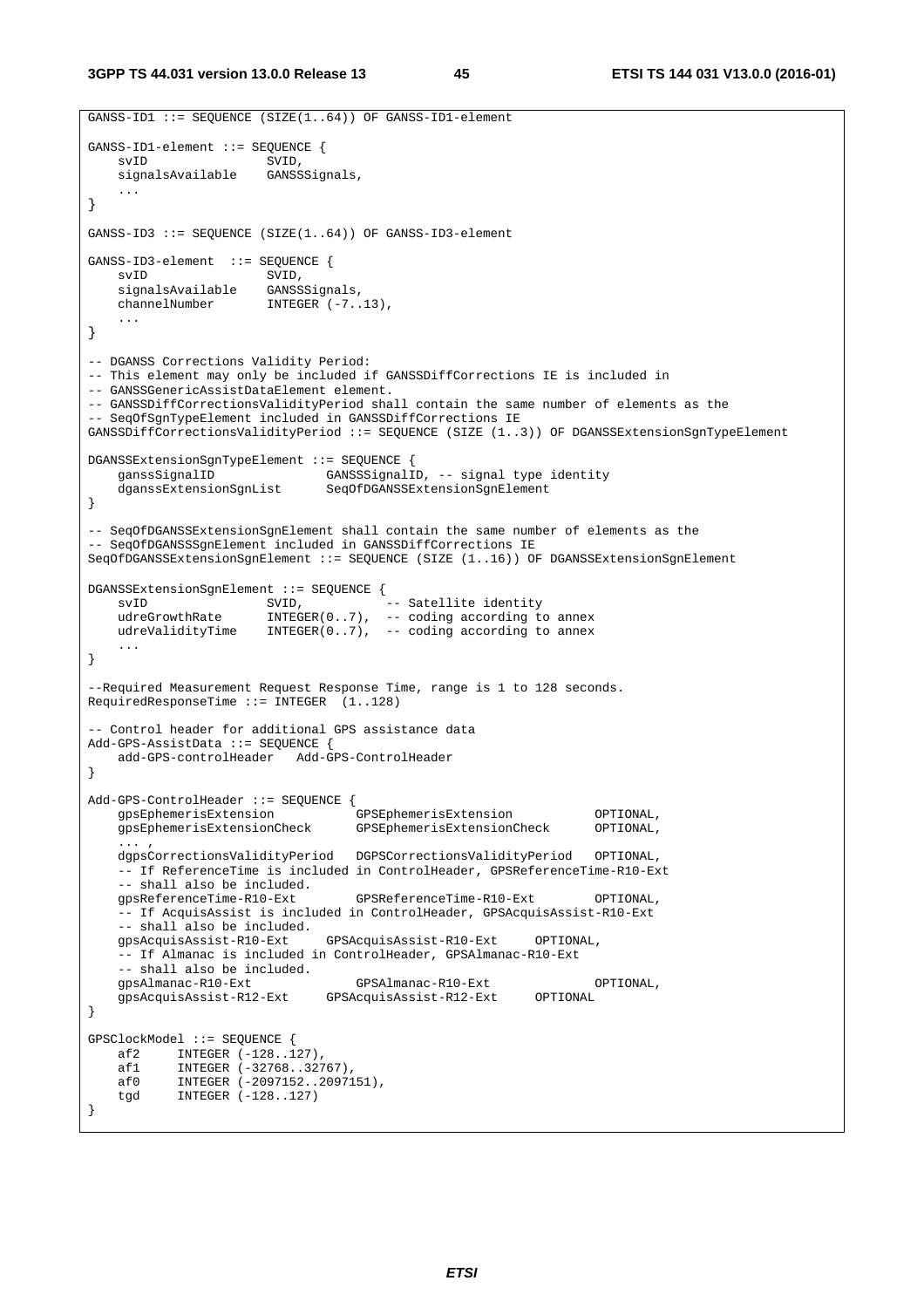```
GANSS-ID1 ::= SEQUENCE (SIZE(1..64)) OF GANSS-ID1-element

GANSS-ID1-element ::= SEQUENCE {
    svID                SVID,
    signalsAvailable    GANSSSignals,
    ...
}

GANSS-ID3 ::= SEQUENCE (SIZE(1..64)) OF GANSS-ID3-element

GANSS-ID3-element  ::= SEQUENCE {
    svID                SVID,
    signalsAvailable    GANSSSignals,
    channelNumber       INTEGER (-7..13),
    ...
}

-- DGANSS Corrections Validity Period:
-- This element may only be included if GANSSDiffCorrections IE is included in
-- GANSSGenericAssistDataElement element.
-- GANSSDiffCorrectionsValidityPeriod shall contain the same number of elements as the
-- SeqOfSgnTypeElement included in GANSSDiffCorrections IE
GANSSDiffCorrectionsValidityPeriod ::= SEQUENCE (SIZE (1..3)) OF DGANSSExtensionSgnTypeElement

DGANSSExtensionSgnTypeElement ::= SEQUENCE {
    ganssSignalID               GANSSSignalID, -- signal type identity
    dganssExtensionSgnList      SeqOfDGANSSExtensionSgnElement
}

-- SeqOfDGANSSExtensionSgnElement shall contain the same number of elements as the
-- SeqOfDGANSSSgnElement included in GANSSDiffCorrections IE
SeqOfDGANSSExtensionSgnElement ::= SEQUENCE (SIZE (1..16)) OF DGANSSExtensionSgnElement

DGANSSExtensionSgnElement ::= SEQUENCE {
    svID                SVID,           -- Satellite identity
    udreGrowthRate      INTEGER(0..7),  -- coding according to annex
    udreValidityTime    INTEGER(0..7),  -- coding according to annex
    ...
}

--Required Measurement Request Response Time, range is 1 to 128 seconds.
RequiredResponseTime ::= INTEGER  (1..128)

-- Control header for additional GPS assistance data
Add-GPS-AssistData ::= SEQUENCE {
    add-GPS-controlHeader   Add-GPS-ControlHeader
}

Add-GPS-ControlHeader ::= SEQUENCE {
    gpsEphemerisExtension           GPSEphemerisExtension           OPTIONAL,
    gpsEphemerisExtensionCheck      GPSEphemerisExtensionCheck      OPTIONAL,
    ... ,
    dgpsCorrectionsValidityPeriod   DGPSCorrectionsValidityPeriod   OPTIONAL,
    -- If ReferenceTime is included in ControlHeader, GPSReferenceTime-R10-Ext
    -- shall also be included.
    gpsReferenceTime-R10-Ext        GPSReferenceTime-R10-Ext        OPTIONAL,
    -- If AcquisAssist is included in ControlHeader, GPSAcquisAssist-R10-Ext
    -- shall also be included.
    gpsAcquisAssist-R10-Ext     GPSAcquisAssist-R10-Ext     OPTIONAL,
    -- If Almanac is included in ControlHeader, GPSAlmanac-R10-Ext
    -- shall also be included.
    gpsAlmanac-R10-Ext              GPSAlmanac-R10-Ext              OPTIONAL,
    gpsAcquisAssist-R12-Ext     GPSAcquisAssist-R12-Ext     OPTIONAL
}

GPSClockModel ::= SEQUENCE {
    af2     INTEGER (-128..127),
    af1     INTEGER (-32768..32767),
    af0     INTEGER (-2097152..2097151),
    tgd     INTEGER (-128..127)
}
```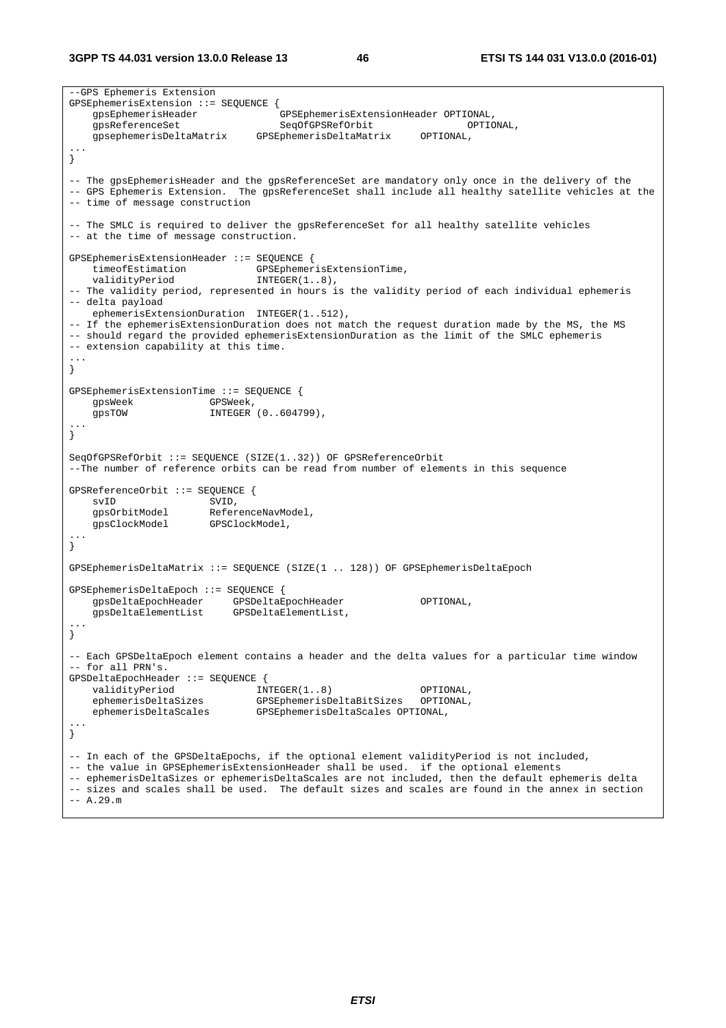```
--GPS Ephemeris Extension
GPSEphemerisExtension ::= SEQUENCE {
    gpsEphemerisHeader             GPSEphemerisExtensionHeader OPTIONAL,
    gpsReferenceSet                SeqOfGPSRefOrbit              OPTIONAL,
    gpsephemerisDeltaMatrix     GPSEphemerisDeltaMatrix     OPTIONAL,
...
}

-- The gpsEphemerisHeader and the gpsReferenceSet are mandatory only once in the delivery of the
-- GPS Ephemeris Extension.  The gpsReferenceSet shall include all healthy satellite vehicles at the
-- time of message construction

-- The SMLC is required to deliver the gpsReferenceSet for all healthy satellite vehicles
-- at the time of message construction.

GPSEphemerisExtensionHeader ::= SEQUENCE {
    timeofEstimation            GPSEphemerisExtensionTime,
    validityPeriod              INTEGER(1..8),
-- The validity period, represented in hours is the validity period of each individual ephemeris
-- delta payload
    ephemerisExtensionDuration  INTEGER(1..512),
-- If the ephemerisExtensionDuration does not match the request duration made by the MS, the MS
-- should regard the provided ephemerisExtensionDuration as the limit of the SMLC ephemeris
-- extension capability at this time.
...
}

GPSEphemerisExtensionTime ::= SEQUENCE {
    gpsWeek             GPSWeek,
    gpsTOW              INTEGER (0..604799),
...
}

SeqOfGPSRefOrbit ::= SEQUENCE (SIZE(1..32)) OF GPSReferenceOrbit
--The number of reference orbits can be read from number of elements in this sequence

GPSReferenceOrbit ::= SEQUENCE {
    svID                SVID,
    gpsOrbitModel       ReferenceNavModel,
    gpsClockModel       GPSClockModel,
...
}

GPSEphemerisDeltaMatrix ::= SEQUENCE (SIZE(1 .. 128)) OF GPSEphemerisDeltaEpoch

GPSEphemerisDeltaEpoch ::= SEQUENCE {
    gpsDeltaEpochHeader     GPSDeltaEpochHeader             OPTIONAL,
    gpsDeltaElementList     GPSDeltaElementList,
...
}

-- Each GPSDeltaEpoch element contains a header and the delta values for a particular time window
-- for all PRN's.
GPSDeltaEpochHeader ::= SEQUENCE {
    validityPeriod              INTEGER(1..8)               OPTIONAL,
    ephemerisDeltaSizes         GPSEphemerisDeltaBitSizes   OPTIONAL,
    ephemerisDeltaScales        GPSEphemerisDeltaScales OPTIONAL,
...
}

-- In each of the GPSDeltaEpochs, if the optional element validityPeriod is not included,
-- the value in GPSEphemerisExtensionHeader shall be used.  if the optional elements
-- ephemerisDeltaSizes or ephemerisDeltaScales are not included, then the default ephemeris delta
-- sizes and scales shall be used.  The default sizes and scales are found in the annex in section
-- A.29.m
```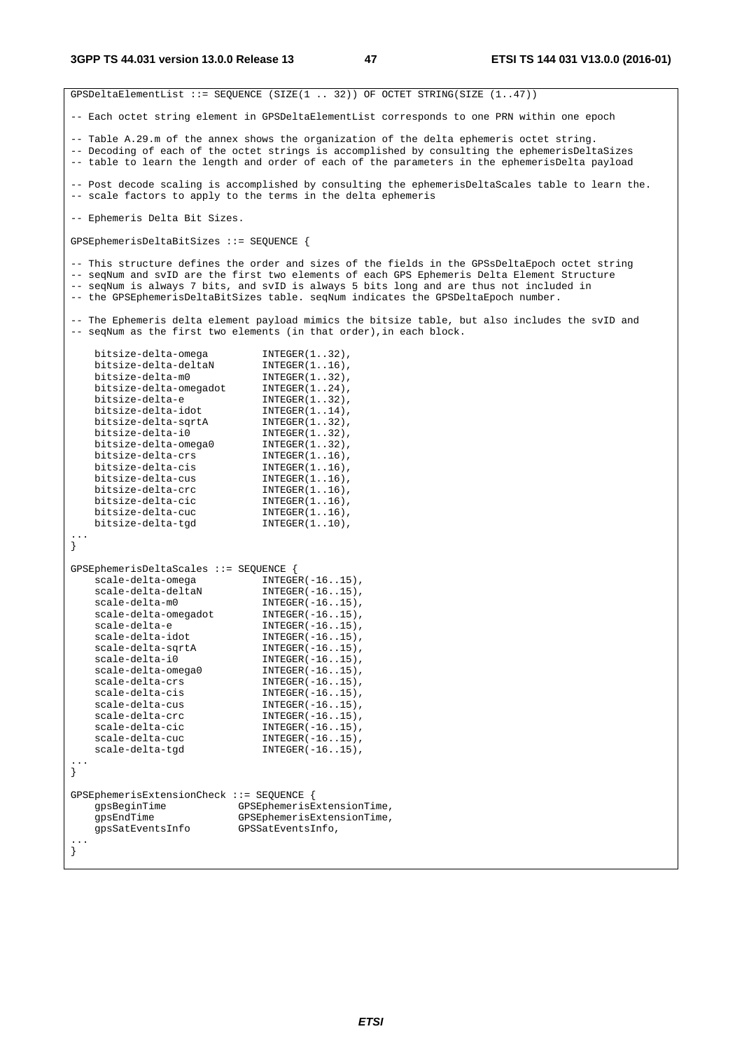```
GPSDeltaElementList ::= SEQUENCE (SIZE(1 .. 32)) OF OCTET STRING(SIZE (1..47))

-- Each octet string element in GPSDeltaElementList corresponds to one PRN within one epoch

-- Table A.29.m of the annex shows the organization of the delta ephemeris octet string.
-- Decoding of each of the octet strings is accomplished by consulting the ephemerisDeltaSizes
-- table to learn the length and order of each of the parameters in the ephemerisDelta payload

-- Post decode scaling is accomplished by consulting the ephemerisDeltaScales table to learn the.
-- scale factors to apply to the terms in the delta ephemeris

-- Ephemeris Delta Bit Sizes.

GPSEphemerisDeltaBitSizes ::= SEQUENCE {

-- This structure defines the order and sizes of the fields in the GPSsDeltaEpoch octet string
-- seqNum and svID are the first two elements of each GPS Ephemeris Delta Element Structure
-- seqNum is always 7 bits, and svID is always 5 bits long and are thus not included in
-- the GPSEphemerisDeltaBitSizes table. seqNum indicates the GPSDeltaEpoch number.

-- The Ephemeris delta element payload mimics the bitsize table, but also includes the svID and
-- seqNum as the first two elements (in that order),in each block.

    bitsize-delta-omega         INTEGER(1..32),
    bitsize-delta-deltaN        INTEGER(1..16),
    bitsize-delta-m0            INTEGER(1..32),
    bitsize-delta-omegadot      INTEGER(1..24),
    bitsize-delta-e             INTEGER(1..32),
    bitsize-delta-idot          INTEGER(1..14),
    bitsize-delta-sqrtA         INTEGER(1..32),
    bitsize-delta-i0            INTEGER(1..32),
    bitsize-delta-omega0        INTEGER(1..32),
    bitsize-delta-crs           INTEGER(1..16),
    bitsize-delta-cis           INTEGER(1..16),
    bitsize-delta-cus           INTEGER(1..16),
    bitsize-delta-crc           INTEGER(1..16),
    bitsize-delta-cic           INTEGER(1..16),
    bitsize-delta-cuc           INTEGER(1..16),
    bitsize-delta-tgd           INTEGER(1..10),
...
}

GPSEphemerisDeltaScales ::= SEQUENCE {
    scale-delta-omega           INTEGER(-16..15),
    scale-delta-deltaN          INTEGER(-16..15),
    scale-delta-m0              INTEGER(-16..15),
    scale-delta-omegadot        INTEGER(-16..15),
    scale-delta-e               INTEGER(-16..15),
    scale-delta-idot            INTEGER(-16..15),
    scale-delta-sqrtA           INTEGER(-16..15),
    scale-delta-i0              INTEGER(-16..15),
    scale-delta-omega0          INTEGER(-16..15),
    scale-delta-crs             INTEGER(-16..15),
    scale-delta-cis             INTEGER(-16..15),
    scale-delta-cus             INTEGER(-16..15),
    scale-delta-crc             INTEGER(-16..15),
    scale-delta-cic             INTEGER(-16..15),
    scale-delta-cuc             INTEGER(-16..15),
    scale-delta-tgd             INTEGER(-16..15),
...
}

GPSEphemerisExtensionCheck ::= SEQUENCE {
    gpsBeginTime            GPSEphemerisExtensionTime,
    gpsEndTime              GPSEphemerisExtensionTime,
    gpsSatEventsInfo        GPSSatEventsInfo,
...
}
```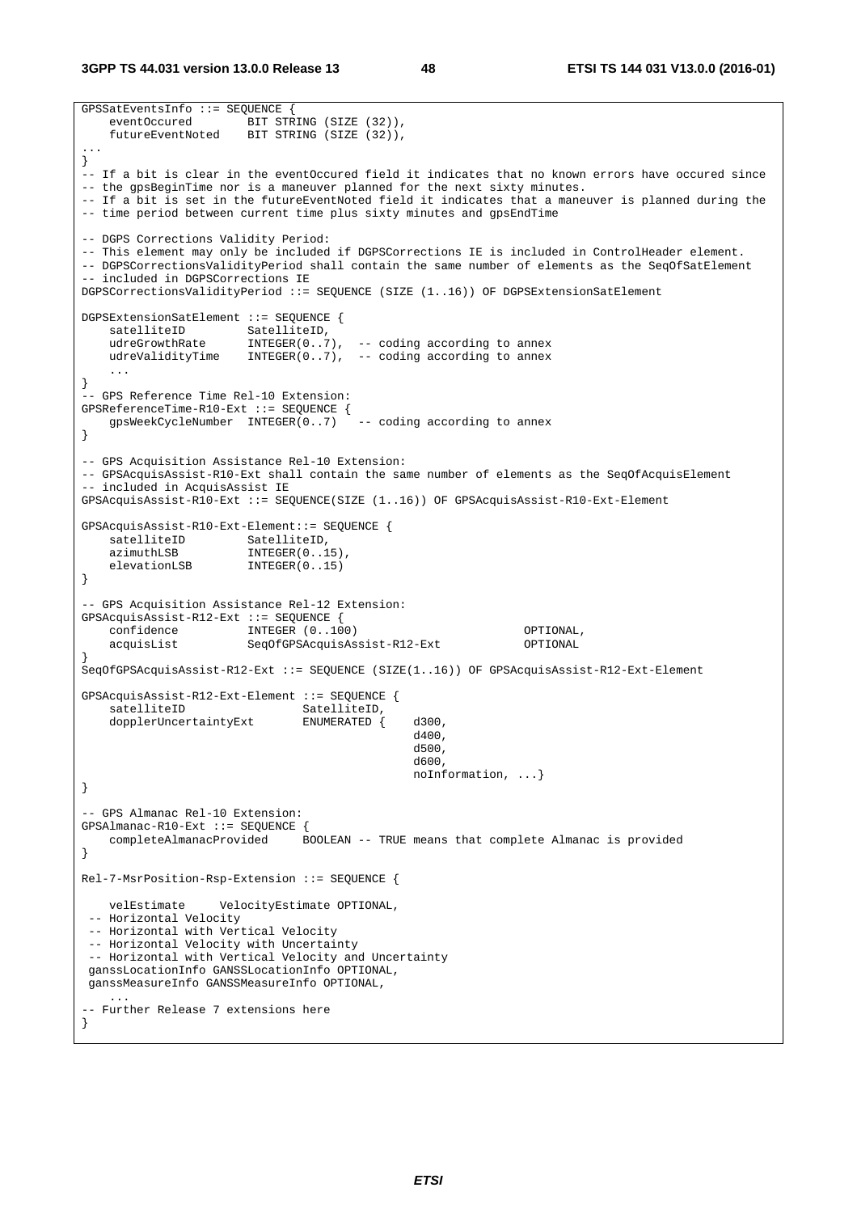```
GPSSatEventsInfo ::= SEQUENCE {
    eventOccured        BIT STRING (SIZE (32)),
    futureEventNoted    BIT STRING (SIZE (32)),
...
}
-- If a bit is clear in the eventOccured field it indicates that no known errors have occured since
-- the gpsBeginTime nor is a maneuver planned for the next sixty minutes.
-- If a bit is set in the futureEventNoted field it indicates that a maneuver is planned during the
-- time period between current time plus sixty minutes and gpsEndTime

-- DGPS Corrections Validity Period:
-- This element may only be included if DGPSCorrections IE is included in ControlHeader element.
-- DGPSCorrectionsValidityPeriod shall contain the same number of elements as the SeqOfSatElement
-- included in DGPSCorrections IE
DGPSCorrectionsValidityPeriod ::= SEQUENCE (SIZE (1..16)) OF DGPSExtensionSatElement

DGPSExtensionSatElement ::= SEQUENCE {
    satelliteID         SatelliteID,
    udreGrowthRate      INTEGER(0..7),  -- coding according to annex
    udreValidityTime    INTEGER(0..7),  -- coding according to annex
    ...
}
-- GPS Reference Time Rel-10 Extension:
GPSReferenceTime-R10-Ext ::= SEQUENCE {
    gpsWeekCycleNumber  INTEGER(0..7)   -- coding according to annex
}

-- GPS Acquisition Assistance Rel-10 Extension:
-- GPSAcquisAssist-R10-Ext shall contain the same number of elements as the SeqOfAcquisElement
-- included in AcquisAssist IE
GPSAcquisAssist-R10-Ext ::= SEQUENCE(SIZE (1..16)) OF GPSAcquisAssist-R10-Ext-Element

GPSAcquisAssist-R10-Ext-Element::= SEQUENCE {
    satelliteID         SatelliteID,
    azimuthLSB          INTEGER(0..15),
    elevationLSB        INTEGER(0..15)
}

-- GPS Acquisition Assistance Rel-12 Extension:
GPSAcquisAssist-R12-Ext ::= SEQUENCE {
    confidence          INTEGER (0..100)                        OPTIONAL,
    acquisList          SeqOfGPSAcquisAssist-R12-Ext            OPTIONAL
}
SeqOfGPSAcquisAssist-R12-Ext ::= SEQUENCE (SIZE(1..16)) OF GPSAcquisAssist-R12-Ext-Element

GPSAcquisAssist-R12-Ext-Element ::= SEQUENCE {
    satelliteID                 SatelliteID,
    dopplerUncertaintyExt       ENUMERATED {    d300,
                                                d400,
                                                d500,
                                                d600,
                                                noInformation, ...}
}

-- GPS Almanac Rel-10 Extension:
GPSAlmanac-R10-Ext ::= SEQUENCE {
    completeAlmanacProvided     BOOLEAN -- TRUE means that complete Almanac is provided
}

Rel-7-MsrPosition-Rsp-Extension ::= SEQUENCE {

    velEstimate     VelocityEstimate OPTIONAL,
 -- Horizontal Velocity
 -- Horizontal with Vertical Velocity
 -- Horizontal Velocity with Uncertainty
 -- Horizontal with Vertical Velocity and Uncertainty
 ganssLocationInfo GANSSLocationInfo OPTIONAL,
 ganssMeasureInfo GANSSMeasureInfo OPTIONAL,
    ...
-- Further Release 7 extensions here
}
```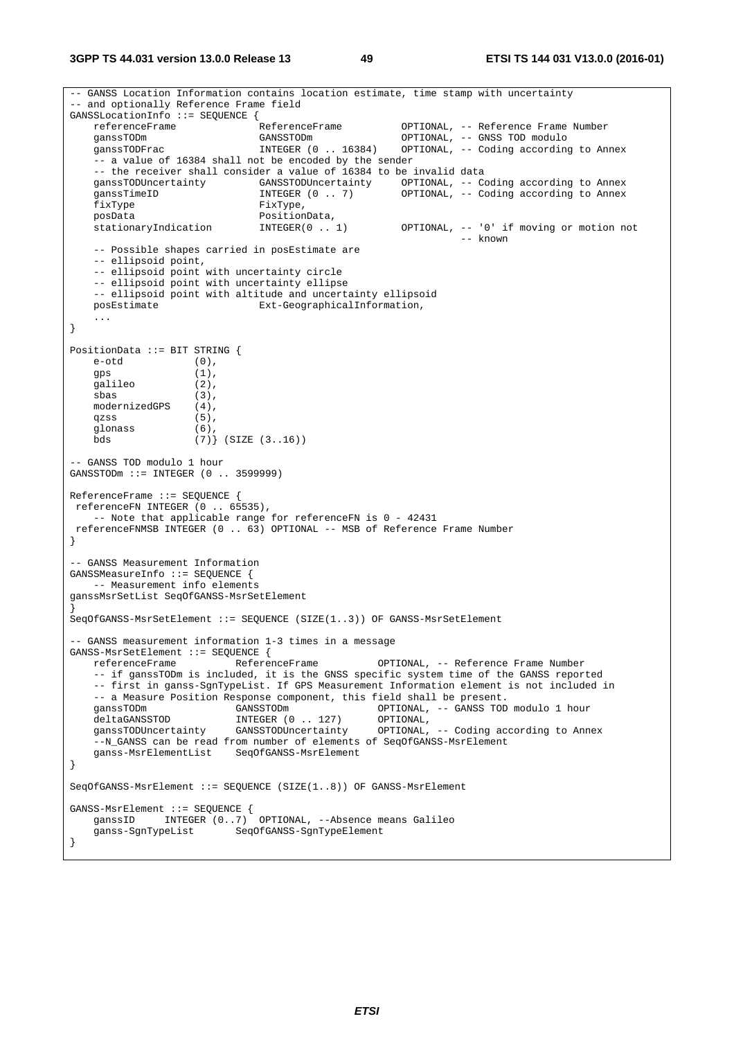```
-- GANSS Location Information contains location estimate, time stamp with uncertainty
-- and optionally Reference Frame field
GANSSLocationInfo ::= SEQUENCE {
    referenceFrame              ReferenceFrame          OPTIONAL, -- Reference Frame Number
    ganssTODm                   GANSSTODm               OPTIONAL, -- GNSS TOD modulo
    ganssTODFrac                INTEGER (0 .. 16384)    OPTIONAL, -- Coding according to Annex
    -- a value of 16384 shall not be encoded by the sender
    -- the receiver shall consider a value of 16384 to be invalid data
    ganssTODUncertainty         GANSSTODUncertainty     OPTIONAL, -- Coding according to Annex
    ganssTimeID                 INTEGER (0 .. 7)        OPTIONAL, -- Coding according to Annex
    fixType                     FixType,
    posData                     PositionData,
    stationaryIndication        INTEGER(0 .. 1)         OPTIONAL, -- '0' if moving or motion not
                                                                  -- known
    -- Possible shapes carried in posEstimate are
    -- ellipsoid point,
    -- ellipsoid point with uncertainty circle
    -- ellipsoid point with uncertainty ellipse
    -- ellipsoid point with altitude and uncertainty ellipsoid
    posEstimate                 Ext-GeographicalInformation,
    ...
}

PositionData ::= BIT STRING {
    e-otd           (0),
    gps             (1),
    galileo         (2),
    sbas            (3),
    modernizedGPS   (4),
    qzss            (5),
    glonass         (6),
    bds             (7)} (SIZE (3..16))

-- GANSS TOD modulo 1 hour
GANSSTODm ::= INTEGER (0 .. 3599999)

ReferenceFrame ::= SEQUENCE {
 referenceFN INTEGER (0 .. 65535),
    -- Note that applicable range for referenceFN is 0 - 42431
 referenceFNMSB INTEGER (0 .. 63) OPTIONAL -- MSB of Reference Frame Number
}

-- GANSS Measurement Information
GANSSMeasureInfo ::= SEQUENCE {
    -- Measurement info elements
ganssMsrSetList SeqOfGANSS-MsrSetElement
}
SeqOfGANSS-MsrSetElement ::= SEQUENCE (SIZE(1..3)) OF GANSS-MsrSetElement

-- GANSS measurement information 1-3 times in a message
GANSS-MsrSetElement ::= SEQUENCE {
    referenceFrame          ReferenceFrame          OPTIONAL, -- Reference Frame Number
    -- if ganssTODm is included, it is the GNSS specific system time of the GANSS reported
    -- first in ganss-SgnTypeList. If GPS Measurement Information element is not included in
    -- a Measure Position Response component, this field shall be present.
    ganssTODm               GANSSTODm               OPTIONAL, -- GANSS TOD modulo 1 hour
    deltaGANSSTOD           INTEGER (0 .. 127)      OPTIONAL,
    ganssTODUncertainty     GANSSTODUncertainty     OPTIONAL, -- Coding according to Annex
    --N_GANSS can be read from number of elements of SeqOfGANSS-MsrElement
    ganss-MsrElementList    SeqOfGANSS-MsrElement
}

SeqOfGANSS-MsrElement ::= SEQUENCE (SIZE(1..8)) OF GANSS-MsrElement

GANSS-MsrElement ::= SEQUENCE {
    ganssID     INTEGER (0..7)  OPTIONAL, --Absence means Galileo
    ganss-SgnTypeList       SeqOfGANSS-SgnTypeElement
}
```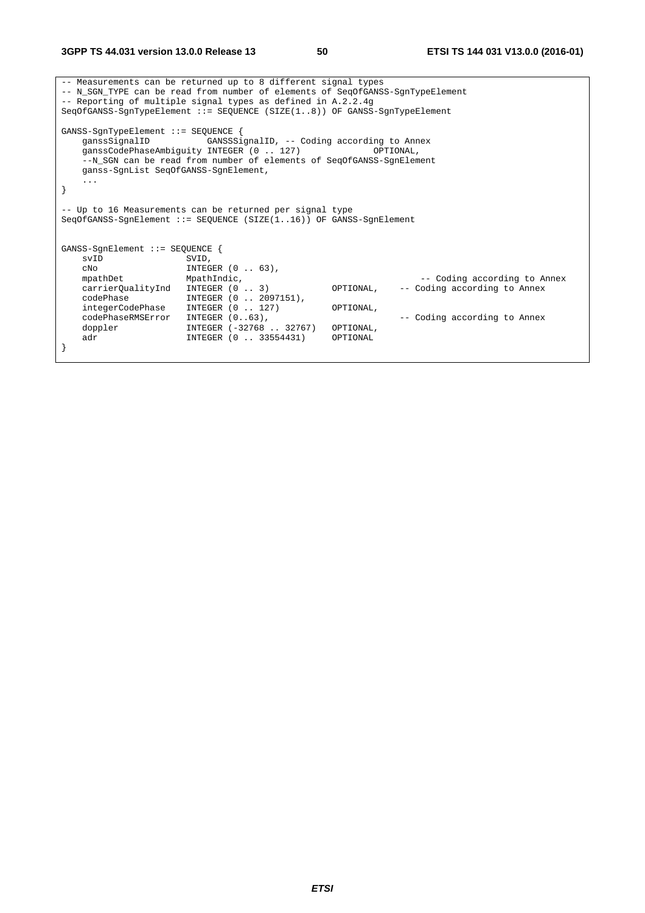```
-- Measurements can be returned up to 8 different signal types
-- N_SGN_TYPE can be read from number of elements of SeqOfGANSS-SgnTypeElement
-- Reporting of multiple signal types as defined in A.2.2.4g
SeqOfGANSS-SgnTypeElement ::= SEQUENCE (SIZE(1..8)) OF GANSS-SgnTypeElement

GANSS-SgnTypeElement ::= SEQUENCE {
    ganssSignalID           GANSSSignalID, -- Coding according to Annex
    ganssCodePhaseAmbiguity INTEGER (0 .. 127)              OPTIONAL,
    --N_SGN can be read from number of elements of SeqOfGANSS-SgnElement
    ganss-SgnList SeqOfGANSS-SgnElement,
    ...
}

-- Up to 16 Measurements can be returned per signal type
SeqOfGANSS-SgnElement ::= SEQUENCE (SIZE(1..16)) OF GANSS-SgnElement


GANSS-SgnElement ::= SEQUENCE {
    svID                SVID,
    cNo                 INTEGER (0 .. 63),
    mpathDet            MpathIndic,                                  -- Coding according to Annex
    carrierQualityInd   INTEGER (0 .. 3)           OPTIONAL,    -- Coding according to Annex
    codePhase           INTEGER (0 .. 2097151),
    integerCodePhase    INTEGER (0 .. 127)         OPTIONAL,
    codePhaseRMSError   INTEGER (0..63),                        -- Coding according to Annex
    doppler             INTEGER (-32768 .. 32767)  OPTIONAL,
    adr                 INTEGER (0 .. 33554431)    OPTIONAL
}
```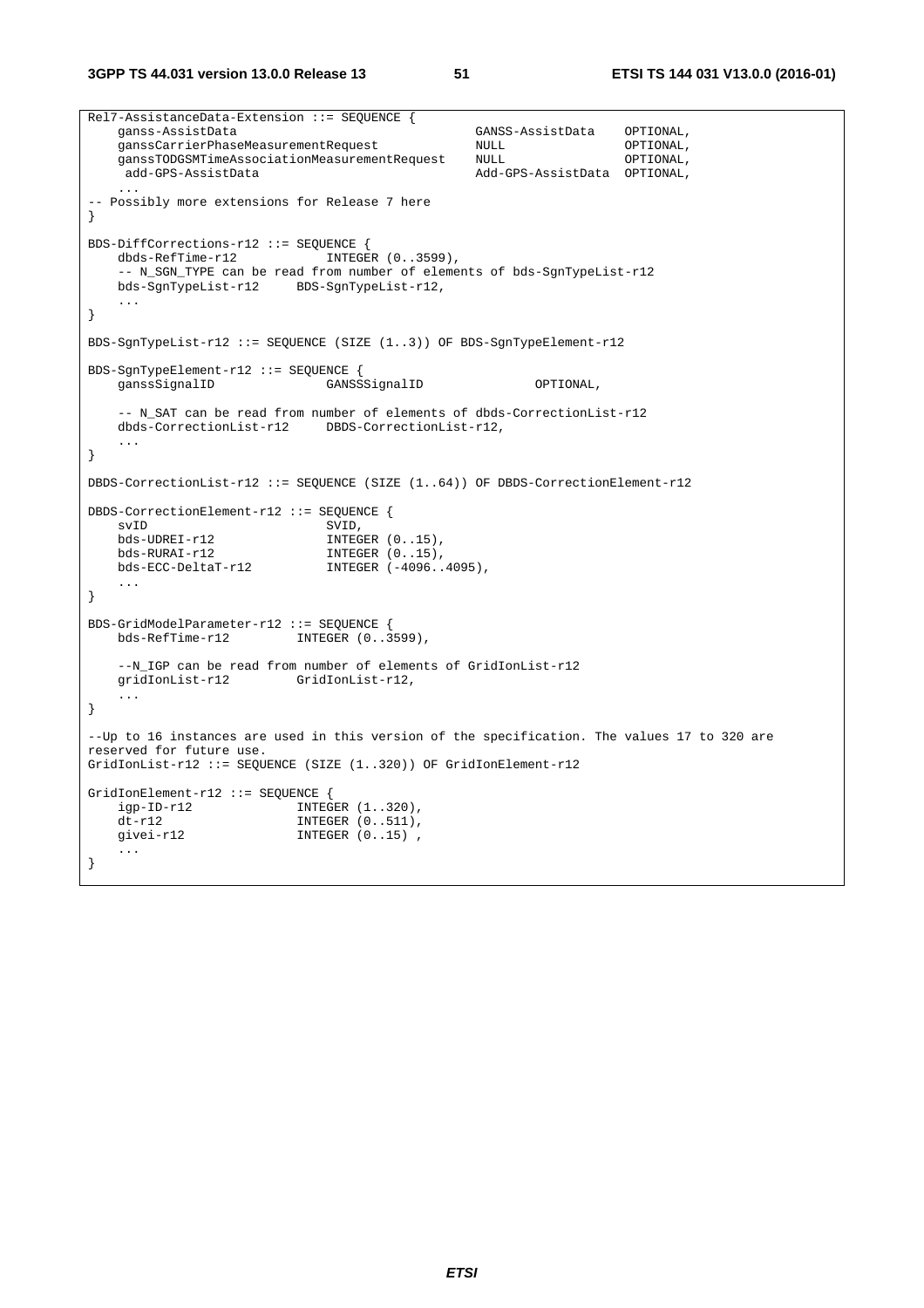```
Rel7-AssistanceData-Extension ::= SEQUENCE {
    ganss-AssistData                                GANSS-AssistData    OPTIONAL,
    ganssCarrierPhaseMeasurementRequest             NULL                OPTIONAL,
    ganssTODGSMTimeAssociationMeasurementRequest    NULL                OPTIONAL,
     add-GPS-AssistData                             Add-GPS-AssistData  OPTIONAL,
    ...
-- Possibly more extensions for Release 7 here
}

BDS-DiffCorrections-r12 ::= SEQUENCE {
    dbds-RefTime-r12            INTEGER (0..3599),
    -- N_SGN_TYPE can be read from number of elements of bds-SgnTypeList-r12
    bds-SgnTypeList-r12     BDS-SgnTypeList-r12,
    ...
}

BDS-SgnTypeList-r12 ::= SEQUENCE (SIZE (1..3)) OF BDS-SgnTypeElement-r12

BDS-SgnTypeElement-r12 ::= SEQUENCE {
    ganssSignalID               GANSSSignalID               OPTIONAL,

    -- N_SAT can be read from number of elements of dbds-CorrectionList-r12
    dbds-CorrectionList-r12     DBDS-CorrectionList-r12,
    ...
}

DBDS-CorrectionList-r12 ::= SEQUENCE (SIZE (1..64)) OF DBDS-CorrectionElement-r12

DBDS-CorrectionElement-r12 ::= SEQUENCE {
    svID                        SVID,
    bds-UDREI-r12               INTEGER (0..15),
    bds-RURAI-r12               INTEGER (0..15),
    bds-ECC-DeltaT-r12          INTEGER (-4096..4095),
    ...
}

BDS-GridModelParameter-r12 ::= SEQUENCE {
    bds-RefTime-r12         INTEGER (0..3599),

    --N_IGP can be read from number of elements of GridIonList-r12
    gridIonList-r12         GridIonList-r12,
    ...
}

--Up to 16 instances are used in this version of the specification. The values 17 to 320 are
reserved for future use.
GridIonList-r12 ::= SEQUENCE (SIZE (1..320)) OF GridIonElement-r12

GridIonElement-r12 ::= SEQUENCE {
    igp-ID-r12              INTEGER (1..320),
    dt-r12                  INTEGER (0..511),
    givei-r12               INTEGER (0..15) ,
    ...
}
```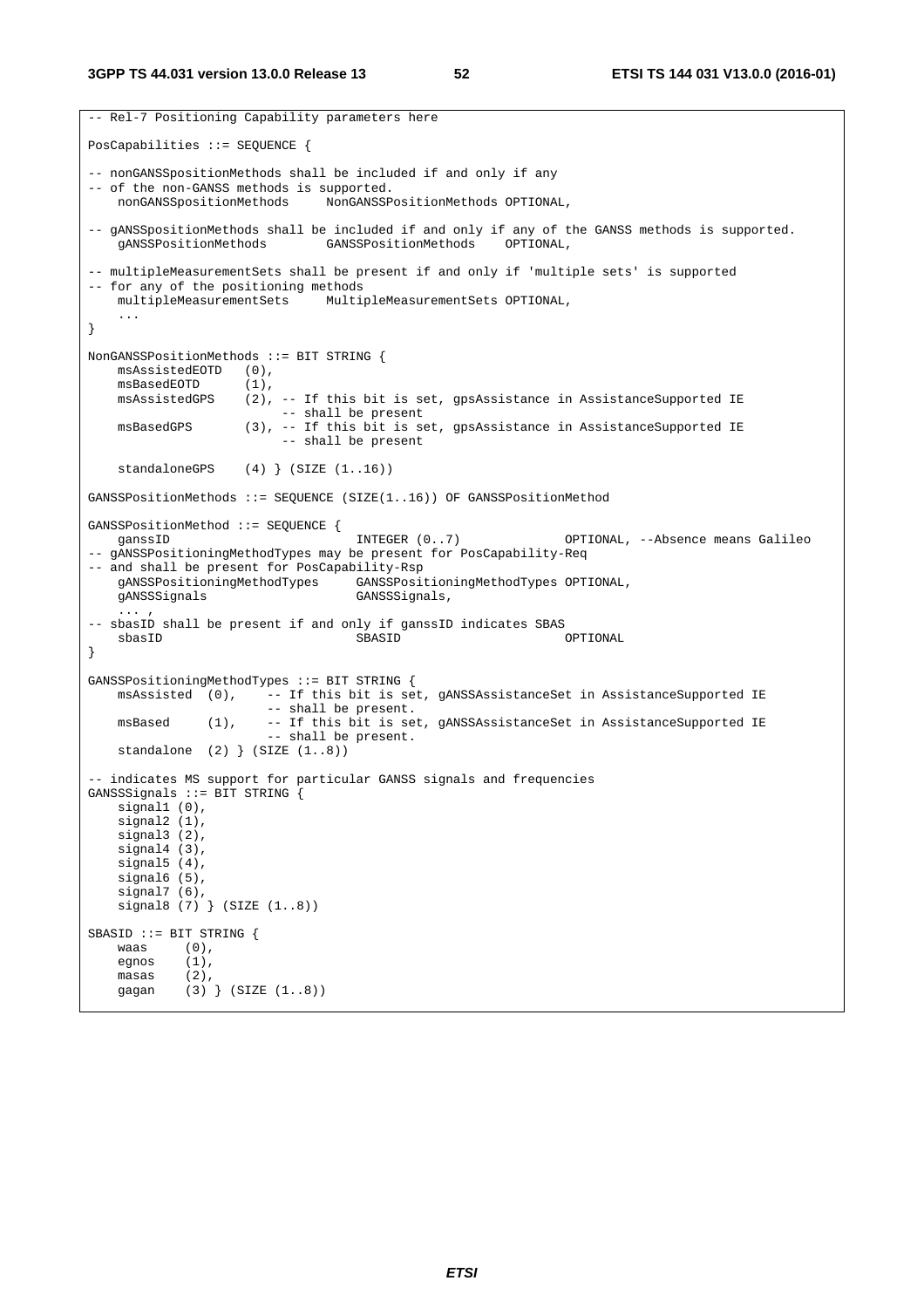```
-- Rel-7 Positioning Capability parameters here

PosCapabilities ::= SEQUENCE {

-- nonGANSSpositionMethods shall be included if and only if any
-- of the non-GANSS methods is supported.
    nonGANSSpositionMethods     NonGANSSPositionMethods OPTIONAL,

-- gANSSPositionMethods shall be included if and only if any of the GANSS methods is supported.
    gANSSPositionMethods        GANSSPositionMethods    OPTIONAL,

-- multipleMeasurementSets shall be present if and only if 'multiple sets' is supported
-- for any of the positioning methods
    multipleMeasurementSets     MultipleMeasurementSets OPTIONAL,
    ...
}

NonGANSSPositionMethods ::= BIT STRING {
    msAssistedEOTD   (0),
    msBasedEOTD      (1),
    msAssistedGPS    (2), -- If this bit is set, gpsAssistance in AssistanceSupported IE
                          -- shall be present
    msBasedGPS       (3), -- If this bit is set, gpsAssistance in AssistanceSupported IE
                          -- shall be present

    standaloneGPS    (4) } (SIZE (1..16))

GANSSPositionMethods ::= SEQUENCE (SIZE(1..16)) OF GANSSPositionMethod

GANSSPositionMethod ::= SEQUENCE {
    ganssID                         INTEGER (0..7)              OPTIONAL, --Absence means Galileo
-- gANSSPositioningMethodTypes may be present for PosCapability-Req
-- and shall be present for PosCapability-Rsp
    gANSSPositioningMethodTypes     GANSSPositioningMethodTypes OPTIONAL,
    gANSSSignals                    GANSSSignals,
    ... ,
-- sbasID shall be present if and only if ganssID indicates SBAS
    sbasID                          SBASID                      OPTIONAL
}

GANSSPositioningMethodTypes ::= BIT STRING {
    msAssisted  (0),     -- If this bit is set, gANSSAssistanceSet in AssistanceSupported IE
                         -- shall be present.
    msBased     (1),     -- If this bit is set, gANSSAssistanceSet in AssistanceSupported IE
                         -- shall be present.
    standalone  (2) } (SIZE (1..8))

-- indicates MS support for particular GANSS signals and frequencies
GANSSSignals ::= BIT STRING {
    signal1 (0),
    signal2 (1),
    signal3 (2),
    signal4 (3),
    signal5 (4),
    signal6 (5),
    signal7 (6),
    signal8 (7) } (SIZE (1..8))

SBASID ::= BIT STRING {
    waas     (0),
    egnos    (1),
    masas    (2),
    gagan    (3) } (SIZE (1..8))
```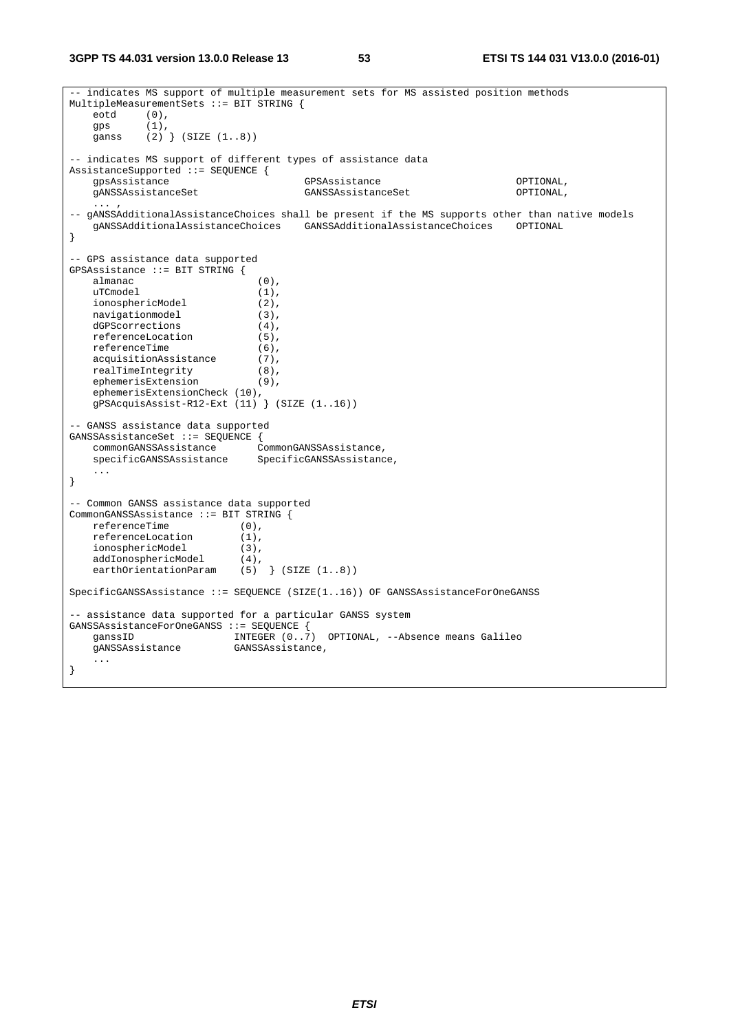```
-- indicates MS support of multiple measurement sets for MS assisted position methods
MultipleMeasurementSets ::= BIT STRING {
    eotd      (0),
    gps       (1),
    ganss     (2) } (SIZE (1..8))

-- indicates MS support of different types of assistance data
AssistanceSupported ::= SEQUENCE {
    gpsAssistance                       GPSAssistance                       OPTIONAL,
    gANSSAssistanceSet                  GANSSAssistanceSet                  OPTIONAL,
    ... ,
-- gANSSAdditionalAssistanceChoices shall be present if the MS supports other than native models
    gANSSAdditionalAssistanceChoices    GANSSAdditionalAssistanceChoices    OPTIONAL
}

-- GPS assistance data supported
GPSAssistance ::= BIT STRING {
    almanac                     (0),
    uTCmodel                    (1),
    ionosphericModel            (2),
    navigationmodel             (3),
    dGPScorrections             (4),
    referenceLocation           (5),
    referenceTime               (6),
    acquisitionAssistance       (7),
    realTimeIntegrity           (8),
    ephemerisExtension          (9),
    ephemerisExtensionCheck (10),
    gPSAcquisAssist-R12-Ext (11) } (SIZE (1..16))

-- GANSS assistance data supported
GANSSAssistanceSet ::= SEQUENCE {
    commonGANSSAssistance       CommonGANSSAssistance,
    specificGANSSAssistance     SpecificGANSSAssistance,
    ...
}

-- Common GANSS assistance data supported
CommonGANSSAssistance ::= BIT STRING {
    referenceTime           (0),
    referenceLocation       (1),
    ionosphericModel        (3),
    addIonosphericModel     (4),
    earthOrientationParam   (5)  } (SIZE (1..8))

SpecificGANSSAssistance ::= SEQUENCE (SIZE(1..16)) OF GANSSAssistanceForOneGANSS

-- assistance data supported for a particular GANSS system
GANSSAssistanceForOneGANSS ::= SEQUENCE {
    ganssID                 INTEGER (0..7)  OPTIONAL, --Absence means Galileo
    gANSSAssistance         GANSSAssistance,
    ...
}
```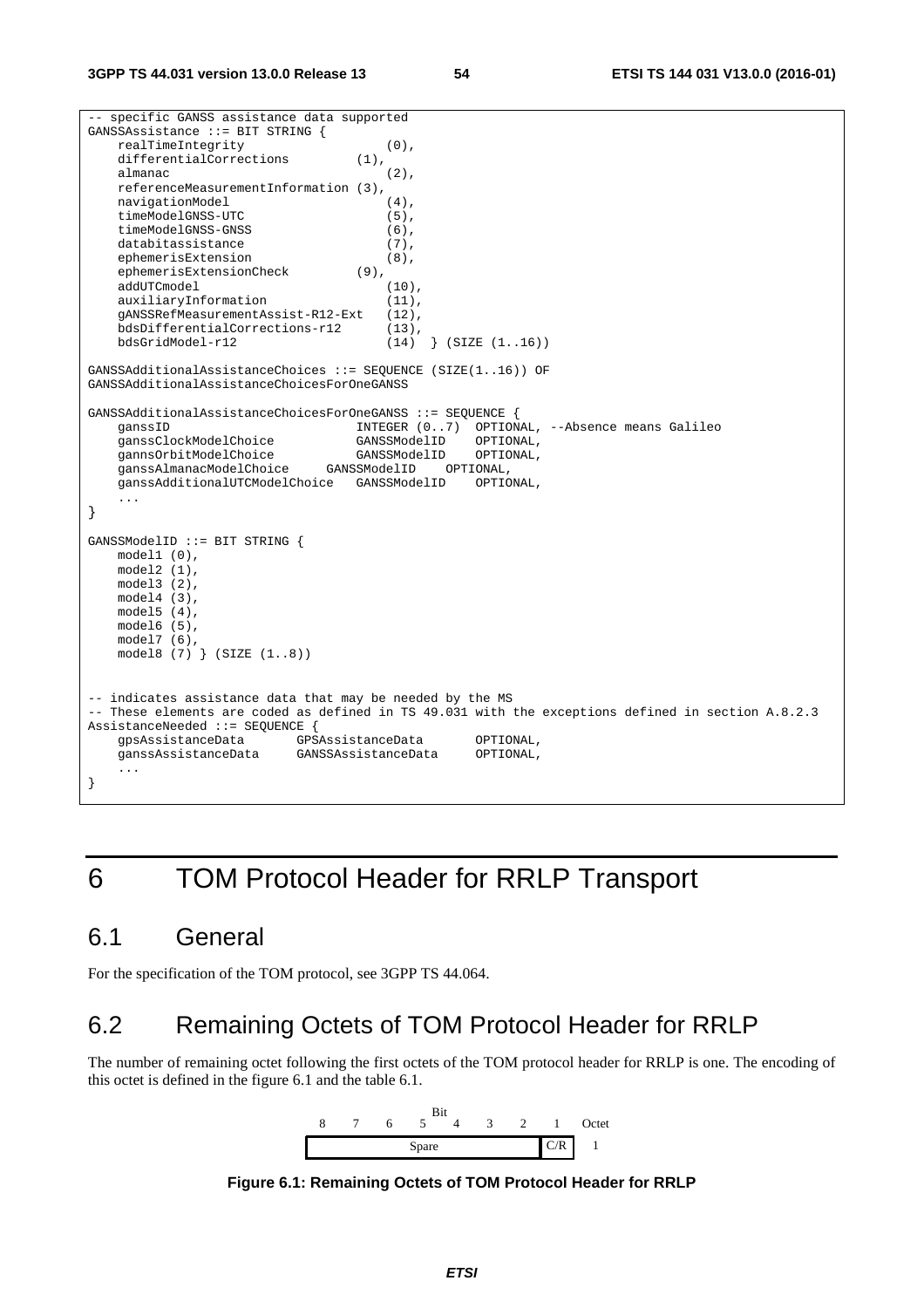```
-- specific GANSS assistance data supported
GANSSAssistance ::= BIT STRING {
    realTimeIntegrity                   (0),
    differentialCorrections         (1),
    almanac                             (2),
    referenceMeasurementInformation (3),
    navigationModel                     (4),
    timeModelGNSS-UTC                   (5),
    timeModelGNSS-GNSS                  (6),
    databitassistance                   (7),
    ephemerisExtension                  (8),
    ephemerisExtensionCheck         (9),
    addUTCmodel                         (10),
    auxiliaryInformation                (11),
    gANSSRefMeasurementAssist-R12-Ext   (12),
    bdsDifferentialCorrections-r12      (13),
    bdsGridModel-r12                    (14)  } (SIZE (1..16))

GANSSAdditionalAssistanceChoices ::= SEQUENCE (SIZE(1..16)) OF
GANSSAdditionalAssistanceChoicesForOneGANSS

GANSSAdditionalAssistanceChoicesForOneGANSS ::= SEQUENCE {
    ganssID                         INTEGER (0..7)  OPTIONAL, --Absence means Galileo
    ganssClockModelChoice           GANSSModelID    OPTIONAL,
    gannsOrbitModelChoice           GANSSModelID    OPTIONAL,
    ganssAlmanacModelChoice     GANSSModelID    OPTIONAL,
    ganssAdditionalUTCModelChoice   GANSSModelID    OPTIONAL,
    ...
}

GANSSModelID ::= BIT STRING {
    model1 (0),
    model2 (1),
    model3 (2),
    model4 (3),
    model5 (4),
    model6 (5),
    model7 (6),
    model8 (7) } (SIZE (1..8))


-- indicates assistance data that may be needed by the MS
-- These elements are coded as defined in TS 49.031 with the exceptions defined in section A.8.2.3
AssistanceNeeded ::= SEQUENCE {
    gpsAssistanceData       GPSAssistanceData       OPTIONAL,
    ganssAssistanceData     GANSSAssistanceData     OPTIONAL,
    ...
}
```

# 6 TOM Protocol Header for RRLP Transport

## 6.1 General

For the specification of the TOM protocol, see 3GPP TS 44.064.

## 6.2 Remaining Octets of TOM Protocol Header for RRLP

The number of remaining octet following the first octets of the TOM protocol header for RRLP is one. The encoding of this octet is defined in the figure 6.1 and the table 6.1.

| 8 | 7 | 6 | 5 | 4 | 3 | 2 | 1 | Octet |
|---|---|---|---|---|---|---|---|---|
| Spare | | | | | | | C/R | 1 |

**Figure 6.1: Remaining Octets of TOM Protocol Header for RRLP**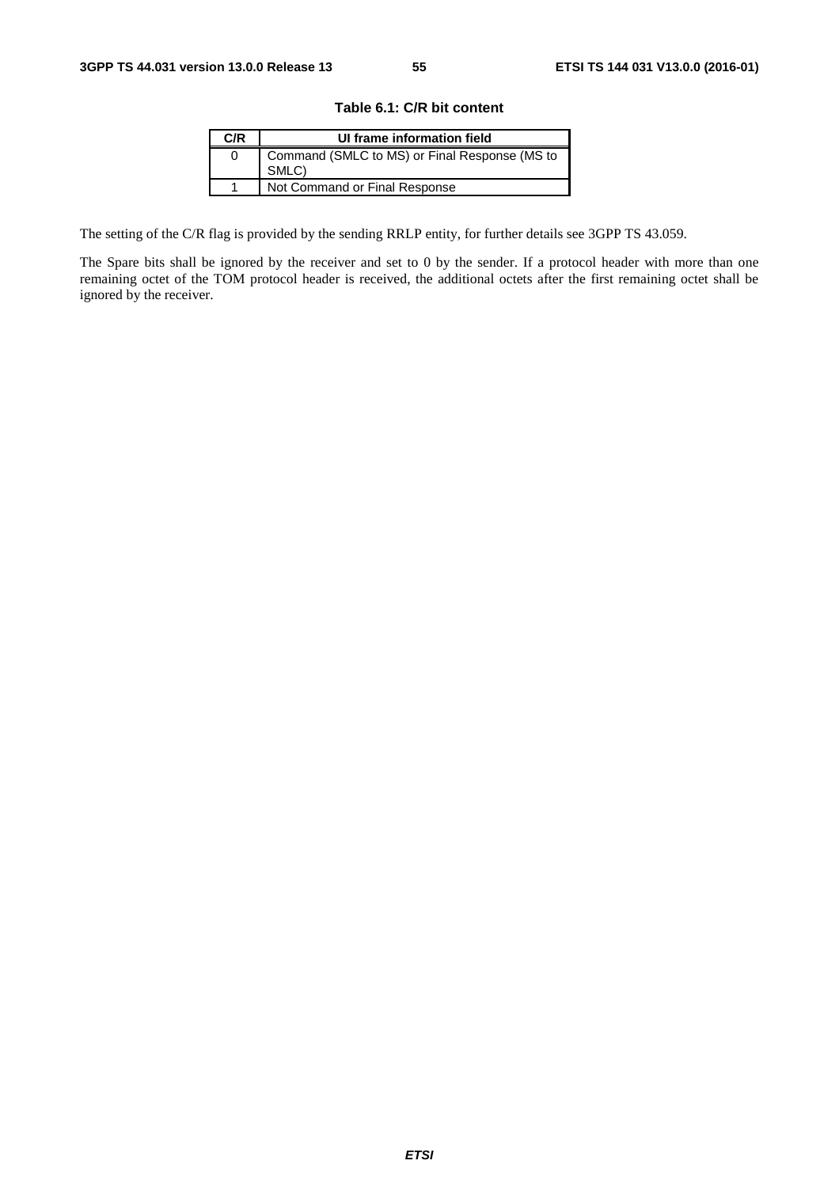**Table 6.1: C/R bit content**

| C/R | UI frame information field |
|---|---|
| 0 | Command (SMLC to MS) or Final Response (MS to SMLC) |
| 1 | Not Command or Final Response |

The setting of the C/R flag is provided by the sending RRLP entity, for further details see 3GPP TS 43.059.

The Spare bits shall be ignored by the receiver and set to 0 by the sender. If a protocol header with more than one remaining octet of the TOM protocol header is received, the additional octets after the first remaining octet shall be ignored by the receiver.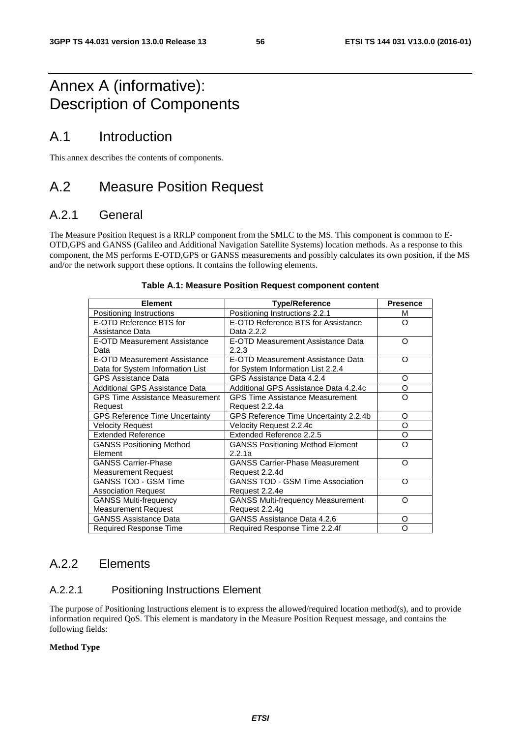# Annex A (informative): Description of Components

## A.1 Introduction

This annex describes the contents of components.

## A.2 Measure Position Request

### A.2.1 General

The Measure Position Request is a RRLP component from the SMLC to the MS. This component is common to E-OTD,GPS and GANSS (Galileo and Additional Navigation Satellite Systems) location methods. As a response to this component, the MS performs E-OTD,GPS or GANSS measurements and possibly calculates its own position, if the MS and/or the network support these options. It contains the following elements.

**Table A.1: Measure Position Request component content**

| Element | Type/Reference | Presence |
|---|---|---|
| Positioning Instructions | Positioning Instructions 2.2.1 | M |
| E-OTD Reference BTS for Assistance Data | E-OTD Reference BTS for Assistance Data 2.2.2 | O |
| E-OTD Measurement Assistance Data | E-OTD Measurement Assistance Data 2.2.3 | O |
| E-OTD Measurement Assistance Data for System Information List | E-OTD Measurement Assistance Data for System Information List 2.2.4 | O |
| GPS Assistance Data | GPS Assistance Data 4.2.4 | O |
| Additional GPS Assistance Data | Additional GPS Assistance Data 4.2.4c | O |
| GPS Time Assistance Measurement Request | GPS Time Assistance Measurement Request 2.2.4a | O |
| GPS Reference Time Uncertainty | GPS Reference Time Uncertainty 2.2.4b | O |
| Velocity Request | Velocity Request 2.2.4c | O |
| Extended Reference | Extended Reference 2.2.5 | O |
| GANSS Positioning Method Element | GANSS Positioning Method Element 2.2.1a | O |
| GANSS Carrier-Phase Measurement Request | GANSS Carrier-Phase Measurement Request 2.2.4d | O |
| GANSS TOD - GSM Time Association Request | GANSS TOD - GSM Time Association Request 2.2.4e | O |
| GANSS Multi-frequency Measurement Request | GANSS Multi-frequency Measurement Request 2.2.4g | O |
| GANSS Assistance Data | GANSS Assistance Data 4.2.6 | O |
| Required Response Time | Required Response Time 2.2.4f | O |

### A.2.2 Elements

#### A.2.2.1 Positioning Instructions Element

The purpose of Positioning Instructions element is to express the allowed/required location method(s), and to provide information required QoS. This element is mandatory in the Measure Position Request message, and contains the following fields:

**Method Type**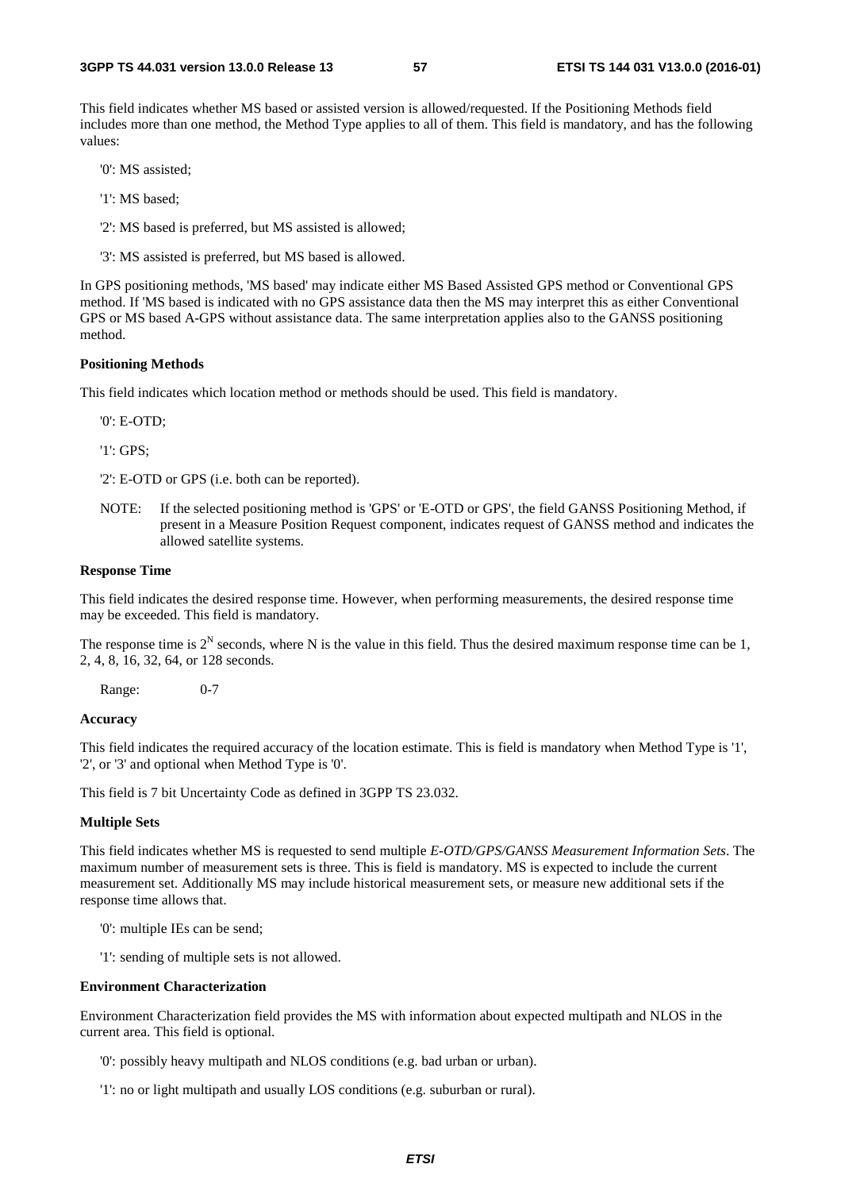This field indicates whether MS based or assisted version is allowed/requested. If the Positioning Methods field includes more than one method, the Method Type applies to all of them. This field is mandatory, and has the following values:

'0': MS assisted;

'1': MS based;

'2': MS based is preferred, but MS assisted is allowed;

'3': MS assisted is preferred, but MS based is allowed.

In GPS positioning methods, 'MS based' may indicate either MS Based Assisted GPS method or Conventional GPS method. If 'MS based is indicated with no GPS assistance data then the MS may interpret this as either Conventional GPS or MS based A-GPS without assistance data. The same interpretation applies also to the GANSS positioning method.

**Positioning Methods**

This field indicates which location method or methods should be used. This field is mandatory.

'0': E-OTD;

'1': GPS;

'2': E-OTD or GPS (i.e. both can be reported).

NOTE: If the selected positioning method is 'GPS' or 'E-OTD or GPS', the field GANSS Positioning Method, if present in a Measure Position Request component, indicates request of GANSS method and indicates the allowed satellite systems.

**Response Time**

This field indicates the desired response time. However, when performing measurements, the desired response time may be exceeded. This field is mandatory.

The response time is $2^N$ seconds, where N is the value in this field. Thus the desired maximum response time can be 1, 2, 4, 8, 16, 32, 64, or 128 seconds.

Range: 0-7

**Accuracy**

This field indicates the required accuracy of the location estimate. This is field is mandatory when Method Type is '1', '2', or '3' and optional when Method Type is '0'.

This field is 7 bit Uncertainty Code as defined in 3GPP TS 23.032.

**Multiple Sets**

This field indicates whether MS is requested to send multiple *E-OTD/GPS/GANSS Measurement Information Sets*. The maximum number of measurement sets is three. This is field is mandatory. MS is expected to include the current measurement set. Additionally MS may include historical measurement sets, or measure new additional sets if the response time allows that.

'0': multiple IEs can be send;

'1': sending of multiple sets is not allowed.

**Environment Characterization**

Environment Characterization field provides the MS with information about expected multipath and NLOS in the current area. This field is optional.

'0': possibly heavy multipath and NLOS conditions (e.g. bad urban or urban).

'1': no or light multipath and usually LOS conditions (e.g. suburban or rural).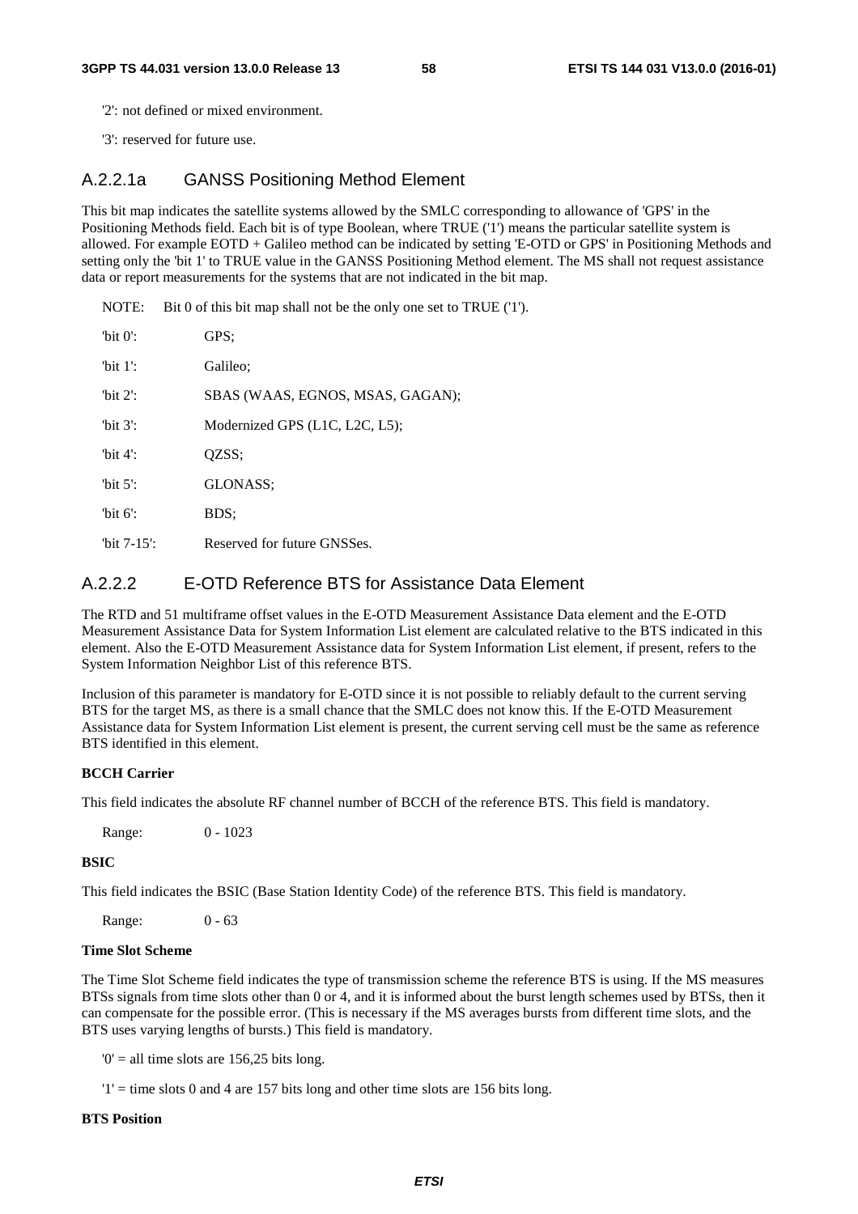'2': not defined or mixed environment.

'3': reserved for future use.

### A.2.2.1a GANSS Positioning Method Element

This bit map indicates the satellite systems allowed by the SMLC corresponding to allowance of 'GPS' in the Positioning Methods field. Each bit is of type Boolean, where TRUE ('1') means the particular satellite system is allowed. For example EOTD + Galileo method can be indicated by setting 'E-OTD or GPS' in Positioning Methods and setting only the 'bit 1' to TRUE value in the GANSS Positioning Method element. The MS shall not request assistance data or report measurements for the systems that are not indicated in the bit map.

NOTE: Bit 0 of this bit map shall not be the only one set to TRUE ('1').

'bit 0': GPS;

'bit 1': Galileo;

'bit 2': SBAS (WAAS, EGNOS, MSAS, GAGAN);

'bit 3': Modernized GPS (L1C, L2C, L5);

'bit 4': QZSS;

'bit 5': GLONASS;

'bit 6': BDS;

'bit 7-15': Reserved for future GNSSes.

### A.2.2.2 E-OTD Reference BTS for Assistance Data Element

The RTD and 51 multiframe offset values in the E-OTD Measurement Assistance Data element and the E-OTD Measurement Assistance Data for System Information List element are calculated relative to the BTS indicated in this element. Also the E-OTD Measurement Assistance data for System Information List element, if present, refers to the System Information Neighbor List of this reference BTS.

Inclusion of this parameter is mandatory for E-OTD since it is not possible to reliably default to the current serving BTS for the target MS, as there is a small chance that the SMLC does not know this. If the E-OTD Measurement Assistance data for System Information List element is present, the current serving cell must be the same as reference BTS identified in this element.

**BCCH Carrier**

This field indicates the absolute RF channel number of BCCH of the reference BTS. This field is mandatory.

Range: 0 - 1023

**BSIC**

This field indicates the BSIC (Base Station Identity Code) of the reference BTS. This field is mandatory.

Range: 0 - 63

**Time Slot Scheme**

The Time Slot Scheme field indicates the type of transmission scheme the reference BTS is using. If the MS measures BTSs signals from time slots other than 0 or 4, and it is informed about the burst length schemes used by BTSs, then it can compensate for the possible error. (This is necessary if the MS averages bursts from different time slots, and the BTS uses varying lengths of bursts.) This field is mandatory.

'0' = all time slots are 156,25 bits long.

'1' = time slots 0 and 4 are 157 bits long and other time slots are 156 bits long.

**BTS Position**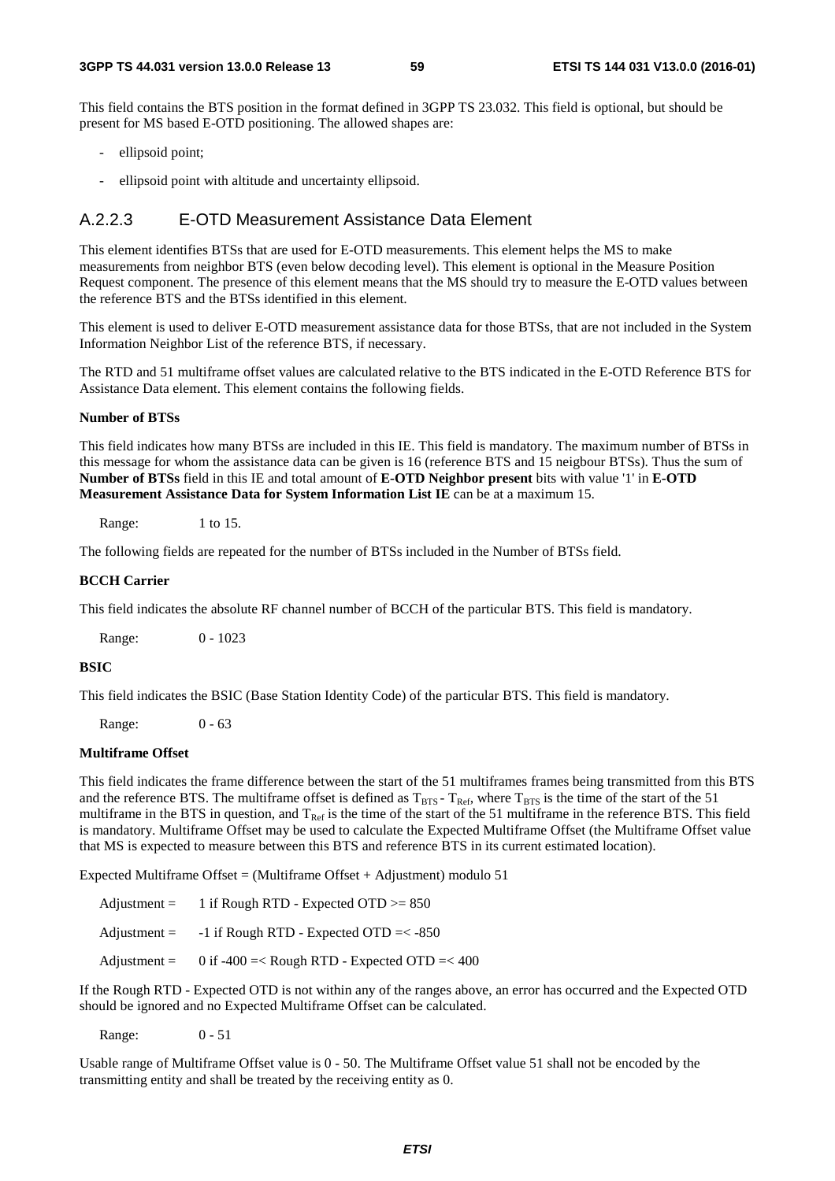This field contains the BTS position in the format defined in 3GPP TS 23.032. This field is optional, but should be present for MS based E-OTD positioning. The allowed shapes are:

- ellipsoid point;
- ellipsoid point with altitude and uncertainty ellipsoid.

### A.2.2.3 E-OTD Measurement Assistance Data Element

This element identifies BTSs that are used for E-OTD measurements. This element helps the MS to make measurements from neighbor BTS (even below decoding level). This element is optional in the Measure Position Request component. The presence of this element means that the MS should try to measure the E-OTD values between the reference BTS and the BTSs identified in this element.

This element is used to deliver E-OTD measurement assistance data for those BTSs, that are not included in the System Information Neighbor List of the reference BTS, if necessary.

The RTD and 51 multiframe offset values are calculated relative to the BTS indicated in the E-OTD Reference BTS for Assistance Data element. This element contains the following fields.

**Number of BTSs**

This field indicates how many BTSs are included in this IE. This field is mandatory. The maximum number of BTSs in this message for whom the assistance data can be given is 16 (reference BTS and 15 neigbour BTSs). Thus the sum of **Number of BTSs** field in this IE and total amount of **E-OTD Neighbor present** bits with value '1' in **E-OTD Measurement Assistance Data for System Information List IE** can be at a maximum 15.

Range: 1 to 15.

The following fields are repeated for the number of BTSs included in the Number of BTSs field.

**BCCH Carrier**

This field indicates the absolute RF channel number of BCCH of the particular BTS. This field is mandatory.

Range: 0 - 1023

**BSIC**

This field indicates the BSIC (Base Station Identity Code) of the particular BTS. This field is mandatory.

Range: 0 - 63

**Multiframe Offset**

This field indicates the frame difference between the start of the 51 multiframes frames being transmitted from this BTS and the reference BTS. The multiframe offset is defined as $T_{BTS} - T_{Ref}$, where $T_{BTS}$ is the time of the start of the 51 multiframe in the BTS in question, and $T_{Ref}$ is the time of the start of the 51 multiframe in the reference BTS. This field is mandatory. Multiframe Offset may be used to calculate the Expected Multiframe Offset (the Multiframe Offset value that MS is expected to measure between this BTS and reference BTS in its current estimated location).

Expected Multiframe Offset = (Multiframe Offset + Adjustment) modulo 51

Adjustment = 1 if Rough RTD - Expected OTD >= 850

Adjustment = -1 if Rough RTD - Expected OTD =< -850

Adjustment = 0 if -400 =< Rough RTD - Expected OTD =< 400

If the Rough RTD - Expected OTD is not within any of the ranges above, an error has occurred and the Expected OTD should be ignored and no Expected Multiframe Offset can be calculated.

Range: 0 - 51

Usable range of Multiframe Offset value is 0 - 50. The Multiframe Offset value 51 shall not be encoded by the transmitting entity and shall be treated by the receiving entity as 0.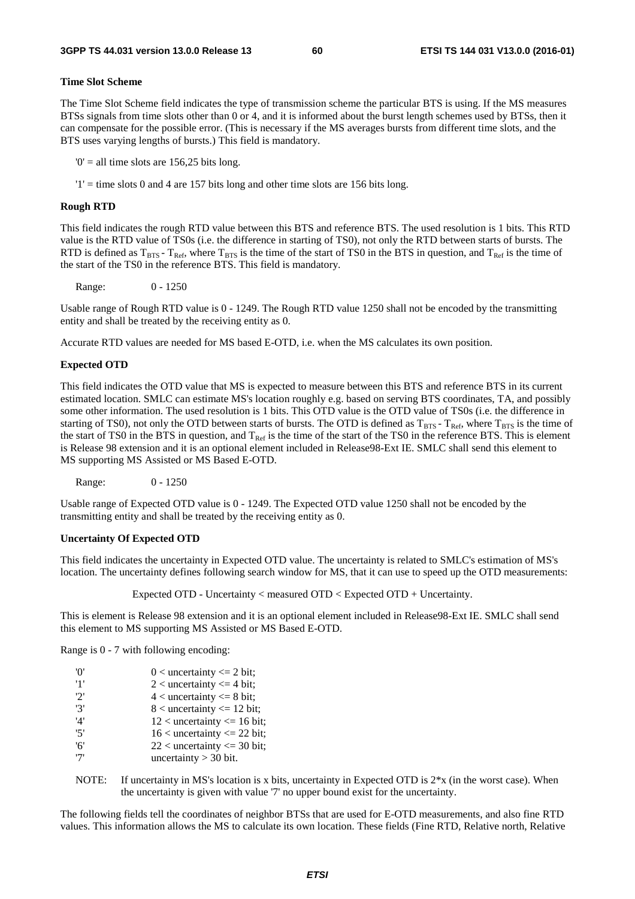**Time Slot Scheme**

The Time Slot Scheme field indicates the type of transmission scheme the particular BTS is using. If the MS measures BTSs signals from time slots other than 0 or 4, and it is informed about the burst length schemes used by BTSs, then it can compensate for the possible error. (This is necessary if the MS averages bursts from different time slots, and the BTS uses varying lengths of bursts.) This field is mandatory.

'0' = all time slots are 156,25 bits long.

'1' = time slots 0 and 4 are 157 bits long and other time slots are 156 bits long.

**Rough RTD**

This field indicates the rough RTD value between this BTS and reference BTS. The used resolution is 1 bits. This RTD value is the RTD value of TS0s (i.e. the difference in starting of TS0), not only the RTD between starts of bursts. The RTD is defined as $T_{BTS}$ - $T_{Ref}$, where $T_{BTS}$ is the time of the start of TS0 in the BTS in question, and $T_{Ref}$ is the time of the start of the TS0 in the reference BTS. This field is mandatory.

Range: 0 - 1250

Usable range of Rough RTD value is 0 - 1249. The Rough RTD value 1250 shall not be encoded by the transmitting entity and shall be treated by the receiving entity as 0.

Accurate RTD values are needed for MS based E-OTD, i.e. when the MS calculates its own position.

**Expected OTD**

This field indicates the OTD value that MS is expected to measure between this BTS and reference BTS in its current estimated location. SMLC can estimate MS's location roughly e.g. based on serving BTS coordinates, TA, and possibly some other information. The used resolution is 1 bits. This OTD value is the OTD value of TS0s (i.e. the difference in starting of TS0), not only the OTD between starts of bursts. The OTD is defined as $T_{BTS}$ - $T_{Ref}$, where $T_{BTS}$ is the time of the start of TS0 in the BTS in question, and $T_{Ref}$ is the time of the start of the TS0 in the reference BTS. This is element is Release 98 extension and it is an optional element included in Release98-Ext IE. SMLC shall send this element to MS supporting MS Assisted or MS Based E-OTD.

Range: 0 - 1250

Usable range of Expected OTD value is 0 - 1249. The Expected OTD value 1250 shall not be encoded by the transmitting entity and shall be treated by the receiving entity as 0.

**Uncertainty Of Expected OTD**

This field indicates the uncertainty in Expected OTD value. The uncertainty is related to SMLC's estimation of MS's location. The uncertainty defines following search window for MS, that it can use to speed up the OTD measurements:

Expected OTD - Uncertainty < measured OTD < Expected OTD + Uncertainty.

This is element is Release 98 extension and it is an optional element included in Release98-Ext IE. SMLC shall send this element to MS supporting MS Assisted or MS Based E-OTD.

Range is 0 - 7 with following encoding:

'0' 0 < uncertainty <= 2 bit;
'1' 2 < uncertainty <= 4 bit;
'2' 4 < uncertainty <= 8 bit;
'3' 8 < uncertainty <= 12 bit;
'4' 12 < uncertainty <= 16 bit;
'5' 16 < uncertainty <= 22 bit;
'6' 22 < uncertainty <= 30 bit;
'7' uncertainty > 30 bit.

NOTE: If uncertainty in MS's location is x bits, uncertainty in Expected OTD is 2*x (in the worst case). When the uncertainty is given with value '7' no upper bound exist for the uncertainty.

The following fields tell the coordinates of neighbor BTSs that are used for E-OTD measurements, and also fine RTD values. This information allows the MS to calculate its own location. These fields (Fine RTD, Relative north, Relative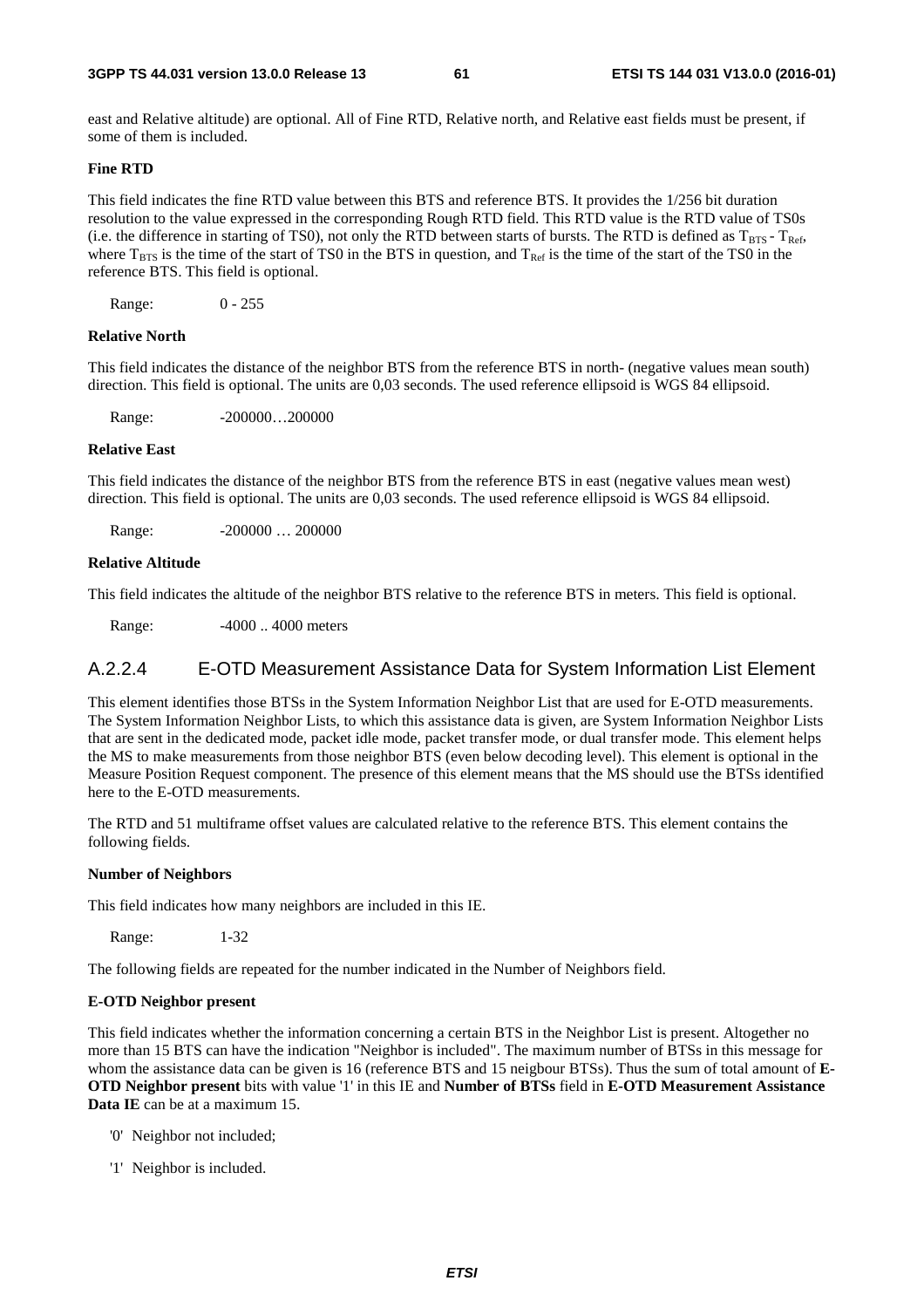east and Relative altitude) are optional. All of Fine RTD, Relative north, and Relative east fields must be present, if some of them is included.

**Fine RTD**

This field indicates the fine RTD value between this BTS and reference BTS. It provides the 1/256 bit duration resolution to the value expressed in the corresponding Rough RTD field. This RTD value is the RTD value of TS0s (i.e. the difference in starting of TS0), not only the RTD between starts of bursts. The RTD is defined as $T_{BTS}$ - $T_{Ref}$, where $T_{BTS}$ is the time of the start of TS0 in the BTS in question, and $T_{Ref}$ is the time of the start of the TS0 in the reference BTS. This field is optional.

Range: 0 - 255

**Relative North**

This field indicates the distance of the neighbor BTS from the reference BTS in north- (negative values mean south) direction. This field is optional. The units are 0,03 seconds. The used reference ellipsoid is WGS 84 ellipsoid.

Range: -200000…200000

**Relative East**

This field indicates the distance of the neighbor BTS from the reference BTS in east (negative values mean west) direction. This field is optional. The units are 0,03 seconds. The used reference ellipsoid is WGS 84 ellipsoid.

Range: -200000 … 200000

**Relative Altitude**

This field indicates the altitude of the neighbor BTS relative to the reference BTS in meters. This field is optional.

Range: -4000 .. 4000 meters

### A.2.2.4 E-OTD Measurement Assistance Data for System Information List Element

This element identifies those BTSs in the System Information Neighbor List that are used for E-OTD measurements. The System Information Neighbor Lists, to which this assistance data is given, are System Information Neighbor Lists that are sent in the dedicated mode, packet idle mode, packet transfer mode, or dual transfer mode. This element helps the MS to make measurements from those neighbor BTS (even below decoding level). This element is optional in the Measure Position Request component. The presence of this element means that the MS should use the BTSs identified here to the E-OTD measurements.

The RTD and 51 multiframe offset values are calculated relative to the reference BTS. This element contains the following fields.

**Number of Neighbors**

This field indicates how many neighbors are included in this IE.

Range: 1-32

The following fields are repeated for the number indicated in the Number of Neighbors field.

**E-OTD Neighbor present**

This field indicates whether the information concerning a certain BTS in the Neighbor List is present. Altogether no more than 15 BTS can have the indication "Neighbor is included". The maximum number of BTSs in this message for whom the assistance data can be given is 16 (reference BTS and 15 neigbour BTSs). Thus the sum of total amount of **E-OTD Neighbor present** bits with value '1' in this IE and **Number of BTSs** field in **E-OTD Measurement Assistance Data IE** can be at a maximum 15.

- '0' Neighbor not included;
- '1' Neighbor is included.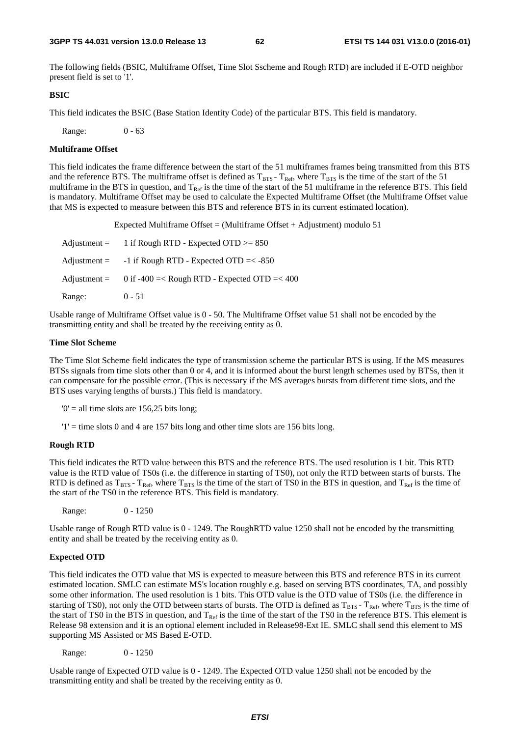The following fields (BSIC, Multiframe Offset, Time Slot Sscheme and Rough RTD) are included if E-OTD neighbor present field is set to '1'.

**BSIC**

This field indicates the BSIC (Base Station Identity Code) of the particular BTS. This field is mandatory.

Range: 0 - 63

**Multiframe Offset**

This field indicates the frame difference between the start of the 51 multiframes frames being transmitted from this BTS and the reference BTS. The multiframe offset is defined as $T_{BTS}$ - $T_{Ref}$, where $T_{BTS}$ is the time of the start of the 51 multiframe in the BTS in question, and $T_{Ref}$ is the time of the start of the 51 multiframe in the reference BTS. This field is mandatory. Multiframe Offset may be used to calculate the Expected Multiframe Offset (the Multiframe Offset value that MS is expected to measure between this BTS and reference BTS in its current estimated location).

Expected Multiframe Offset = (Multiframe Offset + Adjustment) modulo 51

Adjustment = 1 if Rough RTD - Expected OTD >= 850

Adjustment = -1 if Rough RTD - Expected OTD =< -850

Adjustment = 0 if -400 =< Rough RTD - Expected OTD =< 400

Range: 0 - 51

Usable range of Multiframe Offset value is 0 - 50. The Multiframe Offset value 51 shall not be encoded by the transmitting entity and shall be treated by the receiving entity as 0.

**Time Slot Scheme**

The Time Slot Scheme field indicates the type of transmission scheme the particular BTS is using. If the MS measures BTSs signals from time slots other than 0 or 4, and it is informed about the burst length schemes used by BTSs, then it can compensate for the possible error. (This is necessary if the MS averages bursts from different time slots, and the BTS uses varying lengths of bursts.) This field is mandatory.

'0' = all time slots are 156,25 bits long;

'1' = time slots 0 and 4 are 157 bits long and other time slots are 156 bits long.

**Rough RTD**

This field indicates the RTD value between this BTS and the reference BTS. The used resolution is 1 bit. This RTD value is the RTD value of TS0s (i.e. the difference in starting of TS0), not only the RTD between starts of bursts. The RTD is defined as $T_{BTS}$ - $T_{Ref}$, where $T_{BTS}$ is the time of the start of TS0 in the BTS in question, and $T_{Ref}$ is the time of the start of the TS0 in the reference BTS. This field is mandatory.

Range: 0 - 1250

Usable range of Rough RTD value is 0 - 1249. The RoughRTD value 1250 shall not be encoded by the transmitting entity and shall be treated by the receiving entity as 0.

**Expected OTD**

This field indicates the OTD value that MS is expected to measure between this BTS and reference BTS in its current estimated location. SMLC can estimate MS's location roughly e.g. based on serving BTS coordinates, TA, and possibly some other information. The used resolution is 1 bits. This OTD value is the OTD value of TS0s (i.e. the difference in starting of TS0), not only the OTD between starts of bursts. The OTD is defined as $T_{BTS}$ - $T_{Ref}$, where $T_{BTS}$ is the time of the start of TS0 in the BTS in question, and $T_{Ref}$ is the time of the start of the TS0 in the reference BTS. This element is Release 98 extension and it is an optional element included in Release98-Ext IE. SMLC shall send this element to MS supporting MS Assisted or MS Based E-OTD.

Range: 0 - 1250

Usable range of Expected OTD value is 0 - 1249. The Expected OTD value 1250 shall not be encoded by the transmitting entity and shall be treated by the receiving entity as 0.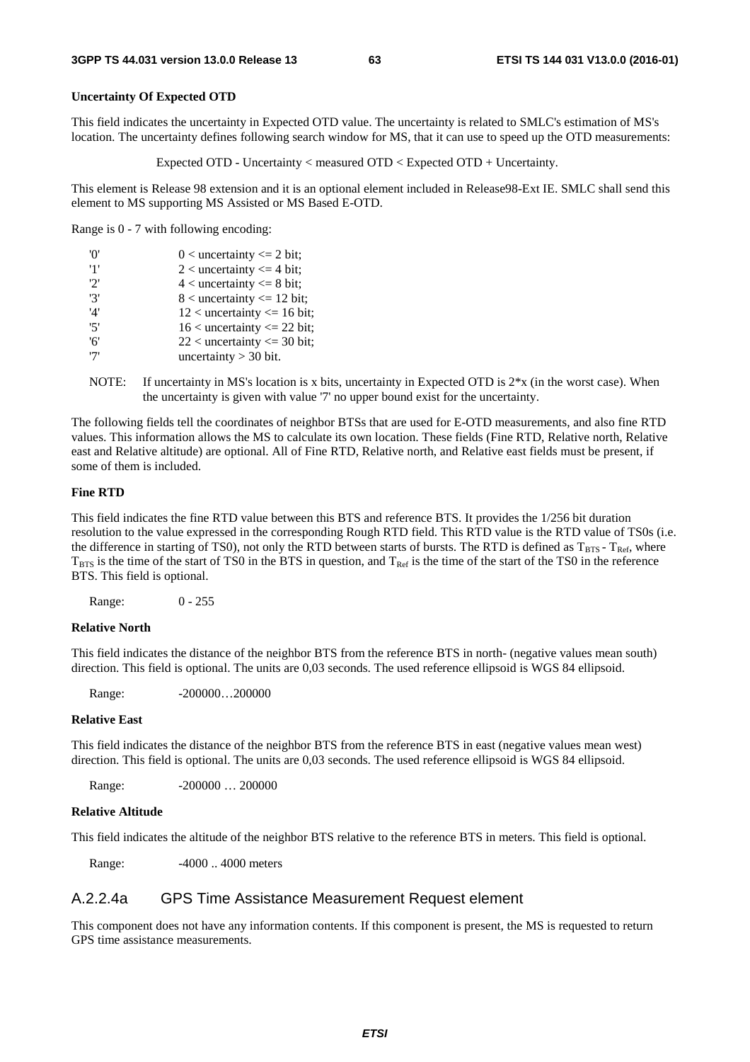**Uncertainty Of Expected OTD**

This field indicates the uncertainty in Expected OTD value. The uncertainty is related to SMLC's estimation of MS's location. The uncertainty defines following search window for MS, that it can use to speed up the OTD measurements:

Expected OTD - Uncertainty < measured OTD < Expected OTD + Uncertainty.

This element is Release 98 extension and it is an optional element included in Release98-Ext IE. SMLC shall send this element to MS supporting MS Assisted or MS Based E-OTD.

Range is 0 - 7 with following encoding:

| | |
|---|---|
| '0' | 0 < uncertainty <= 2 bit; |
| '1' | 2 < uncertainty <= 4 bit; |
| '2' | 4 < uncertainty <= 8 bit; |
| '3' | 8 < uncertainty <= 12 bit; |
| '4' | 12 < uncertainty <= 16 bit; |
| '5' | 16 < uncertainty <= 22 bit; |
| '6' | 22 < uncertainty <= 30 bit; |
| '7' | uncertainty > 30 bit. |

NOTE: If uncertainty in MS's location is x bits, uncertainty in Expected OTD is 2*x (in the worst case). When the uncertainty is given with value '7' no upper bound exist for the uncertainty.

The following fields tell the coordinates of neighbor BTSs that are used for E-OTD measurements, and also fine RTD values. This information allows the MS to calculate its own location. These fields (Fine RTD, Relative north, Relative east and Relative altitude) are optional. All of Fine RTD, Relative north, and Relative east fields must be present, if some of them is included.

**Fine RTD**

This field indicates the fine RTD value between this BTS and reference BTS. It provides the 1/256 bit duration resolution to the value expressed in the corresponding Rough RTD field. This RTD value is the RTD value of TS0s (i.e. the difference in starting of TS0), not only the RTD between starts of bursts. The RTD is defined as $T_{BTS}$ - $T_{Ref}$, where $T_{BTS}$ is the time of the start of TS0 in the BTS in question, and $T_{Ref}$ is the time of the start of the TS0 in the reference BTS. This field is optional.

Range: 0 - 255

**Relative North**

This field indicates the distance of the neighbor BTS from the reference BTS in north- (negative values mean south) direction. This field is optional. The units are 0,03 seconds. The used reference ellipsoid is WGS 84 ellipsoid.

Range: -200000…200000

**Relative East**

This field indicates the distance of the neighbor BTS from the reference BTS in east (negative values mean west) direction. This field is optional. The units are 0,03 seconds. The used reference ellipsoid is WGS 84 ellipsoid.

Range: -200000 … 200000

**Relative Altitude**

This field indicates the altitude of the neighbor BTS relative to the reference BTS in meters. This field is optional.

Range: -4000 .. 4000 meters

## A.2.2.4a GPS Time Assistance Measurement Request element

This component does not have any information contents. If this component is present, the MS is requested to return GPS time assistance measurements.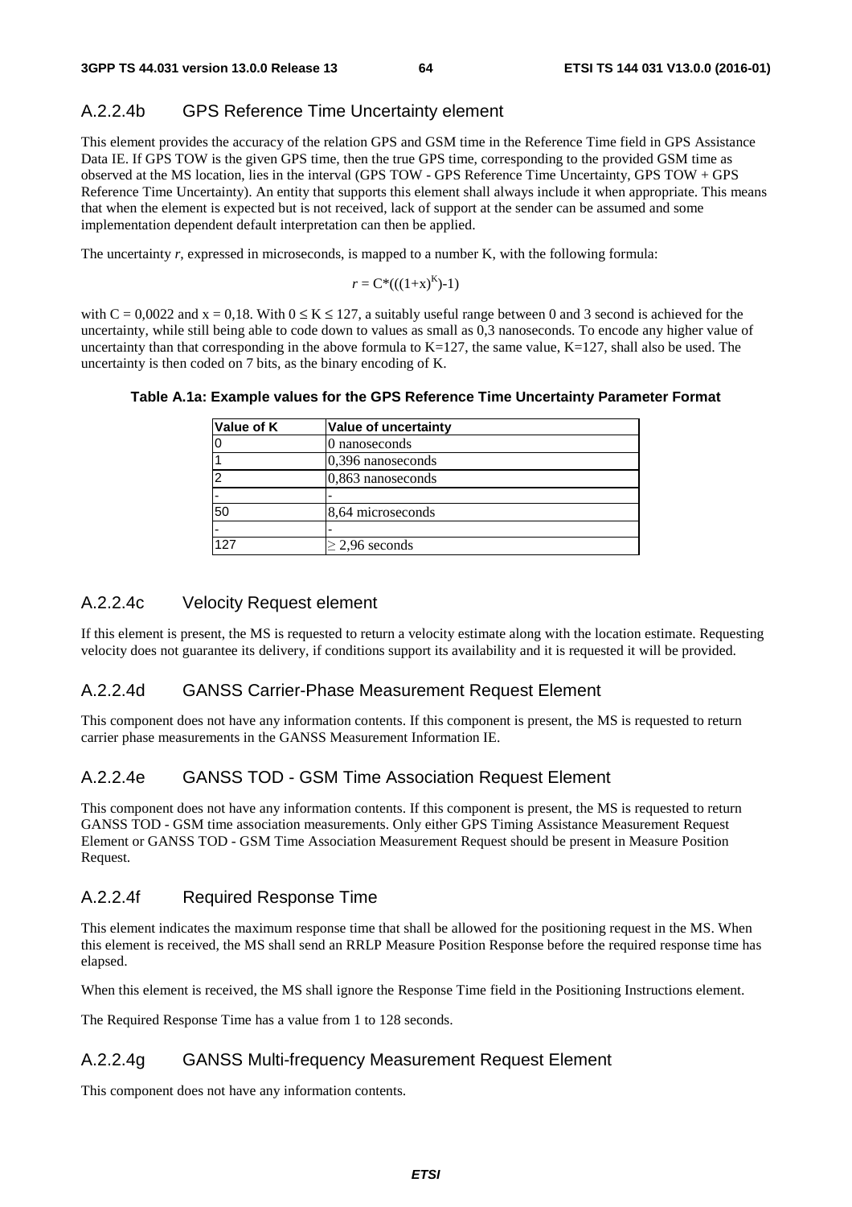### A.2.2.4b GPS Reference Time Uncertainty element

This element provides the accuracy of the relation GPS and GSM time in the Reference Time field in GPS Assistance Data IE. If GPS TOW is the given GPS time, then the true GPS time, corresponding to the provided GSM time as observed at the MS location, lies in the interval (GPS TOW - GPS Reference Time Uncertainty, GPS TOW + GPS Reference Time Uncertainty). An entity that supports this element shall always include it when appropriate. This means that when the element is expected but is not received, lack of support at the sender can be assumed and some implementation dependent default interpretation can then be applied.

The uncertainty $r$, expressed in microseconds, is mapped to a number K, with the following formula:

$$r = C*(((1+x)^K)-1)$$

with C = 0,0022 and x = 0,18. With $0 \le K \le 127$, a suitably useful range between 0 and 3 second is achieved for the uncertainty, while still being able to code down to values as small as 0,3 nanoseconds. To encode any higher value of uncertainty than that corresponding in the above formula to K=127, the same value, K=127, shall also be used. The uncertainty is then coded on 7 bits, as the binary encoding of K.

**Table A.1a: Example values for the GPS Reference Time Uncertainty Parameter Format**

| Value of K | Value of uncertainty |
|---|---|
| 0 | 0 nanoseconds |
| 1 | 0,396 nanoseconds |
| 2 | 0,863 nanoseconds |
| - | - |
| 50 | 8,64 microseconds |
| - | - |
| 127 | ≥ 2,96 seconds |

### A.2.2.4c Velocity Request element

If this element is present, the MS is requested to return a velocity estimate along with the location estimate. Requesting velocity does not guarantee its delivery, if conditions support its availability and it is requested it will be provided.

### A.2.2.4d GANSS Carrier-Phase Measurement Request Element

This component does not have any information contents. If this component is present, the MS is requested to return carrier phase measurements in the GANSS Measurement Information IE.

### A.2.2.4e GANSS TOD - GSM Time Association Request Element

This component does not have any information contents. If this component is present, the MS is requested to return GANSS TOD - GSM time association measurements. Only either GPS Timing Assistance Measurement Request Element or GANSS TOD - GSM Time Association Measurement Request should be present in Measure Position Request.

### A.2.2.4f Required Response Time

This element indicates the maximum response time that shall be allowed for the positioning request in the MS. When this element is received, the MS shall send an RRLP Measure Position Response before the required response time has elapsed.

When this element is received, the MS shall ignore the Response Time field in the Positioning Instructions element.

The Required Response Time has a value from 1 to 128 seconds.

### A.2.2.4g GANSS Multi-frequency Measurement Request Element

This component does not have any information contents.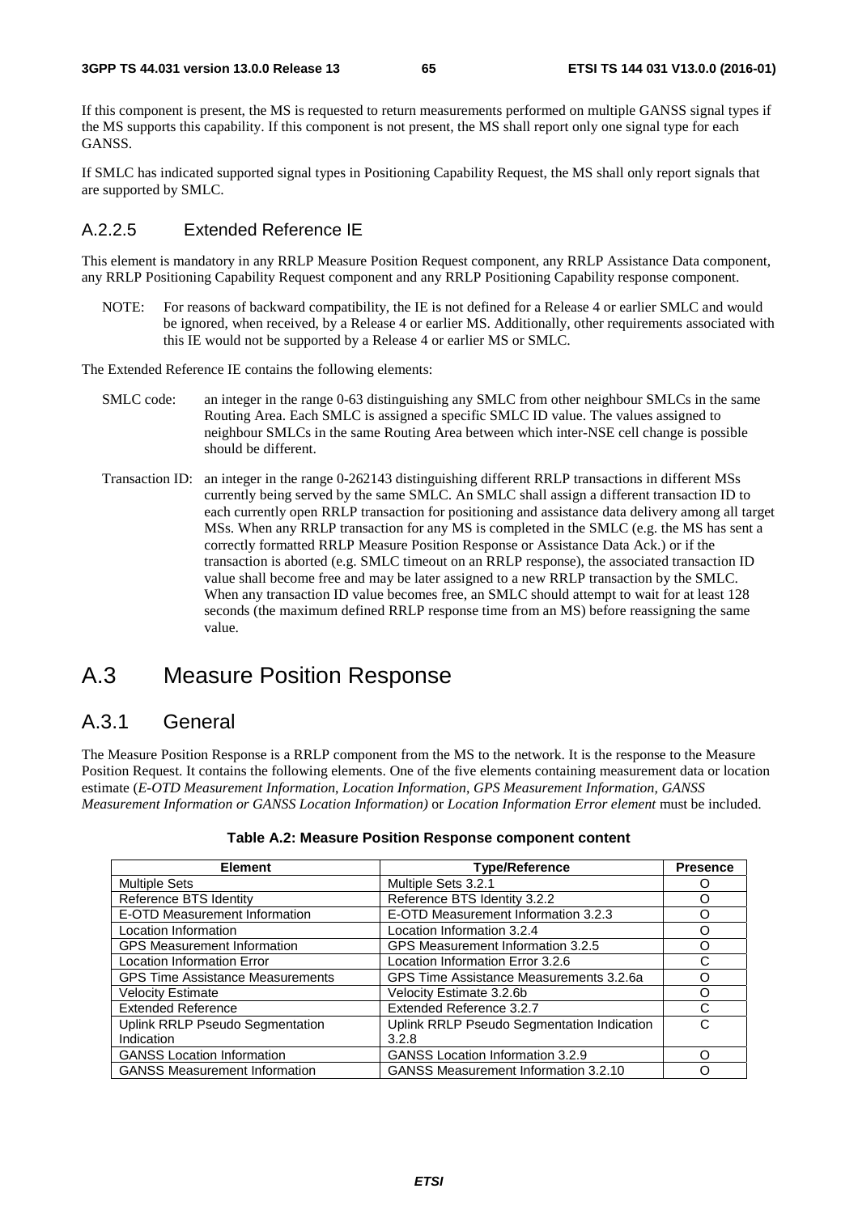If this component is present, the MS is requested to return measurements performed on multiple GANSS signal types if the MS supports this capability. If this component is not present, the MS shall report only one signal type for each GANSS.

If SMLC has indicated supported signal types in Positioning Capability Request, the MS shall only report signals that are supported by SMLC.

### A.2.2.5 Extended Reference IE

This element is mandatory in any RRLP Measure Position Request component, any RRLP Assistance Data component, any RRLP Positioning Capability Request component and any RRLP Positioning Capability response component.

NOTE: For reasons of backward compatibility, the IE is not defined for a Release 4 or earlier SMLC and would be ignored, when received, by a Release 4 or earlier MS. Additionally, other requirements associated with this IE would not be supported by a Release 4 or earlier MS or SMLC.

The Extended Reference IE contains the following elements:

SMLC code: an integer in the range 0-63 distinguishing any SMLC from other neighbour SMLCs in the same Routing Area. Each SMLC is assigned a specific SMLC ID value. The values assigned to neighbour SMLCs in the same Routing Area between which inter-NSE cell change is possible should be different.

Transaction ID: an integer in the range 0-262143 distinguishing different RRLP transactions in different MSs currently being served by the same SMLC. An SMLC shall assign a different transaction ID to each currently open RRLP transaction for positioning and assistance data delivery among all target MSs. When any RRLP transaction for any MS is completed in the SMLC (e.g. the MS has sent a correctly formatted RRLP Measure Position Response or Assistance Data Ack.) or if the transaction is aborted (e.g. SMLC timeout on an RRLP response), the associated transaction ID value shall become free and may be later assigned to a new RRLP transaction by the SMLC. When any transaction ID value becomes free, an SMLC should attempt to wait for at least 128 seconds (the maximum defined RRLP response time from an MS) before reassigning the same value.

# A.3 Measure Position Response

## A.3.1 General

The Measure Position Response is a RRLP component from the MS to the network. It is the response to the Measure Position Request. It contains the following elements. One of the five elements containing measurement data or location estimate (*E-OTD Measurement Information*, *Location Information*, *GPS Measurement Information*, *GANSS Measurement Information or GANSS Location Information)* or *Location Information Error element* must be included.

**Table A.2: Measure Position Response component content**

| Element | Type/Reference | Presence |
|---|---|---|
| Multiple Sets | Multiple Sets 3.2.1 | O |
| Reference BTS Identity | Reference BTS Identity 3.2.2 | O |
| E-OTD Measurement Information | E-OTD Measurement Information 3.2.3 | O |
| Location Information | Location Information 3.2.4 | O |
| GPS Measurement Information | GPS Measurement Information 3.2.5 | O |
| Location Information Error | Location Information Error 3.2.6 | C |
| GPS Time Assistance Measurements | GPS Time Assistance Measurements 3.2.6a | O |
| Velocity Estimate | Velocity Estimate 3.2.6b | O |
| Extended Reference | Extended Reference 3.2.7 | C |
| Uplink RRLP Pseudo Segmentation Indication | Uplink RRLP Pseudo Segmentation Indication 3.2.8 | C |
| GANSS Location Information | GANSS Location Information 3.2.9 | O |
| GANSS Measurement Information | GANSS Measurement Information 3.2.10 | O |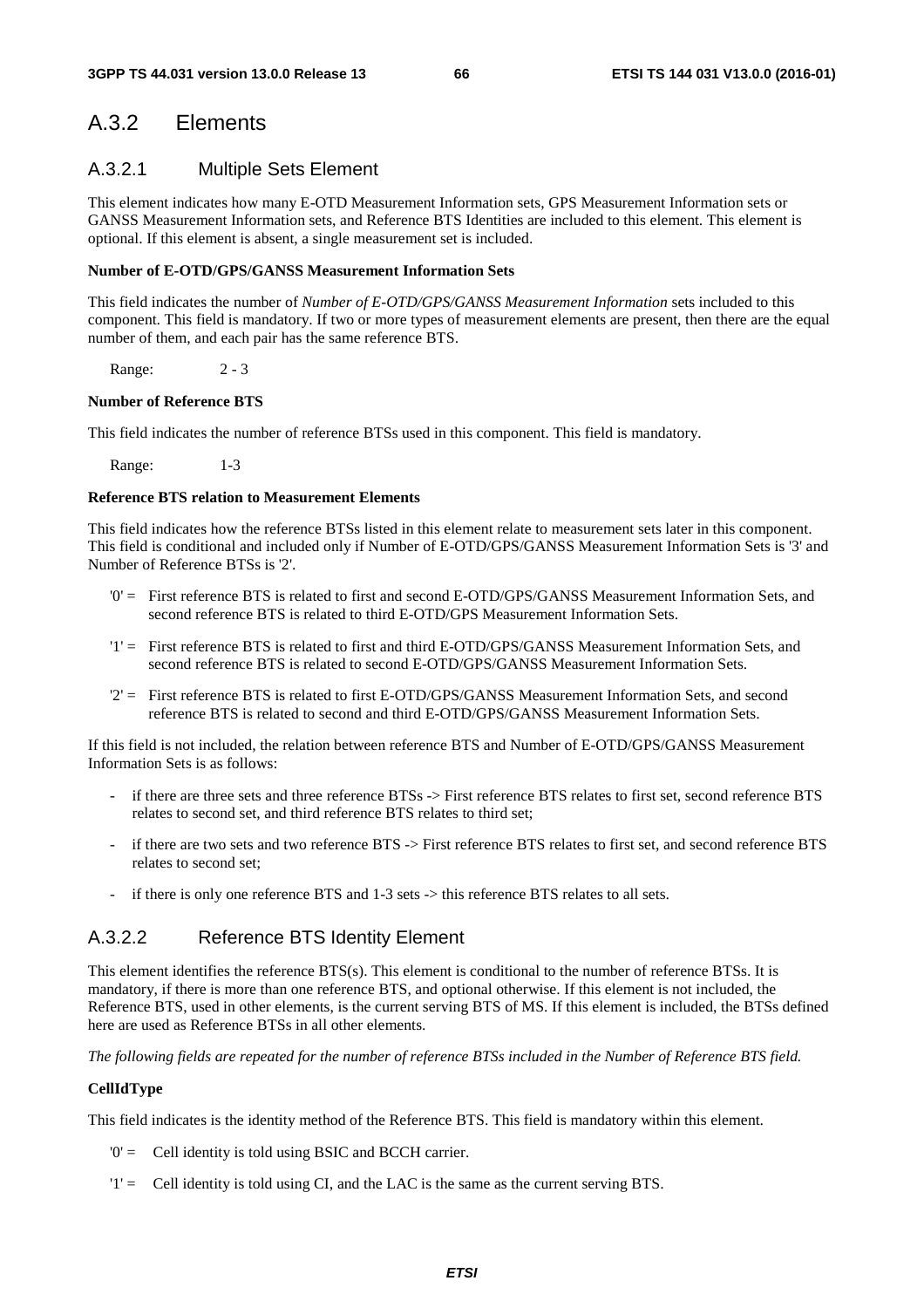## A.3.2 Elements

### A.3.2.1 Multiple Sets Element

This element indicates how many E-OTD Measurement Information sets, GPS Measurement Information sets or GANSS Measurement Information sets, and Reference BTS Identities are included to this element. This element is optional. If this element is absent, a single measurement set is included.

**Number of E-OTD/GPS/GANSS Measurement Information Sets**

This field indicates the number of *Number of E-OTD/GPS/GANSS Measurement Information* sets included to this component. This field is mandatory. If two or more types of measurement elements are present, then there are the equal number of them, and each pair has the same reference BTS.

Range: 2 - 3

**Number of Reference BTS**

This field indicates the number of reference BTSs used in this component. This field is mandatory.

Range: 1-3

**Reference BTS relation to Measurement Elements**

This field indicates how the reference BTSs listed in this element relate to measurement sets later in this component. This field is conditional and included only if Number of E-OTD/GPS/GANSS Measurement Information Sets is '3' and Number of Reference BTSs is '2'.

'0' = First reference BTS is related to first and second E-OTD/GPS/GANSS Measurement Information Sets, and second reference BTS is related to third E-OTD/GPS Measurement Information Sets.

'1' = First reference BTS is related to first and third E-OTD/GPS/GANSS Measurement Information Sets, and second reference BTS is related to second E-OTD/GPS/GANSS Measurement Information Sets.

'2' = First reference BTS is related to first E-OTD/GPS/GANSS Measurement Information Sets, and second reference BTS is related to second and third E-OTD/GPS/GANSS Measurement Information Sets.

If this field is not included, the relation between reference BTS and Number of E-OTD/GPS/GANSS Measurement Information Sets is as follows:

- if there are three sets and three reference BTSs -> First reference BTS relates to first set, second reference BTS relates to second set, and third reference BTS relates to third set;
- if there are two sets and two reference BTS -> First reference BTS relates to first set, and second reference BTS relates to second set;
- if there is only one reference BTS and 1-3 sets -> this reference BTS relates to all sets.

### A.3.2.2 Reference BTS Identity Element

This element identifies the reference BTS(s). This element is conditional to the number of reference BTSs. It is mandatory, if there is more than one reference BTS, and optional otherwise. If this element is not included, the Reference BTS, used in other elements, is the current serving BTS of MS. If this element is included, the BTSs defined here are used as Reference BTSs in all other elements.

*The following fields are repeated for the number of reference BTSs included in the Number of Reference BTS field.*

**CellIdType**

This field indicates is the identity method of the Reference BTS. This field is mandatory within this element.

'0' = Cell identity is told using BSIC and BCCH carrier.

'1' = Cell identity is told using CI, and the LAC is the same as the current serving BTS.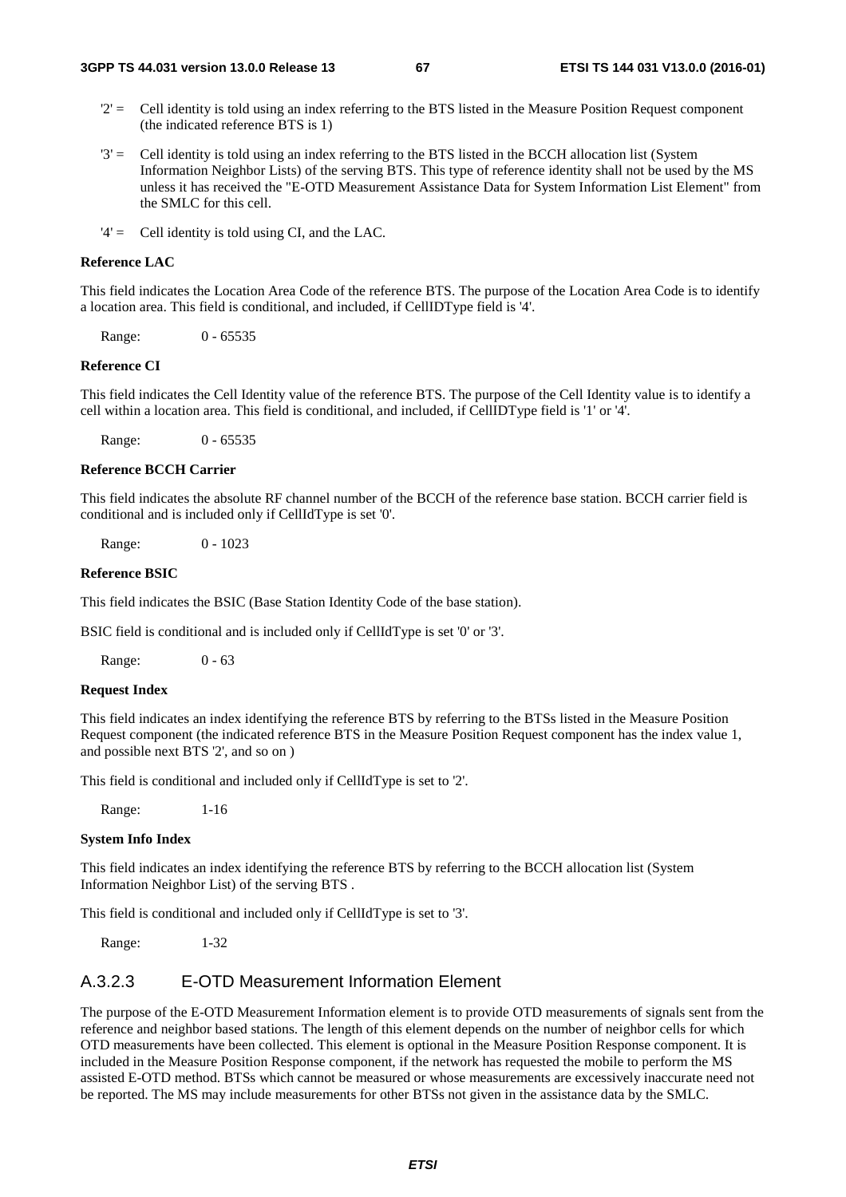'2' = Cell identity is told using an index referring to the BTS listed in the Measure Position Request component (the indicated reference BTS is 1)

'3' = Cell identity is told using an index referring to the BTS listed in the BCCH allocation list (System Information Neighbor Lists) of the serving BTS. This type of reference identity shall not be used by the MS unless it has received the "E-OTD Measurement Assistance Data for System Information List Element" from the SMLC for this cell.

'4' = Cell identity is told using CI, and the LAC.

**Reference LAC**

This field indicates the Location Area Code of the reference BTS. The purpose of the Location Area Code is to identify a location area. This field is conditional, and included, if CellIDType field is '4'.

Range: 0 - 65535

**Reference CI**

This field indicates the Cell Identity value of the reference BTS. The purpose of the Cell Identity value is to identify a cell within a location area. This field is conditional, and included, if CellIDType field is '1' or '4'.

Range: 0 - 65535

**Reference BCCH Carrier**

This field indicates the absolute RF channel number of the BCCH of the reference base station. BCCH carrier field is conditional and is included only if CellIdType is set '0'.

Range: 0 - 1023

**Reference BSIC**

This field indicates the BSIC (Base Station Identity Code of the base station).

BSIC field is conditional and is included only if CellIdType is set '0' or '3'.

Range: 0 - 63

**Request Index**

This field indicates an index identifying the reference BTS by referring to the BTSs listed in the Measure Position Request component (the indicated reference BTS in the Measure Position Request component has the index value 1, and possible next BTS '2', and so on )

This field is conditional and included only if CellIdType is set to '2'.

Range: 1-16

**System Info Index**

This field indicates an index identifying the reference BTS by referring to the BCCH allocation list (System Information Neighbor List) of the serving BTS .

This field is conditional and included only if CellIdType is set to '3'.

Range: 1-32

### A.3.2.3 E-OTD Measurement Information Element

The purpose of the E-OTD Measurement Information element is to provide OTD measurements of signals sent from the reference and neighbor based stations. The length of this element depends on the number of neighbor cells for which OTD measurements have been collected. This element is optional in the Measure Position Response component. It is included in the Measure Position Response component, if the network has requested the mobile to perform the MS assisted E-OTD method. BTSs which cannot be measured or whose measurements are excessively inaccurate need not be reported. The MS may include measurements for other BTSs not given in the assistance data by the SMLC.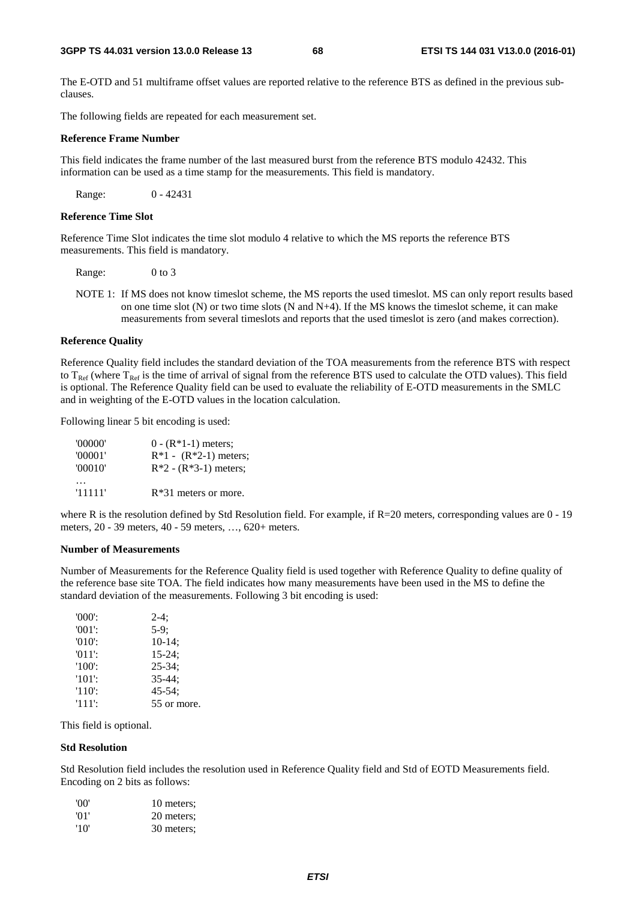The E-OTD and 51 multiframe offset values are reported relative to the reference BTS as defined in the previous sub-clauses.

The following fields are repeated for each measurement set.

**Reference Frame Number**

This field indicates the frame number of the last measured burst from the reference BTS modulo 42432. This information can be used as a time stamp for the measurements. This field is mandatory.

Range: 0 - 42431

**Reference Time Slot**

Reference Time Slot indicates the time slot modulo 4 relative to which the MS reports the reference BTS measurements. This field is mandatory.

Range: 0 to 3

NOTE 1: If MS does not know timeslot scheme, the MS reports the used timeslot. MS can only report results based on one time slot (N) or two time slots (N and N+4). If the MS knows the timeslot scheme, it can make measurements from several timeslots and reports that the used timeslot is zero (and makes correction).

**Reference Quality**

Reference Quality field includes the standard deviation of the TOA measurements from the reference BTS with respect to $T_{Ref}$ (where $T_{Ref}$ is the time of arrival of signal from the reference BTS used to calculate the OTD values). This field is optional. The Reference Quality field can be used to evaluate the reliability of E-OTD measurements in the SMLC and in weighting of the E-OTD values in the location calculation.

Following linear 5 bit encoding is used:

| | |
|---|---|
| '00000' | 0 - (R*1-1) meters; |
| '00001' | R*1 - (R*2-1) meters; |
| '00010' | R*2 - (R*3-1) meters; |
| … | |
| '11111' | R*31 meters or more. |

where R is the resolution defined by Std Resolution field. For example, if R=20 meters, corresponding values are 0 - 19 meters, 20 - 39 meters, 40 - 59 meters, …, 620+ meters.

**Number of Measurements**

Number of Measurements for the Reference Quality field is used together with Reference Quality to define quality of the reference base site TOA. The field indicates how many measurements have been used in the MS to define the standard deviation of the measurements. Following 3 bit encoding is used:

| | |
|---|---|
| '000': | 2-4; |
| '001': | 5-9; |
| '010': | 10-14; |
| '011': | 15-24; |
| '100': | 25-34; |
| '101': | 35-44; |
| '110': | 45-54; |
| '111': | 55 or more. |

This field is optional.

**Std Resolution**

Std Resolution field includes the resolution used in Reference Quality field and Std of EOTD Measurements field. Encoding on 2 bits as follows:

| | |
|---|---|
| '00' | 10 meters; |
| '01' | 20 meters; |
| '10' | 30 meters; |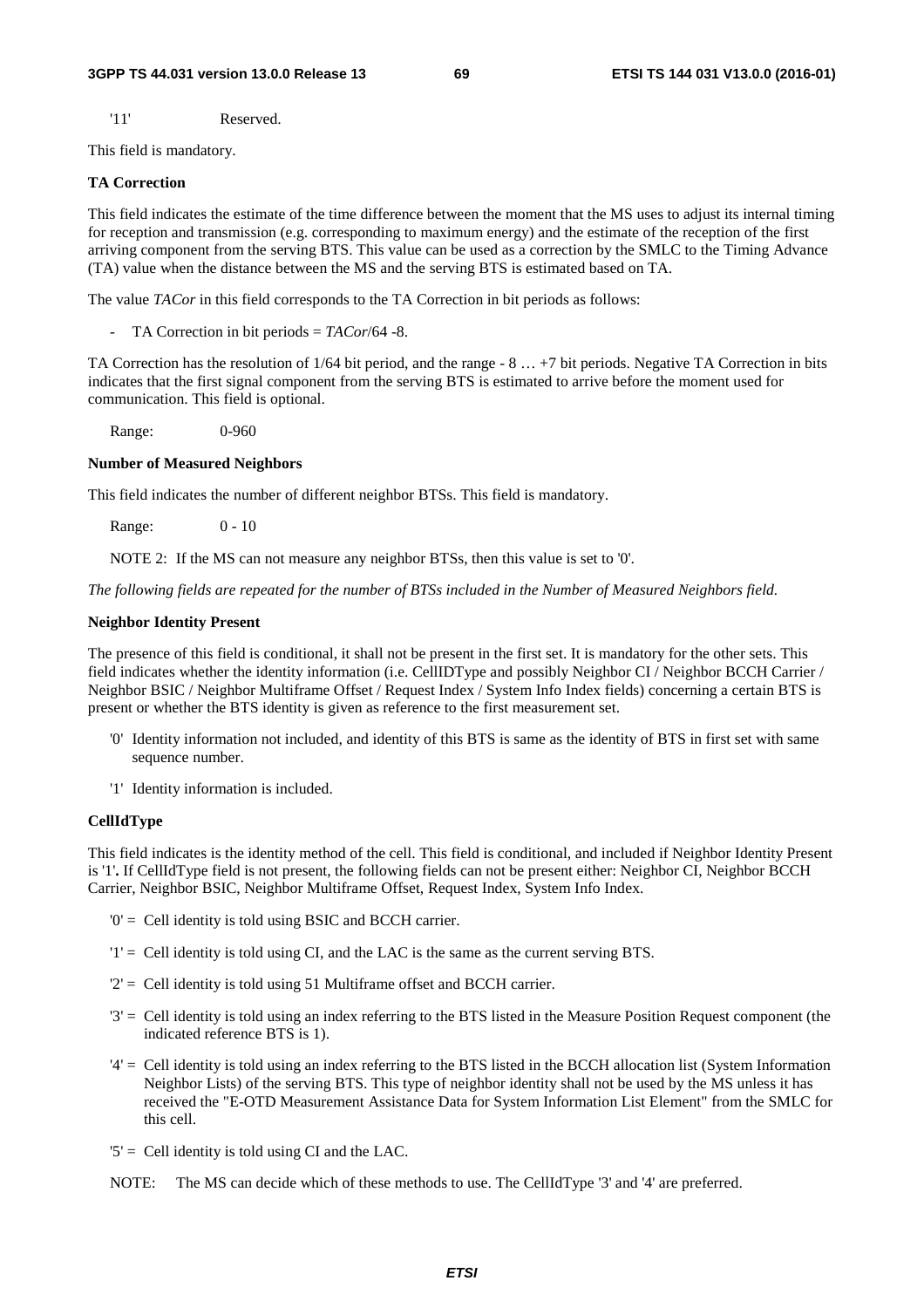'11' Reserved.

This field is mandatory.

**TA Correction**

This field indicates the estimate of the time difference between the moment that the MS uses to adjust its internal timing for reception and transmission (e.g. corresponding to maximum energy) and the estimate of the reception of the first arriving component from the serving BTS. This value can be used as a correction by the SMLC to the Timing Advance (TA) value when the distance between the MS and the serving BTS is estimated based on TA.

The value *TACor* in this field corresponds to the TA Correction in bit periods as follows:

- TA Correction in bit periods = *TACor*/64 -8.

TA Correction has the resolution of 1/64 bit period, and the range - 8 … +7 bit periods. Negative TA Correction in bits indicates that the first signal component from the serving BTS is estimated to arrive before the moment used for communication. This field is optional.

Range: 0-960

**Number of Measured Neighbors**

This field indicates the number of different neighbor BTSs. This field is mandatory.

Range: 0 - 10

NOTE 2: If the MS can not measure any neighbor BTSs, then this value is set to '0'.

*The following fields are repeated for the number of BTSs included in the Number of Measured Neighbors field.*

**Neighbor Identity Present**

The presence of this field is conditional, it shall not be present in the first set. It is mandatory for the other sets. This field indicates whether the identity information (i.e. CellIDType and possibly Neighbor CI / Neighbor BCCH Carrier / Neighbor BSIC / Neighbor Multiframe Offset / Request Index / System Info Index fields) concerning a certain BTS is present or whether the BTS identity is given as reference to the first measurement set.

- '0' Identity information not included, and identity of this BTS is same as the identity of BTS in first set with same sequence number.
- '1' Identity information is included.

**CellIdType**

This field indicates is the identity method of the cell. This field is conditional, and included if Neighbor Identity Present is '1'**.** If CellIdType field is not present, the following fields can not be present either: Neighbor CI, Neighbor BCCH Carrier, Neighbor BSIC, Neighbor Multiframe Offset, Request Index, System Info Index.

- '0' = Cell identity is told using BSIC and BCCH carrier.
- '1' = Cell identity is told using CI, and the LAC is the same as the current serving BTS.
- '2' = Cell identity is told using 51 Multiframe offset and BCCH carrier.
- '3' = Cell identity is told using an index referring to the BTS listed in the Measure Position Request component (the indicated reference BTS is 1).
- '4' = Cell identity is told using an index referring to the BTS listed in the BCCH allocation list (System Information Neighbor Lists) of the serving BTS. This type of neighbor identity shall not be used by the MS unless it has received the "E-OTD Measurement Assistance Data for System Information List Element" from the SMLC for this cell.
- '5' = Cell identity is told using CI and the LAC.

NOTE: The MS can decide which of these methods to use. The CellIdType '3' and '4' are preferred.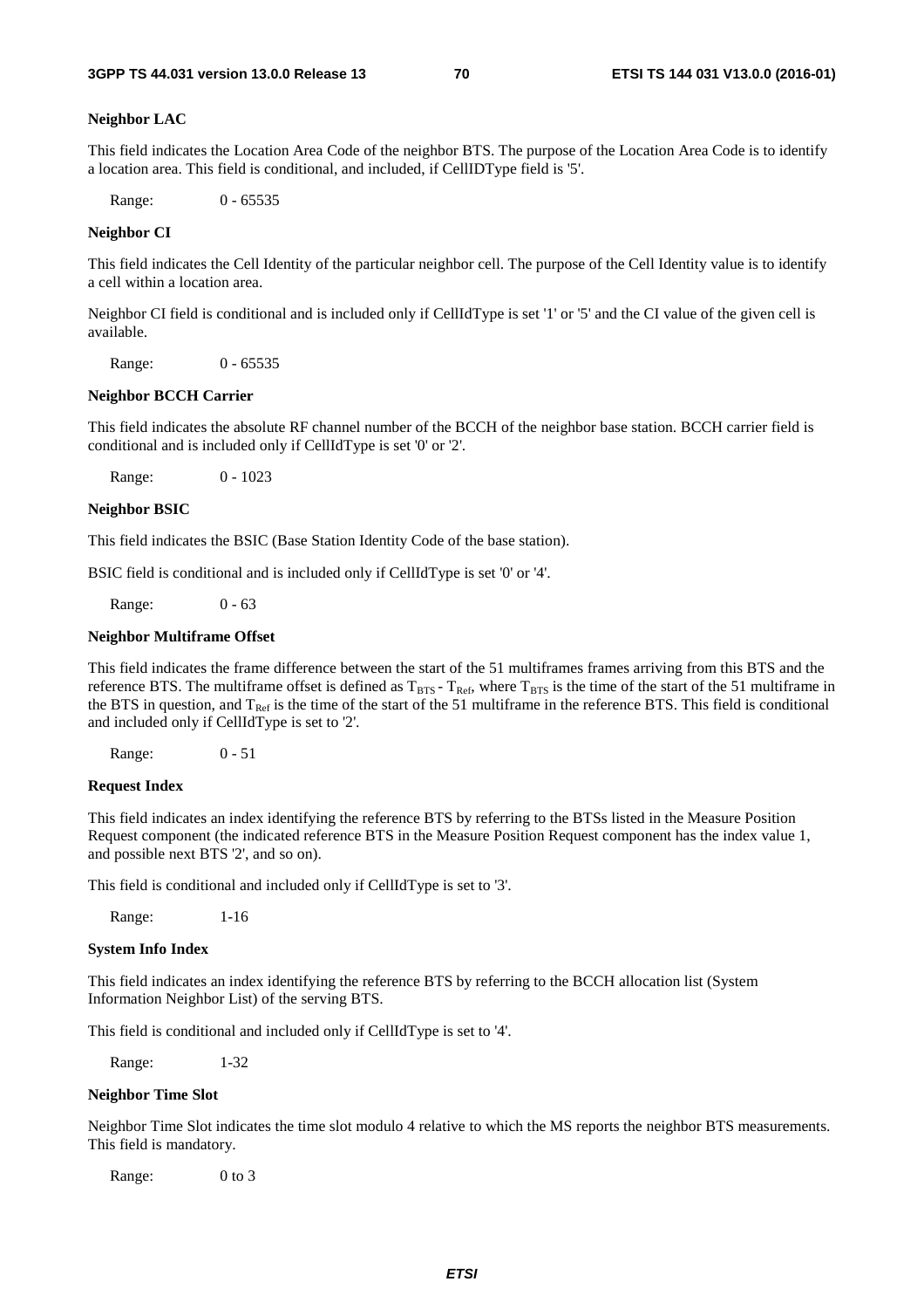#### Neighbor LAC

This field indicates the Location Area Code of the neighbor BTS. The purpose of the Location Area Code is to identify a location area. This field is conditional, and included, if CellIDType field is '5'.

Range: 0 - 65535

#### Neighbor CI

This field indicates the Cell Identity of the particular neighbor cell. The purpose of the Cell Identity value is to identify a cell within a location area.

Neighbor CI field is conditional and is included only if CellIdType is set '1' or '5' and the CI value of the given cell is available.

Range: 0 - 65535

#### Neighbor BCCH Carrier

This field indicates the absolute RF channel number of the BCCH of the neighbor base station. BCCH carrier field is conditional and is included only if CellIdType is set '0' or '2'.

Range: 0 - 1023

#### Neighbor BSIC

This field indicates the BSIC (Base Station Identity Code of the base station).

BSIC field is conditional and is included only if CellIdType is set '0' or '4'.

Range: 0 - 63

#### Neighbor Multiframe Offset

This field indicates the frame difference between the start of the 51 multiframes frames arriving from this BTS and the reference BTS. The multiframe offset is defined as $T_{BTS} - T_{Ref}$, where $T_{BTS}$ is the time of the start of the 51 multiframe in the BTS in question, and $T_{Ref}$ is the time of the start of the 51 multiframe in the reference BTS. This field is conditional and included only if CellIdType is set to '2'.

Range: 0 - 51

#### Request Index

This field indicates an index identifying the reference BTS by referring to the BTSs listed in the Measure Position Request component (the indicated reference BTS in the Measure Position Request component has the index value 1, and possible next BTS '2', and so on).

This field is conditional and included only if CellIdType is set to '3'.

Range: 1-16

#### System Info Index

This field indicates an index identifying the reference BTS by referring to the BCCH allocation list (System Information Neighbor List) of the serving BTS.

This field is conditional and included only if CellIdType is set to '4'.

Range: 1-32

#### Neighbor Time Slot

Neighbor Time Slot indicates the time slot modulo 4 relative to which the MS reports the neighbor BTS measurements. This field is mandatory.

Range: 0 to 3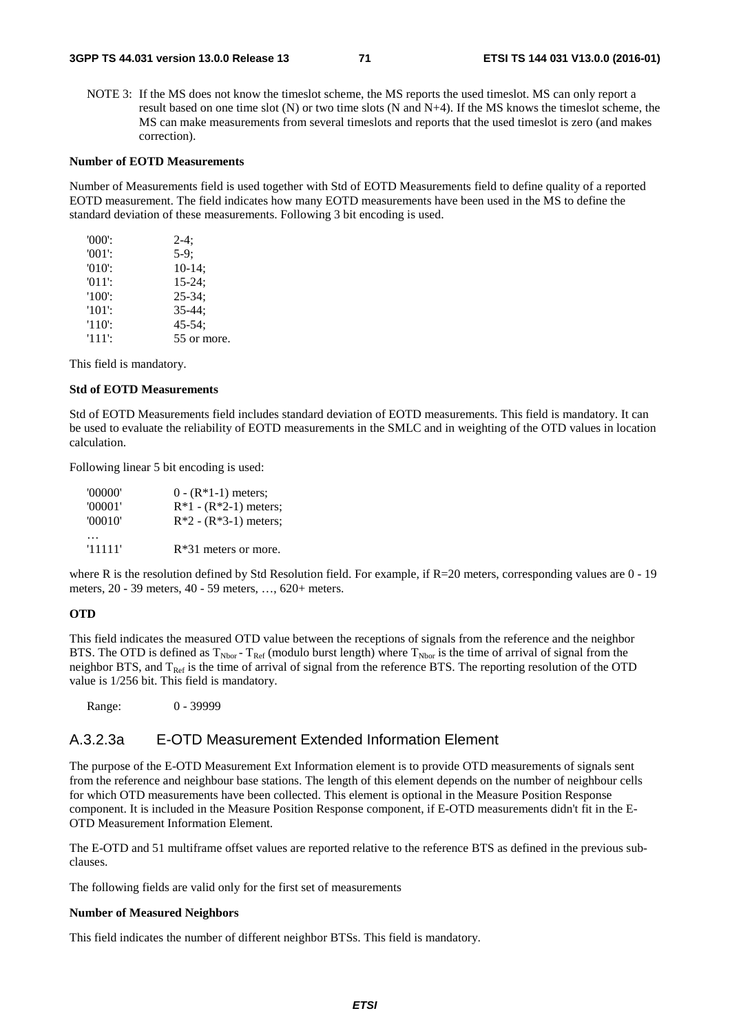NOTE 3: If the MS does not know the timeslot scheme, the MS reports the used timeslot. MS can only report a result based on one time slot (N) or two time slots (N and N+4). If the MS knows the timeslot scheme, the MS can make measurements from several timeslots and reports that the used timeslot is zero (and makes correction).

**Number of EOTD Measurements**

Number of Measurements field is used together with Std of EOTD Measurements field to define quality of a reported EOTD measurement. The field indicates how many EOTD measurements have been used in the MS to define the standard deviation of these measurements. Following 3 bit encoding is used.

| | |
|---|---|
| '000': | 2-4; |
| '001': | 5-9; |
| '010': | 10-14; |
| '011': | 15-24; |
| '100': | 25-34; |
| '101': | 35-44; |
| '110': | 45-54; |
| '111': | 55 or more. |

This field is mandatory.

**Std of EOTD Measurements**

Std of EOTD Measurements field includes standard deviation of EOTD measurements. This field is mandatory. It can be used to evaluate the reliability of EOTD measurements in the SMLC and in weighting of the OTD values in location calculation.

Following linear 5 bit encoding is used:

| | |
|---|---|
| '00000' | 0 - (R*1-1) meters; |
| '00001' | R*1 - (R*2-1) meters; |
| '00010' | R*2 - (R*3-1) meters; |
| … | |
| '11111' | R*31 meters or more. |

where R is the resolution defined by Std Resolution field. For example, if R=20 meters, corresponding values are 0 - 19 meters, 20 - 39 meters, 40 - 59 meters, …, 620+ meters.

**OTD**

This field indicates the measured OTD value between the receptions of signals from the reference and the neighbor BTS. The OTD is defined as $T_{Nbor} - T_{Ref}$ (modulo burst length) where $T_{Nbor}$ is the time of arrival of signal from the neighbor BTS, and $T_{Ref}$ is the time of arrival of signal from the reference BTS. The reporting resolution of the OTD value is 1/256 bit. This field is mandatory.

Range: 0 - 39999

## A.3.2.3a E-OTD Measurement Extended Information Element

The purpose of the E-OTD Measurement Ext Information element is to provide OTD measurements of signals sent from the reference and neighbour base stations. The length of this element depends on the number of neighbour cells for which OTD measurements have been collected. This element is optional in the Measure Position Response component. It is included in the Measure Position Response component, if E-OTD measurements didn't fit in the E-OTD Measurement Information Element.

The E-OTD and 51 multiframe offset values are reported relative to the reference BTS as defined in the previous sub-clauses.

The following fields are valid only for the first set of measurements

**Number of Measured Neighbors**

This field indicates the number of different neighbor BTSs. This field is mandatory.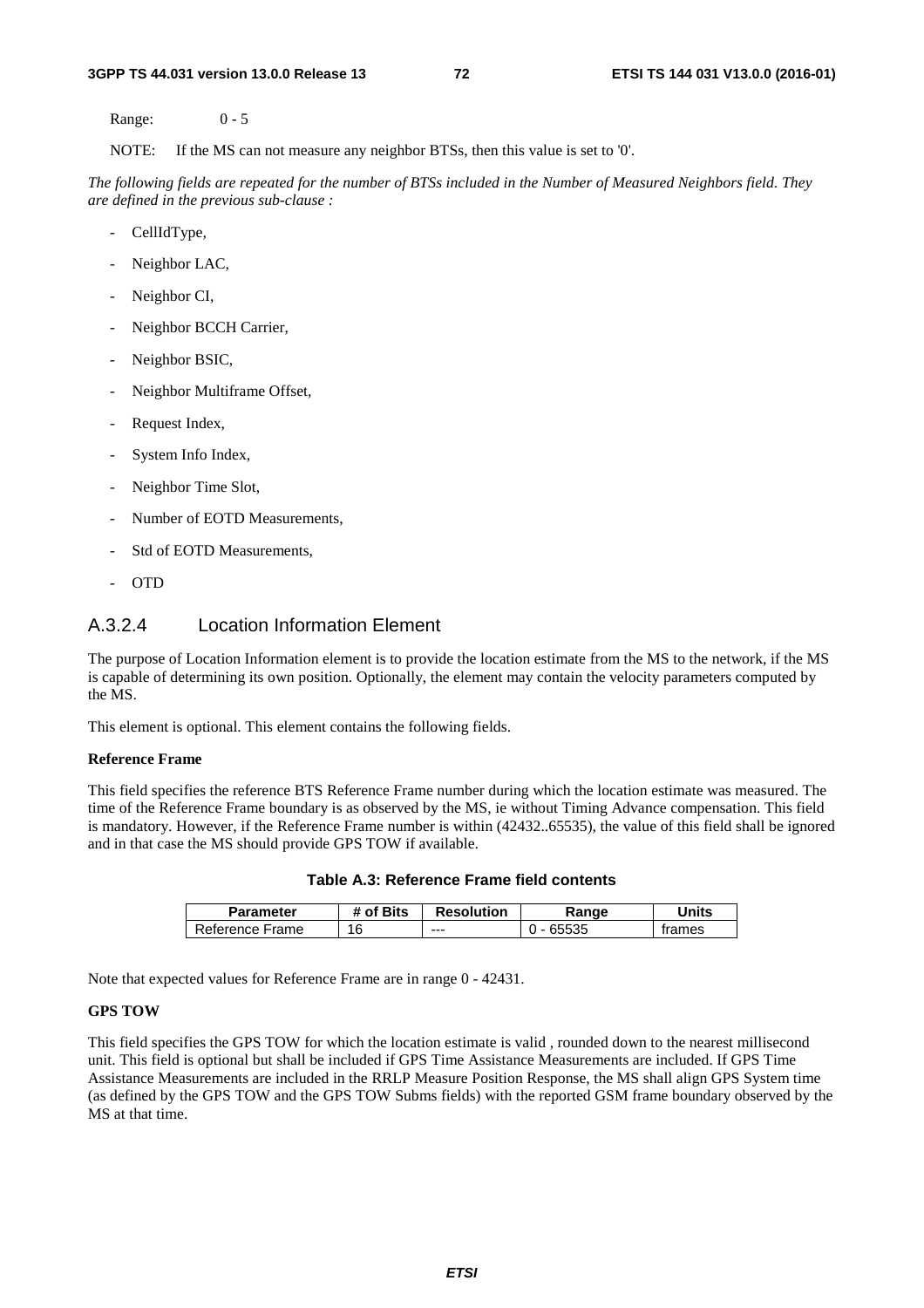Range: 0 - 5

NOTE: If the MS can not measure any neighbor BTSs, then this value is set to '0'.

*The following fields are repeated for the number of BTSs included in the Number of Measured Neighbors field. They are defined in the previous sub-clause :*

- CellIdType,
- Neighbor LAC,
- Neighbor CI,
- Neighbor BCCH Carrier,
- Neighbor BSIC,
- Neighbor Multiframe Offset,
- Request Index,
- System Info Index,
- Neighbor Time Slot,
- Number of EOTD Measurements,
- Std of EOTD Measurements,
- OTD

### A.3.2.4 Location Information Element

The purpose of Location Information element is to provide the location estimate from the MS to the network, if the MS is capable of determining its own position. Optionally, the element may contain the velocity parameters computed by the MS.

This element is optional. This element contains the following fields.

**Reference Frame**

This field specifies the reference BTS Reference Frame number during which the location estimate was measured. The time of the Reference Frame boundary is as observed by the MS, ie without Timing Advance compensation. This field is mandatory. However, if the Reference Frame number is within (42432..65535), the value of this field shall be ignored and in that case the MS should provide GPS TOW if available.

**Table A.3: Reference Frame field contents**

| Parameter | # of Bits | Resolution | Range | Units |
|---|---|---|---|---|
| Reference Frame | 16 | --- | 0 - 65535 | frames |

Note that expected values for Reference Frame are in range 0 - 42431.

**GPS TOW**

This field specifies the GPS TOW for which the location estimate is valid , rounded down to the nearest millisecond unit. This field is optional but shall be included if GPS Time Assistance Measurements are included. If GPS Time Assistance Measurements are included in the RRLP Measure Position Response, the MS shall align GPS System time (as defined by the GPS TOW and the GPS TOW Subms fields) with the reported GSM frame boundary observed by the MS at that time.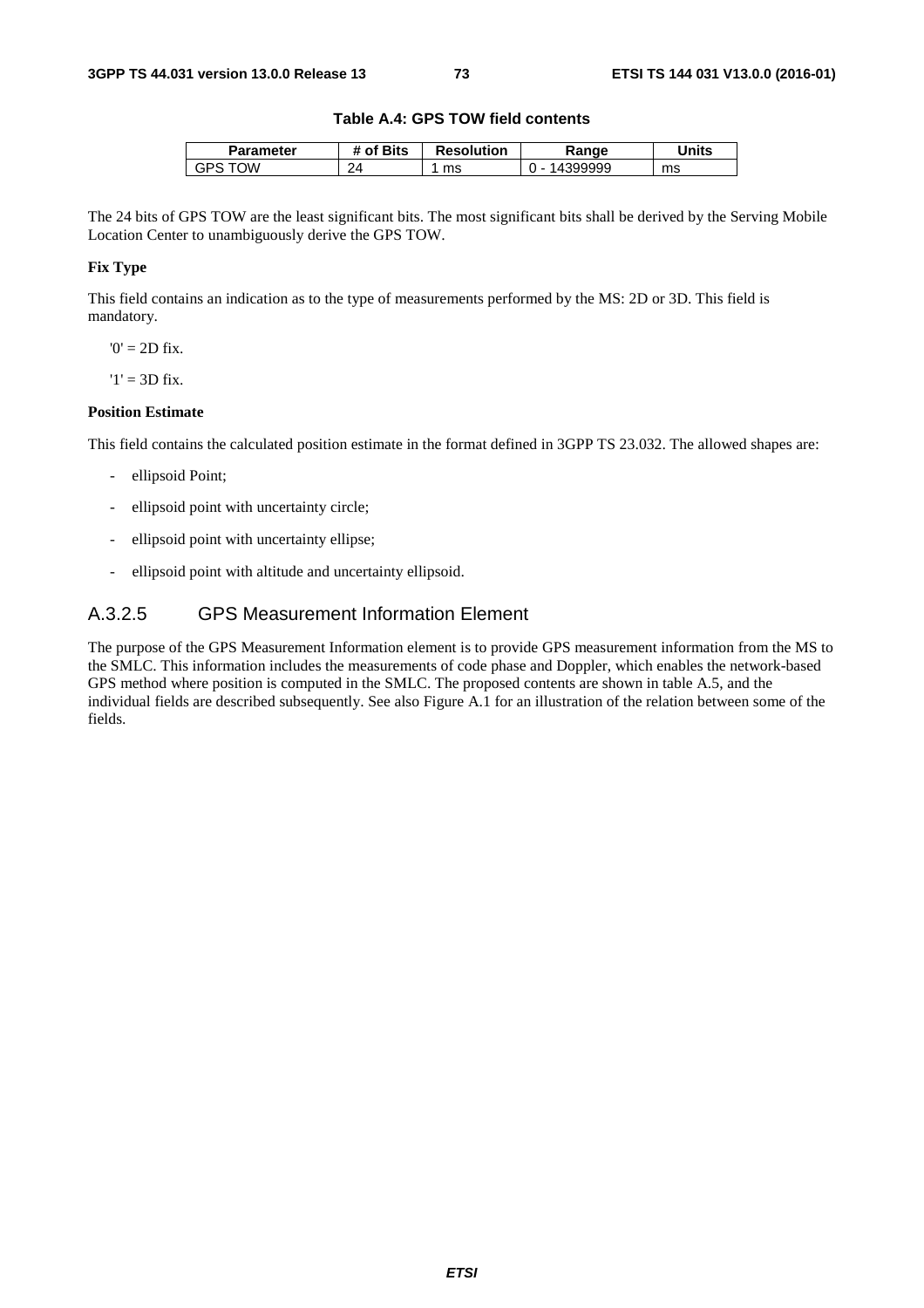**Table A.4: GPS TOW field contents**

| Parameter | # of Bits | Resolution | Range | Units |
|---|---|---|---|---|
| GPS TOW | 24 | 1 ms | 0 - 14399999 | ms |

The 24 bits of GPS TOW are the least significant bits. The most significant bits shall be derived by the Serving Mobile Location Center to unambiguously derive the GPS TOW.

**Fix Type**

This field contains an indication as to the type of measurements performed by the MS: 2D or 3D. This field is mandatory.

'0' = 2D fix.

'1' = 3D fix.

**Position Estimate**

This field contains the calculated position estimate in the format defined in 3GPP TS 23.032. The allowed shapes are:

- ellipsoid Point;
- ellipsoid point with uncertainty circle;
- ellipsoid point with uncertainty ellipse;
- ellipsoid point with altitude and uncertainty ellipsoid.

### A.3.2.5 GPS Measurement Information Element

The purpose of the GPS Measurement Information element is to provide GPS measurement information from the MS to the SMLC. This information includes the measurements of code phase and Doppler, which enables the network-based GPS method where position is computed in the SMLC. The proposed contents are shown in table A.5, and the individual fields are described subsequently. See also Figure A.1 for an illustration of the relation between some of the fields.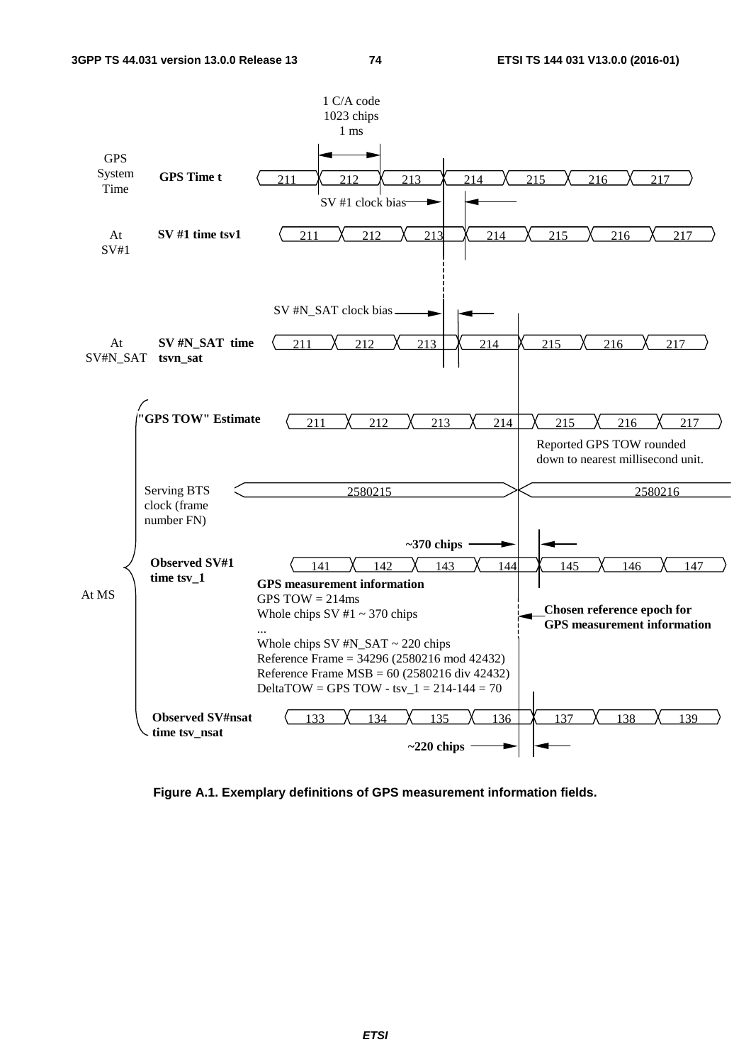1 C/A code
1023 chips
1 ms

GPS System Time — **GPS Time t**: 211, 212, 213, 214, 215, 216, 217

SV #1 clock bias

At SV#1 — **SV #1 time tsv1**: 211, 212, 213, 214, 215, 216, 217

SV #N_SAT clock bias

At SV#N_SAT — **SV #N_SAT time tsvn_sat**: 211, 212, 213, 214, 215, 216, 217

At MS:

**"GPS TOW" Estimate**: 211, 212, 213, 214, 215, 216, 217

Reported GPS TOW rounded down to nearest millisecond unit.

Serving BTS clock (frame number FN): 2580215, 2580216

**~370 chips**

**Observed SV#1 time tsv_1**: 141, 142, 143, 144, 145, 146, 147

**GPS measurement information**
GPS TOW = 214ms
Whole chips SV #1 ~ 370 chips
...
Whole chips SV #N_SAT ~ 220 chips
Reference Frame = 34296 (2580216 mod 42432)
Reference Frame MSB = 60 (2580216 div 42432)
DeltaTOW = GPS TOW - tsv_1 = 214-144 = 70

**Chosen reference epoch for GPS measurement information**

**Observed SV#nsat time tsv_nsat**: 133, 134, 135, 136, 137, 138, 139

**~220 chips**

**Figure A.1. Exemplary definitions of GPS measurement information fields.**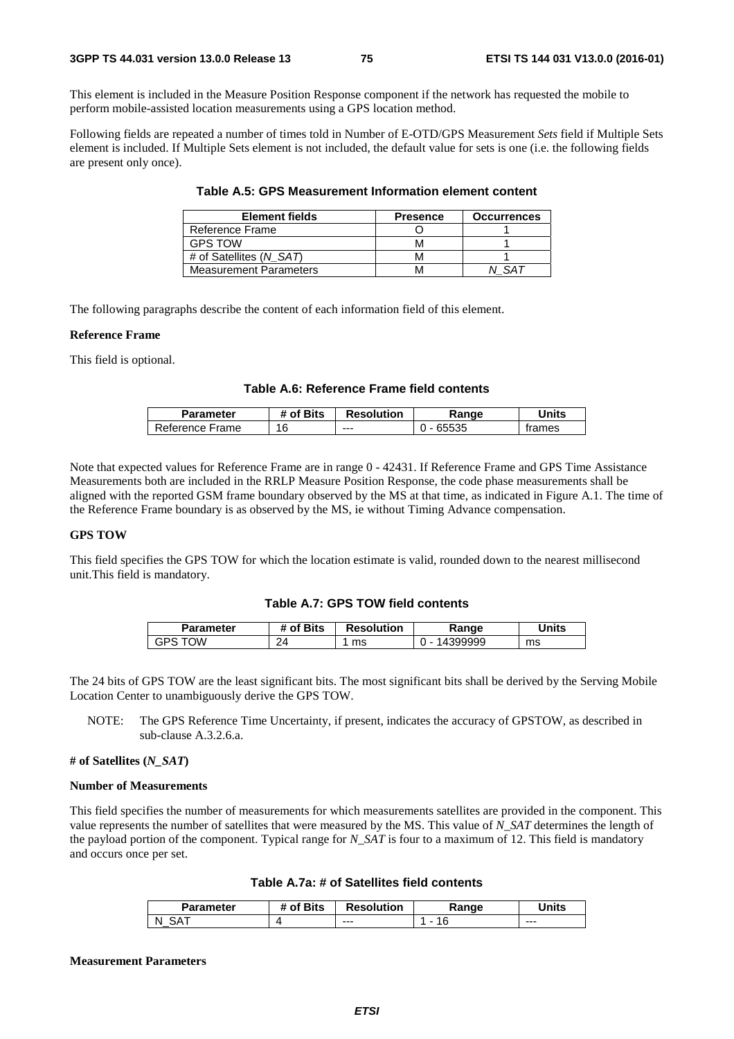This element is included in the Measure Position Response component if the network has requested the mobile to perform mobile-assisted location measurements using a GPS location method.

Following fields are repeated a number of times told in Number of E-OTD/GPS Measurement *Sets* field if Multiple Sets element is included. If Multiple Sets element is not included, the default value for sets is one (i.e. the following fields are present only once).

**Table A.5: GPS Measurement Information element content**

| Element fields | Presence | Occurrences |
|---|---|---|
| Reference Frame | O | 1 |
| GPS TOW | M | 1 |
| # of Satellites (*N_SAT*) | M | 1 |
| Measurement Parameters | M | *N_SAT* |

The following paragraphs describe the content of each information field of this element.

**Reference Frame**

This field is optional.

**Table A.6: Reference Frame field contents**

| Parameter | # of Bits | Resolution | Range | Units |
|---|---|---|---|---|
| Reference Frame | 16 | --- | 0 - 65535 | frames |

Note that expected values for Reference Frame are in range 0 - 42431. If Reference Frame and GPS Time Assistance Measurements both are included in the RRLP Measure Position Response, the code phase measurements shall be aligned with the reported GSM frame boundary observed by the MS at that time, as indicated in Figure A.1. The time of the Reference Frame boundary is as observed by the MS, ie without Timing Advance compensation.

**GPS TOW**

This field specifies the GPS TOW for which the location estimate is valid, rounded down to the nearest millisecond unit.This field is mandatory.

**Table A.7: GPS TOW field contents**

| Parameter | # of Bits | Resolution | Range | Units |
|---|---|---|---|---|
| GPS TOW | 24 | 1 ms | 0 - 14399999 | ms |

The 24 bits of GPS TOW are the least significant bits. The most significant bits shall be derived by the Serving Mobile Location Center to unambiguously derive the GPS TOW.

NOTE: The GPS Reference Time Uncertainty, if present, indicates the accuracy of GPSTOW, as described in sub-clause A.3.2.6.a.

**# of Satellites (*N_SAT*)**

**Number of Measurements**

This field specifies the number of measurements for which measurements satellites are provided in the component. This value represents the number of satellites that were measured by the MS. This value of *N_SAT* determines the length of the payload portion of the component. Typical range for *N_SAT* is four to a maximum of 12. This field is mandatory and occurs once per set.

**Table A.7a: # of Satellites field contents**

| Parameter | # of Bits | Resolution | Range | Units |
|---|---|---|---|---|
| N_SAT | 4 | --- | 1 - 16 | --- |

**Measurement Parameters**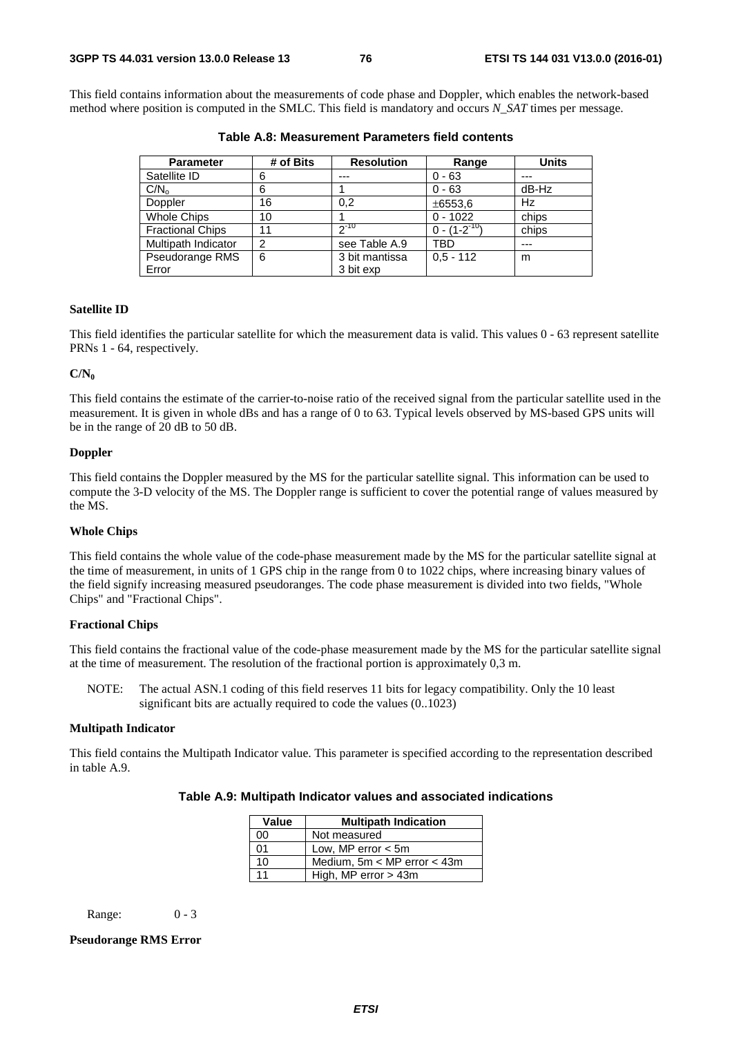This field contains information about the measurements of code phase and Doppler, which enables the network-based method where position is computed in the SMLC. This field is mandatory and occurs *N_SAT* times per message.

**Table A.8: Measurement Parameters field contents**

| Parameter | # of Bits | Resolution | Range | Units |
|---|---|---|---|---|
| Satellite ID | 6 | --- | 0 - 63 | --- |
| $C/N_o$ | 6 | 1 | 0 - 63 | dB-Hz |
| Doppler | 16 | 0,2 | ±6553,6 | Hz |
| Whole Chips | 10 | 1 | 0 - 1022 | chips |
| Fractional Chips | 11 | $2^{-10}$ | $0 - (1-2^{-10})$ | chips |
| Multipath Indicator | 2 | see Table A.9 | TBD | --- |
| Pseudorange RMS Error | 6 | 3 bit mantissa 3 bit exp | 0,5 - 112 | m |

**Satellite ID**

This field identifies the particular satellite for which the measurement data is valid. This values 0 - 63 represent satellite PRNs 1 - 64, respectively.

**$C/N_0$**

This field contains the estimate of the carrier-to-noise ratio of the received signal from the particular satellite used in the measurement. It is given in whole dBs and has a range of 0 to 63. Typical levels observed by MS-based GPS units will be in the range of 20 dB to 50 dB.

**Doppler**

This field contains the Doppler measured by the MS for the particular satellite signal. This information can be used to compute the 3-D velocity of the MS. The Doppler range is sufficient to cover the potential range of values measured by the MS.

**Whole Chips**

This field contains the whole value of the code-phase measurement made by the MS for the particular satellite signal at the time of measurement, in units of 1 GPS chip in the range from 0 to 1022 chips, where increasing binary values of the field signify increasing measured pseudoranges. The code phase measurement is divided into two fields, "Whole Chips" and "Fractional Chips".

**Fractional Chips**

This field contains the fractional value of the code-phase measurement made by the MS for the particular satellite signal at the time of measurement. The resolution of the fractional portion is approximately 0,3 m.

NOTE: The actual ASN.1 coding of this field reserves 11 bits for legacy compatibility. Only the 10 least significant bits are actually required to code the values (0..1023)

**Multipath Indicator**

This field contains the Multipath Indicator value. This parameter is specified according to the representation described in table A.9.

**Table A.9: Multipath Indicator values and associated indications**

| Value | Multipath Indication |
|---|---|
| 00 | Not measured |
| 01 | Low, MP error < 5m |
| 10 | Medium, 5m < MP error < 43m |
| 11 | High, MP error > 43m |

Range: 0 - 3

**Pseudorange RMS Error**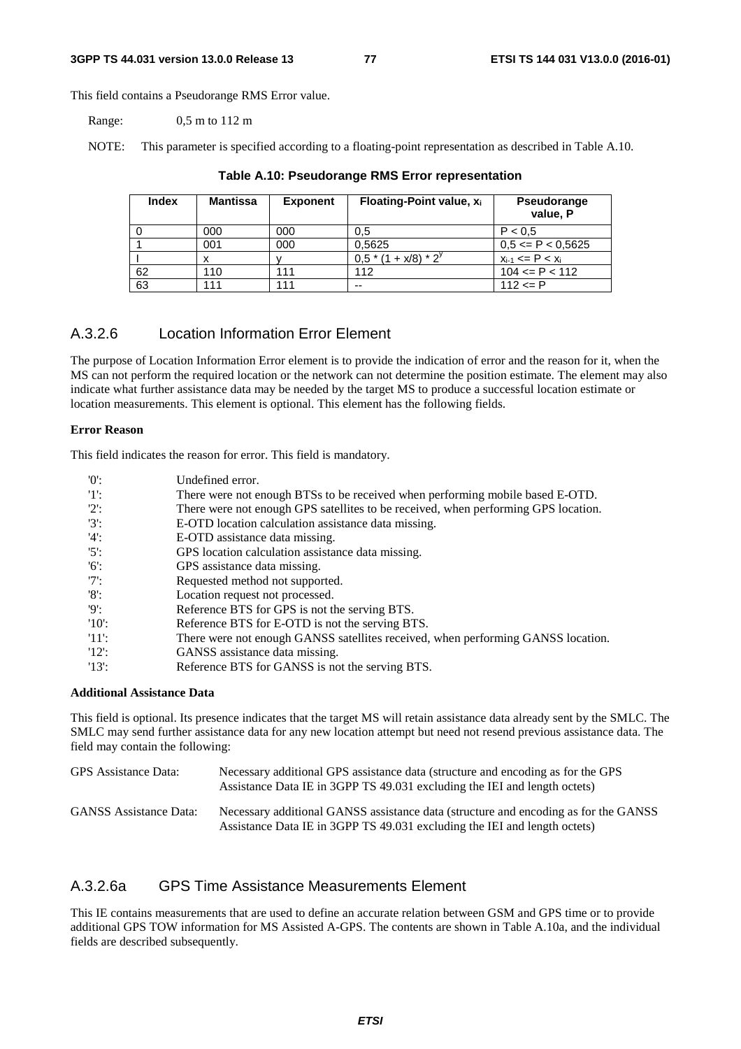This field contains a Pseudorange RMS Error value.

Range: 0,5 m to 112 m

NOTE: This parameter is specified according to a floating-point representation as described in Table A.10.

**Table A.10: Pseudorange RMS Error representation**

| Index | Mantissa | Exponent | Floating-Point value, $x_i$ | Pseudorange value, P |
|---|---|---|---|---|
| 0 | 000 | 000 | 0,5 | P < 0,5 |
| 1 | 001 | 000 | 0,5625 | 0,5 <= P < 0,5625 |
| I | x | y | $0,5 * (1 + x/8) * 2^y$ | $x_{i-1} <= P < x_i$ |
| 62 | 110 | 111 | 112 | 104 <= P < 112 |
| 63 | 111 | 111 | -- | 112 <= P |

## A.3.2.6 Location Information Error Element

The purpose of Location Information Error element is to provide the indication of error and the reason for it, when the MS can not perform the required location or the network can not determine the position estimate. The element may also indicate what further assistance data may be needed by the target MS to produce a successful location estimate or location measurements. This element is optional. This element has the following fields.

**Error Reason**

This field indicates the reason for error. This field is mandatory.

- '0': Undefined error.
- '1': There were not enough BTSs to be received when performing mobile based E-OTD.
- '2': There were not enough GPS satellites to be received, when performing GPS location.
- '3': E-OTD location calculation assistance data missing.
- '4': E-OTD assistance data missing.
- '5': GPS location calculation assistance data missing.
- '6': GPS assistance data missing.
- '7': Requested method not supported.
- '8': Location request not processed.
- '9': Reference BTS for GPS is not the serving BTS.
- '10': Reference BTS for E-OTD is not the serving BTS.
- '11': There were not enough GANSS satellites received, when performing GANSS location.
- '12': GANSS assistance data missing.
- '13': Reference BTS for GANSS is not the serving BTS.

**Additional Assistance Data**

This field is optional. Its presence indicates that the target MS will retain assistance data already sent by the SMLC. The SMLC may send further assistance data for any new location attempt but need not resend previous assistance data. The field may contain the following:

GPS Assistance Data: Necessary additional GPS assistance data (structure and encoding as for the GPS Assistance Data IE in 3GPP TS 49.031 excluding the IEI and length octets)

GANSS Assistance Data: Necessary additional GANSS assistance data (structure and encoding as for the GANSS Assistance Data IE in 3GPP TS 49.031 excluding the IEI and length octets)

## A.3.2.6a GPS Time Assistance Measurements Element

This IE contains measurements that are used to define an accurate relation between GSM and GPS time or to provide additional GPS TOW information for MS Assisted A-GPS. The contents are shown in Table A.10a, and the individual fields are described subsequently.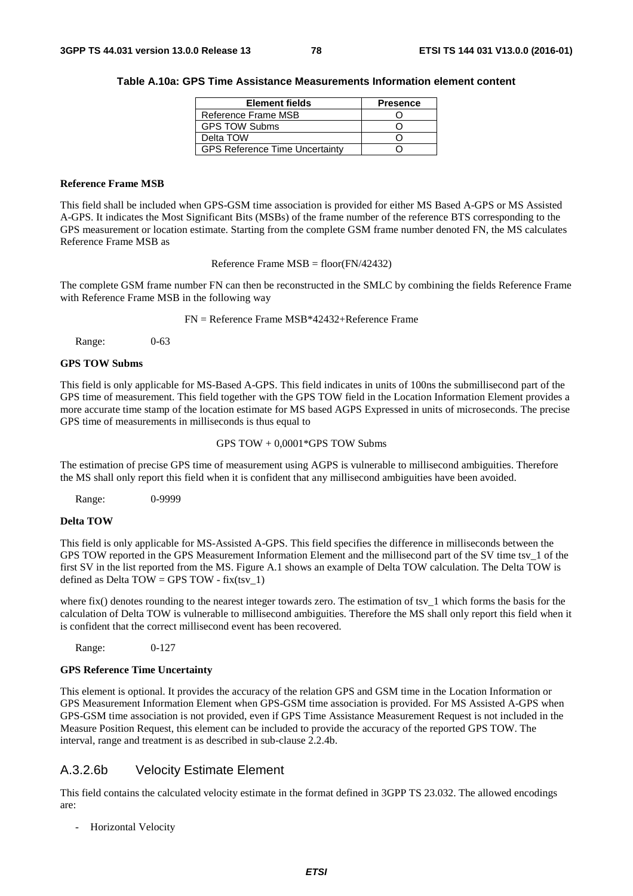**Table A.10a: GPS Time Assistance Measurements Information element content**

| Element fields | Presence |
| --- | --- |
| Reference Frame MSB | O |
| GPS TOW Subms | O |
| Delta TOW | O |
| GPS Reference Time Uncertainty | O |

**Reference Frame MSB**

This field shall be included when GPS-GSM time association is provided for either MS Based A-GPS or MS Assisted A-GPS. It indicates the Most Significant Bits (MSBs) of the frame number of the reference BTS corresponding to the GPS measurement or location estimate. Starting from the complete GSM frame number denoted FN, the MS calculates Reference Frame MSB as

Reference Frame MSB = floor(FN/42432)

The complete GSM frame number FN can then be reconstructed in the SMLC by combining the fields Reference Frame with Reference Frame MSB in the following way

FN = Reference Frame MSB*42432+Reference Frame

Range: 0-63

**GPS TOW Subms**

This field is only applicable for MS-Based A-GPS. This field indicates in units of 100ns the submillisecond part of the GPS time of measurement. This field together with the GPS TOW field in the Location Information Element provides a more accurate time stamp of the location estimate for MS based AGPS Expressed in units of microseconds. The precise GPS time of measurements in milliseconds is thus equal to

GPS TOW + 0,0001*GPS TOW Subms

The estimation of precise GPS time of measurement using AGPS is vulnerable to millisecond ambiguities. Therefore the MS shall only report this field when it is confident that any millisecond ambiguities have been avoided.

Range: 0-9999

**Delta TOW**

This field is only applicable for MS-Assisted A-GPS. This field specifies the difference in milliseconds between the GPS TOW reported in the GPS Measurement Information Element and the millisecond part of the SV time tsv_1 of the first SV in the list reported from the MS. Figure A.1 shows an example of Delta TOW calculation. The Delta TOW is defined as Delta TOW = GPS TOW - fix(tsv_1)

where fix() denotes rounding to the nearest integer towards zero. The estimation of tsv_1 which forms the basis for the calculation of Delta TOW is vulnerable to millisecond ambiguities. Therefore the MS shall only report this field when it is confident that the correct millisecond event has been recovered.

Range: 0-127

**GPS Reference Time Uncertainty**

This element is optional. It provides the accuracy of the relation GPS and GSM time in the Location Information or GPS Measurement Information Element when GPS-GSM time association is provided. For MS Assisted A-GPS when GPS-GSM time association is not provided, even if GPS Time Assistance Measurement Request is not included in the Measure Position Request, this element can be included to provide the accuracy of the reported GPS TOW. The interval, range and treatment is as described in sub-clause 2.2.4b.

### A.3.2.6b Velocity Estimate Element

This field contains the calculated velocity estimate in the format defined in 3GPP TS 23.032. The allowed encodings are:

- Horizontal Velocity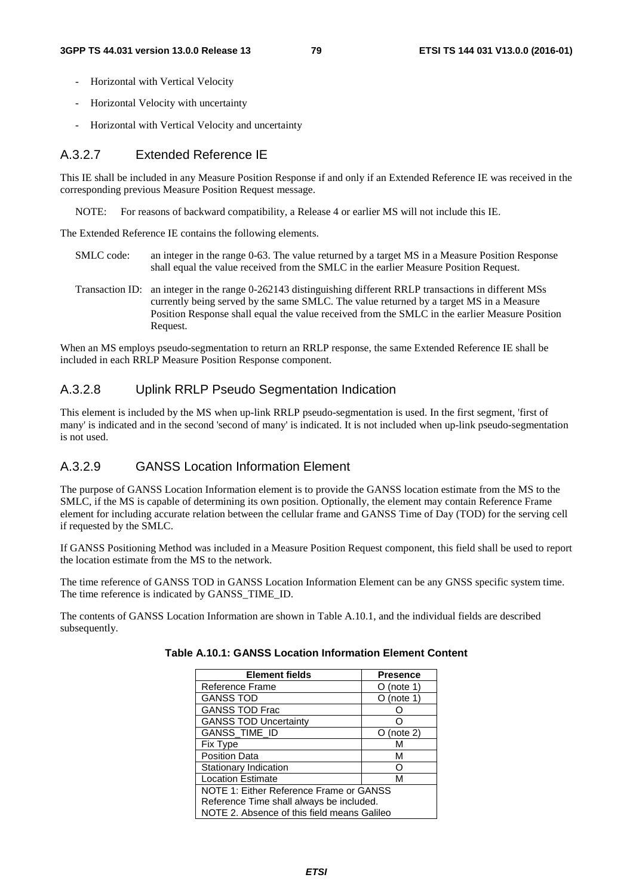- Horizontal with Vertical Velocity
- Horizontal Velocity with uncertainty
- Horizontal with Vertical Velocity and uncertainty

### A.3.2.7 Extended Reference IE

This IE shall be included in any Measure Position Response if and only if an Extended Reference IE was received in the corresponding previous Measure Position Request message.

NOTE: For reasons of backward compatibility, a Release 4 or earlier MS will not include this IE.

The Extended Reference IE contains the following elements.

SMLC code: an integer in the range 0-63. The value returned by a target MS in a Measure Position Response shall equal the value received from the SMLC in the earlier Measure Position Request.

Transaction ID: an integer in the range 0-262143 distinguishing different RRLP transactions in different MSs currently being served by the same SMLC. The value returned by a target MS in a Measure Position Response shall equal the value received from the SMLC in the earlier Measure Position Request.

When an MS employs pseudo-segmentation to return an RRLP response, the same Extended Reference IE shall be included in each RRLP Measure Position Response component.

### A.3.2.8 Uplink RRLP Pseudo Segmentation Indication

This element is included by the MS when up-link RRLP pseudo-segmentation is used. In the first segment, 'first of many' is indicated and in the second 'second of many' is indicated. It is not included when up-link pseudo-segmentation is not used.

### A.3.2.9 GANSS Location Information Element

The purpose of GANSS Location Information element is to provide the GANSS location estimate from the MS to the SMLC, if the MS is capable of determining its own position. Optionally, the element may contain Reference Frame element for including accurate relation between the cellular frame and GANSS Time of Day (TOD) for the serving cell if requested by the SMLC.

If GANSS Positioning Method was included in a Measure Position Request component, this field shall be used to report the location estimate from the MS to the network.

The time reference of GANSS TOD in GANSS Location Information Element can be any GNSS specific system time. The time reference is indicated by GANSS_TIME_ID.

The contents of GANSS Location Information are shown in Table A.10.1, and the individual fields are described subsequently.

**Table A.10.1: GANSS Location Information Element Content**

| Element fields | Presence |
|---|---|
| Reference Frame | O (note 1) |
| GANSS TOD | O (note 1) |
| GANSS TOD Frac | O |
| GANSS TOD Uncertainty | O |
| GANSS_TIME_ID | O (note 2) |
| Fix Type | M |
| Position Data | M |
| Stationary Indication | O |
| Location Estimate | M |
| NOTE 1: Either Reference Frame or GANSS Reference Time shall always be included. NOTE 2. Absence of this field means Galileo | |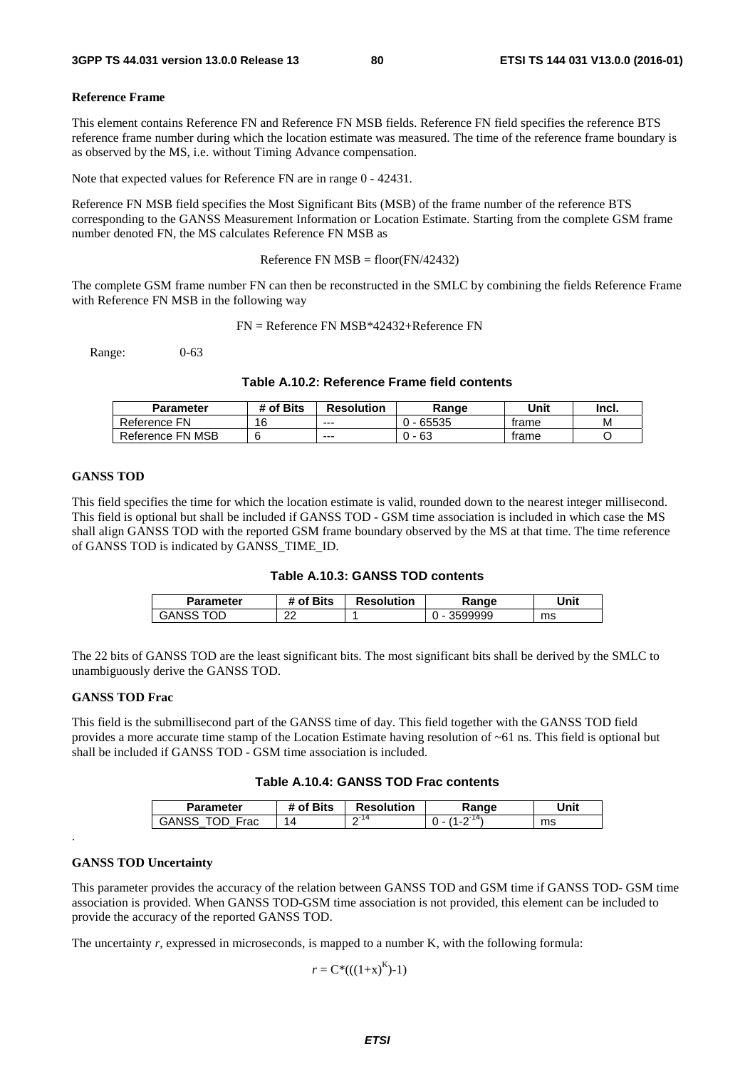**Reference Frame**

This element contains Reference FN and Reference FN MSB fields. Reference FN field specifies the reference BTS reference frame number during which the location estimate was measured. The time of the reference frame boundary is as observed by the MS, i.e. without Timing Advance compensation.

Note that expected values for Reference FN are in range 0 - 42431.

Reference FN MSB field specifies the Most Significant Bits (MSB) of the frame number of the reference BTS corresponding to the GANSS Measurement Information or Location Estimate. Starting from the complete GSM frame number denoted FN, the MS calculates Reference FN MSB as

Reference FN MSB = floor(FN/42432)

The complete GSM frame number FN can then be reconstructed in the SMLC by combining the fields Reference Frame with Reference FN MSB in the following way

FN = Reference FN MSB*42432+Reference FN

Range: 0-63

**Table A.10.2: Reference Frame field contents**

| Parameter | # of Bits | Resolution | Range | Unit | Incl. |
|---|---|---|---|---|---|
| Reference FN | 16 | --- | 0 - 65535 | frame | M |
| Reference FN MSB | 6 | --- | 0 - 63 | frame | O |

**GANSS TOD**

This field specifies the time for which the location estimate is valid, rounded down to the nearest integer millisecond. This field is optional but shall be included if GANSS TOD - GSM time association is included in which case the MS shall align GANSS TOD with the reported GSM frame boundary observed by the MS at that time. The time reference of GANSS TOD is indicated by GANSS_TIME_ID.

**Table A.10.3: GANSS TOD contents**

| Parameter | # of Bits | Resolution | Range | Unit |
|---|---|---|---|---|
| GANSS TOD | 22 | 1 | 0 - 3599999 | ms |

The 22 bits of GANSS TOD are the least significant bits. The most significant bits shall be derived by the SMLC to unambiguously derive the GANSS TOD.

**GANSS TOD Frac**

This field is the submillisecond part of the GANSS time of day. This field together with the GANSS TOD field provides a more accurate time stamp of the Location Estimate having resolution of ~61 ns. This field is optional but shall be included if GANSS TOD - GSM time association is included.

**Table A.10.4: GANSS TOD Frac contents**

| Parameter | # of Bits | Resolution | Range | Unit |
|---|---|---|---|---|
| GANSS_TOD_Frac | 14 | $2^{-14}$ | $0 - (1-2^{-14})$ | ms |

.

**GANSS TOD Uncertainty**

This parameter provides the accuracy of the relation between GANSS TOD and GSM time if GANSS TOD- GSM time association is provided. When GANSS TOD-GSM time association is not provided, this element can be included to provide the accuracy of the reported GANSS TOD.

The uncertainty *r*, expressed in microseconds, is mapped to a number K, with the following formula:

$$r = C*(((1+x)^K)-1)$$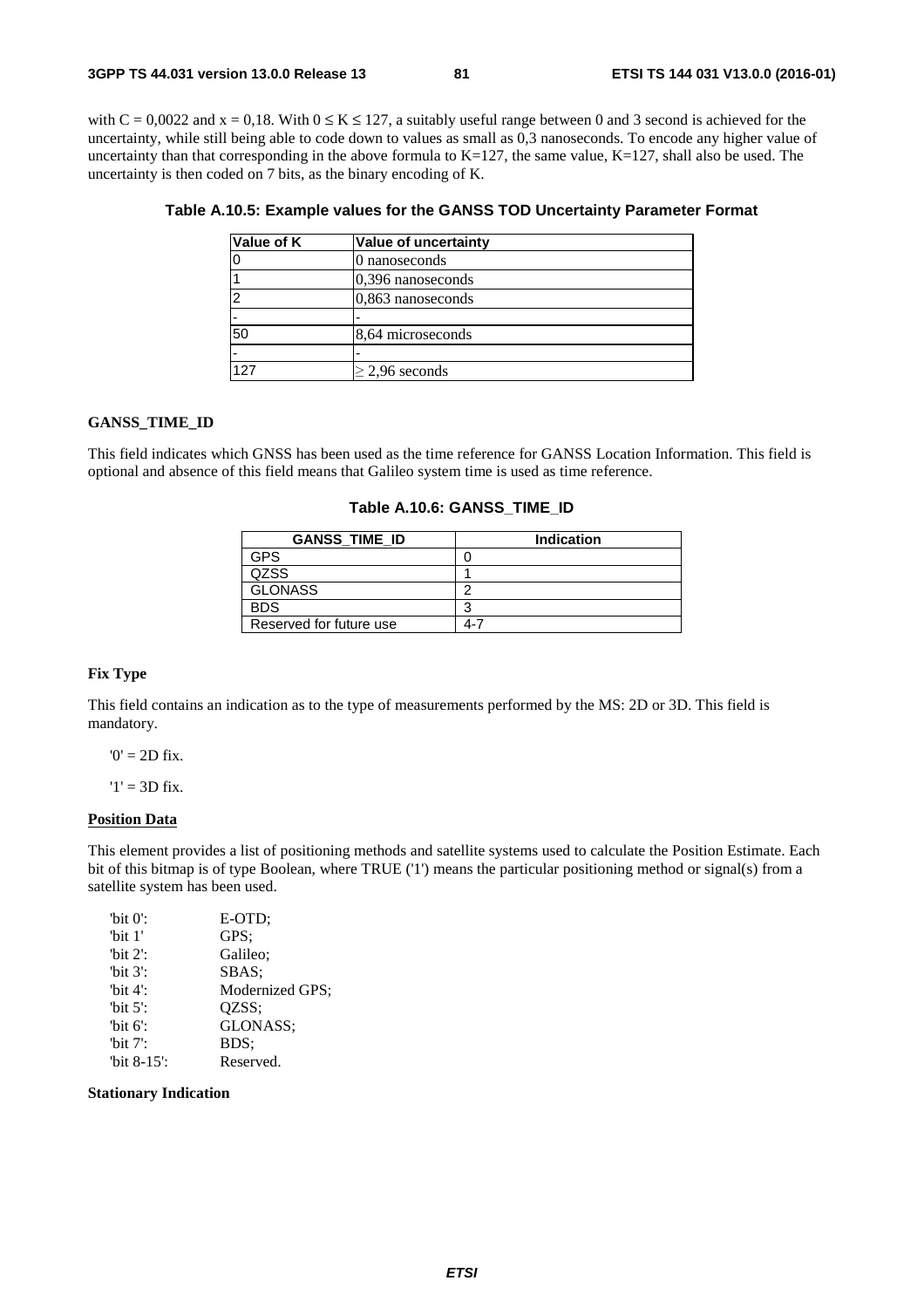with C = 0,0022 and x = 0,18. With $0 \leq K \leq 127$, a suitably useful range between 0 and 3 second is achieved for the uncertainty, while still being able to code down to values as small as 0,3 nanoseconds. To encode any higher value of uncertainty than that corresponding in the above formula to K=127, the same value, K=127, shall also be used. The uncertainty is then coded on 7 bits, as the binary encoding of K.

**Table A.10.5: Example values for the GANSS TOD Uncertainty Parameter Format**

| Value of K | Value of uncertainty |
|---|---|
| 0 | 0 nanoseconds |
| 1 | 0,396 nanoseconds |
| 2 | 0,863 nanoseconds |
| - | - |
| 50 | 8,64 microseconds |
| - | - |
| 127 | $\geq$ 2,96 seconds |

**GANSS_TIME_ID**

This field indicates which GNSS has been used as the time reference for GANSS Location Information. This field is optional and absence of this field means that Galileo system time is used as time reference.

**Table A.10.6: GANSS_TIME_ID**

| GANSS_TIME_ID | Indication |
|---|---|
| GPS | 0 |
| QZSS | 1 |
| GLONASS | 2 |
| BDS | 3 |
| Reserved for future use | 4-7 |

**Fix Type**

This field contains an indication as to the type of measurements performed by the MS: 2D or 3D. This field is mandatory.

'0' = 2D fix.

'1' = 3D fix.

**Position Data**

This element provides a list of positioning methods and satellite systems used to calculate the Position Estimate. Each bit of this bitmap is of type Boolean, where TRUE ('1') means the particular positioning method or signal(s) from a satellite system has been used.

'bit 0': E-OTD;
'bit 1' GPS;
'bit 2': Galileo;
'bit 3': SBAS;
'bit 4': Modernized GPS;
'bit 5': QZSS;
'bit 6': GLONASS;
'bit 7': BDS;
'bit 8-15': Reserved.

**Stationary Indication**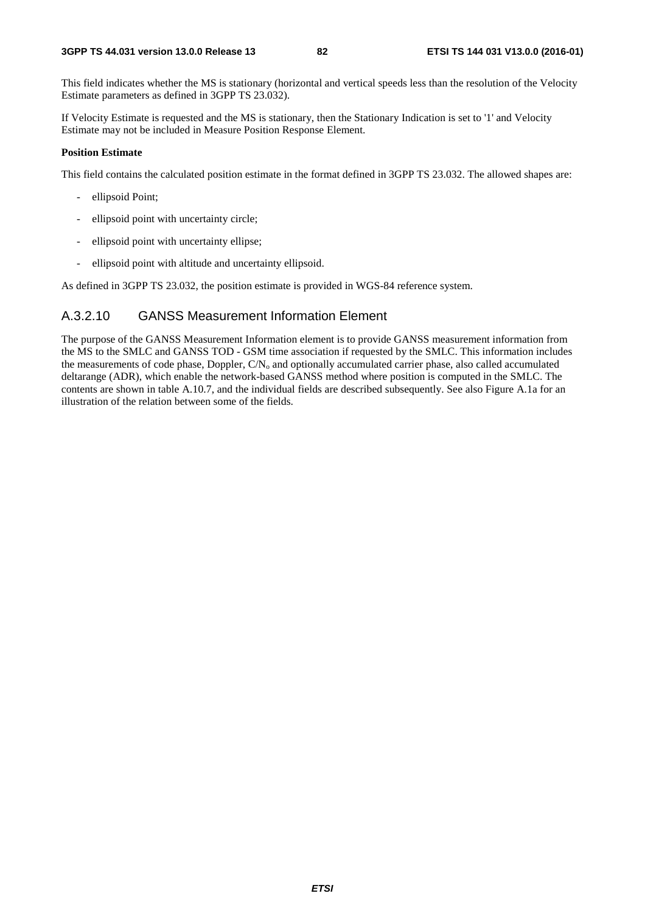This field indicates whether the MS is stationary (horizontal and vertical speeds less than the resolution of the Velocity Estimate parameters as defined in 3GPP TS 23.032).

If Velocity Estimate is requested and the MS is stationary, then the Stationary Indication is set to '1' and Velocity Estimate may not be included in Measure Position Response Element.

**Position Estimate**

This field contains the calculated position estimate in the format defined in 3GPP TS 23.032. The allowed shapes are:

- ellipsoid Point;
- ellipsoid point with uncertainty circle;
- ellipsoid point with uncertainty ellipse;
- ellipsoid point with altitude and uncertainty ellipsoid.

As defined in 3GPP TS 23.032, the position estimate is provided in WGS-84 reference system.

### A.3.2.10 GANSS Measurement Information Element

The purpose of the GANSS Measurement Information element is to provide GANSS measurement information from the MS to the SMLC and GANSS TOD - GSM time association if requested by the SMLC. This information includes the measurements of code phase, Doppler, $C/N_o$ and optionally accumulated carrier phase, also called accumulated deltarange (ADR), which enable the network-based GANSS method where position is computed in the SMLC. The contents are shown in table A.10.7, and the individual fields are described subsequently. See also Figure A.1a for an illustration of the relation between some of the fields.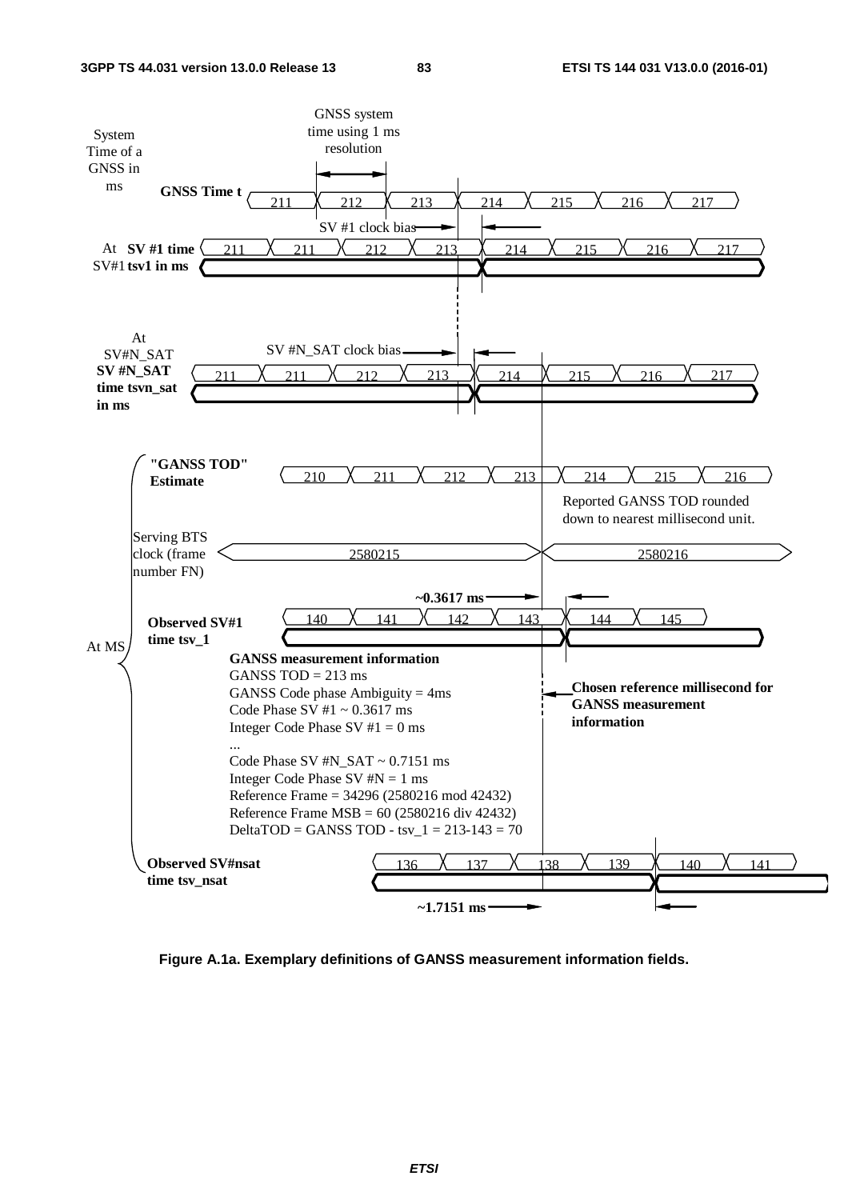GNSS system time using 1 ms resolution

System Time of a GNSS in ms

**GNSS Time t**

211 212 213 214 215 216 217

SV #1 clock bias

At SV#1 **SV #1 time tsv1 in ms**

211 211 212 213 214 215 216 217

At SV#N_SAT

SV #N_SAT clock bias

**SV #N_SAT time tsvn_sat in ms**

211 211 212 213 214 215 216 217

**"GANSS TOD" Estimate**

210 211 212 213 214 215 216

Reported GANSS TOD rounded down to nearest millisecond unit.

Serving BTS clock (frame number FN)

2580215 2580216

**~0.3617 ms**

**Observed SV#1 time tsv_1**

140 141 142 143 144 145

At MS

**GANSS measurement information**

GANSS TOD = 213 ms

GANSS Code phase Ambiguity = 4ms

Code Phase SV #1 ~ 0.3617 ms

Integer Code Phase SV #1 = 0 ms

...

Code Phase SV #N_SAT ~ 0.7151 ms

Integer Code Phase SV #N = 1 ms

Reference Frame = 34296 (2580216 mod 42432)

Reference Frame MSB = 60 (2580216 div 42432)

DeltaTOD = GANSS TOD - tsv_1 = 213-143 = 70

**Chosen reference millisecond for GANSS measurement information**

**Observed SV#nsat time tsv_nsat**

136 137 138 139 140 141

**~1.7151 ms**

**Figure A.1a. Exemplary definitions of GANSS measurement information fields.**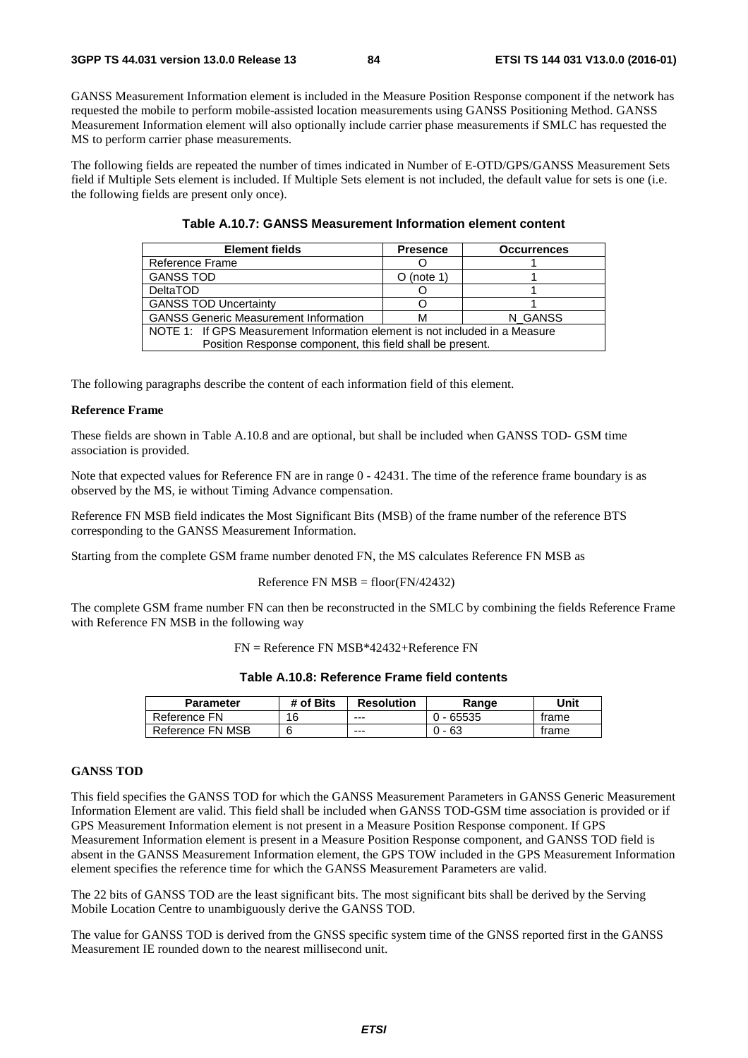GANSS Measurement Information element is included in the Measure Position Response component if the network has requested the mobile to perform mobile-assisted location measurements using GANSS Positioning Method. GANSS Measurement Information element will also optionally include carrier phase measurements if SMLC has requested the MS to perform carrier phase measurements.

The following fields are repeated the number of times indicated in Number of E-OTD/GPS/GANSS Measurement Sets field if Multiple Sets element is included. If Multiple Sets element is not included, the default value for sets is one (i.e. the following fields are present only once).

**Table A.10.7: GANSS Measurement Information element content**

| Element fields | Presence | Occurrences |
|---|---|---|
| Reference Frame | O | 1 |
| GANSS TOD | O (note 1) | 1 |
| DeltaTOD | O | 1 |
| GANSS TOD Uncertainty | O | 1 |
| GANSS Generic Measurement Information | M | N_GANSS |
| NOTE 1: If GPS Measurement Information element is not included in a Measure Position Response component, this field shall be present. | | |

The following paragraphs describe the content of each information field of this element.

**Reference Frame**

These fields are shown in Table A.10.8 and are optional, but shall be included when GANSS TOD- GSM time association is provided.

Note that expected values for Reference FN are in range 0 - 42431. The time of the reference frame boundary is as observed by the MS, ie without Timing Advance compensation.

Reference FN MSB field indicates the Most Significant Bits (MSB) of the frame number of the reference BTS corresponding to the GANSS Measurement Information.

Starting from the complete GSM frame number denoted FN, the MS calculates Reference FN MSB as

Reference FN MSB = floor(FN/42432)

The complete GSM frame number FN can then be reconstructed in the SMLC by combining the fields Reference Frame with Reference FN MSB in the following way

FN = Reference FN MSB*42432+Reference FN

**Table A.10.8: Reference Frame field contents**

| Parameter | # of Bits | Resolution | Range | Unit |
|---|---|---|---|---|
| Reference FN | 16 | --- | 0 - 65535 | frame |
| Reference FN MSB | 6 | --- | 0 - 63 | frame |

**GANSS TOD**

This field specifies the GANSS TOD for which the GANSS Measurement Parameters in GANSS Generic Measurement Information Element are valid. This field shall be included when GANSS TOD-GSM time association is provided or if GPS Measurement Information element is not present in a Measure Position Response component. If GPS Measurement Information element is present in a Measure Position Response component, and GANSS TOD field is absent in the GANSS Measurement Information element, the GPS TOW included in the GPS Measurement Information element specifies the reference time for which the GANSS Measurement Parameters are valid.

The 22 bits of GANSS TOD are the least significant bits. The most significant bits shall be derived by the Serving Mobile Location Centre to unambiguously derive the GANSS TOD.

The value for GANSS TOD is derived from the GNSS specific system time of the GNSS reported first in the GANSS Measurement IE rounded down to the nearest millisecond unit.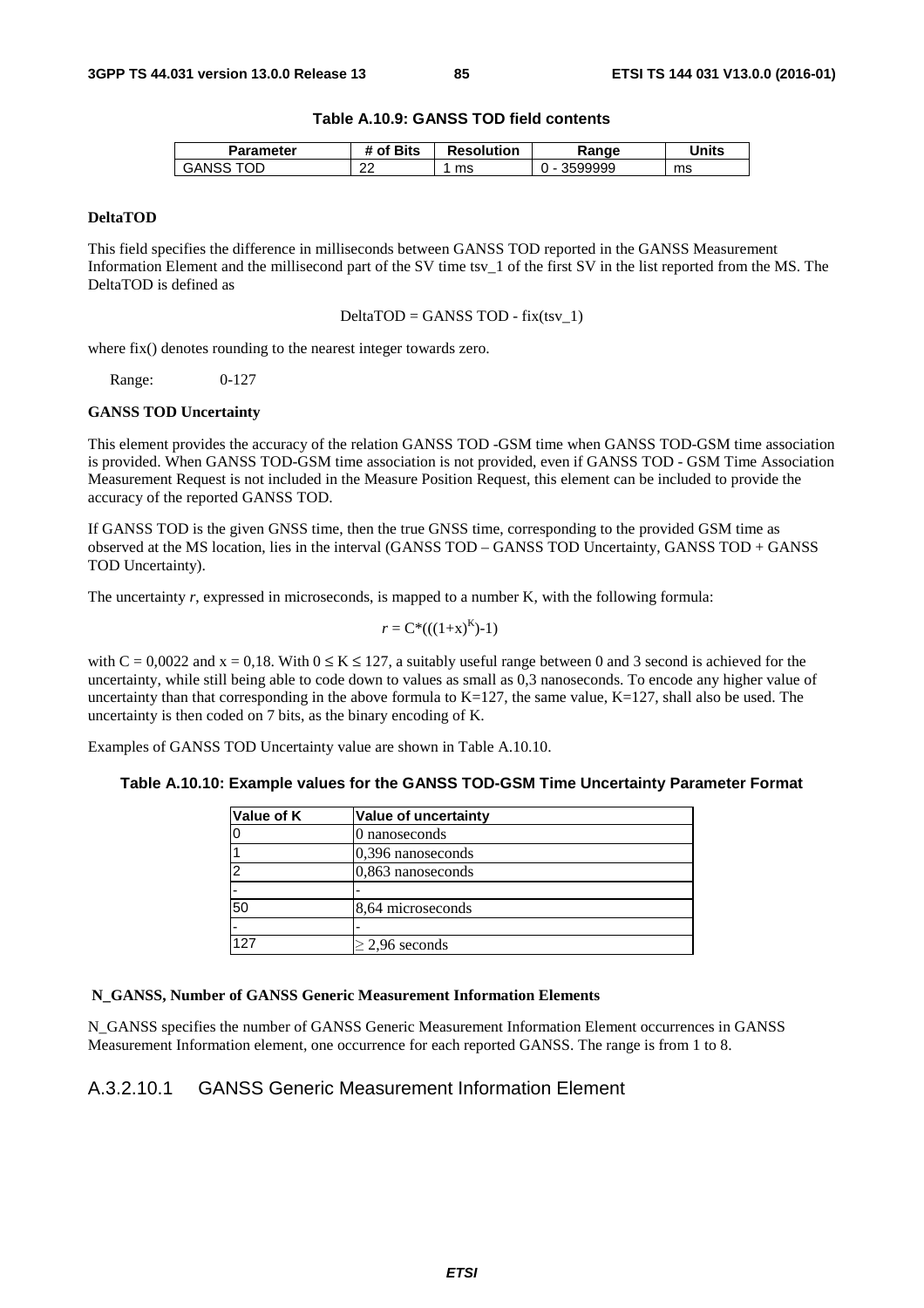**Table A.10.9: GANSS TOD field contents**

| Parameter | # of Bits | Resolution | Range | Units |
|---|---|---|---|---|
| GANSS TOD | 22 | 1 ms | 0 - 3599999 | ms |

**DeltaTOD**

This field specifies the difference in milliseconds between GANSS TOD reported in the GANSS Measurement Information Element and the millisecond part of the SV time tsv_1 of the first SV in the list reported from the MS. The DeltaTOD is defined as

$$\text{DeltaTOD} = \text{GANSS TOD} - \text{fix}(tsv\_1)$$

where fix() denotes rounding to the nearest integer towards zero.

Range: 0-127

**GANSS TOD Uncertainty**

This element provides the accuracy of the relation GANSS TOD -GSM time when GANSS TOD-GSM time association is provided. When GANSS TOD-GSM time association is not provided, even if GANSS TOD - GSM Time Association Measurement Request is not included in the Measure Position Request, this element can be included to provide the accuracy of the reported GANSS TOD.

If GANSS TOD is the given GNSS time, then the true GNSS time, corresponding to the provided GSM time as observed at the MS location, lies in the interval (GANSS TOD – GANSS TOD Uncertainty, GANSS TOD + GANSS TOD Uncertainty).

The uncertainty $r$, expressed in microseconds, is mapped to a number K, with the following formula:

$$r = C*(((1+x)^K)-1)$$

with C = 0,0022 and x = 0,18. With $0 \leq K \leq 127$, a suitably useful range between 0 and 3 second is achieved for the uncertainty, while still being able to code down to values as small as 0,3 nanoseconds. To encode any higher value of uncertainty than that corresponding in the above formula to K=127, the same value, K=127, shall also be used. The uncertainty is then coded on 7 bits, as the binary encoding of K.

Examples of GANSS TOD Uncertainty value are shown in Table A.10.10.

**Table A.10.10: Example values for the GANSS TOD-GSM Time Uncertainty Parameter Format**

| Value of K | Value of uncertainty |
|---|---|
| 0 | 0 nanoseconds |
| 1 | 0,396 nanoseconds |
| 2 | 0,863 nanoseconds |
| - | - |
| 50 | 8,64 microseconds |
| - | - |
| 127 | $\geq$ 2,96 seconds |

**N_GANSS, Number of GANSS Generic Measurement Information Elements**

N_GANSS specifies the number of GANSS Generic Measurement Information Element occurrences in GANSS Measurement Information element, one occurrence for each reported GANSS. The range is from 1 to 8.

### A.3.2.10.1 GANSS Generic Measurement Information Element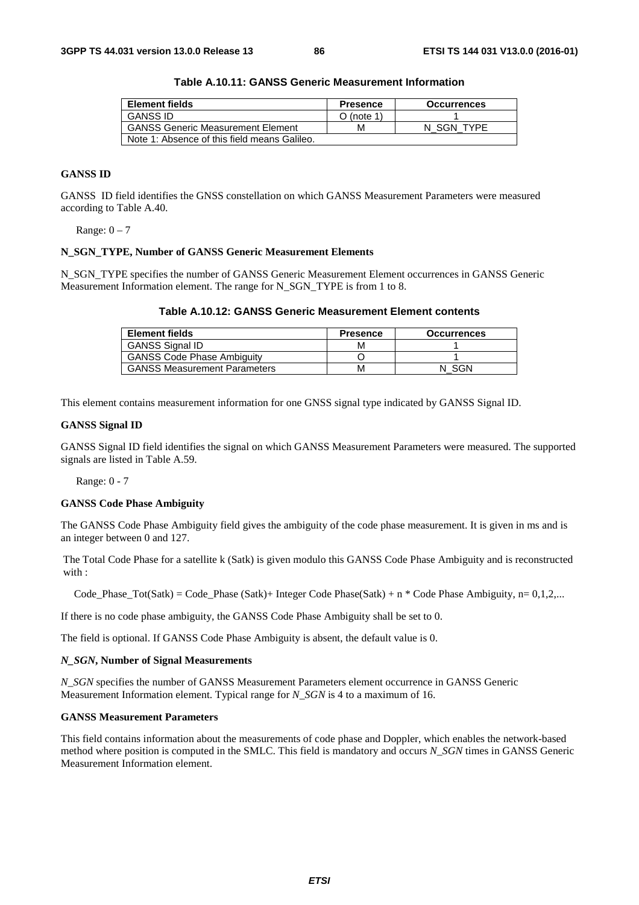**Table A.10.11: GANSS Generic Measurement Information**

| Element fields | Presence | Occurrences |
|---|---|---|
| GANSS ID | O (note 1) | 1 |
| GANSS Generic Measurement Element | M | N_SGN_TYPE |
| Note 1: Absence of this field means Galileo. | | |

**GANSS ID**

GANSS ID field identifies the GNSS constellation on which GANSS Measurement Parameters were measured according to Table A.40.

Range: 0 – 7

**N_SGN_TYPE, Number of GANSS Generic Measurement Elements**

N_SGN_TYPE specifies the number of GANSS Generic Measurement Element occurrences in GANSS Generic Measurement Information element. The range for N_SGN_TYPE is from 1 to 8.

**Table A.10.12: GANSS Generic Measurement Element contents**

| Element fields | Presence | Occurrences |
|---|---|---|
| GANSS Signal ID | M | 1 |
| GANSS Code Phase Ambiguity | O | 1 |
| GANSS Measurement Parameters | M | N_SGN |

This element contains measurement information for one GNSS signal type indicated by GANSS Signal ID.

**GANSS Signal ID**

GANSS Signal ID field identifies the signal on which GANSS Measurement Parameters were measured. The supported signals are listed in Table A.59.

Range: 0 - 7

**GANSS Code Phase Ambiguity**

The GANSS Code Phase Ambiguity field gives the ambiguity of the code phase measurement. It is given in ms and is an integer between 0 and 127.

The Total Code Phase for a satellite k (Satk) is given modulo this GANSS Code Phase Ambiguity and is reconstructed with :

Code_Phase_Tot(Satk) = Code_Phase (Satk)+ Integer Code Phase(Satk) + n * Code Phase Ambiguity, n= 0,1,2,...

If there is no code phase ambiguity, the GANSS Code Phase Ambiguity shall be set to 0.

The field is optional. If GANSS Code Phase Ambiguity is absent, the default value is 0.

***N_SGN*, Number of Signal Measurements**

*N_SGN* specifies the number of GANSS Measurement Parameters element occurrence in GANSS Generic Measurement Information element. Typical range for *N_SGN* is 4 to a maximum of 16.

**GANSS Measurement Parameters**

This field contains information about the measurements of code phase and Doppler, which enables the network-based method where position is computed in the SMLC. This field is mandatory and occurs *N_SGN* times in GANSS Generic Measurement Information element.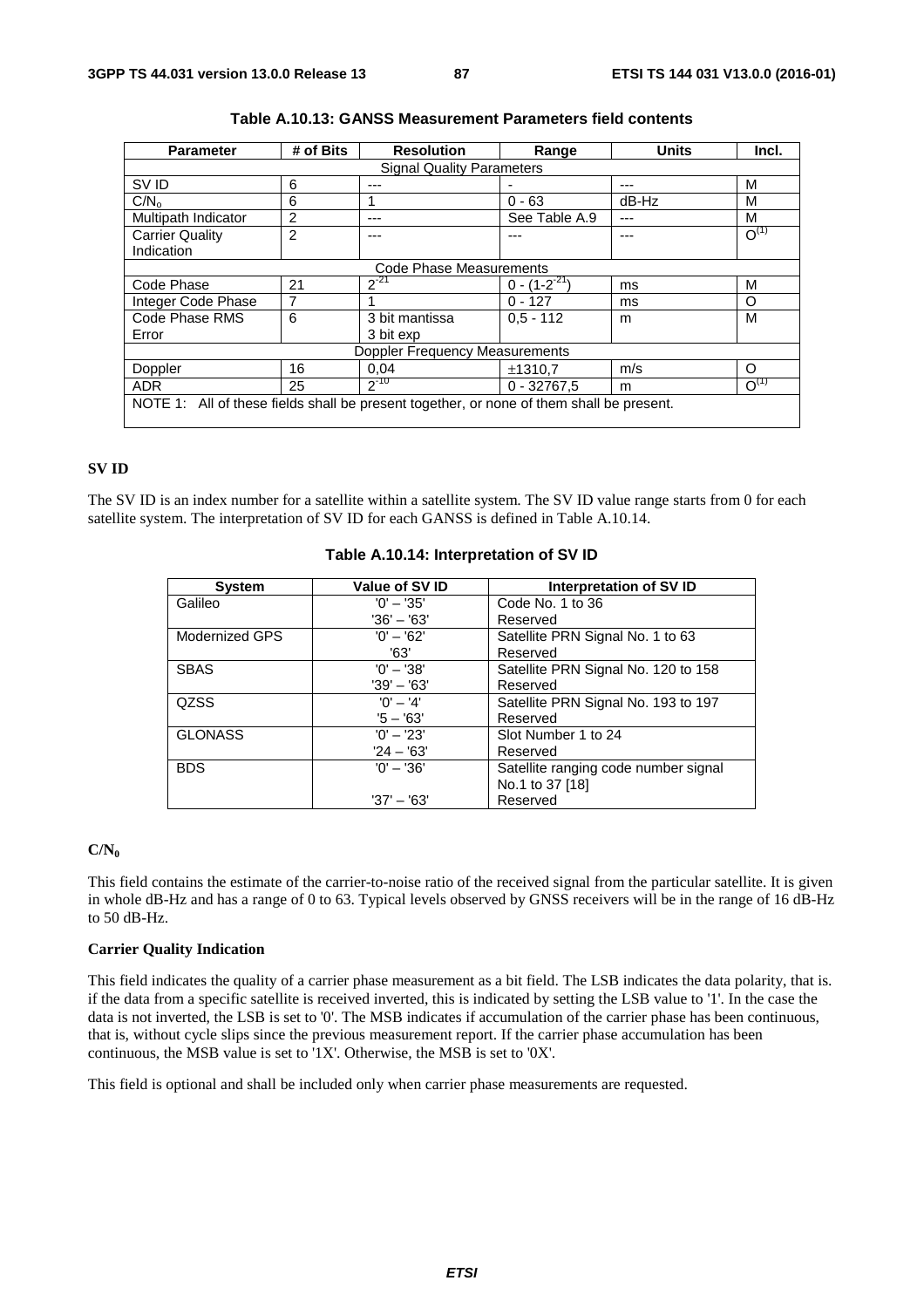**Table A.10.13: GANSS Measurement Parameters field contents**

| Parameter | # of Bits | Resolution | Range | Units | Incl. |
|---|---|---|---|---|---|
| Signal Quality Parameters | | | | | |
| SV ID | 6 | --- | - | --- | M |
| $C/N_o$ | 6 | 1 | 0 - 63 | dB-Hz | M |
| Multipath Indicator | 2 | --- | See Table A.9 | --- | M |
| Carrier Quality Indication | 2 | --- | --- | --- | $O^{(1)}$ |
| Code Phase Measurements | | | | | |
| Code Phase | 21 | $2^{-21}$ | $0 - (1-2^{-21})$ | ms | M |
| Integer Code Phase | 7 | 1 | 0 - 127 | ms | O |
| Code Phase RMS Error | 6 | 3 bit mantissa 3 bit exp | 0,5 - 112 | m | M |
| Doppler Frequency Measurements | | | | | |
| Doppler | 16 | 0,04 | ±1310,7 | m/s | O |
| ADR | 25 | $2^{-10}$ | 0 - 32767,5 | m | $O^{(1)}$ |
| NOTE 1: All of these fields shall be present together, or none of them shall be present. | | | | | |

**SV ID**

The SV ID is an index number for a satellite within a satellite system. The SV ID value range starts from 0 for each satellite system. The interpretation of SV ID for each GANSS is defined in Table A.10.14.

**Table A.10.14: Interpretation of SV ID**

| System | Value of SV ID | Interpretation of SV ID |
|---|---|---|
| Galileo | '0' – '35'<br>'36' – '63' | Code No. 1 to 36<br>Reserved |
| Modernized GPS | '0' – '62'<br>'63' | Satellite PRN Signal No. 1 to 63<br>Reserved |
| SBAS | '0' – '38'<br>'39' – '63' | Satellite PRN Signal No. 120 to 158<br>Reserved |
| QZSS | '0' – '4'<br>'5 – '63' | Satellite PRN Signal No. 193 to 197<br>Reserved |
| GLONASS | '0' – '23'<br>'24 – '63' | Slot Number 1 to 24<br>Reserved |
| BDS | '0' – '36'<br>'37' – '63' | Satellite ranging code number signal No.1 to 37 [18]<br>Reserved |

**$C/N_0$**

This field contains the estimate of the carrier-to-noise ratio of the received signal from the particular satellite. It is given in whole dB-Hz and has a range of 0 to 63. Typical levels observed by GNSS receivers will be in the range of 16 dB-Hz to 50 dB-Hz.

**Carrier Quality Indication**

This field indicates the quality of a carrier phase measurement as a bit field. The LSB indicates the data polarity, that is. if the data from a specific satellite is received inverted, this is indicated by setting the LSB value to '1'. In the case the data is not inverted, the LSB is set to '0'. The MSB indicates if accumulation of the carrier phase has been continuous, that is, without cycle slips since the previous measurement report. If the carrier phase accumulation has been continuous, the MSB value is set to '1X'. Otherwise, the MSB is set to '0X'.

This field is optional and shall be included only when carrier phase measurements are requested.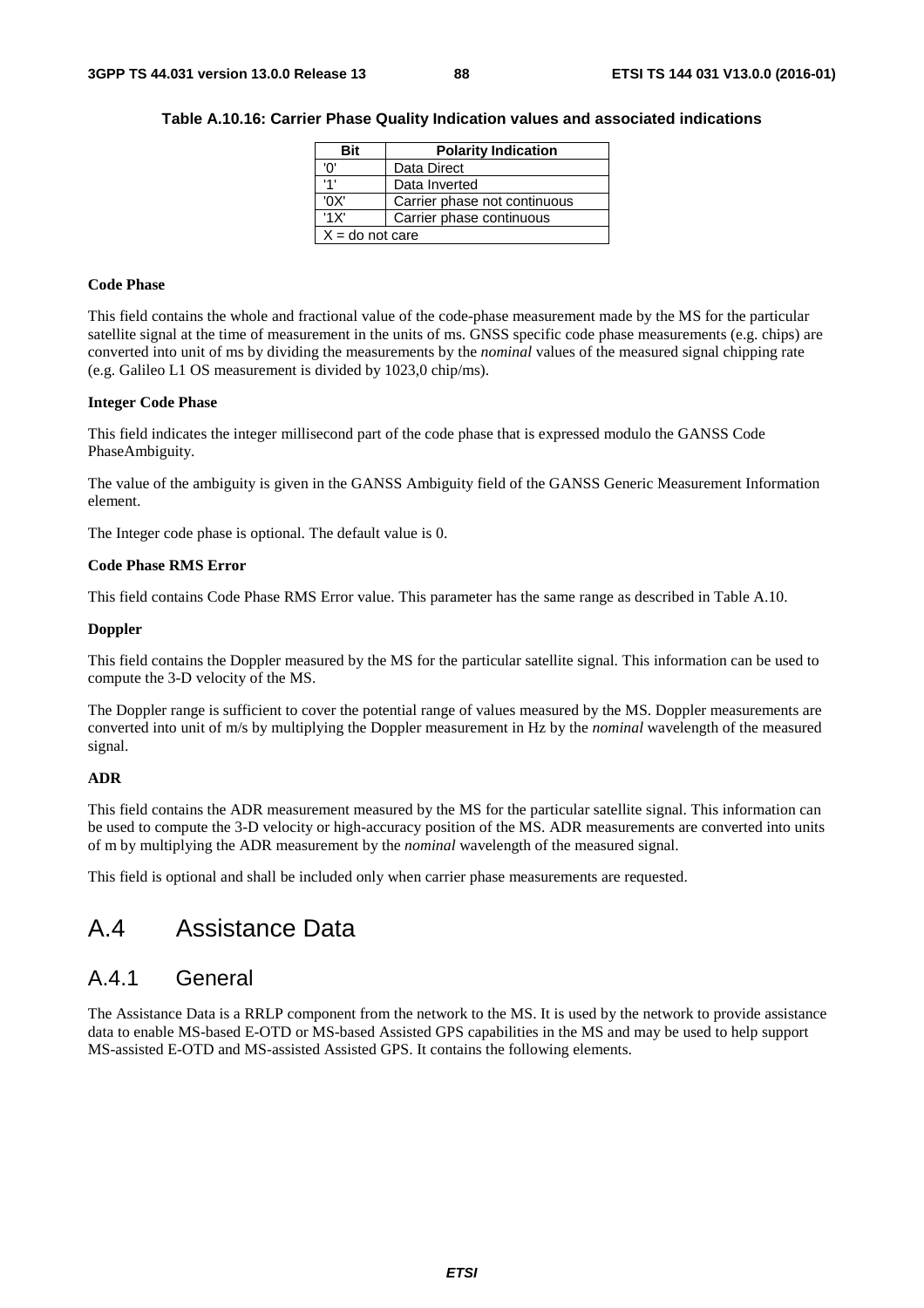**Table A.10.16: Carrier Phase Quality Indication values and associated indications**

| Bit | Polarity Indication |
|---|---|
| '0' | Data Direct |
| '1' | Data Inverted |
| '0X' | Carrier phase not continuous |
| '1X' | Carrier phase continuous |
| X = do not care | |

**Code Phase**

This field contains the whole and fractional value of the code-phase measurement made by the MS for the particular satellite signal at the time of measurement in the units of ms. GNSS specific code phase measurements (e.g. chips) are converted into unit of ms by dividing the measurements by the *nominal* values of the measured signal chipping rate (e.g. Galileo L1 OS measurement is divided by 1023,0 chip/ms).

**Integer Code Phase**

This field indicates the integer millisecond part of the code phase that is expressed modulo the GANSS Code PhaseAmbiguity.

The value of the ambiguity is given in the GANSS Ambiguity field of the GANSS Generic Measurement Information element.

The Integer code phase is optional. The default value is 0.

**Code Phase RMS Error**

This field contains Code Phase RMS Error value. This parameter has the same range as described in Table A.10.

**Doppler**

This field contains the Doppler measured by the MS for the particular satellite signal. This information can be used to compute the 3-D velocity of the MS.

The Doppler range is sufficient to cover the potential range of values measured by the MS. Doppler measurements are converted into unit of m/s by multiplying the Doppler measurement in Hz by the *nominal* wavelength of the measured signal.

**ADR**

This field contains the ADR measurement measured by the MS for the particular satellite signal. This information can be used to compute the 3-D velocity or high-accuracy position of the MS. ADR measurements are converted into units of m by multiplying the ADR measurement by the *nominal* wavelength of the measured signal.

This field is optional and shall be included only when carrier phase measurements are requested.

# A.4 Assistance Data

## A.4.1 General

The Assistance Data is a RRLP component from the network to the MS. It is used by the network to provide assistance data to enable MS-based E-OTD or MS-based Assisted GPS capabilities in the MS and may be used to help support MS-assisted E-OTD and MS-assisted Assisted GPS. It contains the following elements.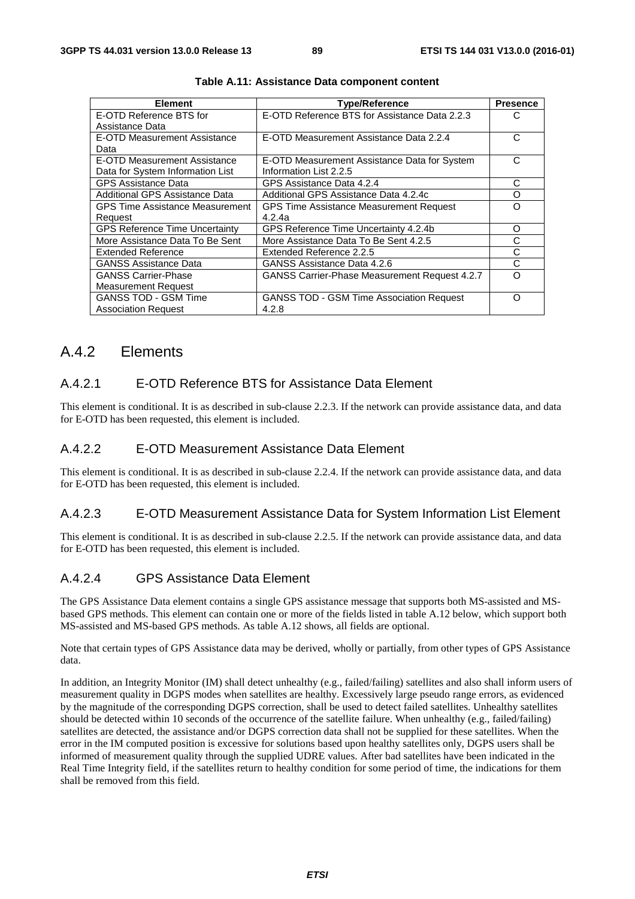**Table A.11: Assistance Data component content**

| Element | Type/Reference | Presence |
|---|---|---|
| E-OTD Reference BTS for Assistance Data | E-OTD Reference BTS for Assistance Data 2.2.3 | C |
| E-OTD Measurement Assistance Data | E-OTD Measurement Assistance Data 2.2.4 | C |
| E-OTD Measurement Assistance Data for System Information List | E-OTD Measurement Assistance Data for System Information List 2.2.5 | C |
| GPS Assistance Data | GPS Assistance Data 4.2.4 | C |
| Additional GPS Assistance Data | Additional GPS Assistance Data 4.2.4c | O |
| GPS Time Assistance Measurement Request | GPS Time Assistance Measurement Request 4.2.4a | O |
| GPS Reference Time Uncertainty | GPS Reference Time Uncertainty 4.2.4b | O |
| More Assistance Data To Be Sent | More Assistance Data To Be Sent 4.2.5 | C |
| Extended Reference | Extended Reference 2.2.5 | C |
| GANSS Assistance Data | GANSS Assistance Data 4.2.6 | C |
| GANSS Carrier-Phase Measurement Request | GANSS Carrier-Phase Measurement Request 4.2.7 | O |
| GANSS TOD - GSM Time Association Request | GANSS TOD - GSM Time Association Request 4.2.8 | O |

## A.4.2 Elements

### A.4.2.1 E-OTD Reference BTS for Assistance Data Element

This element is conditional. It is as described in sub-clause 2.2.3. If the network can provide assistance data, and data for E-OTD has been requested, this element is included.

### A.4.2.2 E-OTD Measurement Assistance Data Element

This element is conditional. It is as described in sub-clause 2.2.4. If the network can provide assistance data, and data for E-OTD has been requested, this element is included.

### A.4.2.3 E-OTD Measurement Assistance Data for System Information List Element

This element is conditional. It is as described in sub-clause 2.2.5. If the network can provide assistance data, and data for E-OTD has been requested, this element is included.

### A.4.2.4 GPS Assistance Data Element

The GPS Assistance Data element contains a single GPS assistance message that supports both MS-assisted and MS-based GPS methods. This element can contain one or more of the fields listed in table A.12 below, which support both MS-assisted and MS-based GPS methods. As table A.12 shows, all fields are optional.

Note that certain types of GPS Assistance data may be derived, wholly or partially, from other types of GPS Assistance data.

In addition, an Integrity Monitor (IM) shall detect unhealthy (e.g., failed/failing) satellites and also shall inform users of measurement quality in DGPS modes when satellites are healthy. Excessively large pseudo range errors, as evidenced by the magnitude of the corresponding DGPS correction, shall be used to detect failed satellites. Unhealthy satellites should be detected within 10 seconds of the occurrence of the satellite failure. When unhealthy (e.g., failed/failing) satellites are detected, the assistance and/or DGPS correction data shall not be supplied for these satellites. When the error in the IM computed position is excessive for solutions based upon healthy satellites only, DGPS users shall be informed of measurement quality through the supplied UDRE values. After bad satellites have been indicated in the Real Time Integrity field, if the satellites return to healthy condition for some period of time, the indications for them shall be removed from this field.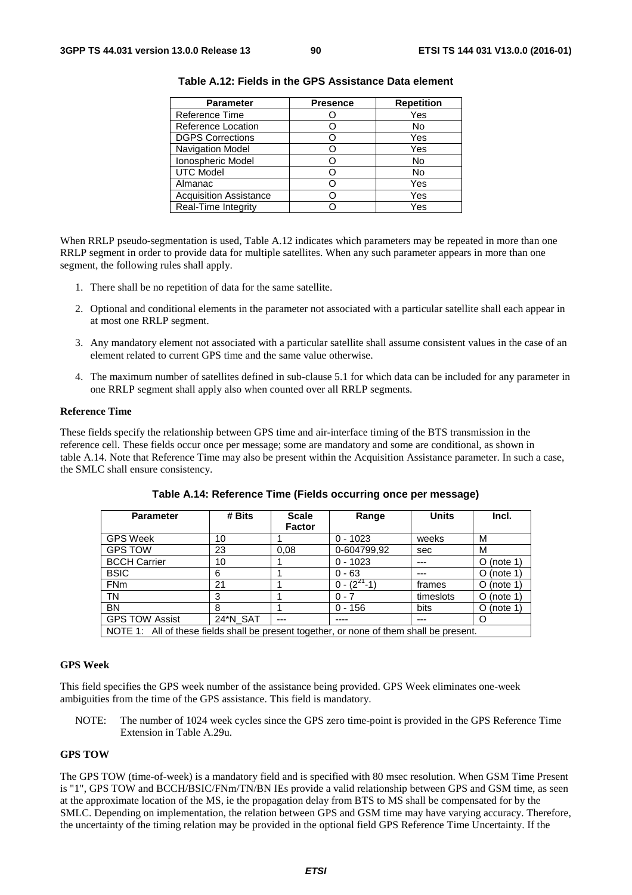**Table A.12: Fields in the GPS Assistance Data element**

| Parameter | Presence | Repetition |
|---|---|---|
| Reference Time | O | Yes |
| Reference Location | O | No |
| DGPS Corrections | O | Yes |
| Navigation Model | O | Yes |
| Ionospheric Model | O | No |
| UTC Model | O | No |
| Almanac | O | Yes |
| Acquisition Assistance | O | Yes |
| Real-Time Integrity | O | Yes |

When RRLP pseudo-segmentation is used, Table A.12 indicates which parameters may be repeated in more than one RRLP segment in order to provide data for multiple satellites. When any such parameter appears in more than one segment, the following rules shall apply.

1. There shall be no repetition of data for the same satellite.
2. Optional and conditional elements in the parameter not associated with a particular satellite shall each appear in at most one RRLP segment.
3. Any mandatory element not associated with a particular satellite shall assume consistent values in the case of an element related to current GPS time and the same value otherwise.
4. The maximum number of satellites defined in sub-clause 5.1 for which data can be included for any parameter in one RRLP segment shall apply also when counted over all RRLP segments.

**Reference Time**

These fields specify the relationship between GPS time and air-interface timing of the BTS transmission in the reference cell. These fields occur once per message; some are mandatory and some are conditional, as shown in table A.14. Note that Reference Time may also be present within the Acquisition Assistance parameter. In such a case, the SMLC shall ensure consistency.

**Table A.14: Reference Time (Fields occurring once per message)**

| Parameter | # Bits | Scale Factor | Range | Units | Incl. |
|---|---|---|---|---|---|
| GPS Week | 10 | 1 | 0 - 1023 | weeks | M |
| GPS TOW | 23 | 0,08 | 0-604799,92 | sec | M |
| BCCH Carrier | 10 | 1 | 0 - 1023 | --- | O (note 1) |
| BSIC | 6 | 1 | 0 - 63 | --- | O (note 1) |
| FNm | 21 | 1 | 0 - $(2^{21}$-1) | frames | O (note 1) |
| TN | 3 | 1 | 0 - 7 | timeslots | O (note 1) |
| BN | 8 | 1 | 0 - 156 | bits | O (note 1) |
| GPS TOW Assist | 24*N_SAT | --- | ---- | --- | O |
| NOTE 1: All of these fields shall be present together, or none of them shall be present. | | | | | |

**GPS Week**

This field specifies the GPS week number of the assistance being provided. GPS Week eliminates one-week ambiguities from the time of the GPS assistance. This field is mandatory.

NOTE: The number of 1024 week cycles since the GPS zero time-point is provided in the GPS Reference Time Extension in Table A.29u.

**GPS TOW**

The GPS TOW (time-of-week) is a mandatory field and is specified with 80 msec resolution. When GSM Time Present is "1", GPS TOW and BCCH/BSIC/FNm/TN/BN IEs provide a valid relationship between GPS and GSM time, as seen at the approximate location of the MS, ie the propagation delay from BTS to MS shall be compensated for by the SMLC. Depending on implementation, the relation between GPS and GSM time may have varying accuracy. Therefore, the uncertainty of the timing relation may be provided in the optional field GPS Reference Time Uncertainty. If the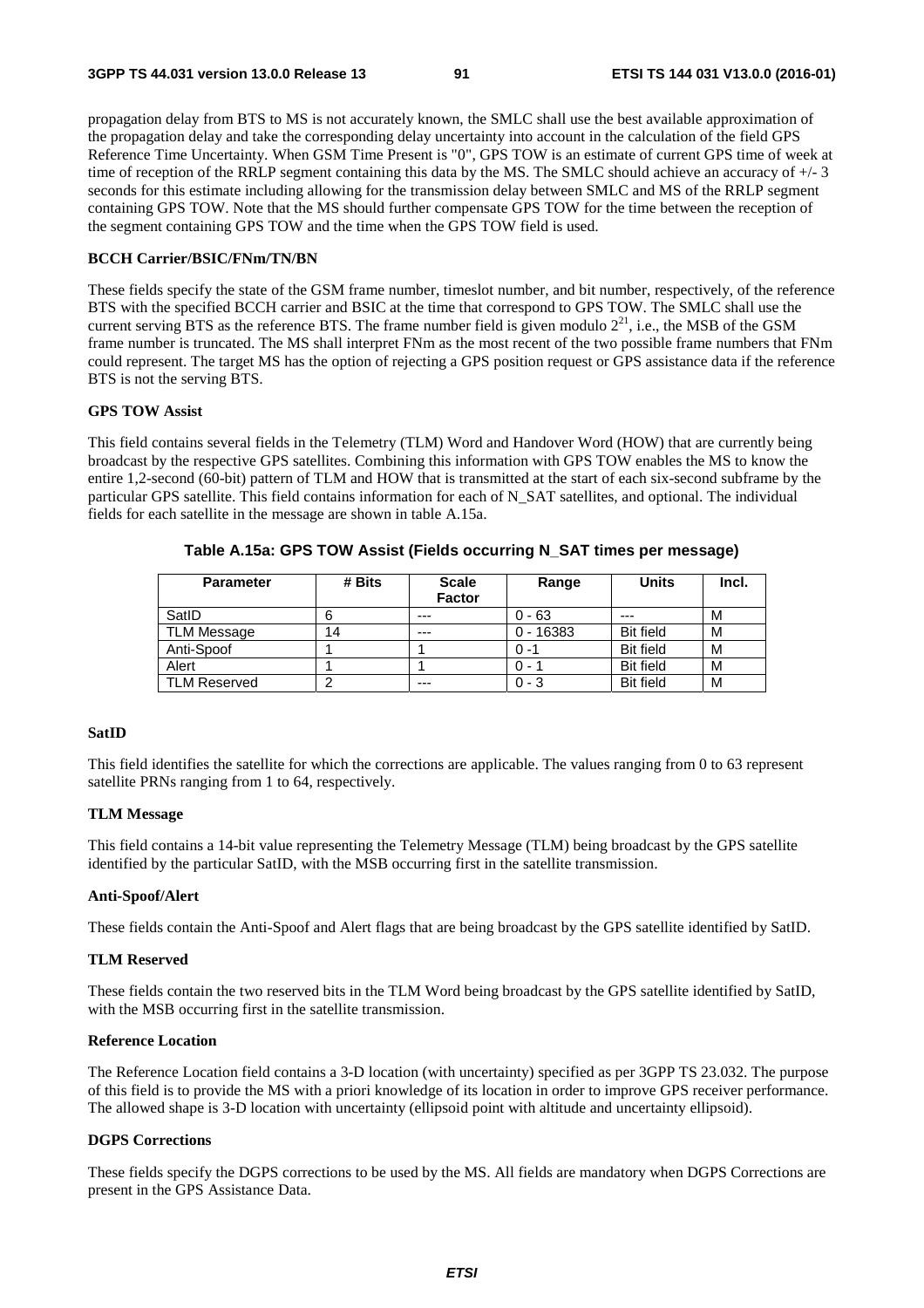propagation delay from BTS to MS is not accurately known, the SMLC shall use the best available approximation of the propagation delay and take the corresponding delay uncertainty into account in the calculation of the field GPS Reference Time Uncertainty. When GSM Time Present is "0", GPS TOW is an estimate of current GPS time of week at time of reception of the RRLP segment containing this data by the MS. The SMLC should achieve an accuracy of +/- 3 seconds for this estimate including allowing for the transmission delay between SMLC and MS of the RRLP segment containing GPS TOW. Note that the MS should further compensate GPS TOW for the time between the reception of the segment containing GPS TOW and the time when the GPS TOW field is used.

**BCCH Carrier/BSIC/FNm/TN/BN**

These fields specify the state of the GSM frame number, timeslot number, and bit number, respectively, of the reference BTS with the specified BCCH carrier and BSIC at the time that correspond to GPS TOW. The SMLC shall use the current serving BTS as the reference BTS. The frame number field is given modulo $2^{21}$, i.e., the MSB of the GSM frame number is truncated. The MS shall interpret FNm as the most recent of the two possible frame numbers that FNm could represent. The target MS has the option of rejecting a GPS position request or GPS assistance data if the reference BTS is not the serving BTS.

**GPS TOW Assist**

This field contains several fields in the Telemetry (TLM) Word and Handover Word (HOW) that are currently being broadcast by the respective GPS satellites. Combining this information with GPS TOW enables the MS to know the entire 1,2-second (60-bit) pattern of TLM and HOW that is transmitted at the start of each six-second subframe by the particular GPS satellite. This field contains information for each of N_SAT satellites, and optional. The individual fields for each satellite in the message are shown in table A.15a.

**Table A.15a: GPS TOW Assist (Fields occurring N_SAT times per message)**

| Parameter | # Bits | Scale Factor | Range | Units | Incl. |
|---|---|---|---|---|---|
| SatID | 6 | --- | 0 - 63 | --- | M |
| TLM Message | 14 | --- | 0 - 16383 | Bit field | M |
| Anti-Spoof | 1 | 1 | 0 -1 | Bit field | M |
| Alert | 1 | 1 | 0 - 1 | Bit field | M |
| TLM Reserved | 2 | --- | 0 - 3 | Bit field | M |

**SatID**

This field identifies the satellite for which the corrections are applicable. The values ranging from 0 to 63 represent satellite PRNs ranging from 1 to 64, respectively.

**TLM Message**

This field contains a 14-bit value representing the Telemetry Message (TLM) being broadcast by the GPS satellite identified by the particular SatID, with the MSB occurring first in the satellite transmission.

**Anti-Spoof/Alert**

These fields contain the Anti-Spoof and Alert flags that are being broadcast by the GPS satellite identified by SatID.

**TLM Reserved**

These fields contain the two reserved bits in the TLM Word being broadcast by the GPS satellite identified by SatID, with the MSB occurring first in the satellite transmission.

**Reference Location**

The Reference Location field contains a 3-D location (with uncertainty) specified as per 3GPP TS 23.032. The purpose of this field is to provide the MS with a priori knowledge of its location in order to improve GPS receiver performance. The allowed shape is 3-D location with uncertainty (ellipsoid point with altitude and uncertainty ellipsoid).

**DGPS Corrections**

These fields specify the DGPS corrections to be used by the MS. All fields are mandatory when DGPS Corrections are present in the GPS Assistance Data.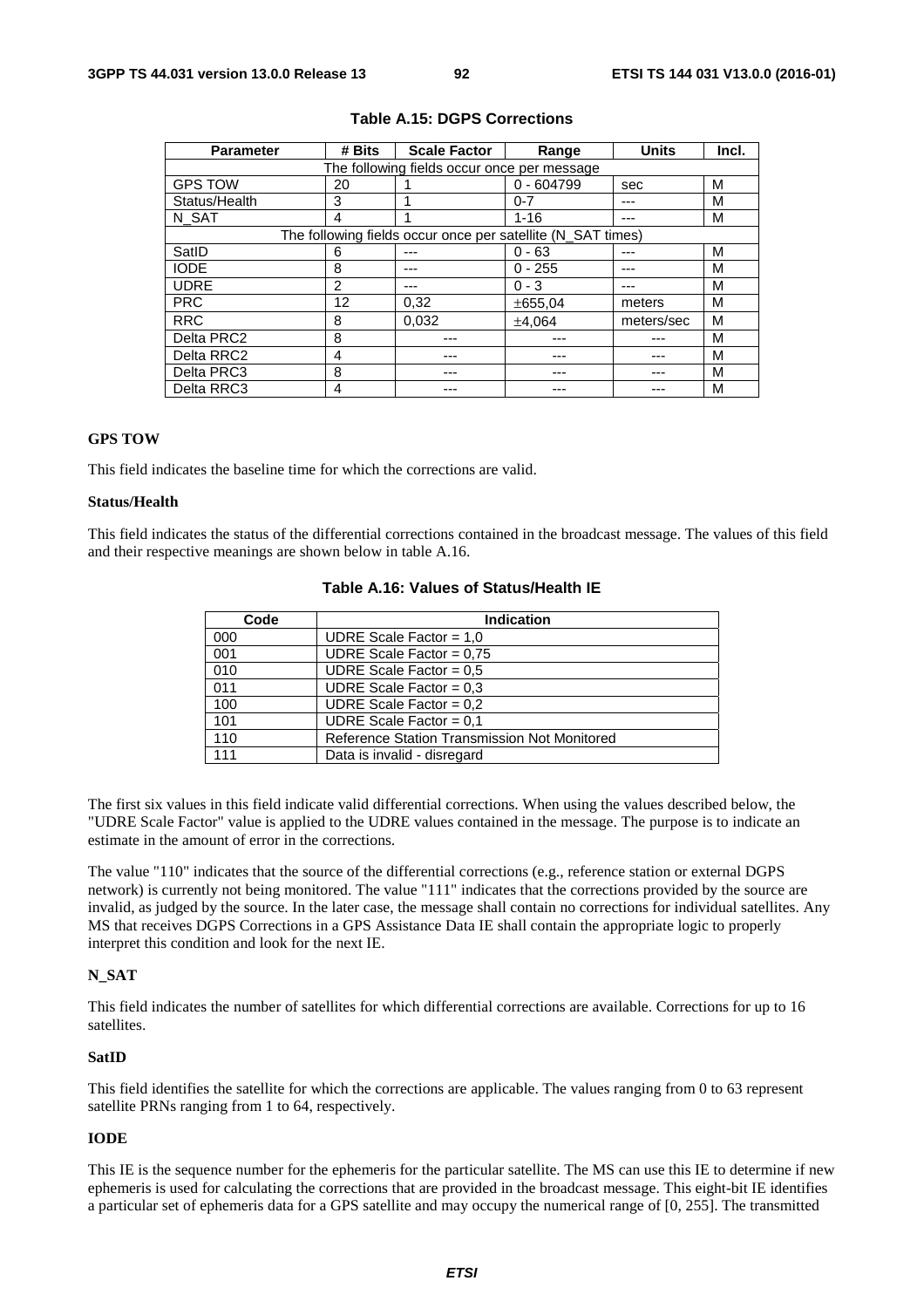**Table A.15: DGPS Corrections**

| Parameter | # Bits | Scale Factor | Range | Units | Incl. |
|---|---|---|---|---|---|
| The following fields occur once per message | | | | | |
| GPS TOW | 20 | 1 | 0 - 604799 | sec | M |
| Status/Health | 3 | 1 | 0-7 | --- | M |
| N_SAT | 4 | 1 | 1-16 | --- | M |
| The following fields occur once per satellite (N_SAT times) | | | | | |
| SatID | 6 | --- | 0 - 63 | --- | M |
| IODE | 8 | --- | 0 - 255 | --- | M |
| UDRE | 2 | --- | 0 - 3 | --- | M |
| PRC | 12 | 0,32 | ±655,04 | meters | M |
| RRC | 8 | 0,032 | ±4,064 | meters/sec | M |
| Delta PRC2 | 8 | --- | --- | --- | M |
| Delta RRC2 | 4 | --- | --- | --- | M |
| Delta PRC3 | 8 | --- | --- | --- | M |
| Delta RRC3 | 4 | --- | --- | --- | M |

**GPS TOW**

This field indicates the baseline time for which the corrections are valid.

**Status/Health**

This field indicates the status of the differential corrections contained in the broadcast message. The values of this field and their respective meanings are shown below in table A.16.

**Table A.16: Values of Status/Health IE**

| Code | Indication |
|---|---|
| 000 | UDRE Scale Factor = 1,0 |
| 001 | UDRE Scale Factor = 0,75 |
| 010 | UDRE Scale Factor = 0,5 |
| 011 | UDRE Scale Factor = 0,3 |
| 100 | UDRE Scale Factor = 0,2 |
| 101 | UDRE Scale Factor = 0,1 |
| 110 | Reference Station Transmission Not Monitored |
| 111 | Data is invalid - disregard |

The first six values in this field indicate valid differential corrections. When using the values described below, the "UDRE Scale Factor" value is applied to the UDRE values contained in the message. The purpose is to indicate an estimate in the amount of error in the corrections.

The value "110" indicates that the source of the differential corrections (e.g., reference station or external DGPS network) is currently not being monitored. The value "111" indicates that the corrections provided by the source are invalid, as judged by the source. In the later case, the message shall contain no corrections for individual satellites. Any MS that receives DGPS Corrections in a GPS Assistance Data IE shall contain the appropriate logic to properly interpret this condition and look for the next IE.

**N_SAT**

This field indicates the number of satellites for which differential corrections are available. Corrections for up to 16 satellites.

**SatID**

This field identifies the satellite for which the corrections are applicable. The values ranging from 0 to 63 represent satellite PRNs ranging from 1 to 64, respectively.

**IODE**

This IE is the sequence number for the ephemeris for the particular satellite. The MS can use this IE to determine if new ephemeris is used for calculating the corrections that are provided in the broadcast message. This eight-bit IE identifies a particular set of ephemeris data for a GPS satellite and may occupy the numerical range of [0, 255]. The transmitted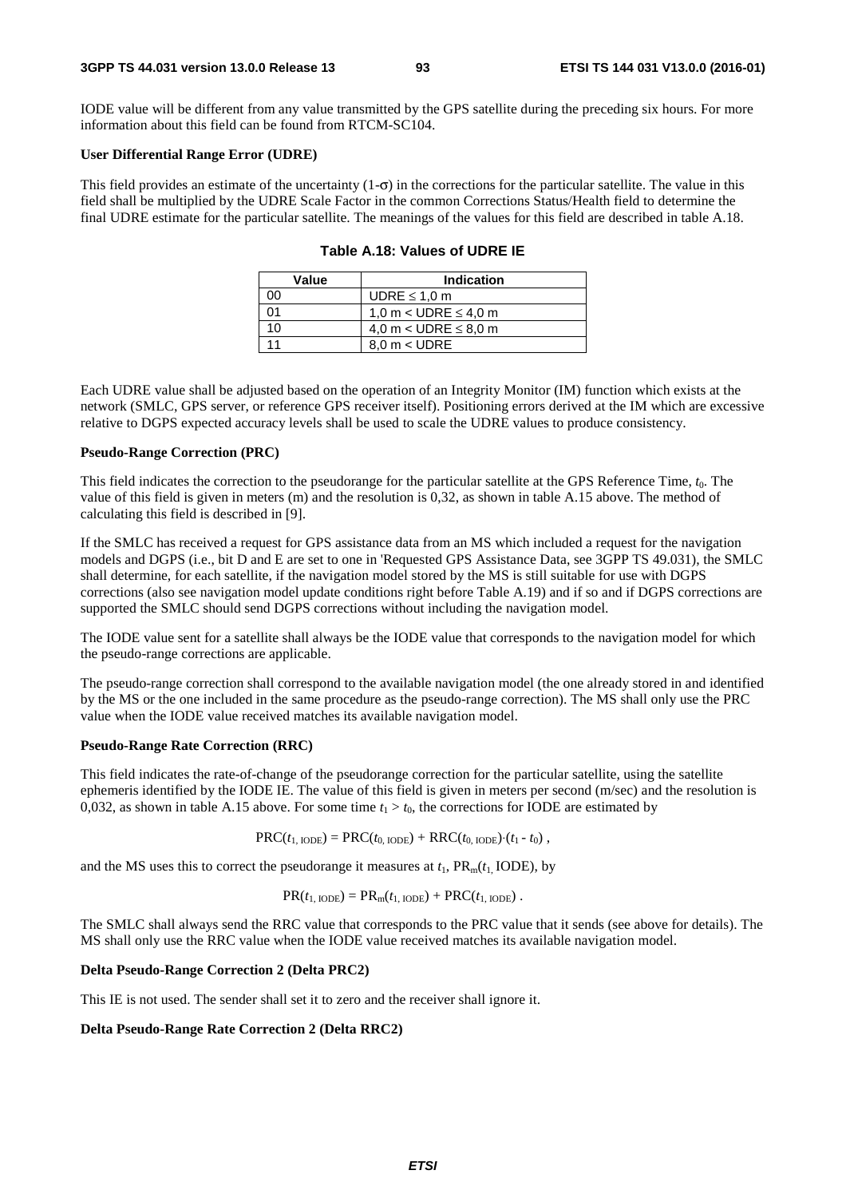IODE value will be different from any value transmitted by the GPS satellite during the preceding six hours. For more information about this field can be found from RTCM-SC104.

**User Differential Range Error (UDRE)**

This field provides an estimate of the uncertainty (1-$\sigma$) in the corrections for the particular satellite. The value in this field shall be multiplied by the UDRE Scale Factor in the common Corrections Status/Health field to determine the final UDRE estimate for the particular satellite. The meanings of the values for this field are described in table A.18.

**Table A.18: Values of UDRE IE**

| Value | Indication |
|---|---|
| 00 | UDRE ≤ 1,0 m |
| 01 | 1,0 m < UDRE ≤ 4,0 m |
| 10 | 4,0 m < UDRE ≤ 8,0 m |
| 11 | 8,0 m < UDRE |

Each UDRE value shall be adjusted based on the operation of an Integrity Monitor (IM) function which exists at the network (SMLC, GPS server, or reference GPS receiver itself). Positioning errors derived at the IM which are excessive relative to DGPS expected accuracy levels shall be used to scale the UDRE values to produce consistency.

**Pseudo-Range Correction (PRC)**

This field indicates the correction to the pseudorange for the particular satellite at the GPS Reference Time, $t_0$. The value of this field is given in meters (m) and the resolution is 0,32, as shown in table A.15 above. The method of calculating this field is described in [9].

If the SMLC has received a request for GPS assistance data from an MS which included a request for the navigation models and DGPS (i.e., bit D and E are set to one in 'Requested GPS Assistance Data, see 3GPP TS 49.031), the SMLC shall determine, for each satellite, if the navigation model stored by the MS is still suitable for use with DGPS corrections (also see navigation model update conditions right before Table A.19) and if so and if DGPS corrections are supported the SMLC should send DGPS corrections without including the navigation model.

The IODE value sent for a satellite shall always be the IODE value that corresponds to the navigation model for which the pseudo-range corrections are applicable.

The pseudo-range correction shall correspond to the available navigation model (the one already stored in and identified by the MS or the one included in the same procedure as the pseudo-range correction). The MS shall only use the PRC value when the IODE value received matches its available navigation model.

**Pseudo-Range Rate Correction (RRC)**

This field indicates the rate-of-change of the pseudorange correction for the particular satellite, using the satellite ephemeris identified by the IODE IE. The value of this field is given in meters per second (m/sec) and the resolution is 0,032, as shown in table A.15 above. For some time $t_1 > t_0$, the corrections for IODE are estimated by

$$\mathrm{PRC}(t_{1,\,\mathrm{IODE}}) = \mathrm{PRC}(t_{0,\,\mathrm{IODE}}) + \mathrm{RRC}(t_{0,\,\mathrm{IODE}}) \cdot (t_1 - t_0)\ ,$$

and the MS uses this to correct the pseudorange it measures at $t_1$, $\mathrm{PR_m}(t_{1,}\ \mathrm{IODE})$, by

$$\mathrm{PR}(t_{1,\,\mathrm{IODE}}) = \mathrm{PR_m}(t_{1,\,\mathrm{IODE}}) + \mathrm{PRC}(t_{1,\,\mathrm{IODE}})\ .$$

The SMLC shall always send the RRC value that corresponds to the PRC value that it sends (see above for details). The MS shall only use the RRC value when the IODE value received matches its available navigation model.

**Delta Pseudo-Range Correction 2 (Delta PRC2)**

This IE is not used. The sender shall set it to zero and the receiver shall ignore it.

**Delta Pseudo-Range Rate Correction 2 (Delta RRC2)**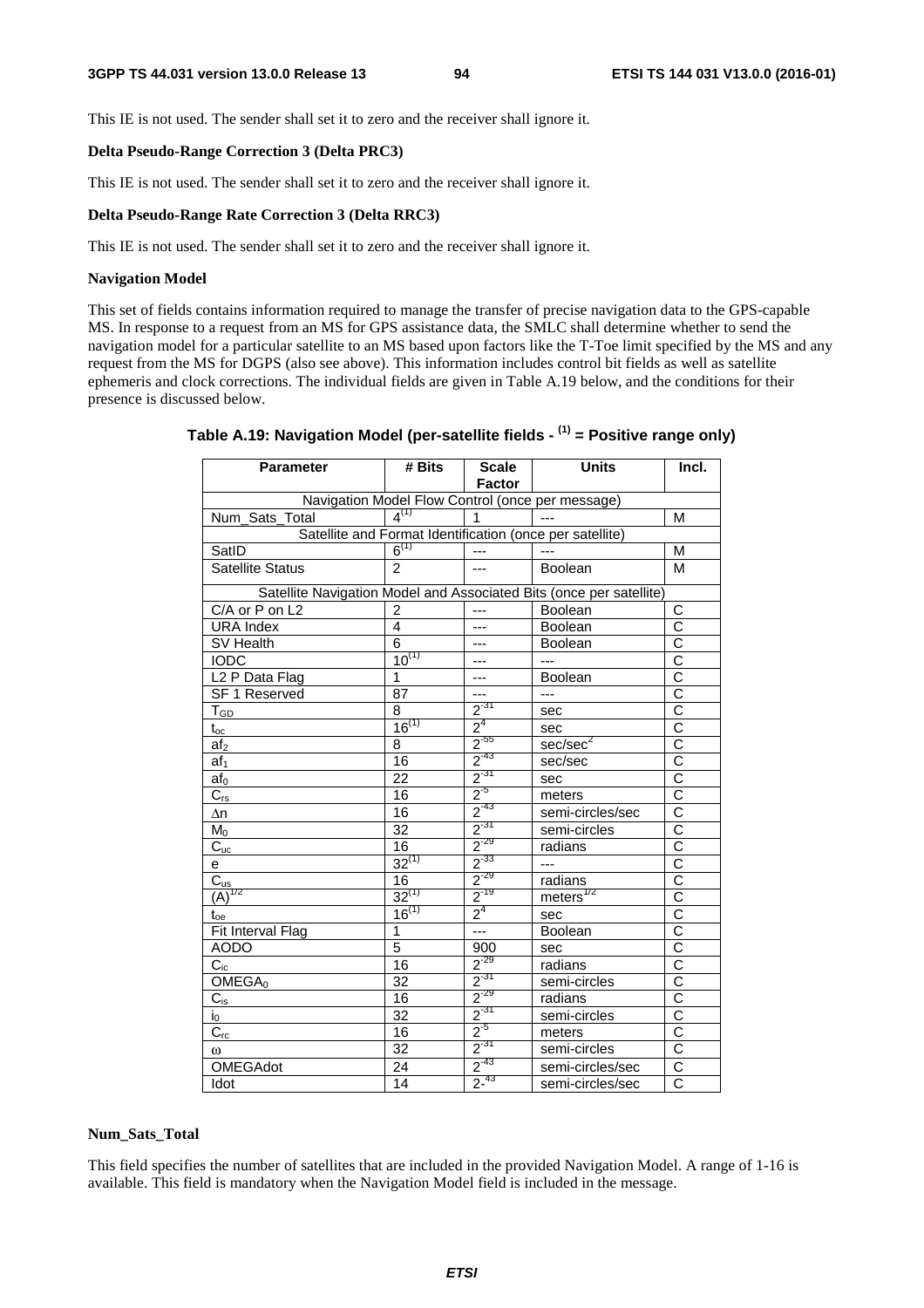This IE is not used. The sender shall set it to zero and the receiver shall ignore it.

**Delta Pseudo-Range Correction 3 (Delta PRC3)**

This IE is not used. The sender shall set it to zero and the receiver shall ignore it.

**Delta Pseudo-Range Rate Correction 3 (Delta RRC3)**

This IE is not used. The sender shall set it to zero and the receiver shall ignore it.

**Navigation Model**

This set of fields contains information required to manage the transfer of precise navigation data to the GPS-capable MS. In response to a request from an MS for GPS assistance data, the SMLC shall determine whether to send the navigation model for a particular satellite to an MS based upon factors like the T-Toe limit specified by the MS and any request from the MS for DGPS (also see above). This information includes control bit fields as well as satellite ephemeris and clock corrections. The individual fields are given in Table A.19 below, and the conditions for their presence is discussed below.

**Table A.19: Navigation Model (per-satellite fields - (1) = Positive range only)**

| Parameter | # Bits | Scale Factor | Units | Incl. |
|---|---|---|---|---|
| Navigation Model Flow Control (once per message) | | | | |
| Num_Sats_Total | 4(1) | 1 | --- | M |
| Satellite and Format Identification (once per satellite) | | | | |
| SatID | 6(1) | --- | --- | M |
| Satellite Status | 2 | --- | Boolean | M |
| Satellite Navigation Model and Associated Bits (once per satellite) | | | | |
| C/A or P on L2 | 2 | --- | Boolean | C |
| URA Index | 4 | --- | Boolean | C |
| SV Health | 6 | --- | Boolean | C |
| IODC | 10(1) | --- | --- | C |
| L2 P Data Flag | 1 | --- | Boolean | C |
| SF 1 Reserved | 87 | --- | --- | C |
| $T_{GD}$ | 8 | $2^{-31}$ | sec | C |
| $t_{oc}$ | 16(1) | $2^{4}$ | sec | C |
| $af_2$ | 8 | $2^{-55}$ | sec/sec$^2$ | C |
| $af_1$ | 16 | $2^{-43}$ | sec/sec | C |
| $af_0$ | 22 | $2^{-31}$ | sec | C |
| $C_{rs}$ | 16 | $2^{-5}$ | meters | C |
| $\Delta n$ | 16 | $2^{-43}$ | semi-circles/sec | C |
| $M_0$ | 32 | $2^{-31}$ | semi-circles | C |
| $C_{uc}$ | 16 | $2^{-29}$ | radians | C |
| e | 32(1) | $2^{-33}$ | --- | C |
| $C_{us}$ | 16 | $2^{-29}$ | radians | C |
| $(A)^{1/2}$ | 32(1) | $2^{-19}$ | meters$^{1/2}$ | C |
| $t_{oe}$ | 16(1) | $2^{4}$ | sec | C |
| Fit Interval Flag | 1 | --- | Boolean | C |
| AODO | 5 | 900 | sec | C |
| $C_{ic}$ | 16 | $2^{-29}$ | radians | C |
| $OMEGA_0$ | 32 | $2^{-31}$ | semi-circles | C |
| $C_{is}$ | 16 | $2^{-29}$ | radians | C |
| $i_0$ | 32 | $2^{-31}$ | semi-circles | C |
| $C_{rc}$ | 16 | $2^{-5}$ | meters | C |
| $\omega$ | 32 | $2^{-31}$ | semi-circles | C |
| OMEGAdot | 24 | $2^{-43}$ | semi-circles/sec | C |
| Idot | 14 | $2^{-43}$ | semi-circles/sec | C |

**Num_Sats_Total**

This field specifies the number of satellites that are included in the provided Navigation Model. A range of 1-16 is available. This field is mandatory when the Navigation Model field is included in the message.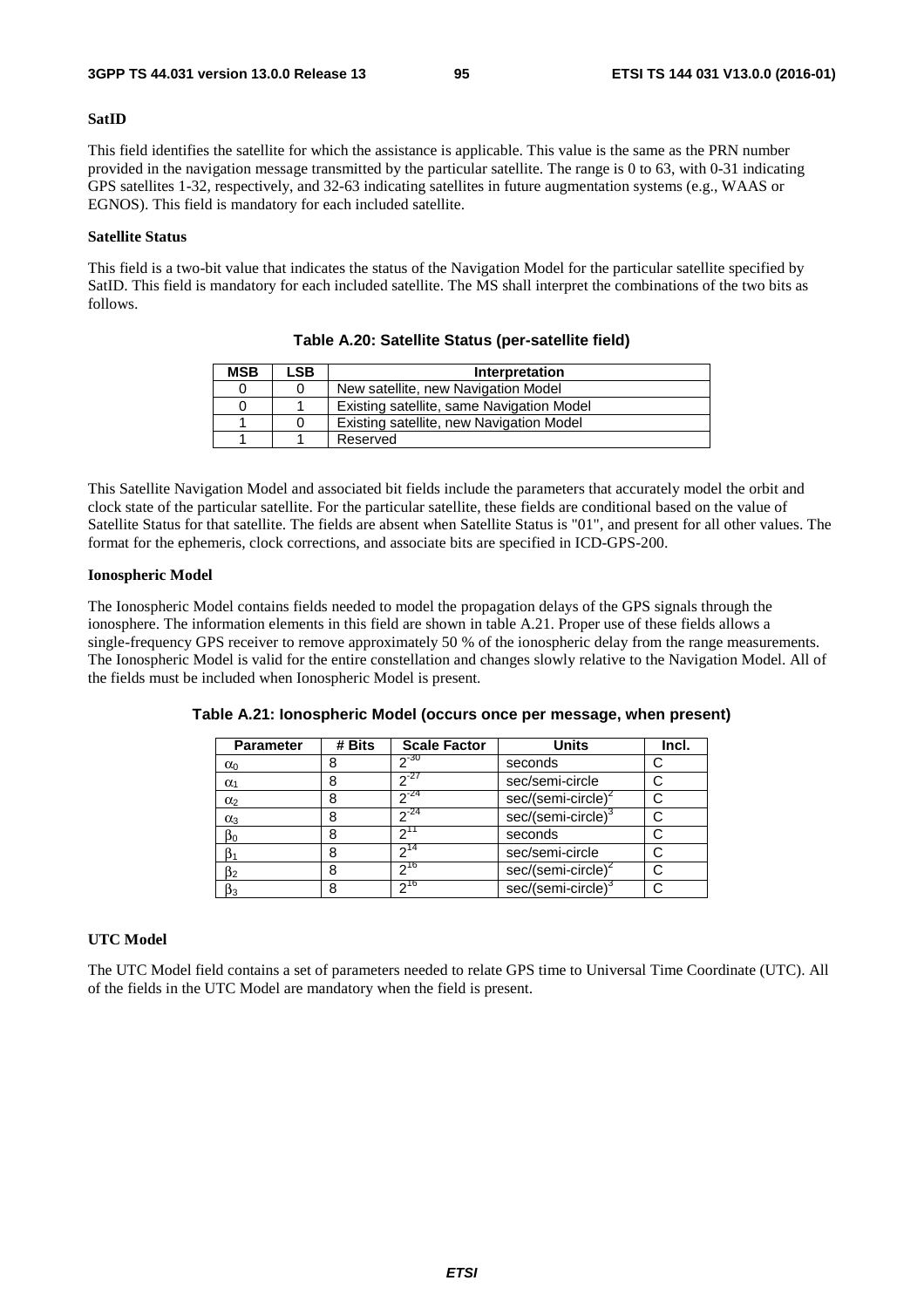**SatID**

This field identifies the satellite for which the assistance is applicable. This value is the same as the PRN number provided in the navigation message transmitted by the particular satellite. The range is 0 to 63, with 0-31 indicating GPS satellites 1-32, respectively, and 32-63 indicating satellites in future augmentation systems (e.g., WAAS or EGNOS). This field is mandatory for each included satellite.

**Satellite Status**

This field is a two-bit value that indicates the status of the Navigation Model for the particular satellite specified by SatID. This field is mandatory for each included satellite. The MS shall interpret the combinations of the two bits as follows.

**Table A.20: Satellite Status (per-satellite field)**

| MSB | LSB | Interpretation |
|---|---|---|
| 0 | 0 | New satellite, new Navigation Model |
| 0 | 1 | Existing satellite, same Navigation Model |
| 1 | 0 | Existing satellite, new Navigation Model |
| 1 | 1 | Reserved |

This Satellite Navigation Model and associated bit fields include the parameters that accurately model the orbit and clock state of the particular satellite. For the particular satellite, these fields are conditional based on the value of Satellite Status for that satellite. The fields are absent when Satellite Status is "01", and present for all other values. The format for the ephemeris, clock corrections, and associate bits are specified in ICD-GPS-200.

**Ionospheric Model**

The Ionospheric Model contains fields needed to model the propagation delays of the GPS signals through the ionosphere. The information elements in this field are shown in table A.21. Proper use of these fields allows a single-frequency GPS receiver to remove approximately 50 % of the ionospheric delay from the range measurements. The Ionospheric Model is valid for the entire constellation and changes slowly relative to the Navigation Model. All of the fields must be included when Ionospheric Model is present.

**Table A.21: Ionospheric Model (occurs once per message, when present)**

| Parameter | # Bits | Scale Factor | Units | Incl. |
|---|---|---|---|---|
| $\alpha_0$ | 8 | $2^{-30}$ | seconds | C |
| $\alpha_1$ | 8 | $2^{-27}$ | sec/semi-circle | C |
| $\alpha_2$ | 8 | $2^{-24}$ | sec/(semi-circle)$^2$ | C |
| $\alpha_3$ | 8 | $2^{-24}$ | sec/(semi-circle)$^3$ | C |
| $\beta_0$ | 8 | $2^{11}$ | seconds | C |
| $\beta_1$ | 8 | $2^{14}$ | sec/semi-circle | C |
| $\beta_2$ | 8 | $2^{16}$ | sec/(semi-circle)$^2$ | C |
| $\beta_3$ | 8 | $2^{16}$ | sec/(semi-circle)$^3$ | C |

**UTC Model**

The UTC Model field contains a set of parameters needed to relate GPS time to Universal Time Coordinate (UTC). All of the fields in the UTC Model are mandatory when the field is present.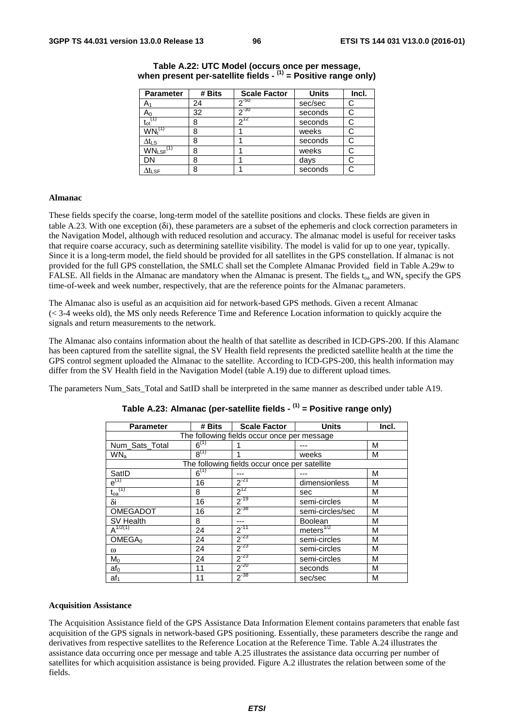**Table A.22: UTC Model (occurs once per message, when present per-satellite fields - (1) = Positive range only)**

| Parameter | # Bits | Scale Factor | Units | Incl. |
|---|---|---|---|---|
| $A_1$ | 24 | $2^{-50}$ | sec/sec | C |
| $A_0$ | 32 | $2^{-30}$ | seconds | C |
| $t_{ot}^{(1)}$ | 8 | $2^{12}$ | seconds | C |
| $WN_t^{(1)}$ | 8 | 1 | weeks | C |
| $\Delta t_{LS}$ | 8 | 1 | seconds | C |
| $WN_{LSF}^{(1)}$ | 8 | 1 | weeks | C |
| DN | 8 | 1 | days | C |
| $\Delta t_{LSF}$ | 8 | 1 | seconds | C |

**Almanac**

These fields specify the coarse, long-term model of the satellite positions and clocks. These fields are given in table A.23. With one exception (δi), these parameters are a subset of the ephemeris and clock correction parameters in the Navigation Model, although with reduced resolution and accuracy. The almanac model is useful for receiver tasks that require coarse accuracy, such as determining satellite visibility. The model is valid for up to one year, typically. Since it is a long-term model, the field should be provided for all satellites in the GPS constellation. If almanac is not provided for the full GPS constellation, the SMLC shall set the Complete Almanac Provided field in Table A.29w to FALSE. All fields in the Almanac are mandatory when the Almanac is present. The fields $t_{oa}$ and $WN_a$ specify the GPS time-of-week and week number, respectively, that are the reference points for the Almanac parameters.

The Almanac also is useful as an acquisition aid for network-based GPS methods. Given a recent Almanac (< 3-4 weeks old), the MS only needs Reference Time and Reference Location information to quickly acquire the signals and return measurements to the network.

The Almanac also contains information about the health of that satellite as described in ICD-GPS-200. If this Alamanc has been captured from the satellite signal, the SV Health field represents the predicted satellite health at the time the GPS control segment uploaded the Almanac to the satellite. According to ICD-GPS-200, this health information may differ from the SV Health field in the Navigation Model (table A.19) due to different upload times.

The parameters Num_Sats_Total and SatID shall be interpreted in the same manner as described under table A19.

**Table A.23: Almanac (per-satellite fields - (1) = Positive range only)**

| Parameter | # Bits | Scale Factor | Units | Incl. |
|---|---|---|---|---|
| The following fields occur once per message | | | | |
| Num_Sats_Total | $6^{(1)}$ | 1 | --- | M |
| $WN_a$ | $8^{(1)}$ | 1 | weeks | M |
| The following fields occur once per satellite | | | | |
| SatID | $6^{(1)}$ | --- | --- | M |
| $e^{(1)}$ | 16 | $2^{-21}$ | dimensionless | M |
| $t_{oa}^{(1)}$ | 8 | $2^{12}$ | sec | M |
| δi | 16 | $2^{-19}$ | semi-circles | M |
| OMEGADOT | 16 | $2^{-38}$ | semi-circles/sec | M |
| SV Health | 8 | --- | Boolean | M |
| $A^{1/2(1)}$ | 24 | $2^{-11}$ | $meters^{1/2}$ | M |
| $OMEGA_0$ | 24 | $2^{-23}$ | semi-circles | M |
| ω | 24 | $2^{-23}$ | semi-circles | M |
| $M_0$ | 24 | $2^{-23}$ | semi-circles | M |
| $af_0$ | 11 | $2^{-20}$ | seconds | M |
| $af_1$ | 11 | $2^{-38}$ | sec/sec | M |

**Acquisition Assistance**

The Acquisition Assistance field of the GPS Assistance Data Information Element contains parameters that enable fast acquisition of the GPS signals in network-based GPS positioning. Essentially, these parameters describe the range and derivatives from respective satellites to the Reference Location at the Reference Time. Table A.24 illustrates the assistance data occurring once per message and table A.25 illustrates the assistance data occurring per number of satellites for which acquisition assistance is being provided. Figure A.2 illustrates the relation between some of the fields.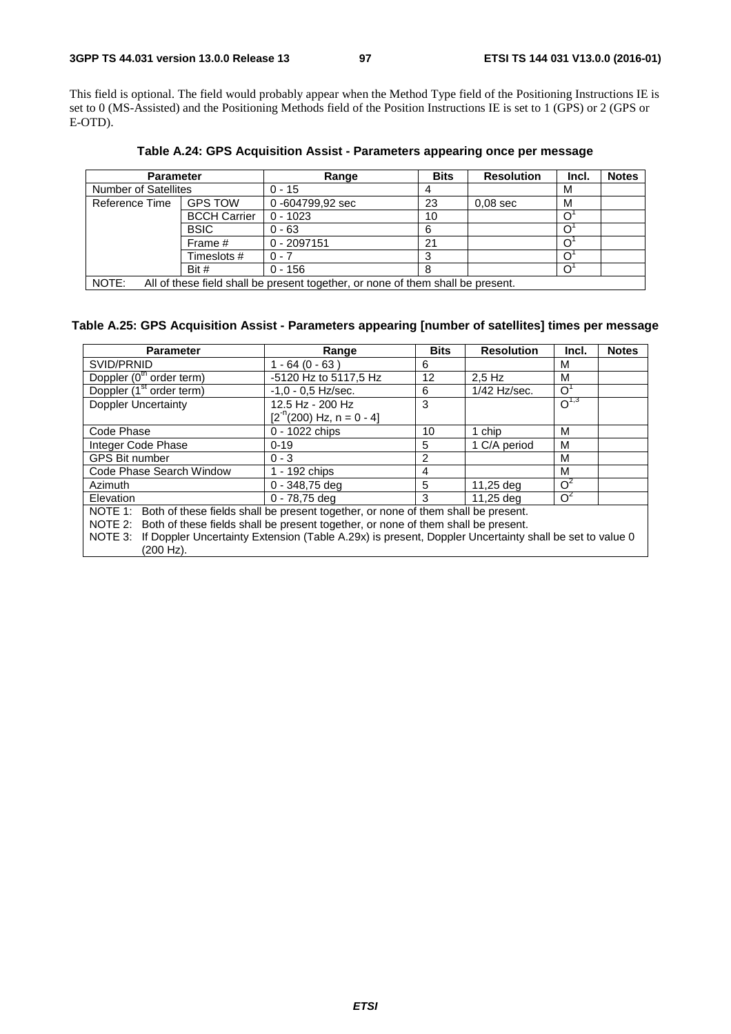This field is optional. The field would probably appear when the Method Type field of the Positioning Instructions IE is set to 0 (MS-Assisted) and the Positioning Methods field of the Position Instructions IE is set to 1 (GPS) or 2 (GPS or E-OTD).

**Table A.24: GPS Acquisition Assist - Parameters appearing once per message**

| Parameter | | Range | Bits | Resolution | Incl. | Notes |
|---|---|---|---|---|---|---|
| Number of Satellites | | 0 - 15 | 4 | | M | |
| Reference Time | GPS TOW | 0 -604799,92 sec | 23 | 0,08 sec | M | |
| | BCCH Carrier | 0 - 1023 | 10 | | $O^1$ | |
| | BSIC | 0 - 63 | 6 | | $O^1$ | |
| | Frame # | 0 - 2097151 | 21 | | $O^1$ | |
| | Timeslots # | 0 - 7 | 3 | | $O^1$ | |
| | Bit # | 0 - 156 | 8 | | $O^1$ | |
| NOTE: All of these field shall be present together, or none of them shall be present. | | | | | | |

**Table A.25: GPS Acquisition Assist - Parameters appearing [number of satellites] times per message**

| Parameter | Range | Bits | Resolution | Incl. | Notes |
|---|---|---|---|---|---|
| SVID/PRNID | 1 - 64 (0 - 63 ) | 6 | | M | |
| Doppler ($0^{th}$ order term) | -5120 Hz to 5117,5 Hz | 12 | 2,5 Hz | M | |
| Doppler ($1^{st}$ order term) | -1,0 - 0,5 Hz/sec. | 6 | 1/42 Hz/sec. | $O^1$ | |
| Doppler Uncertainty | 12.5 Hz - 200 Hz [$2^{-n}$(200) Hz, n = 0 - 4] | 3 | | $O^{1,3}$ | |
| Code Phase | 0 - 1022 chips | 10 | 1 chip | M | |
| Integer Code Phase | 0-19 | 5 | 1 C/A period | M | |
| GPS Bit number | 0 - 3 | 2 | | M | |
| Code Phase Search Window | 1 - 192 chips | 4 | | M | |
| Azimuth | 0 - 348,75 deg | 5 | 11,25 deg | $O^2$ | |
| Elevation | 0 - 78,75 deg | 3 | 11,25 deg | $O^2$ | |
| NOTE 1: Both of these fields shall be present together, or none of them shall be present.<br>NOTE 2: Both of these fields shall be present together, or none of them shall be present.<br>NOTE 3: If Doppler Uncertainty Extension (Table A.29x) is present, Doppler Uncertainty shall be set to value 0 (200 Hz). | | | | | |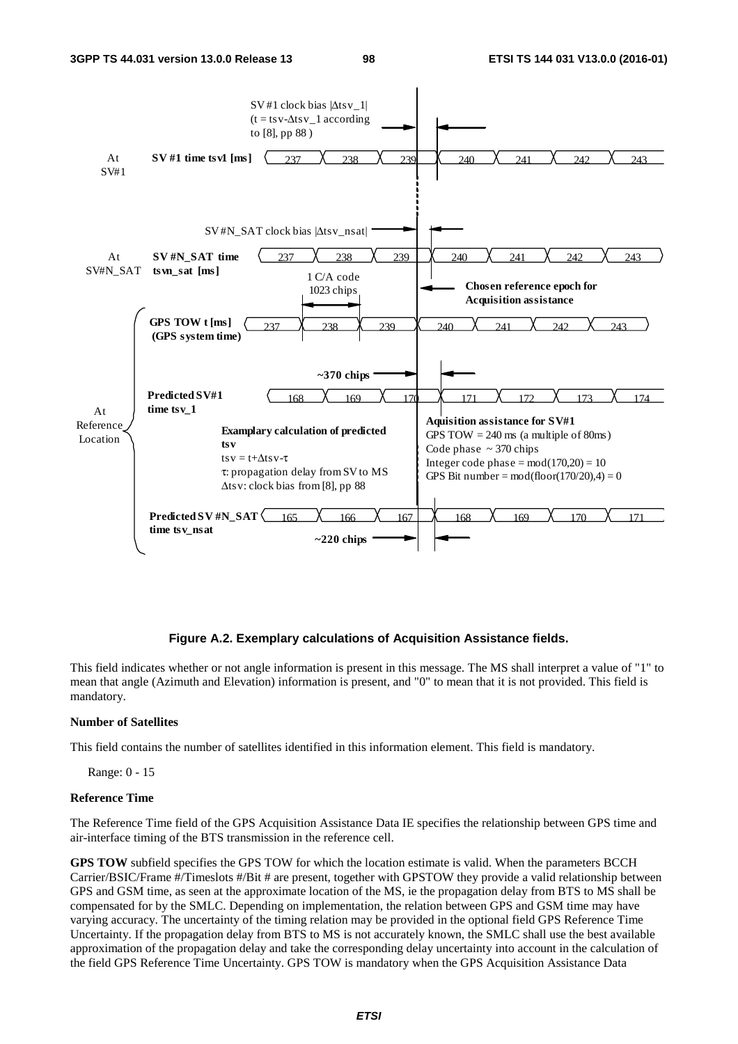**Figure A.2. Exemplary calculations of Acquisition Assistance fields.**

This field indicates whether or not angle information is present in this message. The MS shall interpret a value of "1" to mean that angle (Azimuth and Elevation) information is present, and "0" to mean that it is not provided. This field is mandatory.

**Number of Satellites**

This field contains the number of satellites identified in this information element. This field is mandatory.

Range: 0 - 15

**Reference Time**

The Reference Time field of the GPS Acquisition Assistance Data IE specifies the relationship between GPS time and air-interface timing of the BTS transmission in the reference cell.

**GPS TOW** subfield specifies the GPS TOW for which the location estimate is valid. When the parameters BCCH Carrier/BSIC/Frame #/Timeslots #/Bit # are present, together with GPSTOW they provide a valid relationship between GPS and GSM time, as seen at the approximate location of the MS, ie the propagation delay from BTS to MS shall be compensated for by the SMLC. Depending on implementation, the relation between GPS and GSM time may have varying accuracy. The uncertainty of the timing relation may be provided in the optional field GPS Reference Time Uncertainty. If the propagation delay from BTS to MS is not accurately known, the SMLC shall use the best available approximation of the propagation delay and take the corresponding delay uncertainty into account in the calculation of the field GPS Reference Time Uncertainty. GPS TOW is mandatory when the GPS Acquisition Assistance Data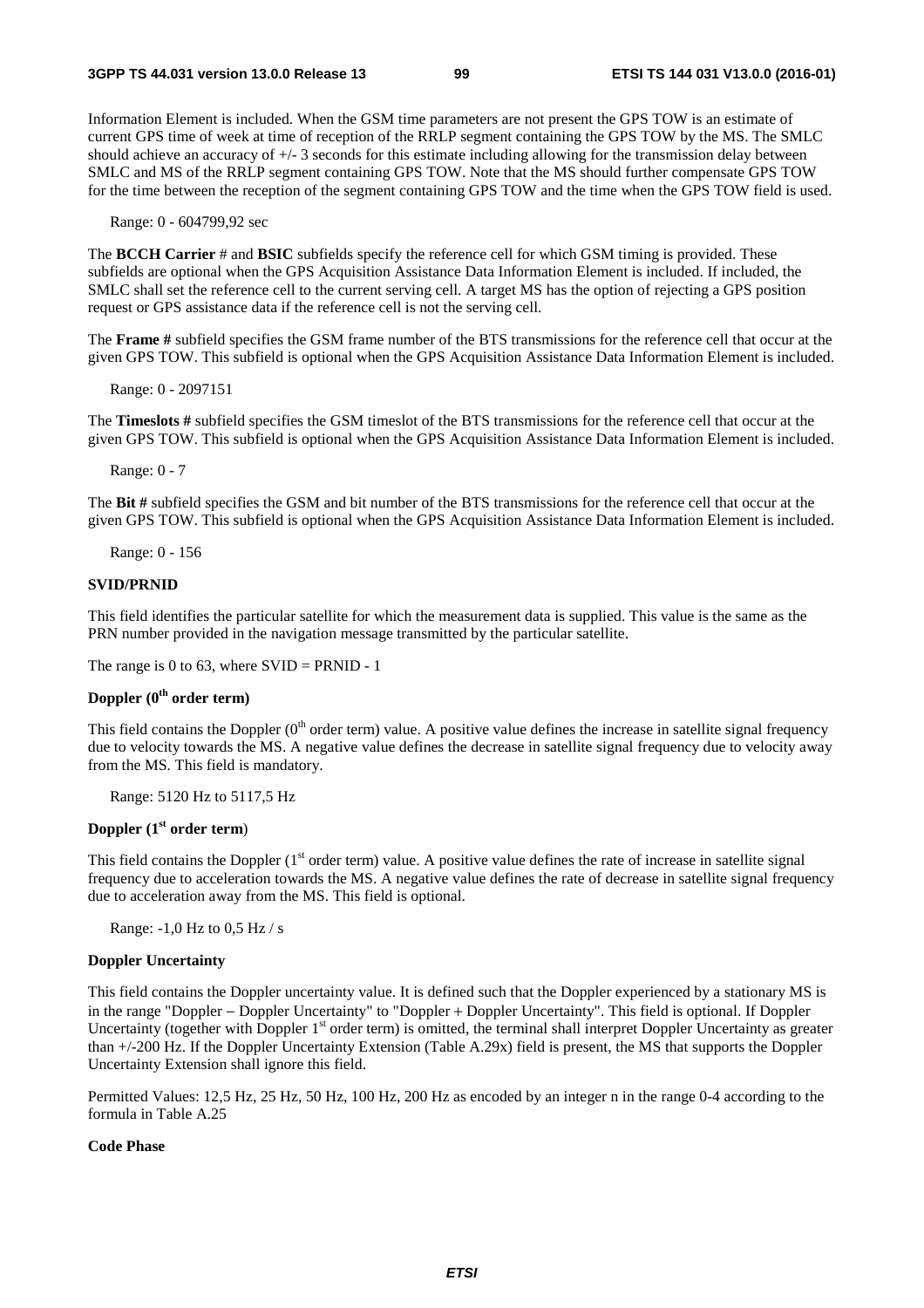Information Element is included. When the GSM time parameters are not present the GPS TOW is an estimate of current GPS time of week at time of reception of the RRLP segment containing the GPS TOW by the MS. The SMLC should achieve an accuracy of +/- 3 seconds for this estimate including allowing for the transmission delay between SMLC and MS of the RRLP segment containing GPS TOW. Note that the MS should further compensate GPS TOW for the time between the reception of the segment containing GPS TOW and the time when the GPS TOW field is used.

Range: 0 - 604799,92 sec

The **BCCH Carrier** # and **BSIC** subfields specify the reference cell for which GSM timing is provided. These subfields are optional when the GPS Acquisition Assistance Data Information Element is included. If included, the SMLC shall set the reference cell to the current serving cell. A target MS has the option of rejecting a GPS position request or GPS assistance data if the reference cell is not the serving cell.

The **Frame #** subfield specifies the GSM frame number of the BTS transmissions for the reference cell that occur at the given GPS TOW. This subfield is optional when the GPS Acquisition Assistance Data Information Element is included.

Range: 0 - 2097151

The **Timeslots #** subfield specifies the GSM timeslot of the BTS transmissions for the reference cell that occur at the given GPS TOW. This subfield is optional when the GPS Acquisition Assistance Data Information Element is included.

Range: 0 - 7

The **Bit #** subfield specifies the GSM and bit number of the BTS transmissions for the reference cell that occur at the given GPS TOW. This subfield is optional when the GPS Acquisition Assistance Data Information Element is included.

Range: 0 - 156

**SVID/PRNID**

This field identifies the particular satellite for which the measurement data is supplied. This value is the same as the PRN number provided in the navigation message transmitted by the particular satellite.

The range is 0 to 63, where SVID = PRNID - 1

**Doppler (0th order term)**

This field contains the Doppler (0th order term) value. A positive value defines the increase in satellite signal frequency due to velocity towards the MS. A negative value defines the decrease in satellite signal frequency due to velocity away from the MS. This field is mandatory.

Range: 5120 Hz to 5117,5 Hz

**Doppler (1st order term)**

This field contains the Doppler (1st order term) value. A positive value defines the rate of increase in satellite signal frequency due to acceleration towards the MS. A negative value defines the rate of decrease in satellite signal frequency due to acceleration away from the MS. This field is optional.

Range: -1,0 Hz to 0,5 Hz / s

**Doppler Uncertainty**

This field contains the Doppler uncertainty value. It is defined such that the Doppler experienced by a stationary MS is in the range "Doppler − Doppler Uncertainty" to "Doppler + Doppler Uncertainty". This field is optional. If Doppler Uncertainty (together with Doppler 1st order term) is omitted, the terminal shall interpret Doppler Uncertainty as greater than +/-200 Hz. If the Doppler Uncertainty Extension (Table A.29x) field is present, the MS that supports the Doppler Uncertainty Extension shall ignore this field.

Permitted Values: 12,5 Hz, 25 Hz, 50 Hz, 100 Hz, 200 Hz as encoded by an integer n in the range 0-4 according to the formula in Table A.25

**Code Phase**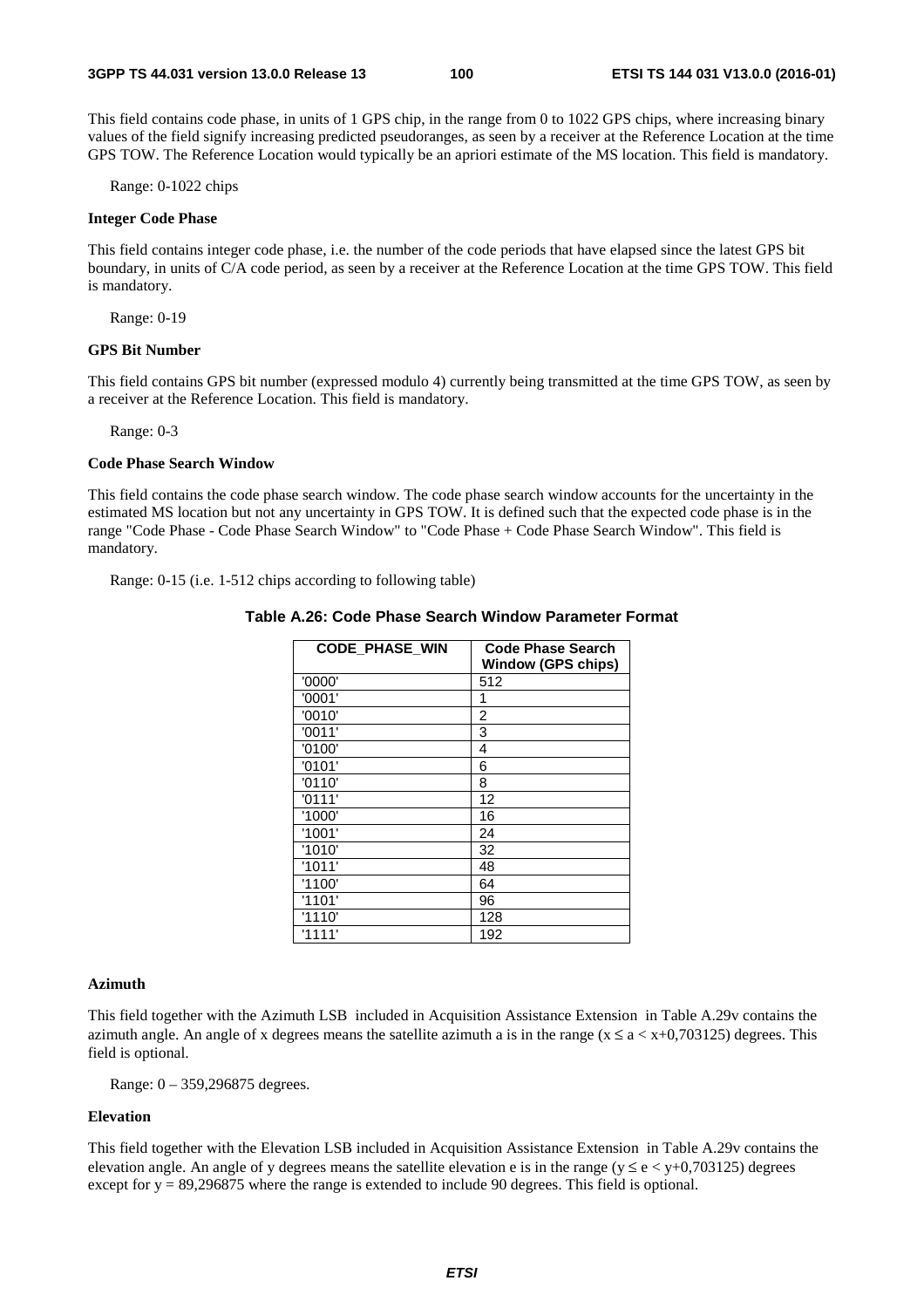This field contains code phase, in units of 1 GPS chip, in the range from 0 to 1022 GPS chips, where increasing binary values of the field signify increasing predicted pseudoranges, as seen by a receiver at the Reference Location at the time GPS TOW. The Reference Location would typically be an apriori estimate of the MS location. This field is mandatory.

Range: 0-1022 chips

**Integer Code Phase**

This field contains integer code phase, i.e. the number of the code periods that have elapsed since the latest GPS bit boundary, in units of C/A code period, as seen by a receiver at the Reference Location at the time GPS TOW. This field is mandatory.

Range: 0-19

**GPS Bit Number**

This field contains GPS bit number (expressed modulo 4) currently being transmitted at the time GPS TOW, as seen by a receiver at the Reference Location. This field is mandatory.

Range: 0-3

**Code Phase Search Window**

This field contains the code phase search window. The code phase search window accounts for the uncertainty in the estimated MS location but not any uncertainty in GPS TOW. It is defined such that the expected code phase is in the range "Code Phase - Code Phase Search Window" to "Code Phase + Code Phase Search Window". This field is mandatory.

Range: 0-15 (i.e. 1-512 chips according to following table)

**Table A.26: Code Phase Search Window Parameter Format**

| CODE_PHASE_WIN | Code Phase Search Window (GPS chips) |
| --- | --- |
| '0000' | 512 |
| '0001' | 1 |
| '0010' | 2 |
| '0011' | 3 |
| '0100' | 4 |
| '0101' | 6 |
| '0110' | 8 |
| '0111' | 12 |
| '1000' | 16 |
| '1001' | 24 |
| '1010' | 32 |
| '1011' | 48 |
| '1100' | 64 |
| '1101' | 96 |
| '1110' | 128 |
| '1111' | 192 |

**Azimuth**

This field together with the Azimuth LSB included in Acquisition Assistance Extension in Table A.29v contains the azimuth angle. An angle of x degrees means the satellite azimuth a is in the range ($x \leq a < x+0{,}703125$) degrees. This field is optional.

Range: 0 – 359,296875 degrees.

**Elevation**

This field together with the Elevation LSB included in Acquisition Assistance Extension in Table A.29v contains the elevation angle. An angle of y degrees means the satellite elevation e is in the range ($y \leq e < y+0{,}703125$) degrees except for $y = 89{,}296875$ where the range is extended to include 90 degrees. This field is optional.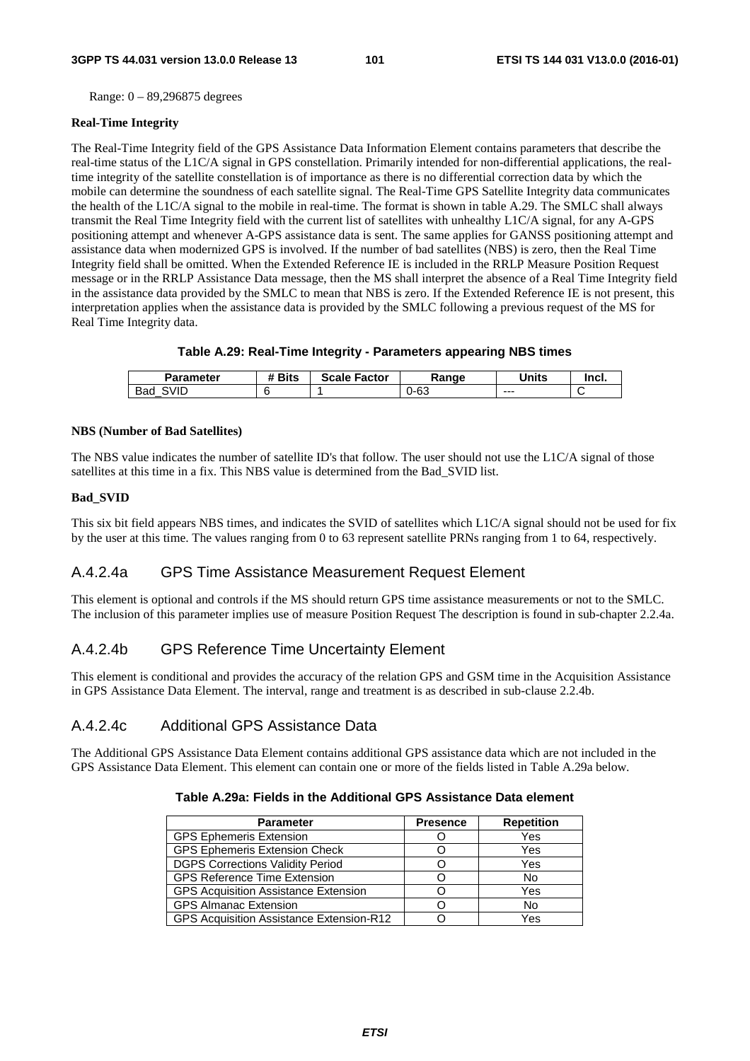Range: 0 – 89,296875 degrees

**Real-Time Integrity**

The Real-Time Integrity field of the GPS Assistance Data Information Element contains parameters that describe the real-time status of the L1C/A signal in GPS constellation. Primarily intended for non-differential applications, the real-time integrity of the satellite constellation is of importance as there is no differential correction data by which the mobile can determine the soundness of each satellite signal. The Real-Time GPS Satellite Integrity data communicates the health of the L1C/A signal to the mobile in real-time. The format is shown in table A.29. The SMLC shall always transmit the Real Time Integrity field with the current list of satellites with unhealthy L1C/A signal, for any A-GPS positioning attempt and whenever A-GPS assistance data is sent. The same applies for GANSS positioning attempt and assistance data when modernized GPS is involved. If the number of bad satellites (NBS) is zero, then the Real Time Integrity field shall be omitted. When the Extended Reference IE is included in the RRLP Measure Position Request message or in the RRLP Assistance Data message, then the MS shall interpret the absence of a Real Time Integrity field in the assistance data provided by the SMLC to mean that NBS is zero. If the Extended Reference IE is not present, this interpretation applies when the assistance data is provided by the SMLC following a previous request of the MS for Real Time Integrity data.

**Table A.29: Real-Time Integrity - Parameters appearing NBS times**

| Parameter | # Bits | Scale Factor | Range | Units | Incl. |
|---|---|---|---|---|---|
| Bad_SVID | 6 | 1 | 0-63 | --- | C |

**NBS (Number of Bad Satellites)**

The NBS value indicates the number of satellite ID's that follow. The user should not use the L1C/A signal of those satellites at this time in a fix. This NBS value is determined from the Bad_SVID list.

**Bad_SVID**

This six bit field appears NBS times, and indicates the SVID of satellites which L1C/A signal should not be used for fix by the user at this time. The values ranging from 0 to 63 represent satellite PRNs ranging from 1 to 64, respectively.

## A.4.2.4a GPS Time Assistance Measurement Request Element

This element is optional and controls if the MS should return GPS time assistance measurements or not to the SMLC. The inclusion of this parameter implies use of measure Position Request The description is found in sub-chapter 2.2.4a.

## A.4.2.4b GPS Reference Time Uncertainty Element

This element is conditional and provides the accuracy of the relation GPS and GSM time in the Acquisition Assistance in GPS Assistance Data Element. The interval, range and treatment is as described in sub-clause 2.2.4b.

## A.4.2.4c Additional GPS Assistance Data

The Additional GPS Assistance Data Element contains additional GPS assistance data which are not included in the GPS Assistance Data Element. This element can contain one or more of the fields listed in Table A.29a below.

**Table A.29a: Fields in the Additional GPS Assistance Data element**

| Parameter | Presence | Repetition |
|---|---|---|
| GPS Ephemeris Extension | O | Yes |
| GPS Ephemeris Extension Check | O | Yes |
| DGPS Corrections Validity Period | O | Yes |
| GPS Reference Time Extension | O | No |
| GPS Acquisition Assistance Extension | O | Yes |
| GPS Almanac Extension | O | No |
| GPS Acquisition Assistance Extension-R12 | O | Yes |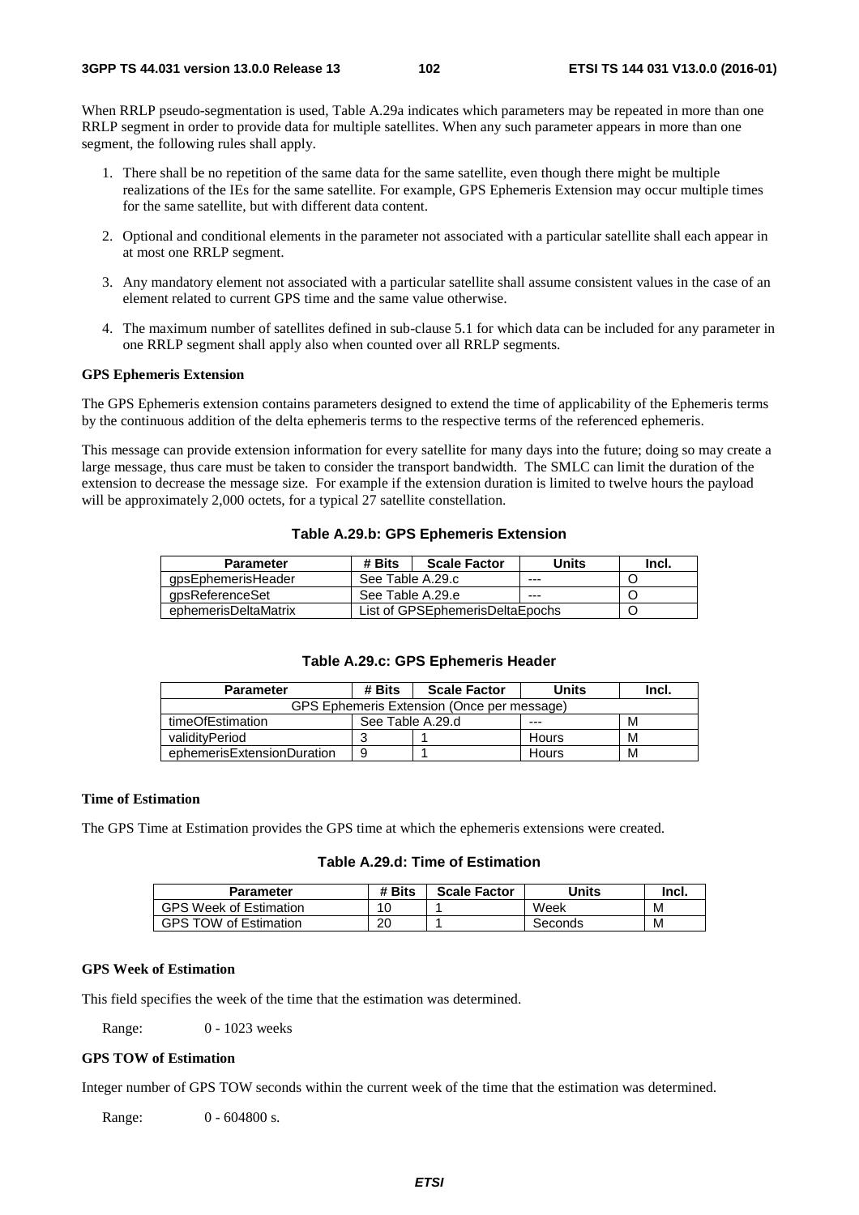When RRLP pseudo-segmentation is used, Table A.29a indicates which parameters may be repeated in more than one RRLP segment in order to provide data for multiple satellites. When any such parameter appears in more than one segment, the following rules shall apply.

1. There shall be no repetition of the same data for the same satellite, even though there might be multiple realizations of the IEs for the same satellite. For example, GPS Ephemeris Extension may occur multiple times for the same satellite, but with different data content.
2. Optional and conditional elements in the parameter not associated with a particular satellite shall each appear in at most one RRLP segment.
3. Any mandatory element not associated with a particular satellite shall assume consistent values in the case of an element related to current GPS time and the same value otherwise.
4. The maximum number of satellites defined in sub-clause 5.1 for which data can be included for any parameter in one RRLP segment shall apply also when counted over all RRLP segments.

**GPS Ephemeris Extension**

The GPS Ephemeris extension contains parameters designed to extend the time of applicability of the Ephemeris terms by the continuous addition of the delta ephemeris terms to the respective terms of the referenced ephemeris.

This message can provide extension information for every satellite for many days into the future; doing so may create a large message, thus care must be taken to consider the transport bandwidth. The SMLC can limit the duration of the extension to decrease the message size. For example if the extension duration is limited to twelve hours the payload will be approximately 2,000 octets, for a typical 27 satellite constellation.

**Table A.29.b: GPS Ephemeris Extension**

| Parameter | # Bits | Scale Factor | Units | Incl. |
|---|---|---|---|---|
| gpsEphemerisHeader | See Table A.29.c | | --- | O |
| gpsReferenceSet | See Table A.29.e | | --- | O |
| ephemerisDeltaMatrix | List of GPSEphemerisDeltaEpochs | | | O |

**Table A.29.c: GPS Ephemeris Header**

| Parameter | # Bits | Scale Factor | Units | Incl. |
|---|---|---|---|---|
| GPS Ephemeris Extension (Once per message) | | | | |
| timeOfEstimation | See Table A.29.d | | --- | M |
| validityPeriod | 3 | 1 | Hours | M |
| ephemerisExtensionDuration | 9 | 1 | Hours | M |

**Time of Estimation**

The GPS Time at Estimation provides the GPS time at which the ephemeris extensions were created.

**Table A.29.d: Time of Estimation**

| Parameter | # Bits | Scale Factor | Units | Incl. |
|---|---|---|---|---|
| GPS Week of Estimation | 10 | 1 | Week | M |
| GPS TOW of Estimation | 20 | 1 | Seconds | M |

**GPS Week of Estimation**

This field specifies the week of the time that the estimation was determined.

Range: 0 - 1023 weeks

**GPS TOW of Estimation**

Integer number of GPS TOW seconds within the current week of the time that the estimation was determined.

Range: 0 - 604800 s.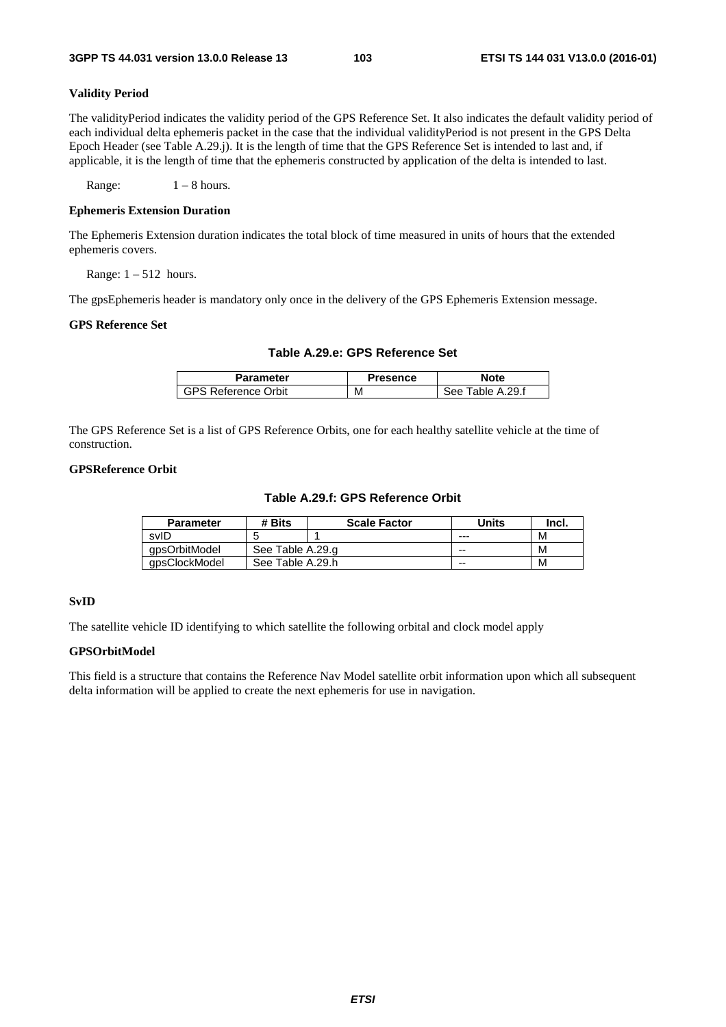**Validity Period**

The validityPeriod indicates the validity period of the GPS Reference Set. It also indicates the default validity period of each individual delta ephemeris packet in the case that the individual validityPeriod is not present in the GPS Delta Epoch Header (see Table A.29.j). It is the length of time that the GPS Reference Set is intended to last and, if applicable, it is the length of time that the ephemeris constructed by application of the delta is intended to last.

Range: 1 – 8 hours.

**Ephemeris Extension Duration**

The Ephemeris Extension duration indicates the total block of time measured in units of hours that the extended ephemeris covers.

Range: 1 – 512 hours.

The gpsEphemeris header is mandatory only once in the delivery of the GPS Ephemeris Extension message.

**GPS Reference Set**

**Table A.29.e: GPS Reference Set**

| Parameter | Presence | Note |
| --- | --- | --- |
| GPS Reference Orbit | M | See Table A.29.f |

The GPS Reference Set is a list of GPS Reference Orbits, one for each healthy satellite vehicle at the time of construction.

**GPSReference Orbit**

**Table A.29.f: GPS Reference Orbit**

| Parameter | # Bits | Scale Factor | Units | Incl. |
| --- | --- | --- | --- | --- |
| svID | 5 | 1 | --- | M |
| gpsOrbitModel | See Table A.29.g | | -- | M |
| gpsClockModel | See Table A.29.h | | -- | M |

**SvID**

The satellite vehicle ID identifying to which satellite the following orbital and clock model apply

**GPSOrbitModel**

This field is a structure that contains the Reference Nav Model satellite orbit information upon which all subsequent delta information will be applied to create the next ephemeris for use in navigation.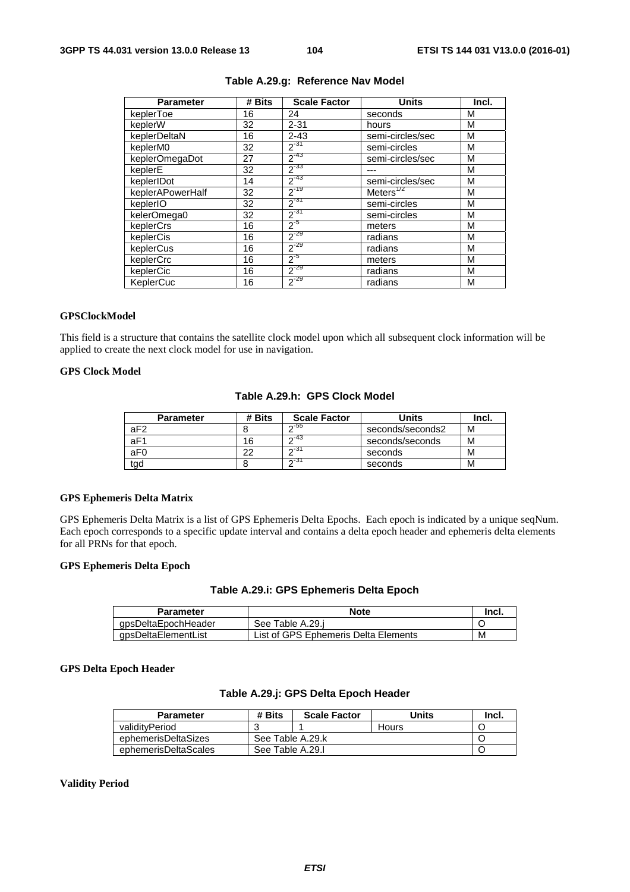**Table A.29.g: Reference Nav Model**

| Parameter | # Bits | Scale Factor | Units | Incl. |
|---|---|---|---|---|
| keplerToe | 16 | 24 | seconds | M |
| keplerW | 32 | 2-31 | hours | M |
| keplerDeltaN | 16 | 2-43 | semi-circles/sec | M |
| keplerM0 | 32 | $2^{-31}$ | semi-circles | M |
| keplerOmegaDot | 27 | $2^{-43}$ | semi-circles/sec | M |
| keplerE | 32 | $2^{-33}$ | --- | M |
| keplerIDot | 14 | $2^{-43}$ | semi-circles/sec | M |
| keplerAPowerHalf | 32 | $2^{-19}$ | $Meters^{1/2}$ | M |
| keplerIO | 32 | $2^{-31}$ | semi-circles | M |
| kelerOmega0 | 32 | $2^{-31}$ | semi-circles | M |
| keplerCrs | 16 | $2^{-5}$ | meters | M |
| keplerCis | 16 | $2^{-29}$ | radians | M |
| keplerCus | 16 | $2^{-29}$ | radians | M |
| keplerCrc | 16 | $2^{-5}$ | meters | M |
| keplerCic | 16 | $2^{-29}$ | radians | M |
| KeplerCuc | 16 | $2^{-29}$ | radians | M |

**GPSClockModel**

This field is a structure that contains the satellite clock model upon which all subsequent clock information will be applied to create the next clock model for use in navigation.

**GPS Clock Model**

**Table A.29.h: GPS Clock Model**

| Parameter | # Bits | Scale Factor | Units | Incl. |
|---|---|---|---|---|
| aF2 | 8 | $2^{-55}$ | seconds/seconds2 | M |
| aF1 | 16 | $2^{-43}$ | seconds/seconds | M |
| aF0 | 22 | $2^{-31}$ | seconds | M |
| tgd | 8 | $2^{-31}$ | seconds | M |

**GPS Ephemeris Delta Matrix**

GPS Ephemeris Delta Matrix is a list of GPS Ephemeris Delta Epochs. Each epoch is indicated by a unique seqNum. Each epoch corresponds to a specific update interval and contains a delta epoch header and ephemeris delta elements for all PRNs for that epoch.

**GPS Ephemeris Delta Epoch**

**Table A.29.i: GPS Ephemeris Delta Epoch**

| Parameter | Note | Incl. |
|---|---|---|
| gpsDeltaEpochHeader | See Table A.29.j | O |
| gpsDeltaElementList | List of GPS Ephemeris Delta Elements | M |

**GPS Delta Epoch Header**

**Table A.29.j: GPS Delta Epoch Header**

| Parameter | # Bits | Scale Factor | Units | Incl. |
|---|---|---|---|---|
| validityPeriod | 3 | 1 | Hours | O |
| ephemerisDeltaSizes | See Table A.29.k | | | O |
| ephemerisDeltaScales | See Table A.29.l | | | O |

**Validity Period**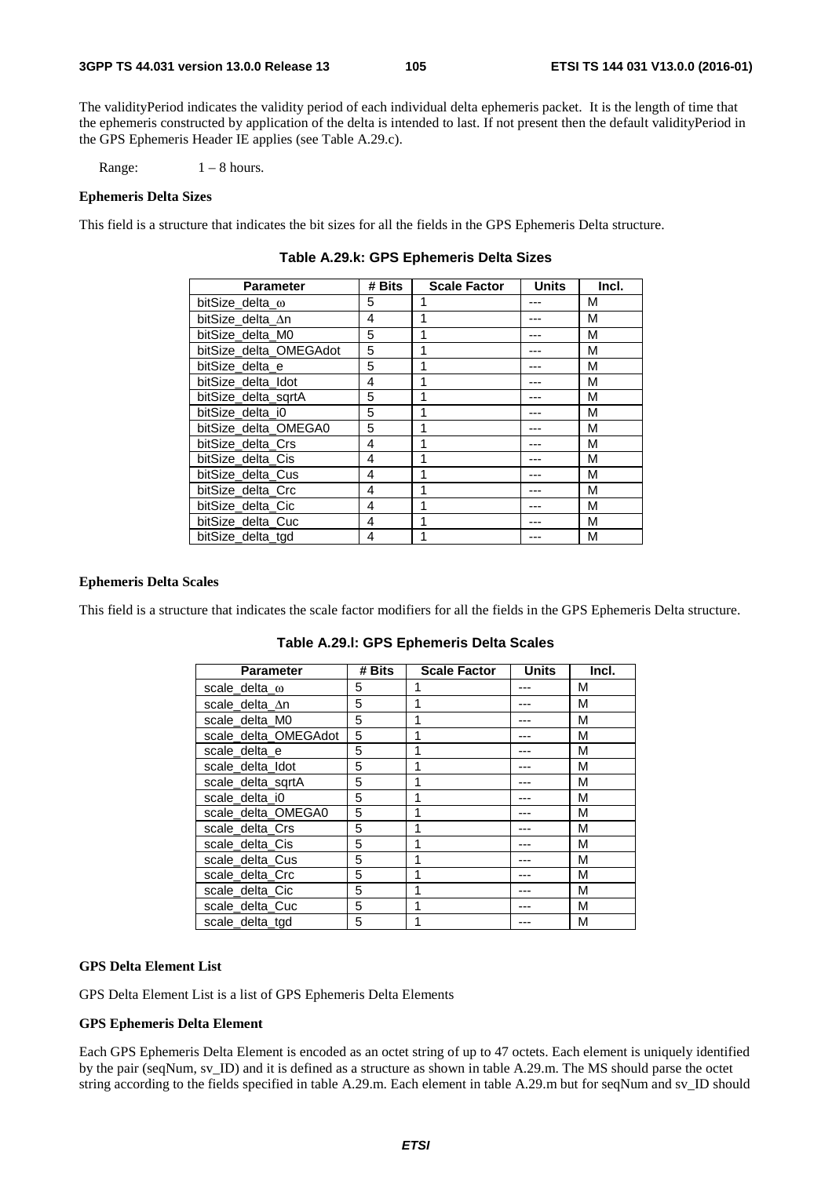The validityPeriod indicates the validity period of each individual delta ephemeris packet. It is the length of time that the ephemeris constructed by application of the delta is intended to last. If not present then the default validityPeriod in the GPS Ephemeris Header IE applies (see Table A.29.c).

Range: 1 – 8 hours.

**Ephemeris Delta Sizes**

This field is a structure that indicates the bit sizes for all the fields in the GPS Ephemeris Delta structure.

**Table A.29.k: GPS Ephemeris Delta Sizes**

| Parameter | # Bits | Scale Factor | Units | Incl. |
|---|---|---|---|---|
| bitSize_delta_ω | 5 | 1 | --- | M |
| bitSize_delta_Δn | 4 | 1 | --- | M |
| bitSize_delta_M0 | 5 | 1 | --- | M |
| bitSize_delta_OMEGAdot | 5 | 1 | --- | M |
| bitSize_delta_e | 5 | 1 | --- | M |
| bitSize_delta_Idot | 4 | 1 | --- | M |
| bitSize_delta_sqrtA | 5 | 1 | --- | M |
| bitSize_delta_i0 | 5 | 1 | --- | M |
| bitSize_delta_OMEGA0 | 5 | 1 | --- | M |
| bitSize_delta_Crs | 4 | 1 | --- | M |
| bitSize_delta_Cis | 4 | 1 | --- | M |
| bitSize_delta_Cus | 4 | 1 | --- | M |
| bitSize_delta_Crc | 4 | 1 | --- | M |
| bitSize_delta_Cic | 4 | 1 | --- | M |
| bitSize_delta_Cuc | 4 | 1 | --- | M |
| bitSize_delta_tgd | 4 | 1 | --- | M |

**Ephemeris Delta Scales**

This field is a structure that indicates the scale factor modifiers for all the fields in the GPS Ephemeris Delta structure.

**Table A.29.l: GPS Ephemeris Delta Scales**

| Parameter | # Bits | Scale Factor | Units | Incl. |
|---|---|---|---|---|
| scale_delta_ω | 5 | 1 | --- | M |
| scale_delta_Δn | 5 | 1 | --- | M |
| scale_delta_M0 | 5 | 1 | --- | M |
| scale_delta_OMEGAdot | 5 | 1 | --- | M |
| scale_delta_e | 5 | 1 | --- | M |
| scale_delta_Idot | 5 | 1 | --- | M |
| scale_delta_sqrtA | 5 | 1 | --- | M |
| scale_delta_i0 | 5 | 1 | --- | M |
| scale_delta_OMEGA0 | 5 | 1 | --- | M |
| scale_delta_Crs | 5 | 1 | --- | M |
| scale_delta_Cis | 5 | 1 | --- | M |
| scale_delta_Cus | 5 | 1 | --- | M |
| scale_delta_Crc | 5 | 1 | --- | M |
| scale_delta_Cic | 5 | 1 | --- | M |
| scale_delta_Cuc | 5 | 1 | --- | M |
| scale_delta_tgd | 5 | 1 | --- | M |

**GPS Delta Element List**

GPS Delta Element List is a list of GPS Ephemeris Delta Elements

**GPS Ephemeris Delta Element**

Each GPS Ephemeris Delta Element is encoded as an octet string of up to 47 octets. Each element is uniquely identified by the pair (seqNum, sv_ID) and it is defined as a structure as shown in table A.29.m. The MS should parse the octet string according to the fields specified in table A.29.m. Each element in table A.29.m but for seqNum and sv_ID should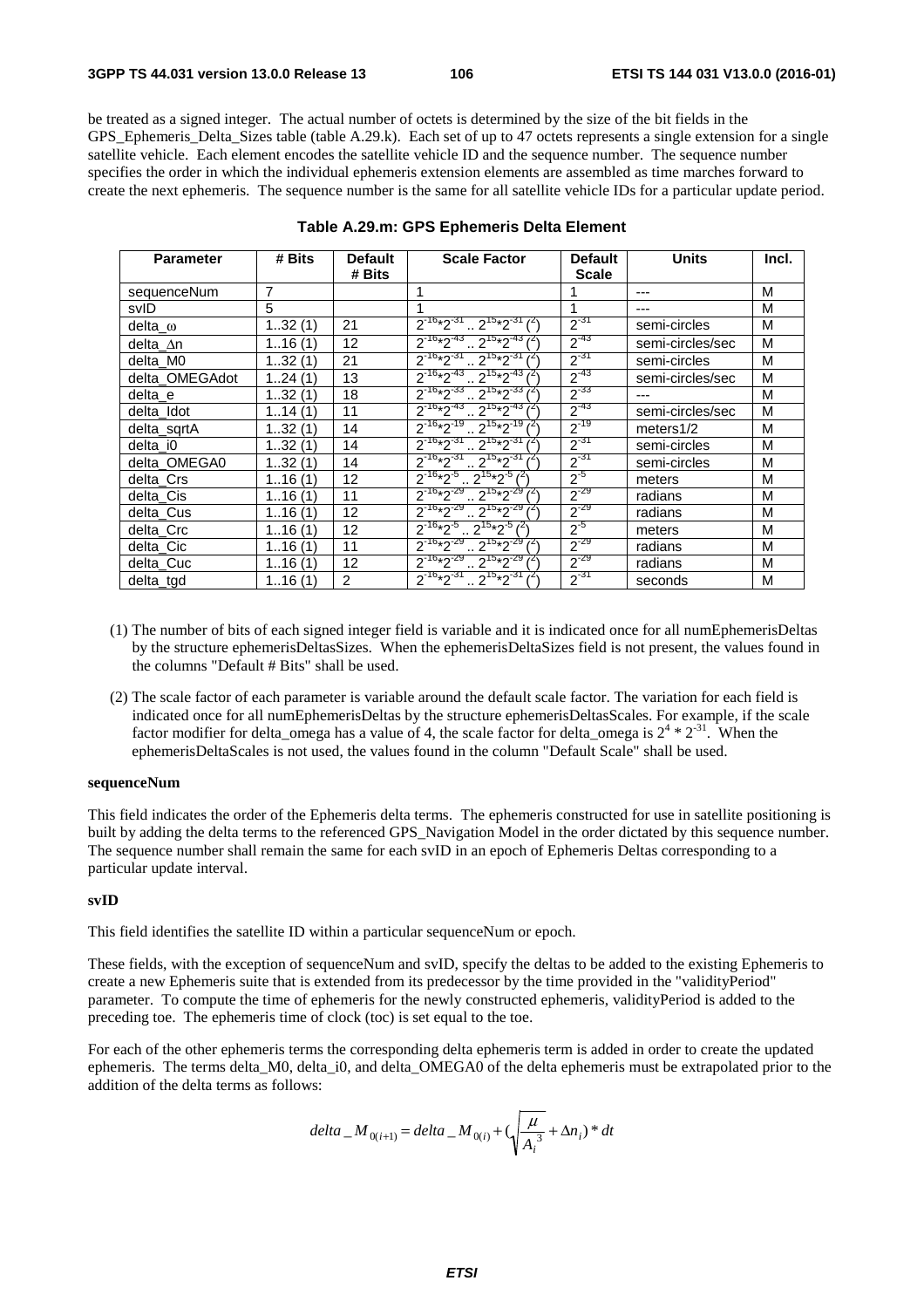be treated as a signed integer. The actual number of octets is determined by the size of the bit fields in the GPS_Ephemeris_Delta_Sizes table (table A.29.k). Each set of up to 47 octets represents a single extension for a single satellite vehicle. Each element encodes the satellite vehicle ID and the sequence number. The sequence number specifies the order in which the individual ephemeris extension elements are assembled as time marches forward to create the next ephemeris. The sequence number is the same for all satellite vehicle IDs for a particular update period.

**Table A.29.m: GPS Ephemeris Delta Element**

| Parameter | # Bits | Default # Bits | Scale Factor | Default Scale | Units | Incl. |
|---|---|---|---|---|---|---|
| sequenceNum | 7 | | 1 | 1 | --- | M |
| svID | 5 | | 1 | 1 | --- | M |
| delta_ω | 1..32 (1) | 21 | $2^{-16}*2^{-31}$ .. $2^{15}*2^{-31}$ (2) | $2^{-31}$ | semi-circles | M |
| delta_Δn | 1..16 (1) | 12 | $2^{-16}*2^{-43}$ .. $2^{15}*2^{-43}$ (2) | $2^{-43}$ | semi-circles/sec | M |
| delta_M0 | 1..32 (1) | 21 | $2^{-16}*2^{-31}$ .. $2^{15}*2^{-31}$ (2) | $2^{-31}$ | semi-circles | M |
| delta_OMEGAdot | 1..24 (1) | 13 | $2^{-16}*2^{-43}$ .. $2^{15}*2^{-43}$ (2) | $2^{-43}$ | semi-circles/sec | M |
| delta_e | 1..32 (1) | 18 | $2^{-16}*2^{-33}$ .. $2^{15}*2^{-33}$ (2) | $2^{-33}$ | --- | M |
| delta_Idot | 1..14 (1) | 11 | $2^{-16}*2^{-43}$ .. $2^{15}*2^{-43}$ (2) | $2^{-43}$ | semi-circles/sec | M |
| delta_sqrtA | 1..32 (1) | 14 | $2^{-16}*2^{-19}$ .. $2^{15}*2^{-19}$ (2) | $2^{-19}$ | meters1/2 | M |
| delta_i0 | 1..32 (1) | 14 | $2^{-16}*2^{-31}$ .. $2^{15}*2^{-31}$ (2) | $2^{-31}$ | semi-circles | M |
| delta_OMEGA0 | 1..32 (1) | 14 | $2^{-16}*2^{-31}$ .. $2^{15}*2^{-31}$ (2) | $2^{-31}$ | semi-circles | M |
| delta_Crs | 1..16 (1) | 12 | $2^{-16}*2^{-5}$ .. $2^{15}*2^{-5}$ (2) | $2^{-5}$ | meters | M |
| delta_Cis | 1..16 (1) | 11 | $2^{-16}*2^{-29}$ .. $2^{15}*2^{-29}$ (2) | $2^{-29}$ | radians | M |
| delta_Cus | 1..16 (1) | 12 | $2^{-16}*2^{-29}$ .. $2^{15}*2^{-29}$ (2) | $2^{-29}$ | radians | M |
| delta_Crc | 1..16 (1) | 12 | $2^{-16}*2^{-5}$ .. $2^{15}*2^{-5}$ (2) | $2^{-5}$ | meters | M |
| delta_Cic | 1..16 (1) | 11 | $2^{-16}*2^{-29}$ .. $2^{15}*2^{-29}$ (2) | $2^{-29}$ | radians | M |
| delta_Cuc | 1..16 (1) | 12 | $2^{-16}*2^{-29}$ .. $2^{15}*2^{-29}$ (2) | $2^{-29}$ | radians | M |
| delta_tgd | 1..16 (1) | 2 | $2^{-16}*2^{-31}$ .. $2^{15}*2^{-31}$ (2) | $2^{-31}$ | seconds | M |

(1) The number of bits of each signed integer field is variable and it is indicated once for all numEphemerisDeltas by the structure ephemerisDeltasSizes. When the ephemerisDeltaSizes field is not present, the values found in the columns "Default # Bits" shall be used.

(2) The scale factor of each parameter is variable around the default scale factor. The variation for each field is indicated once for all numEphemerisDeltas by the structure ephemerisDeltasScales. For example, if the scale factor modifier for delta_omega has a value of 4, the scale factor for delta_omega is $2^4 * 2^{-31}$. When the ephemerisDeltaScales is not used, the values found in the column "Default Scale" shall be used.

**sequenceNum**

This field indicates the order of the Ephemeris delta terms. The ephemeris constructed for use in satellite positioning is built by adding the delta terms to the referenced GPS_Navigation Model in the order dictated by this sequence number. The sequence number shall remain the same for each svID in an epoch of Ephemeris Deltas corresponding to a particular update interval.

**svID**

This field identifies the satellite ID within a particular sequenceNum or epoch.

These fields, with the exception of sequenceNum and svID, specify the deltas to be added to the existing Ephemeris to create a new Ephemeris suite that is extended from its predecessor by the time provided in the "validityPeriod" parameter. To compute the time of ephemeris for the newly constructed ephemeris, validityPeriod is added to the preceding toe. The ephemeris time of clock (toc) is set equal to the toe.

For each of the other ephemeris terms the corresponding delta ephemeris term is added in order to create the updated ephemeris. The terms delta_M0, delta_i0, and delta_OMEGA0 of the delta ephemeris must be extrapolated prior to the addition of the delta terms as follows:

$$delta\_M_{0(i+1)} = delta\_M_{0(i)} + \left(\sqrt{\frac{\mu}{A_i^3}} + \Delta n_i\right) * dt$$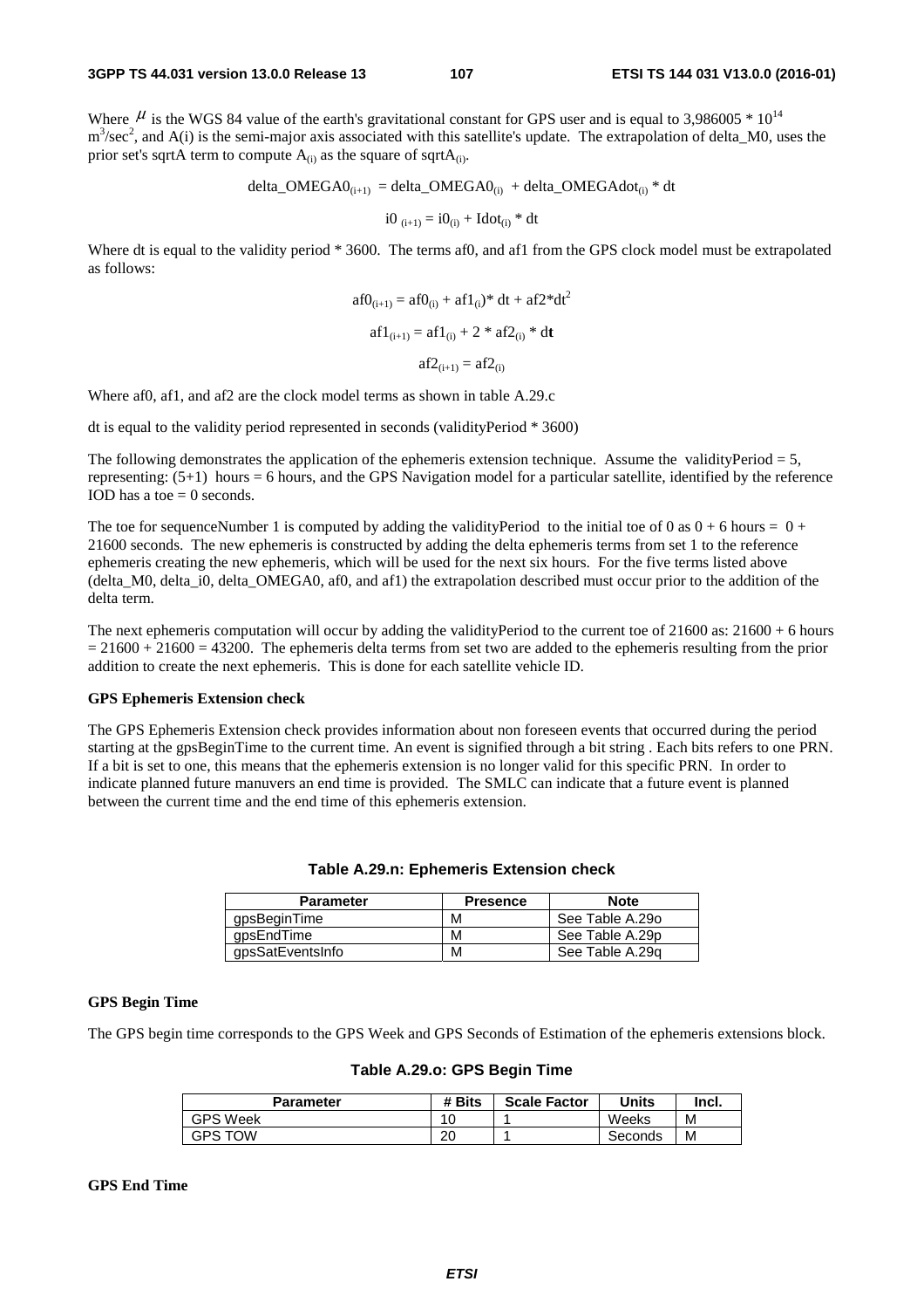Where $\mu$ is the WGS 84 value of the earth's gravitational constant for GPS user and is equal to 3,986005 * $10^{14}$ $m^3/sec^2$, and A(i) is the semi-major axis associated with this satellite's update. The extrapolation of delta_M0, uses the prior set's sqrtA term to compute $A_{(i)}$ as the square of $sqrtA_{(i)}$.

$$delta\_OMEGA0_{(i+1)} = delta\_OMEGA0_{(i)} + delta\_OMEGAdot_{(i)} * dt$$

$$i0_{(i+1)} = i0_{(i)} + Idot_{(i)} * dt$$

Where dt is equal to the validity period * 3600. The terms af0, and af1 from the GPS clock model must be extrapolated as follows:

$$af0_{(i+1)} = af0_{(i)} + af1_{(i)} * dt + af2 * dt^2$$

$$af1_{(i+1)} = af1_{(i)} + 2 * af2_{(i)} * dt$$

$$af2_{(i+1)} = af2_{(i)}$$

Where af0, af1, and af2 are the clock model terms as shown in table A.29.c

dt is equal to the validity period represented in seconds (validityPeriod * 3600)

The following demonstrates the application of the ephemeris extension technique. Assume the validityPeriod = 5, representing: (5+1) hours = 6 hours, and the GPS Navigation model for a particular satellite, identified by the reference IOD has a toe = 0 seconds.

The toe for sequenceNumber 1 is computed by adding the validityPeriod to the initial toe of 0 as 0 + 6 hours = 0 + 21600 seconds. The new ephemeris is constructed by adding the delta ephemeris terms from set 1 to the reference ephemeris creating the new ephemeris, which will be used for the next six hours. For the five terms listed above (delta_M0, delta_i0, delta_OMEGA0, af0, and af1) the extrapolation described must occur prior to the addition of the delta term.

The next ephemeris computation will occur by adding the validityPeriod to the current toe of 21600 as: 21600 + 6 hours = 21600 + 21600 = 43200. The ephemeris delta terms from set two are added to the ephemeris resulting from the prior addition to create the next ephemeris. This is done for each satellite vehicle ID.

**GPS Ephemeris Extension check**

The GPS Ephemeris Extension check provides information about non foreseen events that occurred during the period starting at the gpsBeginTime to the current time. An event is signified through a bit string . Each bits refers to one PRN. If a bit is set to one, this means that the ephemeris extension is no longer valid for this specific PRN. In order to indicate planned future manuvers an end time is provided. The SMLC can indicate that a future event is planned between the current time and the end time of this ephemeris extension.

**Table A.29.n: Ephemeris Extension check**

| Parameter | Presence | Note |
|---|---|---|
| gpsBeginTime | M | See Table A.29o |
| gpsEndTime | M | See Table A.29p |
| gpsSatEventsInfo | M | See Table A.29q |

**GPS Begin Time**

The GPS begin time corresponds to the GPS Week and GPS Seconds of Estimation of the ephemeris extensions block.

**Table A.29.o: GPS Begin Time**

| Parameter | # Bits | Scale Factor | Units | Incl. |
|---|---|---|---|---|
| GPS Week | 10 | 1 | Weeks | M |
| GPS TOW | 20 | 1 | Seconds | M |

**GPS End Time**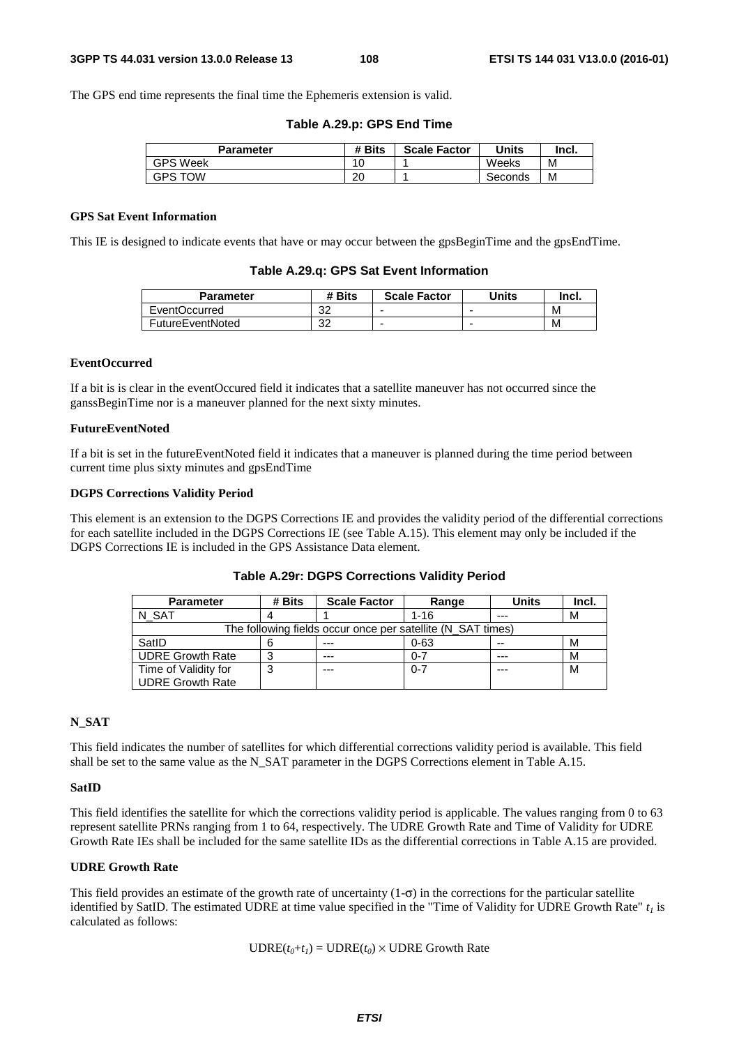The GPS end time represents the final time the Ephemeris extension is valid.

**Table A.29.p: GPS End Time**

| Parameter | # Bits | Scale Factor | Units | Incl. |
|---|---|---|---|---|
| GPS Week | 10 | 1 | Weeks | M |
| GPS TOW | 20 | 1 | Seconds | M |

**GPS Sat Event Information**

This IE is designed to indicate events that have or may occur between the gpsBeginTime and the gpsEndTime.

**Table A.29.q: GPS Sat Event Information**

| Parameter | # Bits | Scale Factor | Units | Incl. |
|---|---|---|---|---|
| EventOccurred | 32 | - | - | M |
| FutureEventNoted | 32 | - | - | M |

**EventOccurred**

If a bit is is clear in the eventOccured field it indicates that a satellite maneuver has not occurred since the ganssBeginTime nor is a maneuver planned for the next sixty minutes.

**FutureEventNoted**

If a bit is set in the futureEventNoted field it indicates that a maneuver is planned during the time period between current time plus sixty minutes and gpsEndTime

**DGPS Corrections Validity Period**

This element is an extension to the DGPS Corrections IE and provides the validity period of the differential corrections for each satellite included in the DGPS Corrections IE (see Table A.15). This element may only be included if the DGPS Corrections IE is included in the GPS Assistance Data element.

**Table A.29r: DGPS Corrections Validity Period**

| Parameter | # Bits | Scale Factor | Range | Units | Incl. |
|---|---|---|---|---|---|
| N_SAT | 4 | 1 | 1-16 | --- | M |
| The following fields occur once per satellite (N_SAT times) | | | | | |
| SatID | 6 | --- | 0-63 | -- | M |
| UDRE Growth Rate | 3 | --- | 0-7 | --- | M |
| Time of Validity for UDRE Growth Rate | 3 | --- | 0-7 | --- | M |

**N_SAT**

This field indicates the number of satellites for which differential corrections validity period is available. This field shall be set to the same value as the N_SAT parameter in the DGPS Corrections element in Table A.15.

**SatID**

This field identifies the satellite for which the corrections validity period is applicable. The values ranging from 0 to 63 represent satellite PRNs ranging from 1 to 64, respectively. The UDRE Growth Rate and Time of Validity for UDRE Growth Rate IEs shall be included for the same satellite IDs as the differential corrections in Table A.15 are provided.

**UDRE Growth Rate**

This field provides an estimate of the growth rate of uncertainty (1-$\sigma$) in the corrections for the particular satellite identified by SatID. The estimated UDRE at time value specified in the "Time of Validity for UDRE Growth Rate" $t_1$ is calculated as follows:

$$\text{UDRE}(t_0+t_1) = \text{UDRE}(t_0) \times \text{UDRE Growth Rate}$$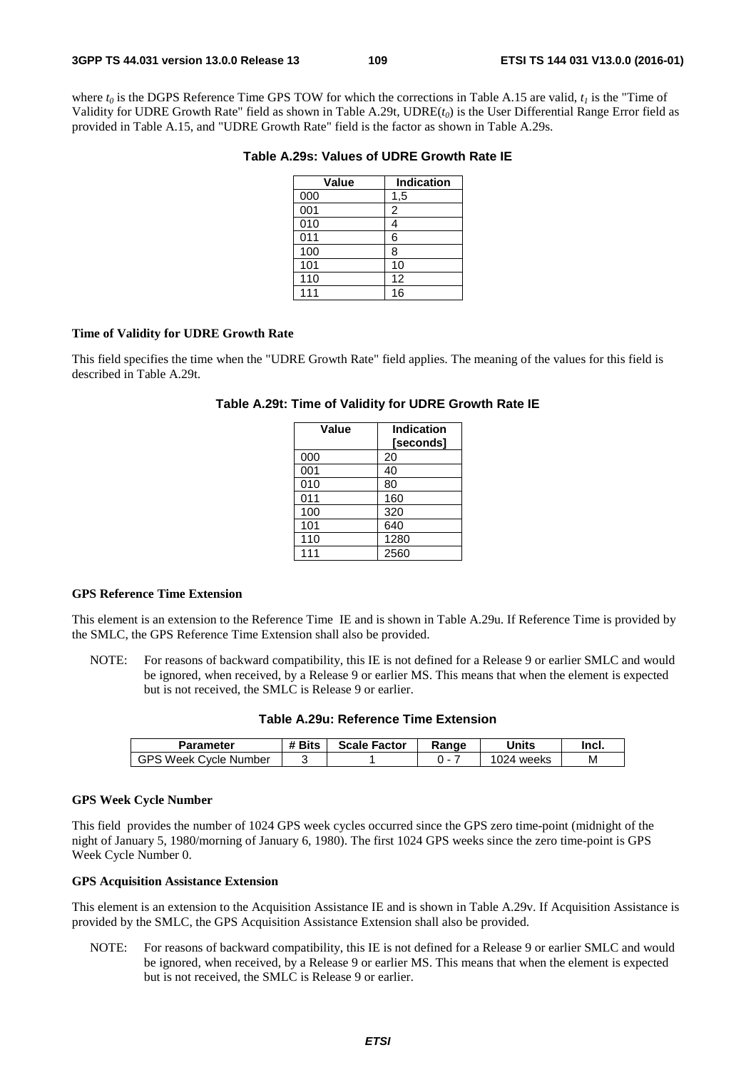where $t_0$ is the DGPS Reference Time GPS TOW for which the corrections in Table A.15 are valid, $t_1$ is the "Time of Validity for UDRE Growth Rate" field as shown in Table A.29t, UDRE($t_0$) is the User Differential Range Error field as provided in Table A.15, and "UDRE Growth Rate" field is the factor as shown in Table A.29s.

**Table A.29s: Values of UDRE Growth Rate IE**

| Value | Indication |
|---|---|
| 000 | 1,5 |
| 001 | 2 |
| 010 | 4 |
| 011 | 6 |
| 100 | 8 |
| 101 | 10 |
| 110 | 12 |
| 111 | 16 |

**Time of Validity for UDRE Growth Rate**

This field specifies the time when the "UDRE Growth Rate" field applies. The meaning of the values for this field is described in Table A.29t.

**Table A.29t: Time of Validity for UDRE Growth Rate IE**

| Value | Indication [seconds] |
|---|---|
| 000 | 20 |
| 001 | 40 |
| 010 | 80 |
| 011 | 160 |
| 100 | 320 |
| 101 | 640 |
| 110 | 1280 |
| 111 | 2560 |

**GPS Reference Time Extension**

This element is an extension to the Reference Time IE and is shown in Table A.29u. If Reference Time is provided by the SMLC, the GPS Reference Time Extension shall also be provided.

NOTE: For reasons of backward compatibility, this IE is not defined for a Release 9 or earlier SMLC and would be ignored, when received, by a Release 9 or earlier MS. This means that when the element is expected but is not received, the SMLC is Release 9 or earlier.

**Table A.29u: Reference Time Extension**

| Parameter | # Bits | Scale Factor | Range | Units | Incl. |
|---|---|---|---|---|---|
| GPS Week Cycle Number | 3 | 1 | 0 - 7 | 1024 weeks | M |

**GPS Week Cycle Number**

This field provides the number of 1024 GPS week cycles occurred since the GPS zero time-point (midnight of the night of January 5, 1980/morning of January 6, 1980). The first 1024 GPS weeks since the zero time-point is GPS Week Cycle Number 0.

**GPS Acquisition Assistance Extension**

This element is an extension to the Acquisition Assistance IE and is shown in Table A.29v. If Acquisition Assistance is provided by the SMLC, the GPS Acquisition Assistance Extension shall also be provided.

NOTE: For reasons of backward compatibility, this IE is not defined for a Release 9 or earlier SMLC and would be ignored, when received, by a Release 9 or earlier MS. This means that when the element is expected but is not received, the SMLC is Release 9 or earlier.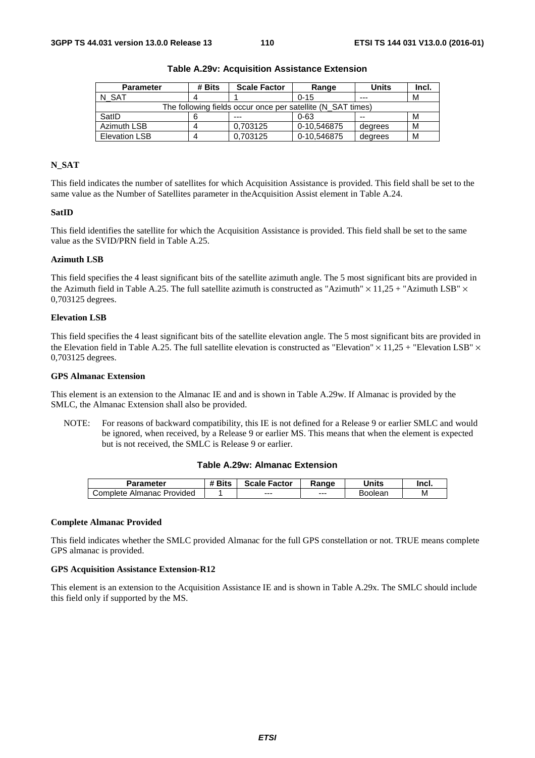**Table A.29v: Acquisition Assistance Extension**

| Parameter | # Bits | Scale Factor | Range | Units | Incl. |
|---|---|---|---|---|---|
| N_SAT | 4 | 1 | 0-15 | --- | M |
| The following fields occur once per satellite (N_SAT times) | | | | | |
| SatID | 6 | --- | 0-63 | -- | M |
| Azimuth LSB | 4 | 0,703125 | 0-10,546875 | degrees | M |
| Elevation LSB | 4 | 0,703125 | 0-10,546875 | degrees | M |

**N_SAT**

This field indicates the number of satellites for which Acquisition Assistance is provided. This field shall be set to the same value as the Number of Satellites parameter in theAcquisition Assist element in Table A.24.

**SatID**

This field identifies the satellite for which the Acquisition Assistance is provided. This field shall be set to the same value as the SVID/PRN field in Table A.25.

**Azimuth LSB**

This field specifies the 4 least significant bits of the satellite azimuth angle. The 5 most significant bits are provided in the Azimuth field in Table A.25. The full satellite azimuth is constructed as "Azimuth" $\times$ 11,25 + "Azimuth LSB" $\times$ 0,703125 degrees.

**Elevation LSB**

This field specifies the 4 least significant bits of the satellite elevation angle. The 5 most significant bits are provided in the Elevation field in Table A.25. The full satellite elevation is constructed as "Elevation" $\times$ 11,25 + "Elevation LSB" $\times$ 0,703125 degrees.

**GPS Almanac Extension**

This element is an extension to the Almanac IE and and is shown in Table A.29w. If Almanac is provided by the SMLC, the Almanac Extension shall also be provided.

NOTE: For reasons of backward compatibility, this IE is not defined for a Release 9 or earlier SMLC and would be ignored, when received, by a Release 9 or earlier MS. This means that when the element is expected but is not received, the SMLC is Release 9 or earlier.

**Table A.29w: Almanac Extension**

| Parameter | # Bits | Scale Factor | Range | Units | Incl. |
|---|---|---|---|---|---|
| Complete Almanac Provided | 1 | --- | --- | Boolean | M |

**Complete Almanac Provided**

This field indicates whether the SMLC provided Almanac for the full GPS constellation or not. TRUE means complete GPS almanac is provided.

**GPS Acquisition Assistance Extension-R12**

This element is an extension to the Acquisition Assistance IE and is shown in Table A.29x. The SMLC should include this field only if supported by the MS.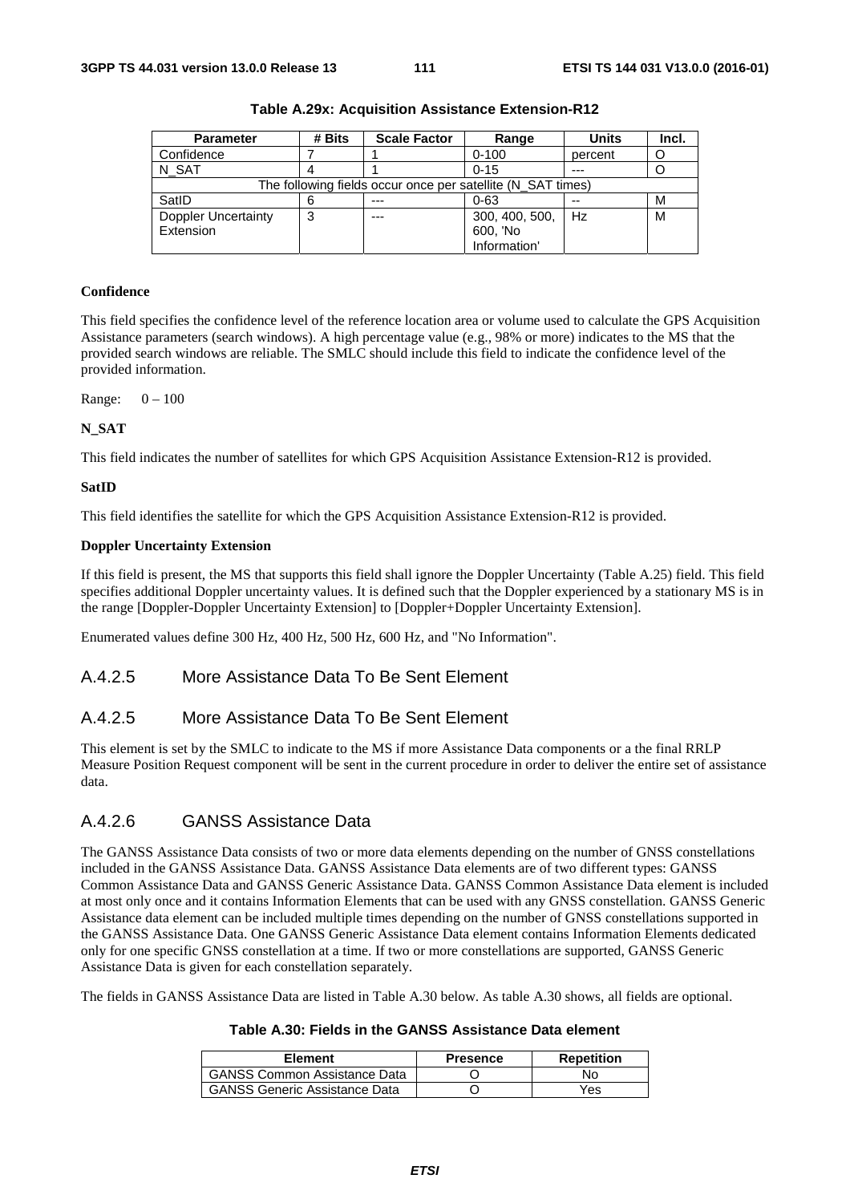**Table A.29x: Acquisition Assistance Extension-R12**

| Parameter | # Bits | Scale Factor | Range | Units | Incl. |
|---|---|---|---|---|---|
| Confidence | 7 | 1 | 0-100 | percent | O |
| N_SAT | 4 | 1 | 0-15 | --- | O |
| The following fields occur once per satellite (N_SAT times) | | | | | |
| SatID | 6 | --- | 0-63 | -- | M |
| Doppler Uncertainty Extension | 3 | --- | 300, 400, 500, 600, 'No Information' | Hz | M |

**Confidence**

This field specifies the confidence level of the reference location area or volume used to calculate the GPS Acquisition Assistance parameters (search windows). A high percentage value (e.g., 98% or more) indicates to the MS that the provided search windows are reliable. The SMLC should include this field to indicate the confidence level of the provided information.

Range: 0 – 100

**N_SAT**

This field indicates the number of satellites for which GPS Acquisition Assistance Extension-R12 is provided.

**SatID**

This field identifies the satellite for which the GPS Acquisition Assistance Extension-R12 is provided.

**Doppler Uncertainty Extension**

If this field is present, the MS that supports this field shall ignore the Doppler Uncertainty (Table A.25) field. This field specifies additional Doppler uncertainty values. It is defined such that the Doppler experienced by a stationary MS is in the range [Doppler-Doppler Uncertainty Extension] to [Doppler+Doppler Uncertainty Extension].

Enumerated values define 300 Hz, 400 Hz, 500 Hz, 600 Hz, and "No Information".

### A.4.2.5 More Assistance Data To Be Sent Element

### A.4.2.5 More Assistance Data To Be Sent Element

This element is set by the SMLC to indicate to the MS if more Assistance Data components or a the final RRLP Measure Position Request component will be sent in the current procedure in order to deliver the entire set of assistance data.

### A.4.2.6 GANSS Assistance Data

The GANSS Assistance Data consists of two or more data elements depending on the number of GNSS constellations included in the GANSS Assistance Data. GANSS Assistance Data elements are of two different types: GANSS Common Assistance Data and GANSS Generic Assistance Data. GANSS Common Assistance Data element is included at most only once and it contains Information Elements that can be used with any GNSS constellation. GANSS Generic Assistance data element can be included multiple times depending on the number of GNSS constellations supported in the GANSS Assistance Data. One GANSS Generic Assistance Data element contains Information Elements dedicated only for one specific GNSS constellation at a time. If two or more constellations are supported, GANSS Generic Assistance Data is given for each constellation separately.

The fields in GANSS Assistance Data are listed in Table A.30 below. As table A.30 shows, all fields are optional.

**Table A.30: Fields in the GANSS Assistance Data element**

| Element | Presence | Repetition |
|---|---|---|
| GANSS Common Assistance Data | O | No |
| GANSS Generic Assistance Data | O | Yes |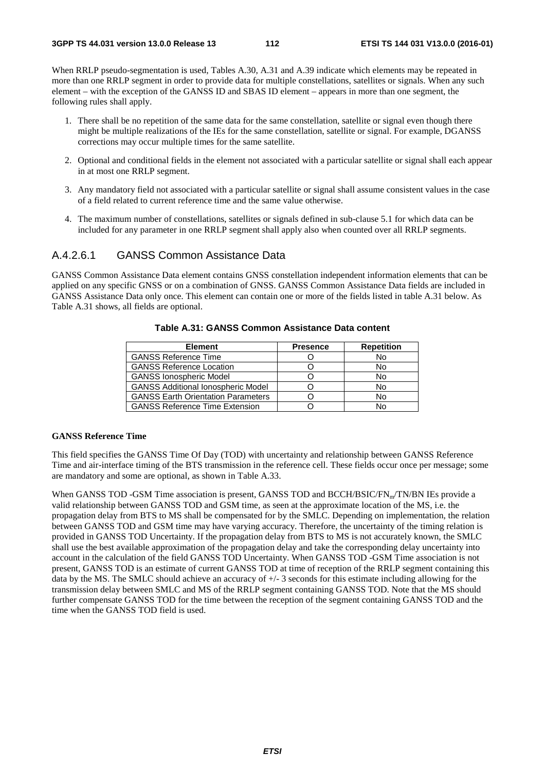When RRLP pseudo-segmentation is used, Tables A.30, A.31 and A.39 indicate which elements may be repeated in more than one RRLP segment in order to provide data for multiple constellations, satellites or signals. When any such element – with the exception of the GANSS ID and SBAS ID element – appears in more than one segment, the following rules shall apply.

1. There shall be no repetition of the same data for the same constellation, satellite or signal even though there might be multiple realizations of the IEs for the same constellation, satellite or signal. For example, DGANSS corrections may occur multiple times for the same satellite.
2. Optional and conditional fields in the element not associated with a particular satellite or signal shall each appear in at most one RRLP segment.
3. Any mandatory field not associated with a particular satellite or signal shall assume consistent values in the case of a field related to current reference time and the same value otherwise.
4. The maximum number of constellations, satellites or signals defined in sub-clause 5.1 for which data can be included for any parameter in one RRLP segment shall apply also when counted over all RRLP segments.

### A.4.2.6.1 GANSS Common Assistance Data

GANSS Common Assistance Data element contains GNSS constellation independent information elements that can be applied on any specific GNSS or on a combination of GNSS. GANSS Common Assistance Data fields are included in GANSS Assistance Data only once. This element can contain one or more of the fields listed in table A.31 below. As Table A.31 shows, all fields are optional.

**Table A.31: GANSS Common Assistance Data content**

| Element | Presence | Repetition |
|---|---|---|
| GANSS Reference Time | O | No |
| GANSS Reference Location | O | No |
| GANSS Ionospheric Model | O | No |
| GANSS Additional Ionospheric Model | O | No |
| GANSS Earth Orientation Parameters | O | No |
| GANSS Reference Time Extension | O | No |

**GANSS Reference Time**

This field specifies the GANSS Time Of Day (TOD) with uncertainty and relationship between GANSS Reference Time and air-interface timing of the BTS transmission in the reference cell. These fields occur once per message; some are mandatory and some are optional, as shown in Table A.33.

When GANSS TOD -GSM Time association is present, GANSS TOD and BCCH/BSIC/$FN_m$/TN/BN IEs provide a valid relationship between GANSS TOD and GSM time, as seen at the approximate location of the MS, i.e. the propagation delay from BTS to MS shall be compensated for by the SMLC. Depending on implementation, the relation between GANSS TOD and GSM time may have varying accuracy. Therefore, the uncertainty of the timing relation is provided in GANSS TOD Uncertainty. If the propagation delay from BTS to MS is not accurately known, the SMLC shall use the best available approximation of the propagation delay and take the corresponding delay uncertainty into account in the calculation of the field GANSS TOD Uncertainty. When GANSS TOD -GSM Time association is not present, GANSS TOD is an estimate of current GANSS TOD at time of reception of the RRLP segment containing this data by the MS. The SMLC should achieve an accuracy of +/- 3 seconds for this estimate including allowing for the transmission delay between SMLC and MS of the RRLP segment containing GANSS TOD. Note that the MS should further compensate GANSS TOD for the time between the reception of the segment containing GANSS TOD and the time when the GANSS TOD field is used.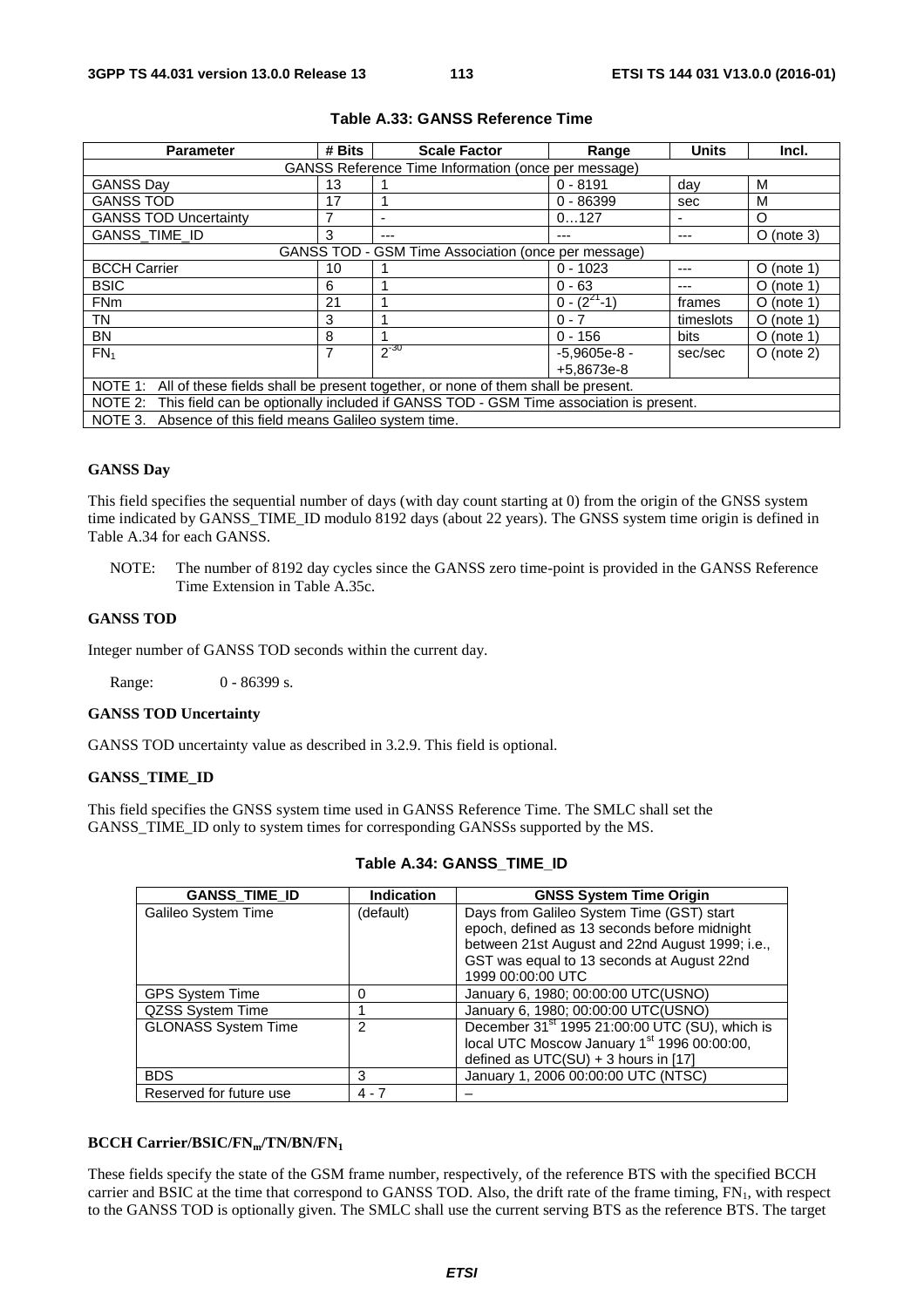**Table A.33: GANSS Reference Time**

| Parameter | # Bits | Scale Factor | Range | Units | Incl. |
|---|---|---|---|---|---|
| GANSS Reference Time Information (once per message) | | | | | |
| GANSS Day | 13 | 1 | 0 - 8191 | day | M |
| GANSS TOD | 17 | 1 | 0 - 86399 | sec | M |
| GANSS TOD Uncertainty | 7 | - | 0…127 | - | O |
| GANSS_TIME_ID | 3 | --- | --- | --- | O (note 3) |
| GANSS TOD - GSM Time Association (once per message) | | | | | |
| BCCH Carrier | 10 | 1 | 0 - 1023 | --- | O (note 1) |
| BSIC | 6 | 1 | 0 - 63 | --- | O (note 1) |
| FNm | 21 | 1 | 0 - $(2^{21}$-1) | frames | O (note 1) |
| TN | 3 | 1 | 0 - 7 | timeslots | O (note 1) |
| BN | 8 | 1 | 0 - 156 | bits | O (note 1) |
| $FN_1$ | 7 | $2^{-30}$ | -5,9605e-8 - +5,8673e-8 | sec/sec | O (note 2) |
| NOTE 1: All of these fields shall be present together, or none of them shall be present. | | | | | |
| NOTE 2: This field can be optionally included if GANSS TOD - GSM Time association is present. | | | | | |
| NOTE 3. Absence of this field means Galileo system time. | | | | | |

**GANSS Day**

This field specifies the sequential number of days (with day count starting at 0) from the origin of the GNSS system time indicated by GANSS_TIME_ID modulo 8192 days (about 22 years). The GNSS system time origin is defined in Table A.34 for each GANSS.

NOTE: The number of 8192 day cycles since the GANSS zero time-point is provided in the GANSS Reference Time Extension in Table A.35c.

**GANSS TOD**

Integer number of GANSS TOD seconds within the current day.

Range: 0 - 86399 s.

**GANSS TOD Uncertainty**

GANSS TOD uncertainty value as described in 3.2.9. This field is optional.

**GANSS_TIME_ID**

This field specifies the GNSS system time used in GANSS Reference Time. The SMLC shall set the GANSS_TIME_ID only to system times for corresponding GANSSs supported by the MS.

**Table A.34: GANSS_TIME_ID**

| GANSS_TIME_ID | Indication | GNSS System Time Origin |
|---|---|---|
| Galileo System Time | (default) | Days from Galileo System Time (GST) start epoch, defined as 13 seconds before midnight between 21st August and 22nd August 1999; i.e., GST was equal to 13 seconds at August 22nd 1999 00:00:00 UTC |
| GPS System Time | 0 | January 6, 1980; 00:00:00 UTC(USNO) |
| QZSS System Time | 1 | January 6, 1980; 00:00:00 UTC(USNO) |
| GLONASS System Time | 2 | December 31st 1995 21:00:00 UTC (SU), which is local UTC Moscow January 1st 1996 00:00:00, defined as UTC(SU) + 3 hours in [17] |
| BDS | 3 | January 1, 2006 00:00:00 UTC (NTSC) |
| Reserved for future use | 4 - 7 | – |

**BCCH Carrier/BSIC/$FN_m$/TN/BN/$FN_1$**

These fields specify the state of the GSM frame number, respectively, of the reference BTS with the specified BCCH carrier and BSIC at the time that correspond to GANSS TOD. Also, the drift rate of the frame timing, $FN_1$, with respect to the GANSS TOD is optionally given. The SMLC shall use the current serving BTS as the reference BTS. The target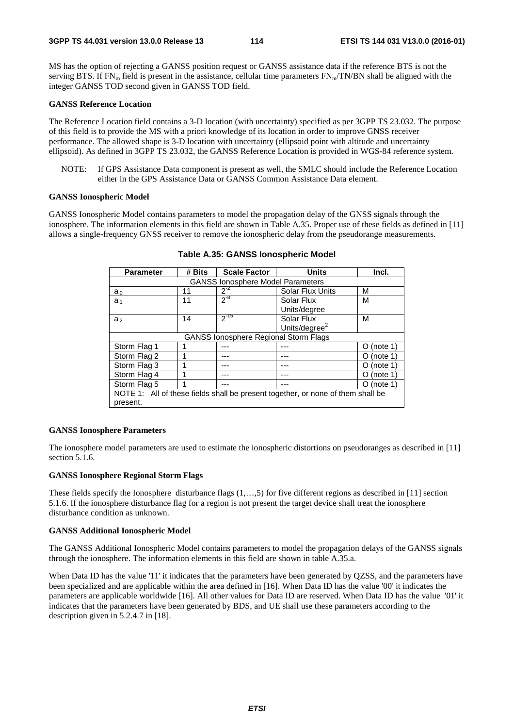MS has the option of rejecting a GANSS position request or GANSS assistance data if the reference BTS is not the serving BTS. If $FN_m$ field is present in the assistance, cellular time parameters $FN_m$/TN/BN shall be aligned with the integer GANSS TOD second given in GANSS TOD field.

**GANSS Reference Location**

The Reference Location field contains a 3-D location (with uncertainty) specified as per 3GPP TS 23.032. The purpose of this field is to provide the MS with a priori knowledge of its location in order to improve GNSS receiver performance. The allowed shape is 3-D location with uncertainty (ellipsoid point with altitude and uncertainty ellipsoid). As defined in 3GPP TS 23.032, the GANSS Reference Location is provided in WGS-84 reference system.

NOTE: If GPS Assistance Data component is present as well, the SMLC should include the Reference Location either in the GPS Assistance Data or GANSS Common Assistance Data element.

**GANSS Ionospheric Model**

GANSS Ionospheric Model contains parameters to model the propagation delay of the GNSS signals through the ionosphere. The information elements in this field are shown in Table A.35. Proper use of these fields as defined in [11] allows a single-frequency GNSS receiver to remove the ionospheric delay from the pseudorange measurements.

**Table A.35: GANSS Ionospheric Model**

| Parameter | # Bits | Scale Factor | Units | Incl. |
|---|---|---|---|---|
| GANSS Ionosphere Model Parameters | | | | |
| $a_{i0}$ | 11 | $2^{-2}$ | Solar Flux Units | M |
| $a_{i1}$ | 11 | $2^{-8}$ | Solar Flux Units/degree | M |
| $a_{i2}$ | 14 | $2^{-15}$ | Solar Flux Units/degree$^2$ | M |
| GANSS Ionosphere Regional Storm Flags | | | | |
| Storm Flag 1 | 1 | --- | --- | O (note 1) |
| Storm Flag 2 | 1 | --- | --- | O (note 1) |
| Storm Flag 3 | 1 | --- | --- | O (note 1) |
| Storm Flag 4 | 1 | --- | --- | O (note 1) |
| Storm Flag 5 | 1 | --- | --- | O (note 1) |
| NOTE 1: All of these fields shall be present together, or none of them shall be present. | | | | |

**GANSS Ionosphere Parameters**

The ionosphere model parameters are used to estimate the ionospheric distortions on pseudoranges as described in [11] section 5.1.6.

**GANSS Ionosphere Regional Storm Flags**

These fields specify the Ionosphere disturbance flags (1,…,5) for five different regions as described in [11] section 5.1.6. If the ionosphere disturbance flag for a region is not present the target device shall treat the ionosphere disturbance condition as unknown.

**GANSS Additional Ionospheric Model**

The GANSS Additional Ionospheric Model contains parameters to model the propagation delays of the GANSS signals through the ionosphere. The information elements in this field are shown in table A.35.a.

When Data ID has the value '11' it indicates that the parameters have been generated by QZSS, and the parameters have been specialized and are applicable within the area defined in [16]. When Data ID has the value '00' it indicates the parameters are applicable worldwide [16]. All other values for Data ID are reserved. When Data ID has the value '01' it indicates that the parameters have been generated by BDS, and UE shall use these parameters according to the description given in 5.2.4.7 in [18].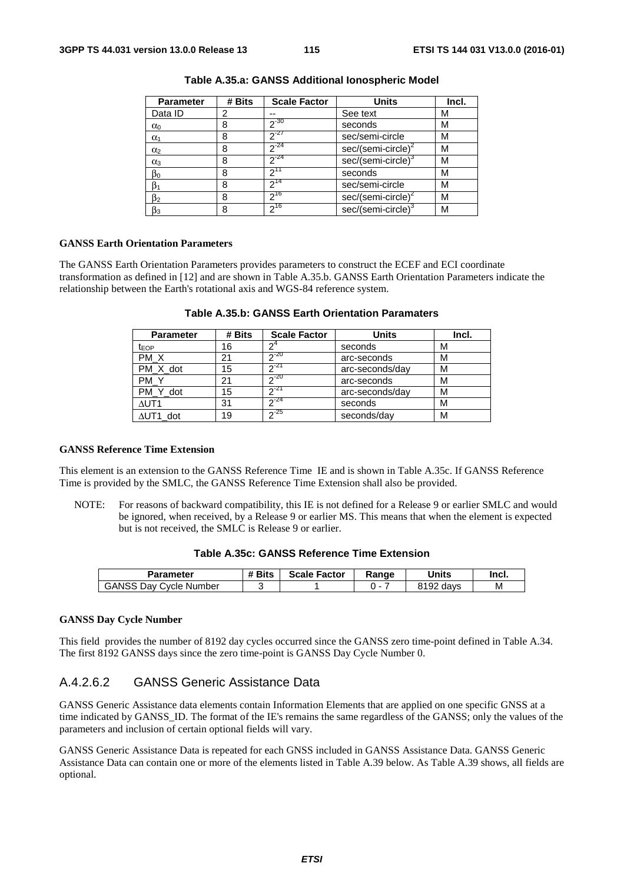**Table A.35.a: GANSS Additional Ionospheric Model**

| Parameter | # Bits | Scale Factor | Units | Incl. |
| --- | --- | --- | --- | --- |
| Data ID | 2 | -- | See text | M |
| $\alpha_0$ | 8 | $2^{-30}$ | seconds | M |
| $\alpha_1$ | 8 | $2^{-27}$ | sec/semi-circle | M |
| $\alpha_2$ | 8 | $2^{-24}$ | sec/(semi-circle)$^2$ | M |
| $\alpha_3$ | 8 | $2^{-24}$ | sec/(semi-circle)$^3$ | M |
| $\beta_0$ | 8 | $2^{11}$ | seconds | M |
| $\beta_1$ | 8 | $2^{14}$ | sec/semi-circle | M |
| $\beta_2$ | 8 | $2^{16}$ | sec/(semi-circle)$^2$ | M |
| $\beta_3$ | 8 | $2^{16}$ | sec/(semi-circle)$^3$ | M |

**GANSS Earth Orientation Parameters**

The GANSS Earth Orientation Parameters provides parameters to construct the ECEF and ECI coordinate transformation as defined in [12] and are shown in Table A.35.b. GANSS Earth Orientation Parameters indicate the relationship between the Earth's rotational axis and WGS-84 reference system.

**Table A.35.b: GANSS Earth Orientation Paramaters**

| Parameter | # Bits | Scale Factor | Units | Incl. |
| --- | --- | --- | --- | --- |
| $t_{EOP}$ | 16 | $2^4$ | seconds | M |
| PM_X | 21 | $2^{-20}$ | arc-seconds | M |
| PM_X_dot | 15 | $2^{-21}$ | arc-seconds/day | M |
| PM_Y | 21 | $2^{-20}$ | arc-seconds | M |
| PM_Y_dot | 15 | $2^{-21}$ | arc-seconds/day | M |
| ΔUT1 | 31 | $2^{-24}$ | seconds | M |
| ΔUT1_dot | 19 | $2^{-25}$ | seconds/day | M |

**GANSS Reference Time Extension**

This element is an extension to the GANSS Reference Time IE and is shown in Table A.35c. If GANSS Reference Time is provided by the SMLC, the GANSS Reference Time Extension shall also be provided.

NOTE: For reasons of backward compatibility, this IE is not defined for a Release 9 or earlier SMLC and would be ignored, when received, by a Release 9 or earlier MS. This means that when the element is expected but is not received, the SMLC is Release 9 or earlier.

**Table A.35c: GANSS Reference Time Extension**

| Parameter | # Bits | Scale Factor | Range | Units | Incl. |
| --- | --- | --- | --- | --- | --- |
| GANSS Day Cycle Number | 3 | 1 | 0 - 7 | 8192 days | M |

**GANSS Day Cycle Number**

This field provides the number of 8192 day cycles occurred since the GANSS zero time-point defined in Table A.34. The first 8192 GANSS days since the zero time-point is GANSS Day Cycle Number 0.

### A.4.2.6.2 GANSS Generic Assistance Data

GANSS Generic Assistance data elements contain Information Elements that are applied on one specific GNSS at a time indicated by GANSS_ID. The format of the IE's remains the same regardless of the GANSS; only the values of the parameters and inclusion of certain optional fields will vary.

GANSS Generic Assistance Data is repeated for each GNSS included in GANSS Assistance Data. GANSS Generic Assistance Data can contain one or more of the elements listed in Table A.39 below. As Table A.39 shows, all fields are optional.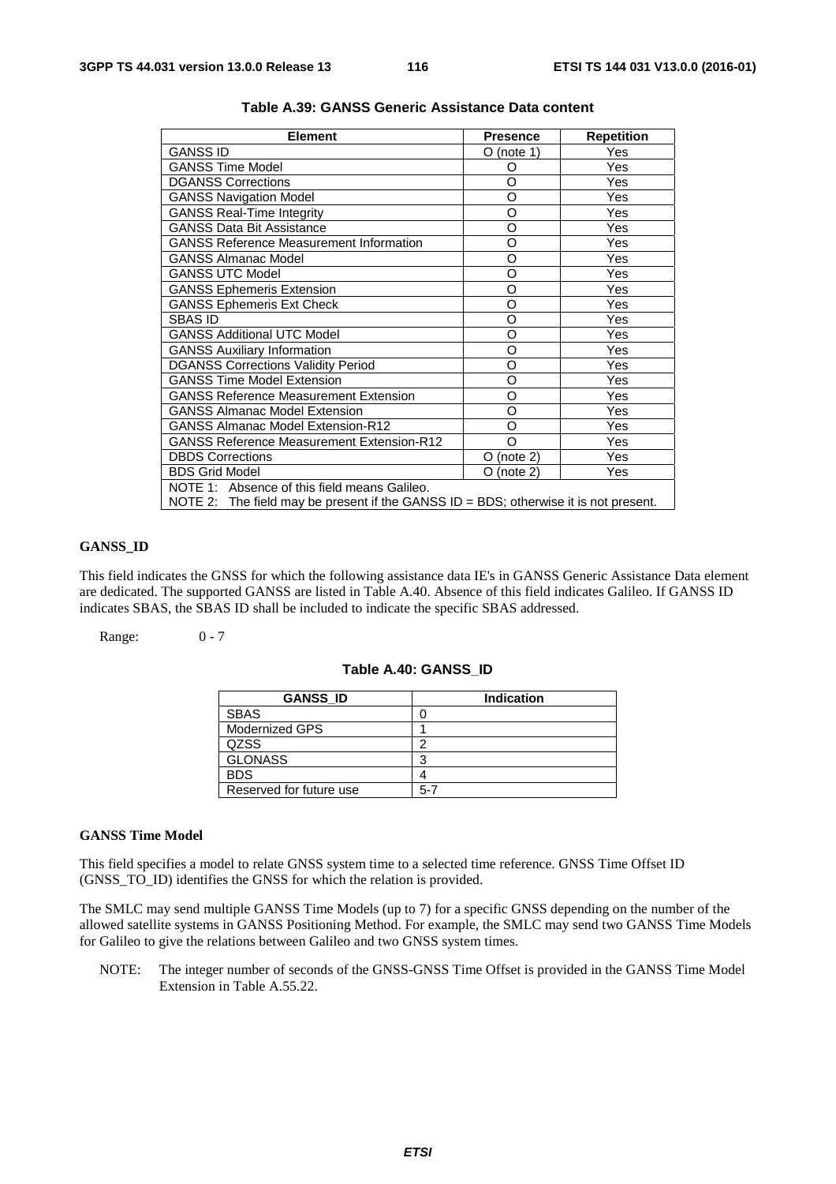**Table A.39: GANSS Generic Assistance Data content**

| Element | Presence | Repetition |
|---|---|---|
| GANSS ID | O (note 1) | Yes |
| GANSS Time Model | O | Yes |
| DGANSS Corrections | O | Yes |
| GANSS Navigation Model | O | Yes |
| GANSS Real-Time Integrity | O | Yes |
| GANSS Data Bit Assistance | O | Yes |
| GANSS Reference Measurement Information | O | Yes |
| GANSS Almanac Model | O | Yes |
| GANSS UTC Model | O | Yes |
| GANSS Ephemeris Extension | O | Yes |
| GANSS Ephemeris Ext Check | O | Yes |
| SBAS ID | O | Yes |
| GANSS Additional UTC Model | O | Yes |
| GANSS Auxiliary Information | O | Yes |
| DGANSS Corrections Validity Period | O | Yes |
| GANSS Time Model Extension | O | Yes |
| GANSS Reference Measurement Extension | O | Yes |
| GANSS Almanac Model Extension | O | Yes |
| GANSS Almanac Model Extension-R12 | O | Yes |
| GANSS Reference Measurement Extension-R12 | O | Yes |
| DBDS Corrections | O (note 2) | Yes |
| BDS Grid Model | O (note 2) | Yes |
| NOTE 1: Absence of this field means Galileo.<br>NOTE 2: The field may be present if the GANSS ID = BDS; otherwise it is not present. | | |

**GANSS_ID**

This field indicates the GNSS for which the following assistance data IE's in GANSS Generic Assistance Data element are dedicated. The supported GANSS are listed in Table A.40. Absence of this field indicates Galileo. If GANSS ID indicates SBAS, the SBAS ID shall be included to indicate the specific SBAS addressed.

Range: 0 - 7

**Table A.40: GANSS_ID**

| GANSS_ID | Indication |
|---|---|
| SBAS | 0 |
| Modernized GPS | 1 |
| QZSS | 2 |
| GLONASS | 3 |
| BDS | 4 |
| Reserved for future use | 5-7 |

**GANSS Time Model**

This field specifies a model to relate GNSS system time to a selected time reference. GNSS Time Offset ID (GNSS_TO_ID) identifies the GNSS for which the relation is provided.

The SMLC may send multiple GANSS Time Models (up to 7) for a specific GNSS depending on the number of the allowed satellite systems in GANSS Positioning Method. For example, the SMLC may send two GANSS Time Models for Galileo to give the relations between Galileo and two GNSS system times.

NOTE: The integer number of seconds of the GNSS-GNSS Time Offset is provided in the GANSS Time Model Extension in Table A.55.22.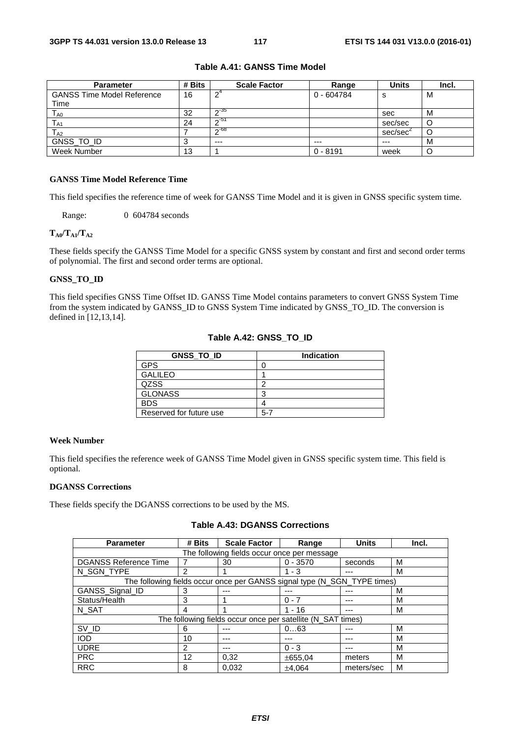**Table A.41: GANSS Time Model**

| Parameter | # Bits | Scale Factor | Range | Units | Incl. |
|---|---|---|---|---|---|
| GANSS Time Model Reference Time | 16 | $2^4$ | 0 - 604784 | s | M |
| $T_{A0}$ | 32 | $2^{-35}$ | | sec | M |
| $T_{A1}$ | 24 | $2^{-51}$ | | sec/sec | O |
| $T_{A2}$ | 7 | $2^{-68}$ | | sec/sec$^2$ | O |
| GNSS_TO_ID | 3 | --- | --- | --- | M |
| Week Number | 13 | 1 | 0 - 8191 | week | O |

**GANSS Time Model Reference Time**

This field specifies the reference time of week for GANSS Time Model and it is given in GNSS specific system time.

Range: 0 604784 seconds

**$T_{A0}/T_{A1}/T_{A2}$**

These fields specify the GANSS Time Model for a specific GNSS system by constant and first and second order terms of polynomial. The first and second order terms are optional.

**GNSS_TO_ID**

This field specifies GNSS Time Offset ID. GANSS Time Model contains parameters to convert GNSS System Time from the system indicated by GANSS_ID to GNSS System Time indicated by GNSS_TO_ID. The conversion is defined in [12,13,14].

**Table A.42: GNSS_TO_ID**

| GNSS_TO_ID | Indication |
|---|---|
| GPS | 0 |
| GALILEO | 1 |
| QZSS | 2 |
| GLONASS | 3 |
| BDS | 4 |
| Reserved for future use | 5-7 |

**Week Number**

This field specifies the reference week of GANSS Time Model given in GNSS specific system time. This field is optional.

**DGANSS Corrections**

These fields specify the DGANSS corrections to be used by the MS.

**Table A.43: DGANSS Corrections**

| Parameter | # Bits | Scale Factor | Range | Units | Incl. |
|---|---|---|---|---|---|
| The following fields occur once per message | | | | | |
| DGANSS Reference Time | 7 | 30 | 0 - 3570 | seconds | M |
| N_SGN_TYPE | 2 | 1 | 1 - 3 | --- | M |
| The following fields occur once per GANSS signal type (N_SGN_TYPE times) | | | | | |
| GANSS_Signal_ID | 3 | --- | --- | --- | M |
| Status/Health | 3 | 1 | 0 - 7 | --- | M |
| N_SAT | 4 | 1 | 1 - 16 | --- | M |
| The following fields occur once per satellite (N_SAT times) | | | | | |
| SV_ID | 6 | --- | 0…63 | --- | M |
| IOD | 10 | --- | --- | --- | M |
| UDRE | 2 | --- | 0 - 3 | --- | M |
| PRC | 12 | 0,32 | ±655,04 | meters | M |
| RRC | 8 | 0,032 | ±4,064 | meters/sec | M |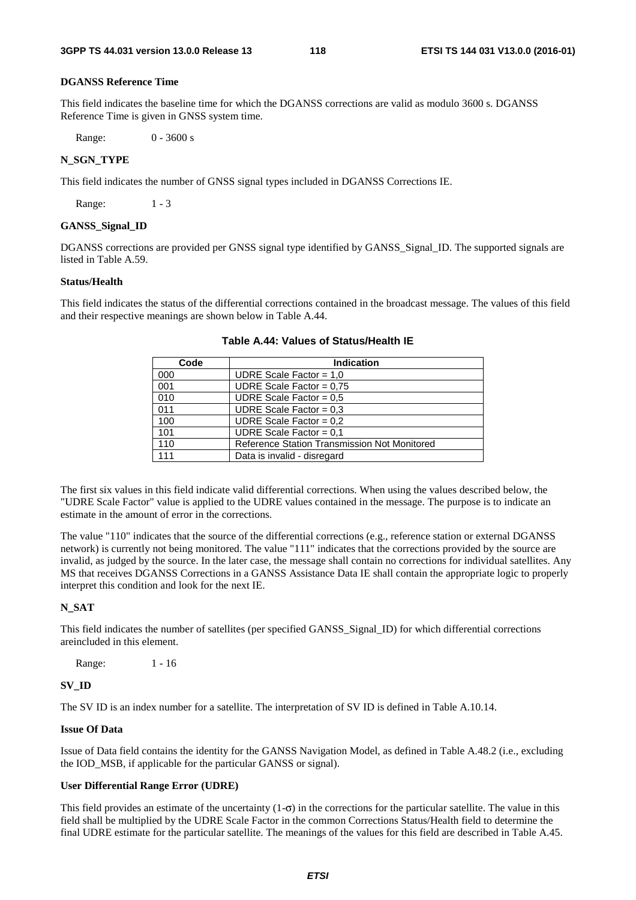**DGANSS Reference Time**

This field indicates the baseline time for which the DGANSS corrections are valid as modulo 3600 s. DGANSS Reference Time is given in GNSS system time.

Range: 0 - 3600 s

**N_SGN_TYPE**

This field indicates the number of GNSS signal types included in DGANSS Corrections IE.

Range: 1 - 3

**GANSS_Signal_ID**

DGANSS corrections are provided per GNSS signal type identified by GANSS_Signal_ID. The supported signals are listed in Table A.59.

**Status/Health**

This field indicates the status of the differential corrections contained in the broadcast message. The values of this field and their respective meanings are shown below in Table A.44.

**Table A.44: Values of Status/Health IE**

| Code | Indication |
|---|---|
| 000 | UDRE Scale Factor = 1,0 |
| 001 | UDRE Scale Factor = 0,75 |
| 010 | UDRE Scale Factor = 0,5 |
| 011 | UDRE Scale Factor = 0,3 |
| 100 | UDRE Scale Factor = 0,2 |
| 101 | UDRE Scale Factor = 0,1 |
| 110 | Reference Station Transmission Not Monitored |
| 111 | Data is invalid - disregard |

The first six values in this field indicate valid differential corrections. When using the values described below, the "UDRE Scale Factor" value is applied to the UDRE values contained in the message. The purpose is to indicate an estimate in the amount of error in the corrections.

The value "110" indicates that the source of the differential corrections (e.g., reference station or external DGANSS network) is currently not being monitored. The value "111" indicates that the corrections provided by the source are invalid, as judged by the source. In the later case, the message shall contain no corrections for individual satellites. Any MS that receives DGANSS Corrections in a GANSS Assistance Data IE shall contain the appropriate logic to properly interpret this condition and look for the next IE.

**N_SAT**

This field indicates the number of satellites (per specified GANSS_Signal_ID) for which differential corrections areincluded in this element.

Range: 1 - 16

**SV_ID**

The SV ID is an index number for a satellite. The interpretation of SV ID is defined in Table A.10.14.

**Issue Of Data**

Issue of Data field contains the identity for the GANSS Navigation Model, as defined in Table A.48.2 (i.e., excluding the IOD_MSB, if applicable for the particular GANSS or signal).

**User Differential Range Error (UDRE)**

This field provides an estimate of the uncertainty (1-$\sigma$) in the corrections for the particular satellite. The value in this field shall be multiplied by the UDRE Scale Factor in the common Corrections Status/Health field to determine the final UDRE estimate for the particular satellite. The meanings of the values for this field are described in Table A.45.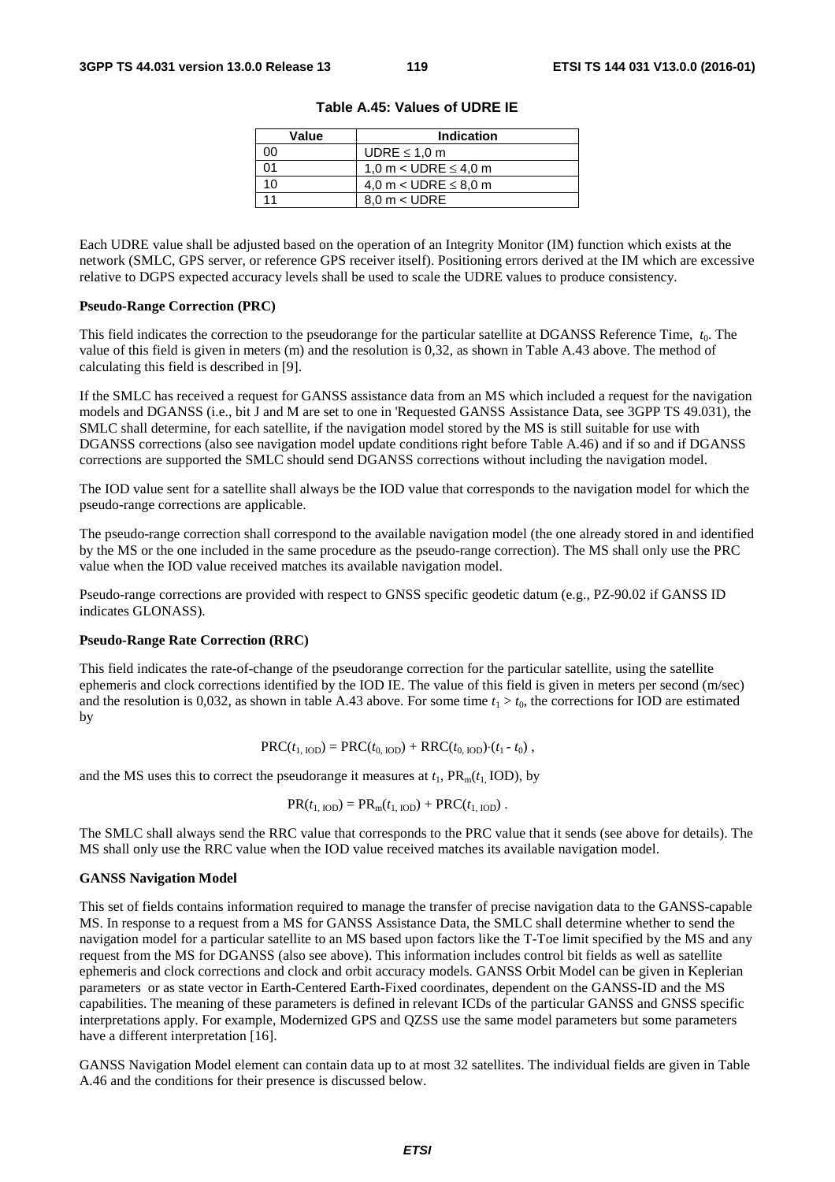**Table A.45: Values of UDRE IE**

| Value | Indication |
| --- | --- |
| 00 | UDRE ≤ 1,0 m |
| 01 | 1,0 m < UDRE ≤ 4,0 m |
| 10 | 4,0 m < UDRE ≤ 8,0 m |
| 11 | 8,0 m < UDRE |

Each UDRE value shall be adjusted based on the operation of an Integrity Monitor (IM) function which exists at the network (SMLC, GPS server, or reference GPS receiver itself). Positioning errors derived at the IM which are excessive relative to DGPS expected accuracy levels shall be used to scale the UDRE values to produce consistency.

**Pseudo-Range Correction (PRC)**

This field indicates the correction to the pseudorange for the particular satellite at DGANSS Reference Time, $t_0$. The value of this field is given in meters (m) and the resolution is 0,32, as shown in Table A.43 above. The method of calculating this field is described in [9].

If the SMLC has received a request for GANSS assistance data from an MS which included a request for the navigation models and DGANSS (i.e., bit J and M are set to one in 'Requested GANSS Assistance Data, see 3GPP TS 49.031), the SMLC shall determine, for each satellite, if the navigation model stored by the MS is still suitable for use with DGANSS corrections (also see navigation model update conditions right before Table A.46) and if so and if DGANSS corrections are supported the SMLC should send DGANSS corrections without including the navigation model.

The IOD value sent for a satellite shall always be the IOD value that corresponds to the navigation model for which the pseudo-range corrections are applicable.

The pseudo-range correction shall correspond to the available navigation model (the one already stored in and identified by the MS or the one included in the same procedure as the pseudo-range correction). The MS shall only use the PRC value when the IOD value received matches its available navigation model.

Pseudo-range corrections are provided with respect to GNSS specific geodetic datum (e.g., PZ-90.02 if GANSS ID indicates GLONASS).

**Pseudo-Range Rate Correction (RRC)**

This field indicates the rate-of-change of the pseudorange correction for the particular satellite, using the satellite ephemeris and clock corrections identified by the IOD IE. The value of this field is given in meters per second (m/sec) and the resolution is 0,032, as shown in table A.43 above. For some time $t_1 > t_0$, the corrections for IOD are estimated by

$$PRC(t_{1,\,IOD}) = PRC(t_{0,\,IOD}) + RRC(t_{0,\,IOD})\cdot(t_1 - t_0)\,,$$

and the MS uses this to correct the pseudorange it measures at $t_1$, $PR_m(t_{1,}\,IOD)$, by

$$PR(t_{1,\,IOD}) = PR_m(t_{1,\,IOD}) + PRC(t_{1,\,IOD})\,.$$

The SMLC shall always send the RRC value that corresponds to the PRC value that it sends (see above for details). The MS shall only use the RRC value when the IOD value received matches its available navigation model.

**GANSS Navigation Model**

This set of fields contains information required to manage the transfer of precise navigation data to the GANSS-capable MS. In response to a request from a MS for GANSS Assistance Data, the SMLC shall determine whether to send the navigation model for a particular satellite to an MS based upon factors like the T-Toe limit specified by the MS and any request from the MS for DGANSS (also see above). This information includes control bit fields as well as satellite ephemeris and clock corrections and clock and orbit accuracy models. GANSS Orbit Model can be given in Keplerian parameters or as state vector in Earth-Centered Earth-Fixed coordinates, dependent on the GANSS-ID and the MS capabilities. The meaning of these parameters is defined in relevant ICDs of the particular GANSS and GNSS specific interpretations apply. For example, Modernized GPS and QZSS use the same model parameters but some parameters have a different interpretation [16].

GANSS Navigation Model element can contain data up to at most 32 satellites. The individual fields are given in Table A.46 and the conditions for their presence is discussed below.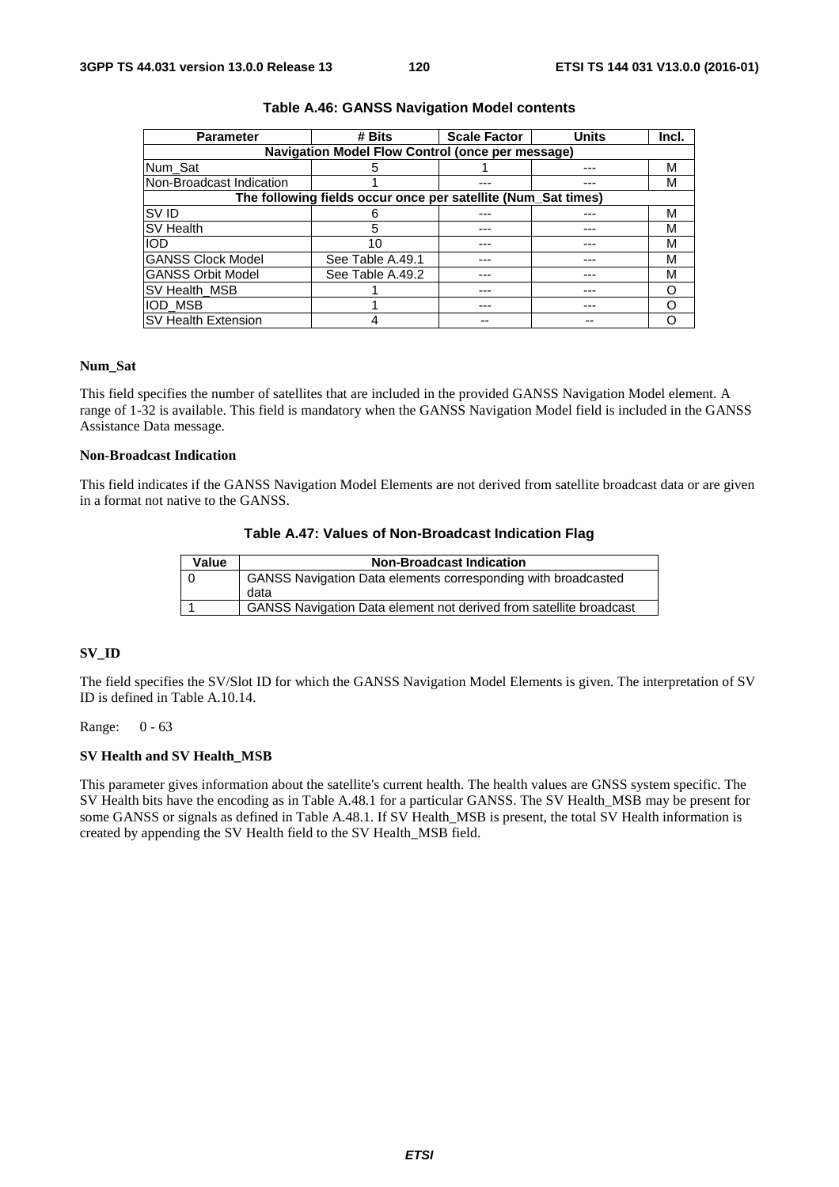**Table A.46: GANSS Navigation Model contents**

| Parameter | # Bits | Scale Factor | Units | Incl. |
|---|---|---|---|---|
| **Navigation Model Flow Control (once per message)** | | | | |
| Num_Sat | 5 | 1 | --- | M |
| Non-Broadcast Indication | 1 | --- | --- | M |
| **The following fields occur once per satellite (Num_Sat times)** | | | | |
| SV ID | 6 | --- | --- | M |
| SV Health | 5 | --- | --- | M |
| IOD | 10 | --- | --- | M |
| GANSS Clock Model | See Table A.49.1 | --- | --- | M |
| GANSS Orbit Model | See Table A.49.2 | --- | --- | M |
| SV Health_MSB | 1 | --- | --- | O |
| IOD_MSB | 1 | --- | --- | O |
| SV Health Extension | 4 | -- | -- | O |

**Num_Sat**

This field specifies the number of satellites that are included in the provided GANSS Navigation Model element. A range of 1-32 is available. This field is mandatory when the GANSS Navigation Model field is included in the GANSS Assistance Data message.

**Non-Broadcast Indication**

This field indicates if the GANSS Navigation Model Elements are not derived from satellite broadcast data or are given in a format not native to the GANSS.

**Table A.47: Values of Non-Broadcast Indication Flag**

| Value | Non-Broadcast Indication |
|---|---|
| 0 | GANSS Navigation Data elements corresponding with broadcasted data |
| 1 | GANSS Navigation Data element not derived from satellite broadcast |

**SV_ID**

The field specifies the SV/Slot ID for which the GANSS Navigation Model Elements is given. The interpretation of SV ID is defined in Table A.10.14.

Range: 0 - 63

**SV Health and SV Health_MSB**

This parameter gives information about the satellite's current health. The health values are GNSS system specific. The SV Health bits have the encoding as in Table A.48.1 for a particular GANSS. The SV Health_MSB may be present for some GANSS or signals as defined in Table A.48.1. If SV Health_MSB is present, the total SV Health information is created by appending the SV Health field to the SV Health_MSB field.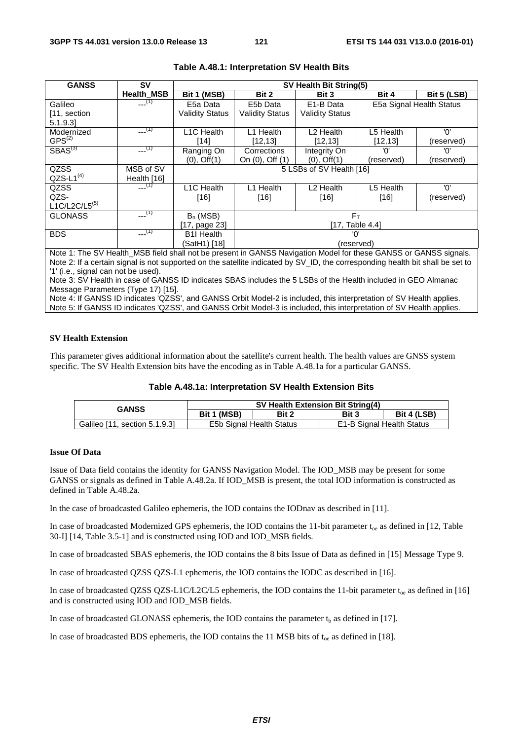**Table A.48.1: Interpretation SV Health Bits**

| GANSS | SV Health_MSB | SV Health Bit String(5) | | | | |
|---|---|---|---|---|---|---|
| | | Bit 1 (MSB) | Bit 2 | Bit 3 | Bit 4 | Bit 5 (LSB) |
| Galileo [11, section 5.1.9.3] | ---(1) | E5a Data Validity Status | E5b Data Validity Status | E1-B Data Validity Status | E5a Signal Health Status | |
| Modernized GPS(2) | ---(1) | L1C Health [14] | L1 Health [12,13] | L2 Health [12,13] | L5 Health [12,13] | '0' (reserved) |
| SBAS(3) | ---(1) | Ranging On (0), Off(1) | Corrections On (0), Off (1) | Integrity On (0), Off(1) | '0' (reserved) | '0' (reserved) |
| QZSS QZS-L1(4) | MSB of SV Health [16] | 5 LSBs of SV Health [16] | | | | |
| QZSS QZS-L1C/L2C/L5(5) | ---(1) | L1C Health [16] | L1 Health [16] | L2 Health [16] | L5 Health [16] | '0' (reserved) |
| GLONASS | ---(1) | $B_n$ (MSB) [17, page 23] | $F_T$ [17, Table 4.4] | | | |
| BDS | ---(1) | B1I Health (SatH1) [18] | '0' (reserved) | | | |

Note 1: The SV Health_MSB field shall not be present in GANSS Navigation Model for these GANSS or GANSS signals.
Note 2: If a certain signal is not supported on the satellite indicated by SV_ID, the corresponding health bit shall be set to '1' (i.e., signal can not be used).
Note 3: SV Health in case of GANSS ID indicates SBAS includes the 5 LSBs of the Health included in GEO Almanac Message Parameters (Type 17) [15].
Note 4: If GANSS ID indicates 'QZSS', and GANSS Orbit Model-2 is included, this interpretation of SV Health applies.
Note 5: If GANSS ID indicates 'QZSS', and GANSS Orbit Model-3 is included, this interpretation of SV Health applies.

**SV Health Extension**

This parameter gives additional information about the satellite's current health. The health values are GNSS system specific. The SV Health Extension bits have the encoding as in Table A.48.1a for a particular GANSS.

**Table A.48.1a: Interpretation SV Health Extension Bits**

| GANSS | SV Health Extension Bit String(4) | | | |
|---|---|---|---|---|
| | Bit 1 (MSB) | Bit 2 | Bit 3 | Bit 4 (LSB) |
| Galileo [11, section 5.1.9.3] | E5b Signal Health Status | | E1-B Signal Health Status | |

**Issue Of Data**

Issue of Data field contains the identity for GANSS Navigation Model. The IOD_MSB may be present for some GANSS or signals as defined in Table A.48.2a. If IOD_MSB is present, the total IOD information is constructed as defined in Table A.48.2a.

In the case of broadcasted Galileo ephemeris, the IOD contains the IODnav as described in [11].

In case of broadcasted Modernized GPS ephemeris, the IOD contains the 11-bit parameter $t_{oe}$ as defined in [12, Table 30-I] [14, Table 3.5-1] and is constructed using IOD and IOD_MSB fields.

In case of broadcasted SBAS ephemeris, the IOD contains the 8 bits Issue of Data as defined in [15] Message Type 9.

In case of broadcasted QZSS QZS-L1 ephemeris, the IOD contains the IODC as described in [16].

In case of broadcasted QZSS QZS-L1C/L2C/L5 ephemeris, the IOD contains the 11-bit parameter $t_{oe}$ as defined in [16] and is constructed using IOD and IOD_MSB fields.

In case of broadcasted GLONASS ephemeris, the IOD contains the parameter $t_b$ as defined in [17].

In case of broadcasted BDS ephemeris, the IOD contains the 11 MSB bits of $t_{oe}$ as defined in [18].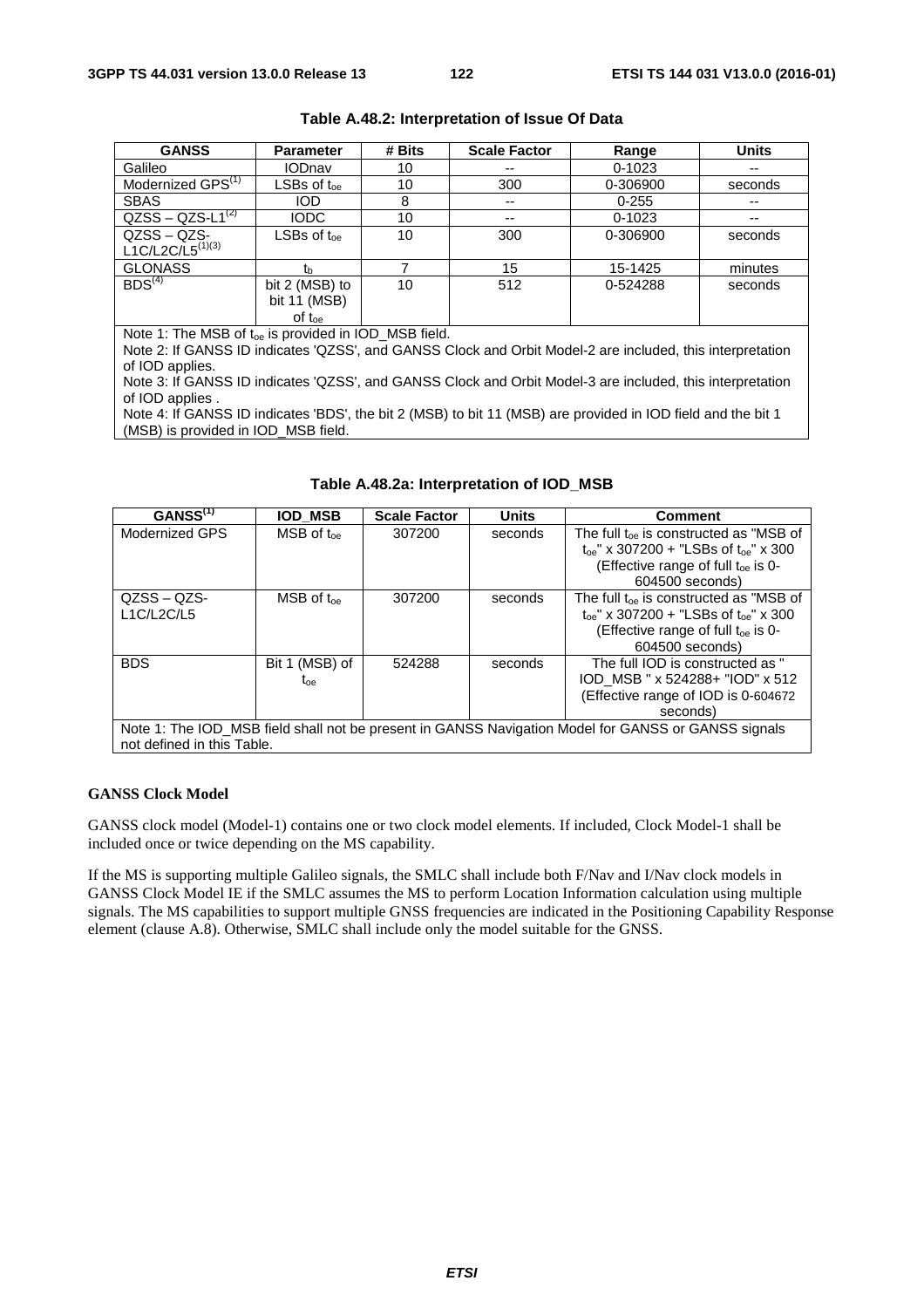**Table A.48.2: Interpretation of Issue Of Data**

| GANSS | Parameter | # Bits | Scale Factor | Range | Units |
|---|---|---|---|---|---|
| Galileo | IODnav | 10 | -- | 0-1023 | -- |
| Modernized GPS[(1)] | LSBs of $t_{oe}$ | 10 | 300 | 0-306900 | seconds |
| SBAS | IOD | 8 | -- | 0-255 | -- |
| QZSS – QZS-L1[(2)] | IODC | 10 | -- | 0-1023 | -- |
| QZSS – QZS-L1C/L2C/L5[(1)(3)] | LSBs of $t_{oe}$ | 10 | 300 | 0-306900 | seconds |
| GLONASS | $t_b$ | 7 | 15 | 15-1425 | minutes |
| BDS[(4)] | bit 2 (MSB) to bit 11 (MSB) of $t_{oe}$ | 10 | 512 | 0-524288 | seconds |
| Note 1: The MSB of $t_{oe}$ is provided in IOD_MSB field.<br>Note 2: If GANSS ID indicates 'QZSS', and GANSS Clock and Orbit Model-2 are included, this interpretation of IOD applies.<br>Note 3: If GANSS ID indicates 'QZSS', and GANSS Clock and Orbit Model-3 are included, this interpretation of IOD applies .<br>Note 4: If GANSS ID indicates 'BDS', the bit 2 (MSB) to bit 11 (MSB) are provided in IOD field and the bit 1 (MSB) is provided in IOD_MSB field. | | | | | |

**Table A.48.2a: Interpretation of IOD_MSB**

| GANSS[(1)] | IOD_MSB | Scale Factor | Units | Comment |
|---|---|---|---|---|
| Modernized GPS | MSB of $t_{oe}$ | 307200 | seconds | The full $t_{oe}$ is constructed as "MSB of $t_{oe}$" x 307200 + "LSBs of $t_{oe}$" x 300 (Effective range of full $t_{oe}$ is 0-604500 seconds) |
| QZSS – QZS-L1C/L2C/L5 | MSB of $t_{oe}$ | 307200 | seconds | The full $t_{oe}$ is constructed as "MSB of $t_{oe}$" x 307200 + "LSBs of $t_{oe}$" x 300 (Effective range of full $t_{oe}$ is 0-604500 seconds) |
| BDS | Bit 1 (MSB) of $t_{oe}$ | 524288 | seconds | The full IOD is constructed as " IOD_MSB " x 524288+ "IOD" x 512 (Effective range of IOD is 0-604672 seconds) |
| Note 1: The IOD_MSB field shall not be present in GANSS Navigation Model for GANSS or GANSS signals not defined in this Table. | | | | |

**GANSS Clock Model**

GANSS clock model (Model-1) contains one or two clock model elements. If included, Clock Model-1 shall be included once or twice depending on the MS capability.

If the MS is supporting multiple Galileo signals, the SMLC shall include both F/Nav and I/Nav clock models in GANSS Clock Model IE if the SMLC assumes the MS to perform Location Information calculation using multiple signals. The MS capabilities to support multiple GNSS frequencies are indicated in the Positioning Capability Response element (clause A.8). Otherwise, SMLC shall include only the model suitable for the GNSS.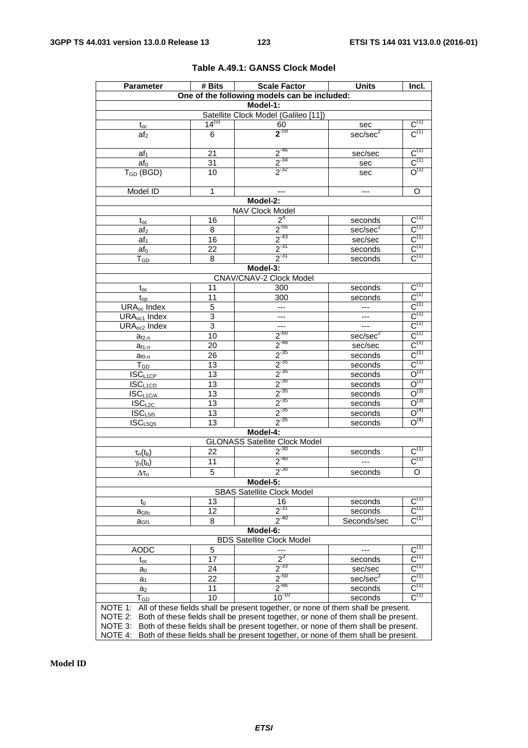**Table A.49.1: GANSS Clock Model**

| Parameter | # Bits | Scale Factor | Units | Incl. |
|---|---|---|---|---|
| One of the following models can be included: | | | | |
| Model-1: | | | | |
| Satellite Clock Model (Galileo [11]) | | | | |
| $t_{oc}$ | $14^{(U)}$ | 60 | sec | $C^{(1)}$ |
| $af_2$ | 6 | $2^{-59}$ | $sec/sec^2$ | $C^{(1)}$ |
| $af_1$ | 21 | $2^{-46}$ | sec/sec | $C^{(1)}$ |
| $af_0$ | 31 | $2^{-34}$ | sec | $C^{(1)}$ |
| $T_{GD}$ (BGD) | 10 | $2^{-32}$ | sec | $O^{(1)}$ |
| Model ID | 1 | --- | --- | O |
| Model-2: | | | | |
| NAV Clock Model | | | | |
| $t_{oc}$ | 16 | $2^4$ | seconds | $C^{(1)}$ |
| $af_2$ | 8 | $2^{-55}$ | $sec/sec^2$ | $C^{(1)}$ |
| $af_1$ | 16 | $2^{-43}$ | sec/sec | $C^{(1)}$ |
| $af_0$ | 22 | $2^{-31}$ | seconds | $C^{(1)}$ |
| $T_{GD}$ | 8 | $2^{-31}$ | seconds | $C^{(1)}$ |
| Model-3: | | | | |
| CNAV/CNAV-2 Clock Model | | | | |
| $t_{oc}$ | 11 | 300 | seconds | $C^{(1)}$ |
| $t_{op}$ | 11 | 300 | seconds | $C^{(1)}$ |
| $URA_{oc}$ Index | 5 | --- | --- | $C^{(1)}$ |
| $URA_{oc1}$ Index | 3 | --- | --- | $C^{(1)}$ |
| $URA_{oc2}$ Index | 3 | --- | --- | $C^{(1)}$ |
| $a_{f2-n}$ | 10 | $2^{-60}$ | $sec/sec^2$ | $C^{(1)}$ |
| $a_{f1-n}$ | 20 | $2^{-48}$ | sec/sec | $C^{(1)}$ |
| $a_{f0-n}$ | 26 | $2^{-35}$ | seconds | $C^{(1)}$ |
| $T_{GD}$ | 13 | $2^{-35}$ | seconds | $C^{(1)}$ |
| $ISC_{L1CP}$ | 13 | $2^{-35}$ | seconds | $O^{(2)}$ |
| $ISC_{L1CD}$ | 13 | $2^{-35}$ | seconds | $O^{(2)}$ |
| $ISC_{L1C/A}$ | 13 | $2^{-35}$ | seconds | $O^{(3)}$ |
| $ISC_{L2C}$ | 13 | $2^{-35}$ | seconds | $O^{(3)}$ |
| $ISC_{L5I5}$ | 13 | $2^{-35}$ | seconds | $O^{(4)}$ |
| $ISC_{L5Q5}$ | 13 | $2^{-35}$ | seconds | $O^{(4)}$ |
| Model-4: | | | | |
| GLONASS Satellite Clock Model | | | | |
| $\tau_n(t_b)$ | 22 | $2^{-30}$ | seconds | $C^{(1)}$ |
| $\gamma_n(t_b)$ | 11 | $2^{-40}$ | --- | $C^{(1)}$ |
| $\Delta\tau_n$ | 5 | $2^{-30}$ | seconds | O |
| Model-5: | | | | |
| SBAS Satellite Clock Model | | | | |
| $t_0$ | 13 | 16 | seconds | $C^{(1)}$ |
| $a_{Gfo}$ | 12 | $2^{-31}$ | seconds | $C^{(1)}$ |
| $a_{Gf1}$ | 8 | $2^{-40}$ | Seconds/sec | $C^{(1)}$ |
| Model-6: | | | | |
| BDS Satellite Clock Model | | | | |
| AODC | 5 | --- | --- | $C^{(1)}$ |
| $t_{oc}$ | 17 | $2^3$ | seconds | $C^{(1)}$ |
| $a_0$ | 24 | $2^{-33}$ | sec/sec | $C^{(1)}$ |
| $a_1$ | 22 | $2^{-50}$ | $sec/sec^2$ | $C^{(1)}$ |
| $a_2$ | 11 | $2^{-66}$ | seconds | $C^{(1)}$ |
| $T_{GD}$ | 10 | $10^{-10}$ | seconds | $C^{(1)}$ |

NOTE 1: All of these fields shall be present together, or none of them shall be present.
NOTE 2: Both of these fields shall be present together, or none of them shall be present.
NOTE 3: Both of these fields shall be present together, or none of them shall be present.
NOTE 4: Both of these fields shall be present together, or none of them shall be present.

**Model ID**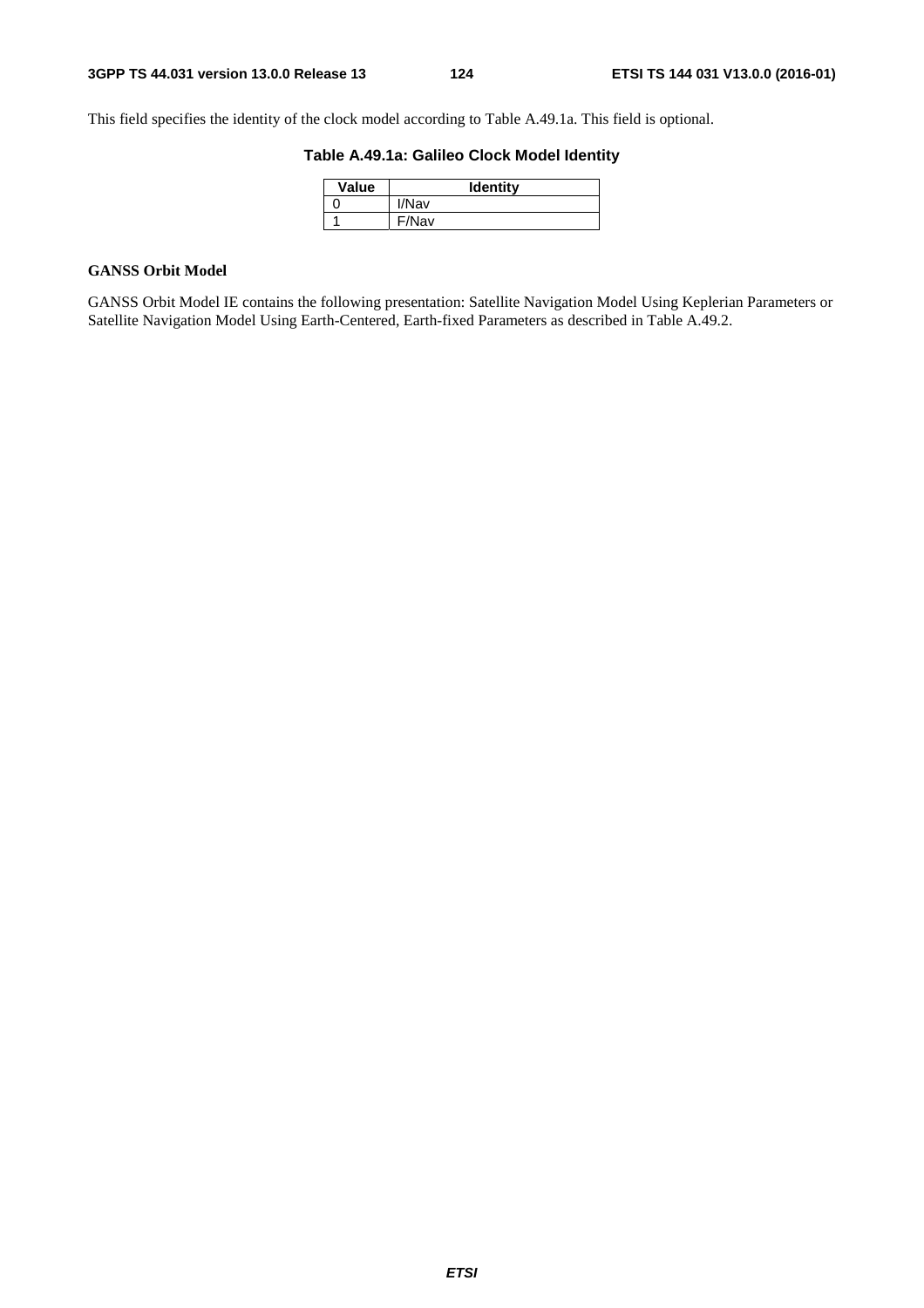This field specifies the identity of the clock model according to Table A.49.1a. This field is optional.

**Table A.49.1a: Galileo Clock Model Identity**

| Value | Identity |
| --- | --- |
| 0 | I/Nav |
| 1 | F/Nav |

**GANSS Orbit Model**

GANSS Orbit Model IE contains the following presentation: Satellite Navigation Model Using Keplerian Parameters or Satellite Navigation Model Using Earth-Centered, Earth-fixed Parameters as described in Table A.49.2.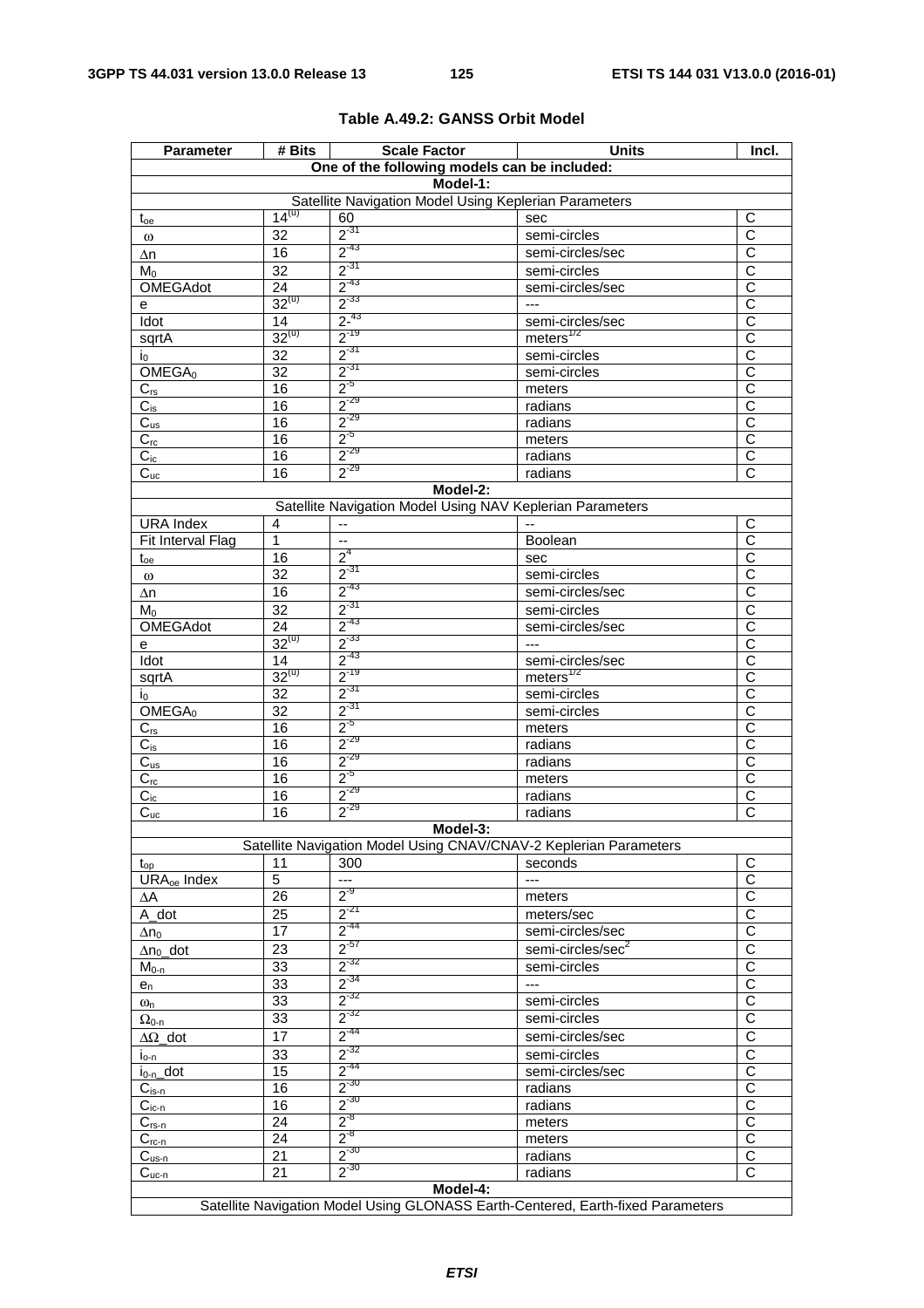**Table A.49.2: GANSS Orbit Model**

| Parameter | # Bits | Scale Factor | Units | Incl. |
|---|---|---|---|---|
| One of the following models can be included: | | | | |
| **Model-1:** | | | | |
| Satellite Navigation Model Using Keplerian Parameters | | | | |
| $t_{oe}$ | $14^{(u)}$ | 60 | sec | C |
| $\omega$ | 32 | $2^{-31}$ | semi-circles | C |
| $\Delta n$ | 16 | $2^{-43}$ | semi-circles/sec | C |
| $M_0$ | 32 | $2^{-31}$ | semi-circles | C |
| OMEGAdot | 24 | $2^{-43}$ | semi-circles/sec | C |
| e | $32^{(u)}$ | $2^{-33}$ | --- | C |
| Idot | 14 | $2^{-43}$ | semi-circles/sec | C |
| sqrtA | $32^{(u)}$ | $2^{-19}$ | $meters^{1/2}$ | C |
| $i_0$ | 32 | $2^{-31}$ | semi-circles | C |
| $OMEGA_0$ | 32 | $2^{-31}$ | semi-circles | C |
| $C_{rs}$ | 16 | $2^{-5}$ | meters | C |
| $C_{is}$ | 16 | $2^{-29}$ | radians | C |
| $C_{us}$ | 16 | $2^{-29}$ | radians | C |
| $C_{rc}$ | 16 | $2^{-5}$ | meters | C |
| $C_{ic}$ | 16 | $2^{-29}$ | radians | C |
| $C_{uc}$ | 16 | $2^{-29}$ | radians | C |
| **Model-2:** | | | | |
| Satellite Navigation Model Using NAV Keplerian Parameters | | | | |
| URA Index | 4 | -- | -- | C |
| Fit Interval Flag | 1 | -- | Boolean | C |
| $t_{oe}$ | 16 | $2^{4}$ | sec | C |
| $\omega$ | 32 | $2^{-31}$ | semi-circles | C |
| $\Delta n$ | 16 | $2^{-43}$ | semi-circles/sec | C |
| $M_0$ | 32 | $2^{-31}$ | semi-circles | C |
| OMEGAdot | 24 | $2^{-43}$ | semi-circles/sec | C |
| e | $32^{(u)}$ | $2^{-33}$ | --- | C |
| Idot | 14 | $2^{-43}$ | semi-circles/sec | C |
| sqrtA | $32^{(u)}$ | $2^{-19}$ | $meters^{1/2}$ | C |
| $i_0$ | 32 | $2^{-31}$ | semi-circles | C |
| $OMEGA_0$ | 32 | $2^{-31}$ | semi-circles | C |
| $C_{rs}$ | 16 | $2^{-5}$ | meters | C |
| $C_{is}$ | 16 | $2^{-29}$ | radians | C |
| $C_{us}$ | 16 | $2^{-29}$ | radians | C |
| $C_{rc}$ | 16 | $2^{-5}$ | meters | C |
| $C_{ic}$ | 16 | $2^{-29}$ | radians | C |
| $C_{uc}$ | 16 | $2^{-29}$ | radians | C |
| **Model-3:** | | | | |
| Satellite Navigation Model Using CNAV/CNAV-2 Keplerian Parameters | | | | |
| $t_{op}$ | 11 | 300 | seconds | C |
| $URA_{oe}$ Index | 5 | --- | --- | C |
| $\Delta A$ | 26 | $2^{-9}$ | meters | C |
| A_dot | 25 | $2^{-21}$ | meters/sec | C |
| $\Delta n_0$ | 17 | $2^{-44}$ | semi-circles/sec | C |
| $\Delta n_0$_dot | 23 | $2^{-57}$ | $semi\text{-}circles/sec^2$ | C |
| $M_{0\text{-}n}$ | 33 | $2^{-32}$ | semi-circles | C |
| $e_n$ | 33 | $2^{-34}$ | --- | C |
| $\omega_n$ | 33 | $2^{-32}$ | semi-circles | C |
| $\Omega_{0\text{-}n}$ | 33 | $2^{-32}$ | semi-circles | C |
| $\Delta\Omega$_dot | 17 | $2^{-44}$ | semi-circles/sec | C |
| $i_{o\text{-}n}$ | 33 | $2^{-32}$ | semi-circles | C |
| $i_{0\text{-}n}$_dot | 15 | $2^{-44}$ | semi-circles/sec | C |
| $C_{is\text{-}n}$ | 16 | $2^{-30}$ | radians | C |
| $C_{ic\text{-}n}$ | 16 | $2^{-30}$ | radians | C |
| $C_{rs\text{-}n}$ | 24 | $2^{-8}$ | meters | C |
| $C_{rc\text{-}n}$ | 24 | $2^{-8}$ | meters | C |
| $C_{us\text{-}n}$ | 21 | $2^{-30}$ | radians | C |
| $C_{uc\text{-}n}$ | 21 | $2^{-30}$ | radians | C |
| **Model-4:** | | | | |
| Satellite Navigation Model Using GLONASS Earth-Centered, Earth-fixed Parameters | | | | |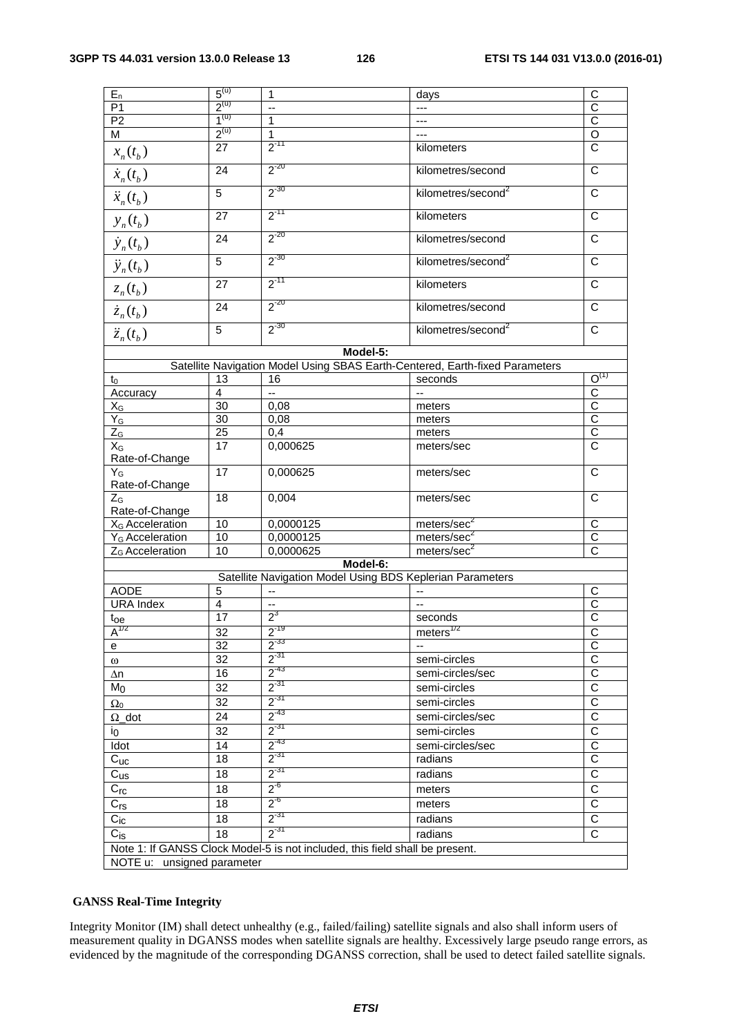| $E_n$ | $5^{(u)}$ | 1 | days | C |
|---|---|---|---|---|
| P1 | $2^{(u)}$ | -- | --- | C |
| P2 | $1^{(u)}$ | 1 | --- | C |
| M | $2^{(u)}$ | 1 | --- | O |
| $x_n(t_b)$ | 27 | $2^{-11}$ | kilometers | C |
| $\dot{x}_n(t_b)$ | 24 | $2^{-20}$ | kilometres/second | C |
| $\ddot{x}_n(t_b)$ | 5 | $2^{-30}$ | kilometres/second$^2$ | C |
| $y_n(t_b)$ | 27 | $2^{-11}$ | kilometers | C |
| $\dot{y}_n(t_b)$ | 24 | $2^{-20}$ | kilometres/second | C |
| $\ddot{y}_n(t_b)$ | 5 | $2^{-30}$ | kilometres/second$^2$ | C |
| $z_n(t_b)$ | 27 | $2^{-11}$ | kilometers | C |
| $\dot{z}_n(t_b)$ | 24 | $2^{-20}$ | kilometres/second | C |
| $\ddot{z}_n(t_b)$ | 5 | $2^{-30}$ | kilometres/second$^2$ | C |
| **Model-5:** Satellite Navigation Model Using SBAS Earth-Centered, Earth-fixed Parameters | | | | |
| $t_0$ | 13 | 16 | seconds | $O^{(1)}$ |
| Accuracy | 4 | -- | -- | C |
| $X_G$ | 30 | 0,08 | meters | C |
| $Y_G$ | 30 | 0,08 | meters | C |
| $Z_G$ | 25 | 0,4 | meters | C |
| $X_G$ Rate-of-Change | 17 | 0,000625 | meters/sec | C |
| $Y_G$ Rate-of-Change | 17 | 0,000625 | meters/sec | C |
| $Z_G$ Rate-of-Change | 18 | 0,004 | meters/sec | C |
| $X_G$ Acceleration | 10 | 0,0000125 | meters/sec$^2$ | C |
| $Y_G$ Acceleration | 10 | 0,0000125 | meters/sec$^2$ | C |
| $Z_G$ Acceleration | 10 | 0,0000625 | meters/sec$^2$ | C |
| **Model-6:** Satellite Navigation Model Using BDS Keplerian Parameters | | | | |
| AODE | 5 | -- | -- | C |
| URA Index | 4 | -- | -- | C |
| $t_{oe}$ | 17 | $2^3$ | seconds | C |
| $A^{1/2}$ | 32 | $2^{-19}$ | meters$^{1/2}$ | C |
| e | 32 | $2^{-33}$ | -- | C |
| $\omega$ | 32 | $2^{-31}$ | semi-circles | C |
| $\Delta n$ | 16 | $2^{-43}$ | semi-circles/sec | C |
| $M_0$ | 32 | $2^{-31}$ | semi-circles | C |
| $\Omega_0$ | 32 | $2^{-31}$ | semi-circles | C |
| $\Omega$_dot | 24 | $2^{-43}$ | semi-circles/sec | C |
| $i_0$ | 32 | $2^{-31}$ | semi-circles | C |
| Idot | 14 | $2^{-43}$ | semi-circles/sec | C |
| $C_{uc}$ | 18 | $2^{-31}$ | radians | C |
| $C_{us}$ | 18 | $2^{-31}$ | radians | C |
| $C_{rc}$ | 18 | $2^{-6}$ | meters | C |
| $C_{rs}$ | 18 | $2^{-6}$ | meters | C |
| $C_{ic}$ | 18 | $2^{-31}$ | radians | C |
| $C_{is}$ | 18 | $2^{-31}$ | radians | C |
| Note 1: If GANSS Clock Model-5 is not included, this field shall be present. | | | | |
| NOTE u: unsigned parameter | | | | |

**GANSS Real-Time Integrity**

Integrity Monitor (IM) shall detect unhealthy (e.g., failed/failing) satellite signals and also shall inform users of measurement quality in DGANSS modes when satellite signals are healthy. Excessively large pseudo range errors, as evidenced by the magnitude of the corresponding DGANSS correction, shall be used to detect failed satellite signals.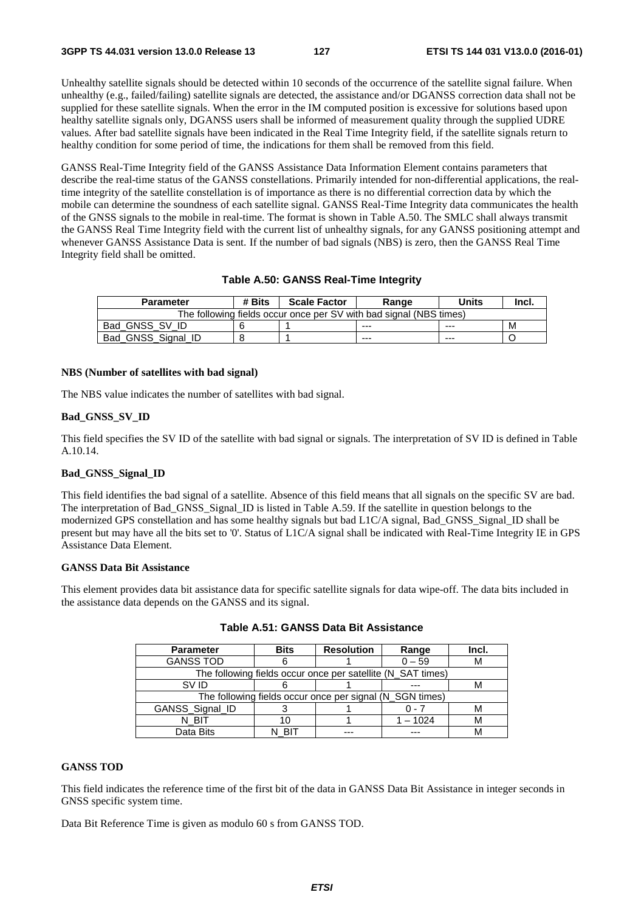Unhealthy satellite signals should be detected within 10 seconds of the occurrence of the satellite signal failure. When unhealthy (e.g., failed/failing) satellite signals are detected, the assistance and/or DGANSS correction data shall not be supplied for these satellite signals. When the error in the IM computed position is excessive for solutions based upon healthy satellite signals only, DGANSS users shall be informed of measurement quality through the supplied UDRE values. After bad satellite signals have been indicated in the Real Time Integrity field, if the satellite signals return to healthy condition for some period of time, the indications for them shall be removed from this field.

GANSS Real-Time Integrity field of the GANSS Assistance Data Information Element contains parameters that describe the real-time status of the GANSS constellations. Primarily intended for non-differential applications, the real-time integrity of the satellite constellation is of importance as there is no differential correction data by which the mobile can determine the soundness of each satellite signal. GANSS Real-Time Integrity data communicates the health of the GNSS signals to the mobile in real-time. The format is shown in Table A.50. The SMLC shall always transmit the GANSS Real Time Integrity field with the current list of unhealthy signals, for any GANSS positioning attempt and whenever GANSS Assistance Data is sent. If the number of bad signals (NBS) is zero, then the GANSS Real Time Integrity field shall be omitted.

**Table A.50: GANSS Real-Time Integrity**

| Parameter | # Bits | Scale Factor | Range | Units | Incl. |
|---|---|---|---|---|---|
| The following fields occur once per SV with bad signal (NBS times) | | | | | |
| Bad_GNSS_SV_ID | 6 | 1 | --- | --- | M |
| Bad_GNSS_Signal_ID | 8 | 1 | --- | --- | O |

**NBS (Number of satellites with bad signal)**

The NBS value indicates the number of satellites with bad signal.

**Bad_GNSS_SV_ID**

This field specifies the SV ID of the satellite with bad signal or signals. The interpretation of SV ID is defined in Table A.10.14.

**Bad_GNSS_Signal_ID**

This field identifies the bad signal of a satellite. Absence of this field means that all signals on the specific SV are bad. The interpretation of Bad_GNSS_Signal_ID is listed in Table A.59. If the satellite in question belongs to the modernized GPS constellation and has some healthy signals but bad L1C/A signal, Bad_GNSS_Signal_ID shall be present but may have all the bits set to '0'. Status of L1C/A signal shall be indicated with Real-Time Integrity IE in GPS Assistance Data Element.

**GANSS Data Bit Assistance**

This element provides data bit assistance data for specific satellite signals for data wipe-off. The data bits included in the assistance data depends on the GANSS and its signal.

**Table A.51: GANSS Data Bit Assistance**

| Parameter | Bits | Resolution | Range | Incl. |
|---|---|---|---|---|
| GANSS TOD | 6 | 1 | 0 – 59 | M |
| The following fields occur once per satellite (N_SAT times) | | | | |
| SV ID | 6 | 1 | --- | M |
| The following fields occur once per signal (N_SGN times) | | | | |
| GANSS_Signal_ID | 3 | 1 | 0 - 7 | M |
| N_BIT | 10 | 1 | 1 – 1024 | M |
| Data Bits | N_BIT | --- | --- | M |

**GANSS TOD**

This field indicates the reference time of the first bit of the data in GANSS Data Bit Assistance in integer seconds in GNSS specific system time.

Data Bit Reference Time is given as modulo 60 s from GANSS TOD.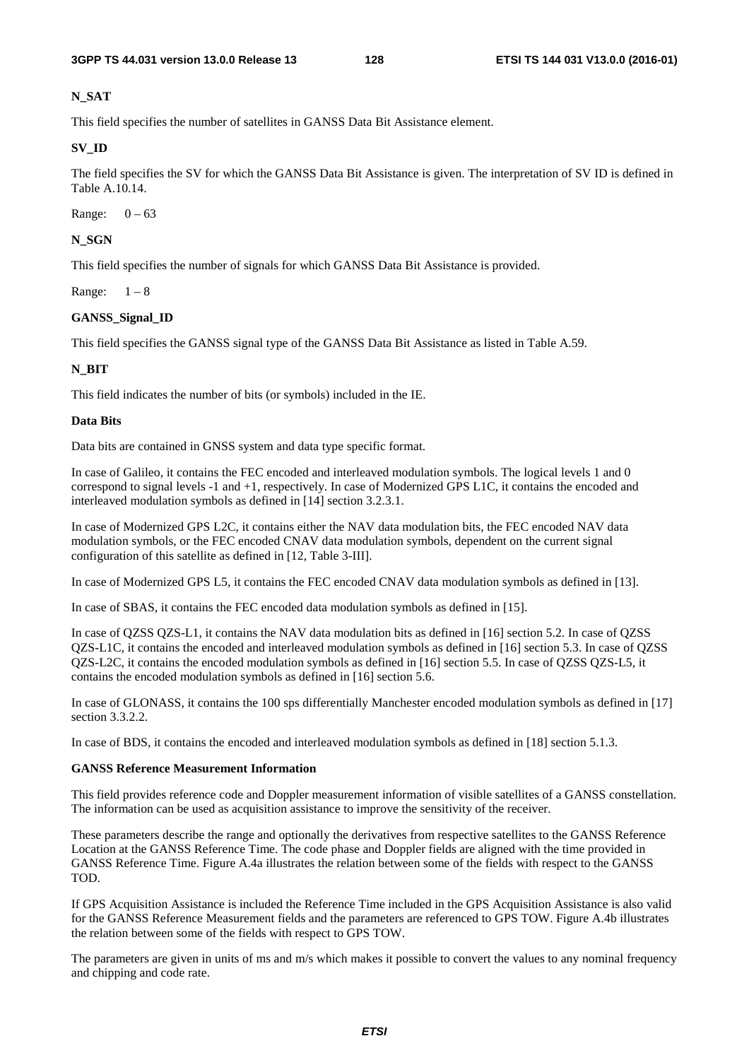**N_SAT**

This field specifies the number of satellites in GANSS Data Bit Assistance element.

**SV_ID**

The field specifies the SV for which the GANSS Data Bit Assistance is given. The interpretation of SV ID is defined in Table A.10.14.

Range: 0 – 63

**N_SGN**

This field specifies the number of signals for which GANSS Data Bit Assistance is provided.

Range: 1 – 8

**GANSS_Signal_ID**

This field specifies the GANSS signal type of the GANSS Data Bit Assistance as listed in Table A.59.

**N_BIT**

This field indicates the number of bits (or symbols) included in the IE.

**Data Bits**

Data bits are contained in GNSS system and data type specific format.

In case of Galileo, it contains the FEC encoded and interleaved modulation symbols. The logical levels 1 and 0 correspond to signal levels -1 and +1, respectively. In case of Modernized GPS L1C, it contains the encoded and interleaved modulation symbols as defined in [14] section 3.2.3.1.

In case of Modernized GPS L2C, it contains either the NAV data modulation bits, the FEC encoded NAV data modulation symbols, or the FEC encoded CNAV data modulation symbols, dependent on the current signal configuration of this satellite as defined in [12, Table 3-III].

In case of Modernized GPS L5, it contains the FEC encoded CNAV data modulation symbols as defined in [13].

In case of SBAS, it contains the FEC encoded data modulation symbols as defined in [15].

In case of QZSS QZS-L1, it contains the NAV data modulation bits as defined in [16] section 5.2. In case of QZSS QZS-L1C, it contains the encoded and interleaved modulation symbols as defined in [16] section 5.3. In case of QZSS QZS-L2C, it contains the encoded modulation symbols as defined in [16] section 5.5. In case of QZSS QZS-L5, it contains the encoded modulation symbols as defined in [16] section 5.6.

In case of GLONASS, it contains the 100 sps differentially Manchester encoded modulation symbols as defined in [17] section 3.3.2.2.

In case of BDS, it contains the encoded and interleaved modulation symbols as defined in [18] section 5.1.3.

**GANSS Reference Measurement Information**

This field provides reference code and Doppler measurement information of visible satellites of a GANSS constellation. The information can be used as acquisition assistance to improve the sensitivity of the receiver.

These parameters describe the range and optionally the derivatives from respective satellites to the GANSS Reference Location at the GANSS Reference Time. The code phase and Doppler fields are aligned with the time provided in GANSS Reference Time. Figure A.4a illustrates the relation between some of the fields with respect to the GANSS TOD.

If GPS Acquisition Assistance is included the Reference Time included in the GPS Acquisition Assistance is also valid for the GANSS Reference Measurement fields and the parameters are referenced to GPS TOW. Figure A.4b illustrates the relation between some of the fields with respect to GPS TOW.

The parameters are given in units of ms and m/s which makes it possible to convert the values to any nominal frequency and chipping and code rate.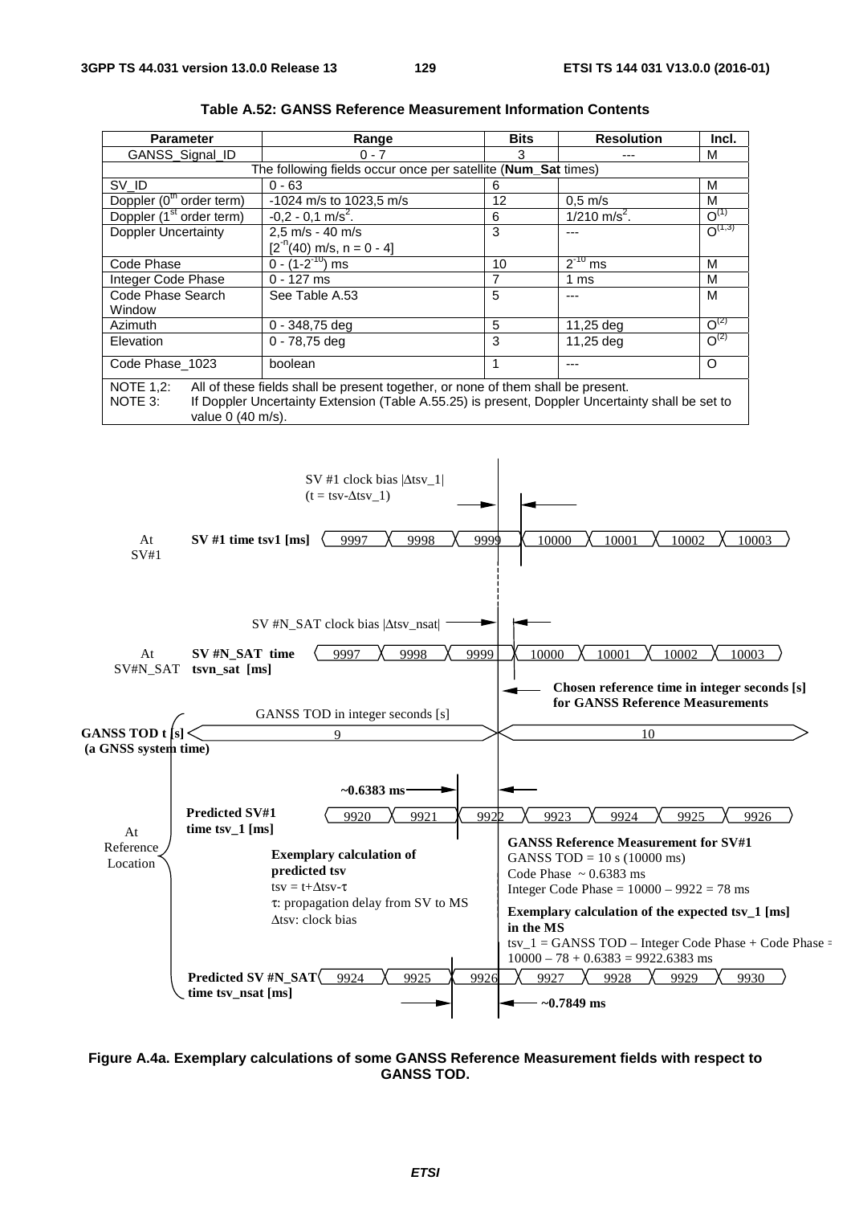**Table A.52: GANSS Reference Measurement Information Contents**

| Parameter | Range | Bits | Resolution | Incl. |
|---|---|---|---|---|
| GANSS_Signal_ID | 0 - 7 | 3 | --- | M |
| The following fields occur once per satellite (**Num_Sat** times) | | | | |
| SV_ID | 0 - 63 | 6 | | M |
| Doppler ($0^{th}$ order term) | -1024 m/s to 1023,5 m/s | 12 | 0,5 m/s | M |
| Doppler ($1^{st}$ order term) | -0,2 - 0,1 m/s$^2$. | 6 | 1/210 m/s$^2$. | O(1) |
| Doppler Uncertainty | 2,5 m/s - 40 m/s [$2^{-n}$(40) m/s, n = 0 - 4] | 3 | --- | O(1,3) |
| Code Phase | 0 - (1-$2^{-10}$) ms | 10 | $2^{-10}$ ms | M |
| Integer Code Phase | 0 - 127 ms | 7 | 1 ms | M |
| Code Phase Search Window | See Table A.53 | 5 | --- | M |
| Azimuth | 0 - 348,75 deg | 5 | 11,25 deg | O(2) |
| Elevation | 0 - 78,75 deg | 3 | 11,25 deg | O(2) |
| Code Phase_1023 | boolean | 1 | --- | O |
| NOTE 1,2: All of these fields shall be present together, or none of them shall be present. NOTE 3: If Doppler Uncertainty Extension (Table A.55.25) is present, Doppler Uncertainty shall be set to value 0 (40 m/s). | | | | |

**Figure A.4a. Exemplary calculations of some GANSS Reference Measurement fields with respect to GANSS TOD.**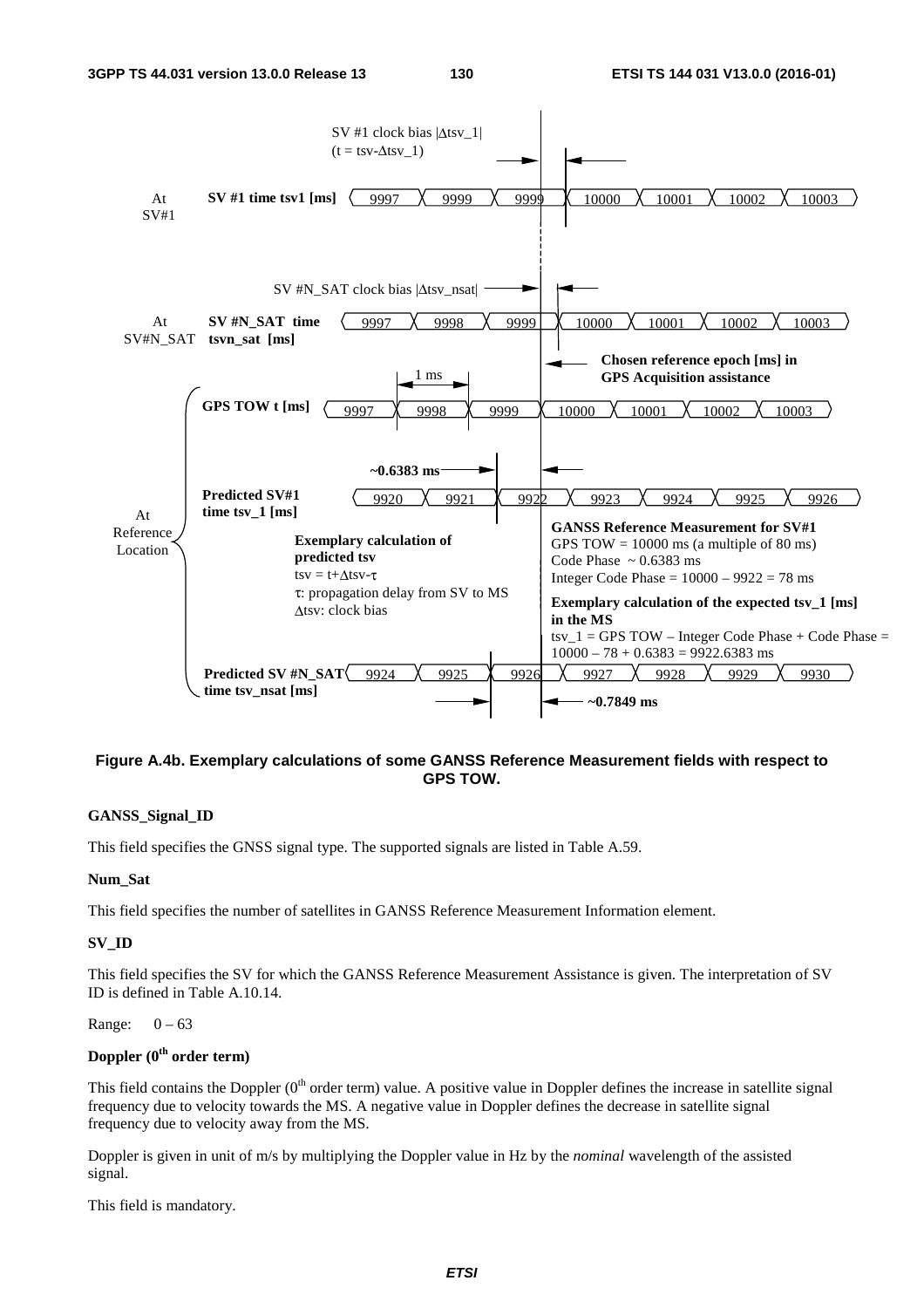SV #1 clock bias |Δtsv_1|
(t = tsv-Δtsv_1)

At SV#1 — SV #1 time tsv1 [ms]: 9997 | 9999 | 9999 | 10000 | 10001 | 10002 | 10003

SV #N_SAT clock bias |Δtsv_nsat|

At SV#N_SAT — SV #N_SAT time tsvn_sat [ms]: 9997 | 9998 | 9999 | 10000 | 10001 | 10002 | 10003

**Chosen reference epoch [ms] in GPS Acquisition assistance**

1 ms

**GPS TOW t [ms]**: 9997 | 9998 | 9999 | 10000 | 10001 | 10002 | 10003

**~0.6383 ms**

**Predicted SV#1 time tsv_1 [ms]**: 9920 | 9921 | 9922 | 9923 | 9924 | 9925 | 9926

At Reference Location

**Exemplary calculation of predicted tsv**
tsv = t+Δtsv-τ
τ: propagation delay from SV to MS
Δtsv: clock bias

**GANSS Reference Measurement for SV#1**
GPS TOW = 10000 ms (a multiple of 80 ms)
Code Phase ~ 0.6383 ms
Integer Code Phase = 10000 – 9922 = 78 ms

**Exemplary calculation of the expected tsv_1 [ms] in the MS**
tsv_1 = GPS TOW – Integer Code Phase + Code Phase = 10000 – 78 + 0.6383 = 9922.6383 ms

**Predicted SV #N_SAT time tsv_nsat [ms]**: 9924 | 9925 | 9926 | 9927 | 9928 | 9929 | 9930

**~0.7849 ms**

**Figure A.4b. Exemplary calculations of some GANSS Reference Measurement fields with respect to GPS TOW.**

**GANSS_Signal_ID**

This field specifies the GNSS signal type. The supported signals are listed in Table A.59.

**Num_Sat**

This field specifies the number of satellites in GANSS Reference Measurement Information element.

**SV_ID**

This field specifies the SV for which the GANSS Reference Measurement Assistance is given. The interpretation of SV ID is defined in Table A.10.14.

Range: 0 – 63

**Doppler (0th order term)**

This field contains the Doppler (0th order term) value. A positive value in Doppler defines the increase in satellite signal frequency due to velocity towards the MS. A negative value in Doppler defines the decrease in satellite signal frequency due to velocity away from the MS.

Doppler is given in unit of m/s by multiplying the Doppler value in Hz by the *nominal* wavelength of the assisted signal.

This field is mandatory.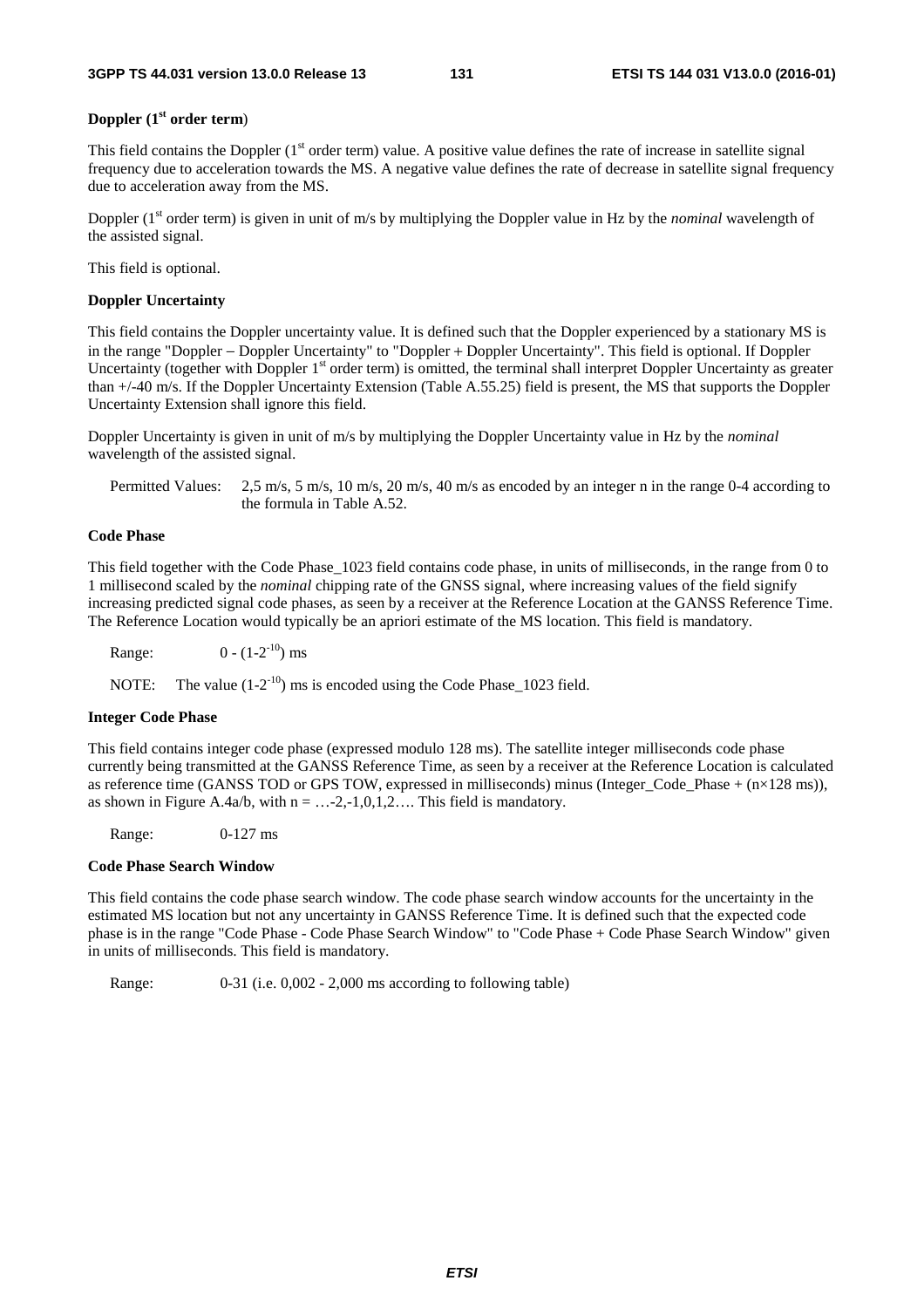**Doppler (1st order term)**

This field contains the Doppler (1st order term) value. A positive value defines the rate of increase in satellite signal frequency due to acceleration towards the MS. A negative value defines the rate of decrease in satellite signal frequency due to acceleration away from the MS.

Doppler (1st order term) is given in unit of m/s by multiplying the Doppler value in Hz by the *nominal* wavelength of the assisted signal.

This field is optional.

**Doppler Uncertainty**

This field contains the Doppler uncertainty value. It is defined such that the Doppler experienced by a stationary MS is in the range "Doppler – Doppler Uncertainty" to "Doppler + Doppler Uncertainty". This field is optional. If Doppler Uncertainty (together with Doppler 1st order term) is omitted, the terminal shall interpret Doppler Uncertainty as greater than +/-40 m/s. If the Doppler Uncertainty Extension (Table A.55.25) field is present, the MS that supports the Doppler Uncertainty Extension shall ignore this field.

Doppler Uncertainty is given in unit of m/s by multiplying the Doppler Uncertainty value in Hz by the *nominal* wavelength of the assisted signal.

Permitted Values: 2,5 m/s, 5 m/s, 10 m/s, 20 m/s, 40 m/s as encoded by an integer n in the range 0-4 according to the formula in Table A.52.

**Code Phase**

This field together with the Code Phase_1023 field contains code phase, in units of milliseconds, in the range from 0 to 1 millisecond scaled by the *nominal* chipping rate of the GNSS signal, where increasing values of the field signify increasing predicted signal code phases, as seen by a receiver at the Reference Location at the GANSS Reference Time. The Reference Location would typically be an apriori estimate of the MS location. This field is mandatory.

Range: $0 - (1\text{-}2^{-10})$ ms

NOTE: The value $(1\text{-}2^{-10})$ ms is encoded using the Code Phase_1023 field.

**Integer Code Phase**

This field contains integer code phase (expressed modulo 128 ms). The satellite integer milliseconds code phase currently being transmitted at the GANSS Reference Time, as seen by a receiver at the Reference Location is calculated as reference time (GANSS TOD or GPS TOW, expressed in milliseconds) minus (Integer_Code_Phase + (n×128 ms)), as shown in Figure A.4a/b, with n = …-2,-1,0,1,2…. This field is mandatory.

Range: 0-127 ms

**Code Phase Search Window**

This field contains the code phase search window. The code phase search window accounts for the uncertainty in the estimated MS location but not any uncertainty in GANSS Reference Time. It is defined such that the expected code phase is in the range "Code Phase - Code Phase Search Window" to "Code Phase + Code Phase Search Window" given in units of milliseconds. This field is mandatory.

Range: 0-31 (i.e. 0,002 - 2,000 ms according to following table)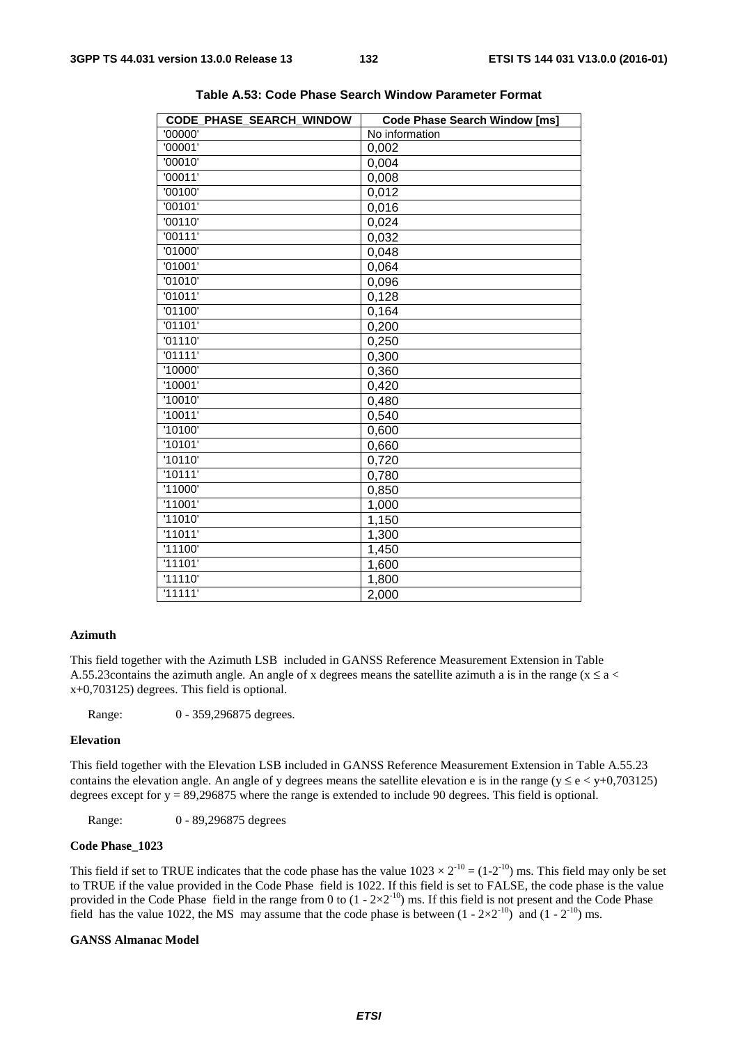**Table A.53: Code Phase Search Window Parameter Format**

| CODE_PHASE_SEARCH_WINDOW | Code Phase Search Window [ms] |
|---|---|
| '00000' | No information |
| '00001' | 0,002 |
| '00010' | 0,004 |
| '00011' | 0,008 |
| '00100' | 0,012 |
| '00101' | 0,016 |
| '00110' | 0,024 |
| '00111' | 0,032 |
| '01000' | 0,048 |
| '01001' | 0,064 |
| '01010' | 0,096 |
| '01011' | 0,128 |
| '01100' | 0,164 |
| '01101' | 0,200 |
| '01110' | 0,250 |
| '01111' | 0,300 |
| '10000' | 0,360 |
| '10001' | 0,420 |
| '10010' | 0,480 |
| '10011' | 0,540 |
| '10100' | 0,600 |
| '10101' | 0,660 |
| '10110' | 0,720 |
| '10111' | 0,780 |
| '11000' | 0,850 |
| '11001' | 1,000 |
| '11010' | 1,150 |
| '11011' | 1,300 |
| '11100' | 1,450 |
| '11101' | 1,600 |
| '11110' | 1,800 |
| '11111' | 2,000 |

**Azimuth**

This field together with the Azimuth LSB included in GANSS Reference Measurement Extension in Table A.55.23contains the azimuth angle. An angle of x degrees means the satellite azimuth a is in the range ($x \le a < x+0{,}703125$) degrees. This field is optional.

Range: 0 - 359,296875 degrees.

**Elevation**

This field together with the Elevation LSB included in GANSS Reference Measurement Extension in Table A.55.23 contains the elevation angle. An angle of y degrees means the satellite elevation e is in the range ($y \le e < y+0{,}703125$) degrees except for y = 89,296875 where the range is extended to include 90 degrees. This field is optional.

Range: 0 - 89,296875 degrees

**Code Phase_1023**

This field if set to TRUE indicates that the code phase has the value $1023 \times 2^{-10} = (1-2^{-10})$ ms. This field may only be set to TRUE if the value provided in the Code Phase field is 1022. If this field is set to FALSE, the code phase is the value provided in the Code Phase field in the range from 0 to $(1 - 2\times2^{-10})$ ms. If this field is not present and the Code Phase field has the value 1022, the MS may assume that the code phase is between $(1 - 2\times2^{-10})$ and $(1 - 2^{-10})$ ms.

**GANSS Almanac Model**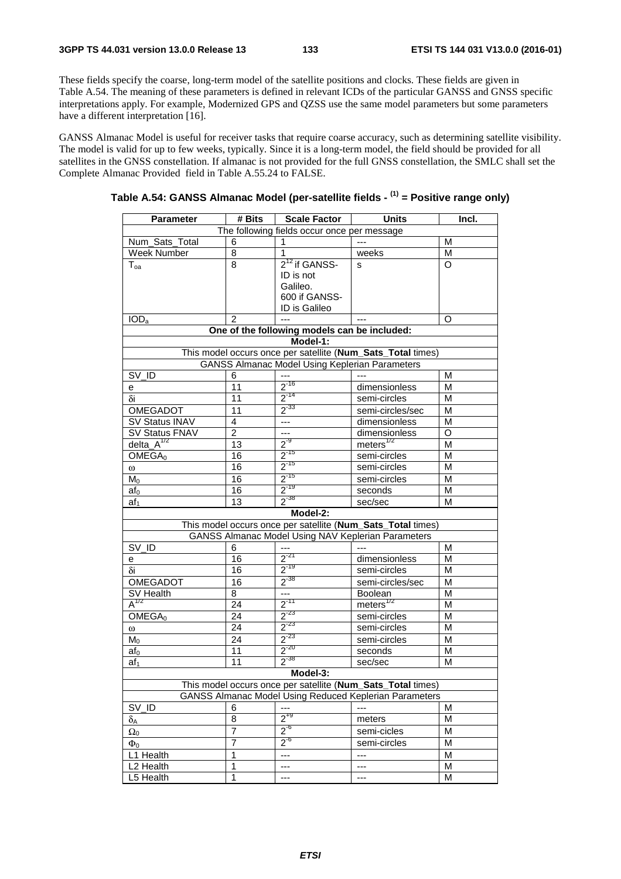These fields specify the coarse, long-term model of the satellite positions and clocks. These fields are given in Table A.54. The meaning of these parameters is defined in relevant ICDs of the particular GANSS and GNSS specific interpretations apply. For example, Modernized GPS and QZSS use the same model parameters but some parameters have a different interpretation [16].

GANSS Almanac Model is useful for receiver tasks that require coarse accuracy, such as determining satellite visibility. The model is valid for up to few weeks, typically. Since it is a long-term model, the field should be provided for all satellites in the GNSS constellation. If almanac is not provided for the full GNSS constellation, the SMLC shall set the Complete Almanac Provided field in Table A.55.24 to FALSE.

**Table A.54: GANSS Almanac Model (per-satellite fields - (1) = Positive range only)**

| Parameter | # Bits | Scale Factor | Units | Incl. |
|---|---|---|---|---|
| The following fields occur once per message | | | | |
| Num_Sats_Total | 6 | 1 | --- | M |
| Week Number | 8 | 1 | weeks | M |
| $T_{oa}$ | 8 | $2^{12}$ if GANSS-ID is not Galileo. 600 if GANSS-ID is Galileo | s | O |
| $IOD_a$ | 2 | --- | --- | O |
| **One of the following models can be included:** | | | | |
| **Model-1:** | | | | |
| This model occurs once per satellite (**Num_Sats_Total** times) | | | | |
| GANSS Almanac Model Using Keplerian Parameters | | | | |
| SV_ID | 6 | --- | --- | M |
| e | 11 | $2^{-16}$ | dimensionless | M |
| $\delta i$ | 11 | $2^{-14}$ | semi-circles | M |
| OMEGADOT | 11 | $2^{-33}$ | semi-circles/sec | M |
| SV Status INAV | 4 | --- | dimensionless | M |
| SV Status FNAV | 2 | --- | dimensionless | O |
| $delta\_A^{1/2}$ | 13 | $2^{-9}$ | $meters^{1/2}$ | M |
| $OMEGA_0$ | 16 | $2^{-15}$ | semi-circles | M |
| $\omega$ | 16 | $2^{-15}$ | semi-circles | M |
| $M_0$ | 16 | $2^{-15}$ | semi-circles | M |
| $af_0$ | 16 | $2^{-19}$ | seconds | M |
| $af_1$ | 13 | $2^{-38}$ | sec/sec | M |
| **Model-2:** | | | | |
| This model occurs once per satellite (**Num_Sats_Total** times) | | | | |
| GANSS Almanac Model Using NAV Keplerian Parameters | | | | |
| SV_ID | 6 | --- | --- | M |
| e | 16 | $2^{-21}$ | dimensionless | M |
| $\delta i$ | 16 | $2^{-19}$ | semi-circles | M |
| OMEGADOT | 16 | $2^{-38}$ | semi-circles/sec | M |
| SV Health | 8 | --- | Boolean | M |
| $A^{1/2}$ | 24 | $2^{-11}$ | $meters^{1/2}$ | M |
| $OMEGA_0$ | 24 | $2^{-23}$ | semi-circles | M |
| $\omega$ | 24 | $2^{-23}$ | semi-circles | M |
| $M_0$ | 24 | $2^{-23}$ | semi-circles | M |
| $af_0$ | 11 | $2^{-20}$ | seconds | M |
| $af_1$ | 11 | $2^{-38}$ | sec/sec | M |
| **Model-3:** | | | | |
| This model occurs once per satellite (**Num_Sats_Total** times) | | | | |
| GANSS Almanac Model Using Reduced Keplerian Parameters | | | | |
| SV_ID | 6 | --- | --- | M |
| $\delta_A$ | 8 | $2^{+9}$ | meters | M |
| $\Omega_0$ | 7 | $2^{-6}$ | semi-cicles | M |
| $\Phi_0$ | 7 | $2^{-6}$ | semi-circles | M |
| L1 Health | 1 | --- | --- | M |
| L2 Health | 1 | --- | --- | M |
| L5 Health | 1 | --- | --- | M |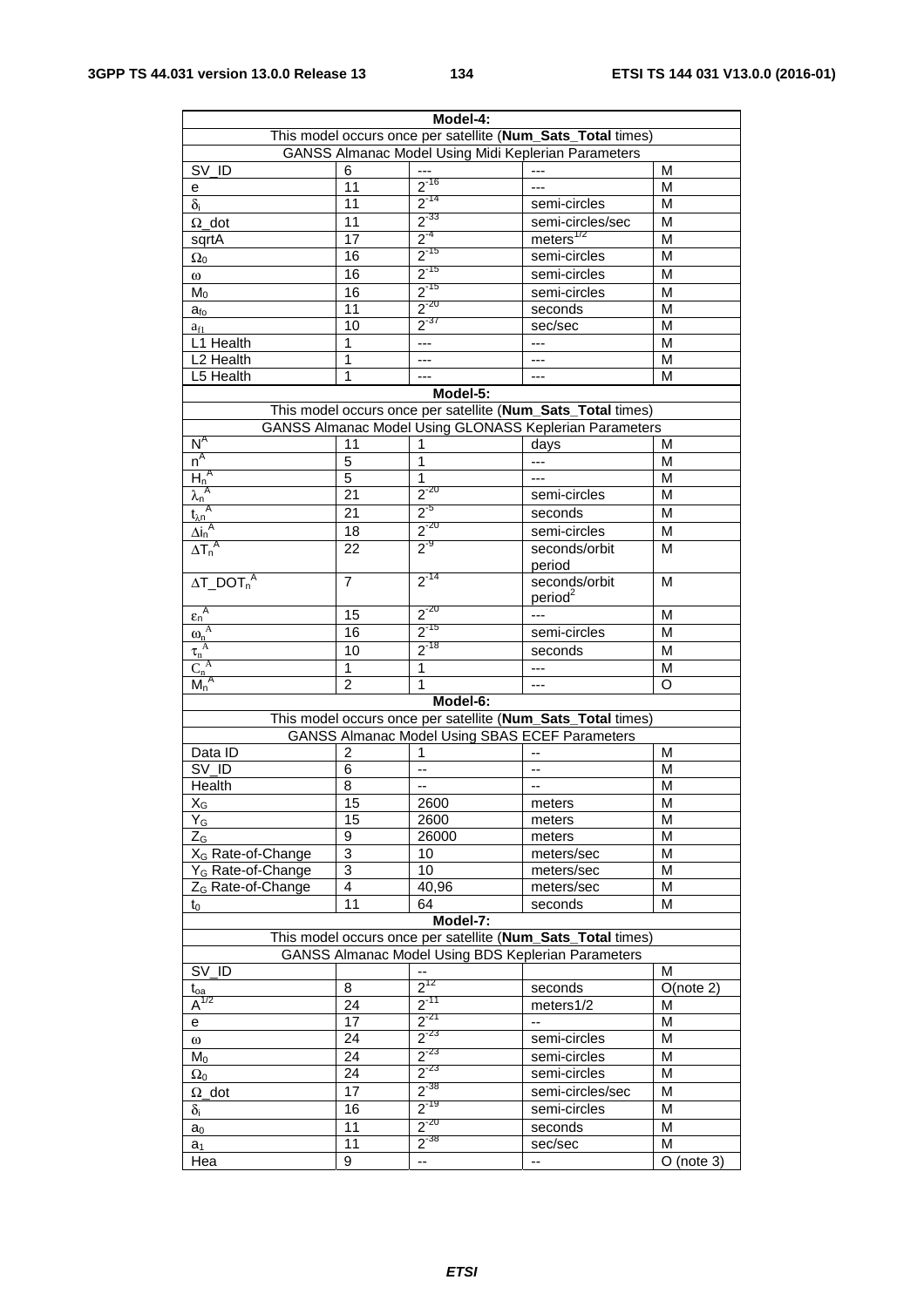| Model-4: | | | | |
|---|---|---|---|---|
| This model occurs once per satellite (**Num_Sats_Total** times) | | | | |
| GANSS Almanac Model Using Midi Keplerian Parameters | | | | |
| SV_ID | 6 | --- | --- | M |
| e | 11 | $2^{-16}$ | --- | M |
| $\delta_i$ | 11 | $2^{-14}$ | semi-circles | M |
| $\Omega$_dot | 11 | $2^{-33}$ | semi-circles/sec | M |
| sqrtA | 17 | $2^{-4}$ | meters$^{1/2}$ | M |
| $\Omega_0$ | 16 | $2^{-15}$ | semi-circles | M |
| $\omega$ | 16 | $2^{-15}$ | semi-circles | M |
| $M_0$ | 16 | $2^{-15}$ | semi-circles | M |
| $a_{fo}$ | 11 | $2^{-20}$ | seconds | M |
| $a_{f1}$ | 10 | $2^{-37}$ | sec/sec | M |
| L1 Health | 1 | --- | --- | M |
| L2 Health | 1 | --- | --- | M |
| L5 Health | 1 | --- | --- | M |
| **Model-5:** | | | | |
| This model occurs once per satellite (**Num_Sats_Total** times) | | | | |
| GANSS Almanac Model Using GLONASS Keplerian Parameters | | | | |
| $N^A$ | 11 | 1 | days | M |
| $n^A$ | 5 | 1 | --- | M |
| $H_n^A$ | 5 | 1 | --- | M |
| $\lambda_n^A$ | 21 | $2^{-20}$ | semi-circles | M |
| $t_{\lambda n}^A$ | 21 | $2^{-5}$ | seconds | M |
| $\Delta i_n^A$ | 18 | $2^{-20}$ | semi-circles | M |
| $\Delta T_n^A$ | 22 | $2^{-9}$ | seconds/orbit period | M |
| $\Delta T\_DOT_n^A$ | 7 | $2^{-14}$ | seconds/orbit period$^2$ | M |
| $\varepsilon_n^A$ | 15 | $2^{-20}$ | --- | M |
| $\omega_n^A$ | 16 | $2^{-15}$ | semi-circles | M |
| $\tau_n^A$ | 10 | $2^{-18}$ | seconds | M |
| $C_n^A$ | 1 | 1 | --- | M |
| $M_n^A$ | 2 | 1 | --- | O |
| **Model-6:** | | | | |
| This model occurs once per satellite (**Num_Sats_Total** times) | | | | |
| GANSS Almanac Model Using SBAS ECEF Parameters | | | | |
| Data ID | 2 | 1 | -- | M |
| SV_ID | 6 | -- | -- | M |
| Health | 8 | -- | -- | M |
| $X_G$ | 15 | 2600 | meters | M |
| $Y_G$ | 15 | 2600 | meters | M |
| $Z_G$ | 9 | 26000 | meters | M |
| $X_G$ Rate-of-Change | 3 | 10 | meters/sec | M |
| $Y_G$ Rate-of-Change | 3 | 10 | meters/sec | M |
| $Z_G$ Rate-of-Change | 4 | 40,96 | meters/sec | M |
| $t_0$ | 11 | 64 | seconds | M |
| **Model-7:** | | | | |
| This model occurs once per satellite (**Num_Sats_Total** times) | | | | |
| GANSS Almanac Model Using BDS Keplerian Parameters | | | | |
| SV_ID | | -- | | M |
| $t_{oa}$ | 8 | $2^{12}$ | seconds | O(note 2) |
| $A^{1/2}$ | 24 | $2^{-11}$ | meters1/2 | M |
| e | 17 | $2^{-21}$ | -- | M |
| $\omega$ | 24 | $2^{-23}$ | semi-circles | M |
| $M_0$ | 24 | $2^{-23}$ | semi-circles | M |
| $\Omega_0$ | 24 | $2^{-23}$ | semi-circles | M |
| $\Omega$_dot | 17 | $2^{-38}$ | semi-circles/sec | M |
| $\delta_i$ | 16 | $2^{-19}$ | semi-circles | M |
| $a_0$ | 11 | $2^{-20}$ | seconds | M |
| $a_1$ | 11 | $2^{-38}$ | sec/sec | M |
| Hea | 9 | -- | -- | O (note 3) |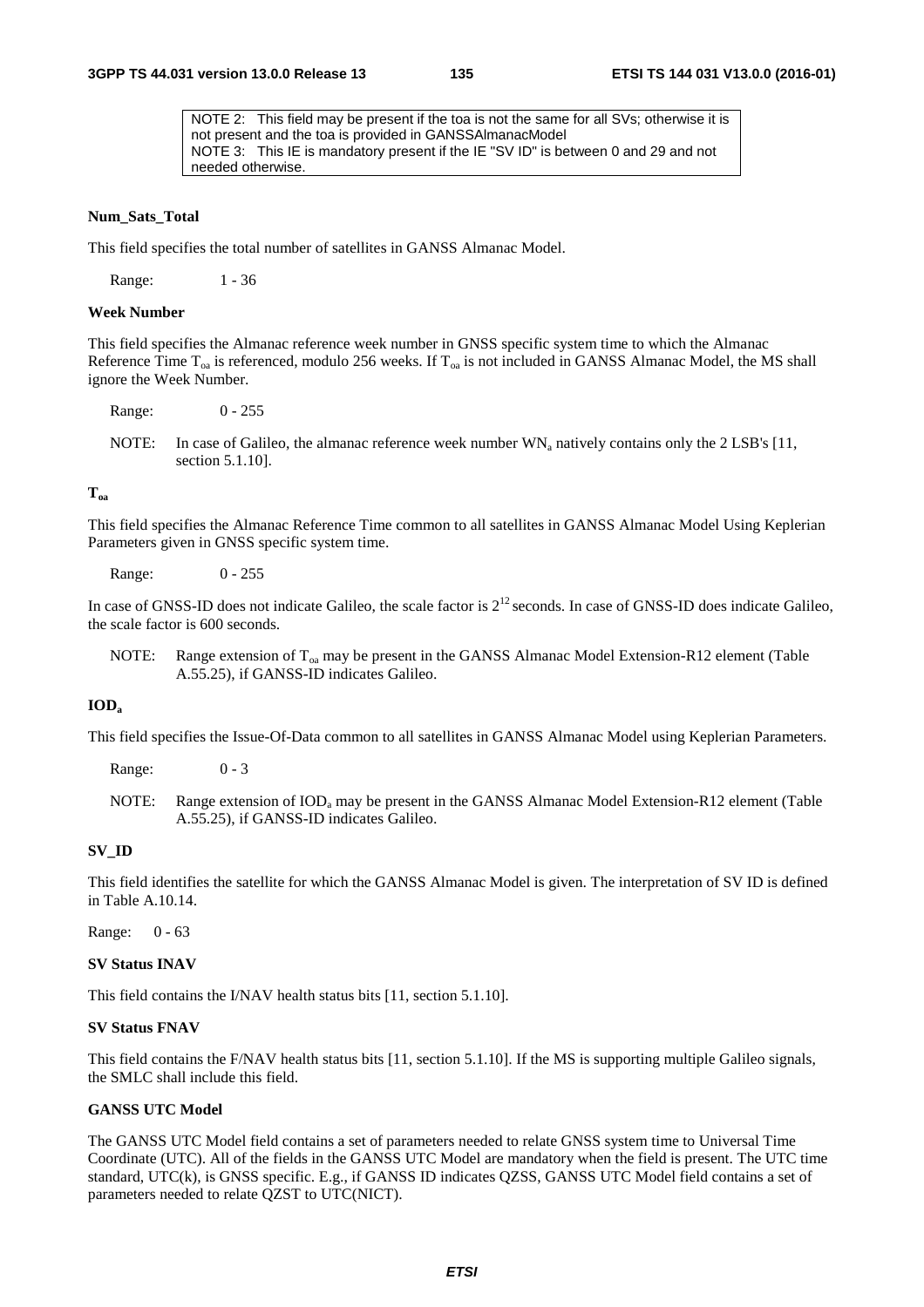| NOTE 2: This field may be present if the toa is not the same for all SVs; otherwise it is not present and the toa is provided in GANSSAlmanacModel<br>NOTE 3: This IE is mandatory present if the IE "SV ID" is between 0 and 29 and not needed otherwise. |
|---|

**Num_Sats_Total**

This field specifies the total number of satellites in GANSS Almanac Model.

Range: 1 - 36

**Week Number**

This field specifies the Almanac reference week number in GNSS specific system time to which the Almanac Reference Time $T_{oa}$ is referenced, modulo 256 weeks. If $T_{oa}$ is not included in GANSS Almanac Model, the MS shall ignore the Week Number.

Range: 0 - 255

NOTE: In case of Galileo, the almanac reference week number $WN_a$ natively contains only the 2 LSB's [11, section 5.1.10].

**$T_{oa}$**

This field specifies the Almanac Reference Time common to all satellites in GANSS Almanac Model Using Keplerian Parameters given in GNSS specific system time.

Range: 0 - 255

In case of GNSS-ID does not indicate Galileo, the scale factor is $2^{12}$ seconds. In case of GNSS-ID does indicate Galileo, the scale factor is 600 seconds.

NOTE: Range extension of $T_{oa}$ may be present in the GANSS Almanac Model Extension-R12 element (Table A.55.25), if GANSS-ID indicates Galileo.

**$IOD_a$**

This field specifies the Issue-Of-Data common to all satellites in GANSS Almanac Model using Keplerian Parameters.

Range: 0 - 3

NOTE: Range extension of $IOD_a$ may be present in the GANSS Almanac Model Extension-R12 element (Table A.55.25), if GANSS-ID indicates Galileo.

**SV_ID**

This field identifies the satellite for which the GANSS Almanac Model is given. The interpretation of SV ID is defined in Table A.10.14.

Range: 0 - 63

**SV Status INAV**

This field contains the I/NAV health status bits [11, section 5.1.10].

**SV Status FNAV**

This field contains the F/NAV health status bits [11, section 5.1.10]. If the MS is supporting multiple Galileo signals, the SMLC shall include this field.

**GANSS UTC Model**

The GANSS UTC Model field contains a set of parameters needed to relate GNSS system time to Universal Time Coordinate (UTC). All of the fields in the GANSS UTC Model are mandatory when the field is present. The UTC time standard, UTC(k), is GNSS specific. E.g., if GANSS ID indicates QZSS, GANSS UTC Model field contains a set of parameters needed to relate QZST to UTC(NICT).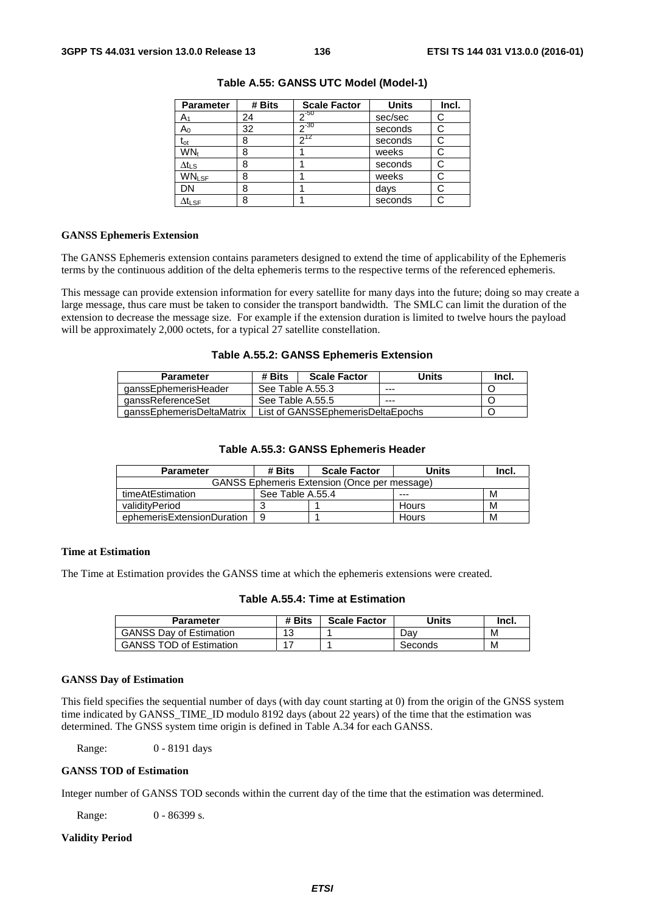**Table A.55: GANSS UTC Model (Model-1)**

| Parameter | # Bits | Scale Factor | Units | Incl. |
|---|---|---|---|---|
| $A_1$ | 24 | $2^{-50}$ | sec/sec | C |
| $A_0$ | 32 | $2^{-30}$ | seconds | C |
| $t_{ot}$ | 8 | $2^{12}$ | seconds | C |
| $WN_t$ | 8 | 1 | weeks | C |
| $\Delta t_{LS}$ | 8 | 1 | seconds | C |
| $WN_{LSF}$ | 8 | 1 | weeks | C |
| DN | 8 | 1 | days | C |
| $\Delta t_{LSF}$ | 8 | 1 | seconds | C |

**GANSS Ephemeris Extension**

The GANSS Ephemeris extension contains parameters designed to extend the time of applicability of the Ephemeris terms by the continuous addition of the delta ephemeris terms to the respective terms of the referenced ephemeris.

This message can provide extension information for every satellite for many days into the future; doing so may create a large message, thus care must be taken to consider the transport bandwidth. The SMLC can limit the duration of the extension to decrease the message size. For example if the extension duration is limited to twelve hours the payload will be approximately 2,000 octets, for a typical 27 satellite constellation.

**Table A.55.2: GANSS Ephemeris Extension**

| Parameter | # Bits | Scale Factor | Units | Incl. |
|---|---|---|---|---|
| ganssEphemerisHeader | See Table A.55.3 | | --- | O |
| ganssReferenceSet | See Table A.55.5 | | --- | O |
| ganssEphemerisDeltaMatrix | List of GANSSEphemerisDeltaEpochs | | | O |

**Table A.55.3: GANSS Ephemeris Header**

| Parameter | # Bits | Scale Factor | Units | Incl. |
|---|---|---|---|---|
| GANSS Ephemeris Extension (Once per message) | | | | |
| timeAtEstimation | See Table A.55.4 | | --- | M |
| validityPeriod | 3 | 1 | Hours | M |
| ephemerisExtensionDuration | 9 | 1 | Hours | M |

**Time at Estimation**

The Time at Estimation provides the GANSS time at which the ephemeris extensions were created.

**Table A.55.4: Time at Estimation**

| Parameter | # Bits | Scale Factor | Units | Incl. |
|---|---|---|---|---|
| GANSS Day of Estimation | 13 | 1 | Day | M |
| GANSS TOD of Estimation | 17 | 1 | Seconds | M |

**GANSS Day of Estimation**

This field specifies the sequential number of days (with day count starting at 0) from the origin of the GNSS system time indicated by GANSS_TIME_ID modulo 8192 days (about 22 years) of the time that the estimation was determined. The GNSS system time origin is defined in Table A.34 for each GANSS.

Range: 0 - 8191 days

**GANSS TOD of Estimation**

Integer number of GANSS TOD seconds within the current day of the time that the estimation was determined.

Range: 0 - 86399 s.

**Validity Period**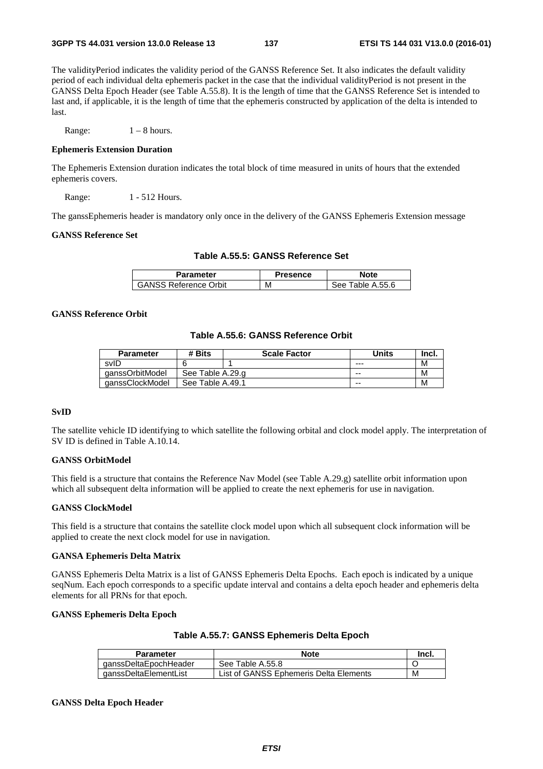The validityPeriod indicates the validity period of the GANSS Reference Set. It also indicates the default validity period of each individual delta ephemeris packet in the case that the individual validityPeriod is not present in the GANSS Delta Epoch Header (see Table A.55.8). It is the length of time that the GANSS Reference Set is intended to last and, if applicable, it is the length of time that the ephemeris constructed by application of the delta is intended to last.

Range: 1 – 8 hours.

**Ephemeris Extension Duration**

The Ephemeris Extension duration indicates the total block of time measured in units of hours that the extended ephemeris covers.

Range: 1 - 512 Hours.

The ganssEphemeris header is mandatory only once in the delivery of the GANSS Ephemeris Extension message

**GANSS Reference Set**

**Table A.55.5: GANSS Reference Set**

| Parameter | Presence | Note |
|---|---|---|
| GANSS Reference Orbit | M | See Table A.55.6 |

**GANSS Reference Orbit**

**Table A.55.6: GANSS Reference Orbit**

| Parameter | # Bits | Scale Factor | Units | Incl. |
|---|---|---|---|---|
| svID | 6 | 1 | --- | M |
| ganssOrbitModel | See Table A.29.g | | -- | M |
| ganssClockModel | See Table A.49.1 | | -- | M |

**SvID**

The satellite vehicle ID identifying to which satellite the following orbital and clock model apply. The interpretation of SV ID is defined in Table A.10.14.

**GANSS OrbitModel**

This field is a structure that contains the Reference Nav Model (see Table A.29.g) satellite orbit information upon which all subsequent delta information will be applied to create the next ephemeris for use in navigation.

**GANSS ClockModel**

This field is a structure that contains the satellite clock model upon which all subsequent clock information will be applied to create the next clock model for use in navigation.

**GANSA Ephemeris Delta Matrix**

GANSS Ephemeris Delta Matrix is a list of GANSS Ephemeris Delta Epochs. Each epoch is indicated by a unique seqNum. Each epoch corresponds to a specific update interval and contains a delta epoch header and ephemeris delta elements for all PRNs for that epoch.

**GANSS Ephemeris Delta Epoch**

**Table A.55.7: GANSS Ephemeris Delta Epoch**

| Parameter | Note | Incl. |
|---|---|---|
| ganssDeltaEpochHeader | See Table A.55.8 | O |
| ganssDeltaElementList | List of GANSS Ephemeris Delta Elements | M |

**GANSS Delta Epoch Header**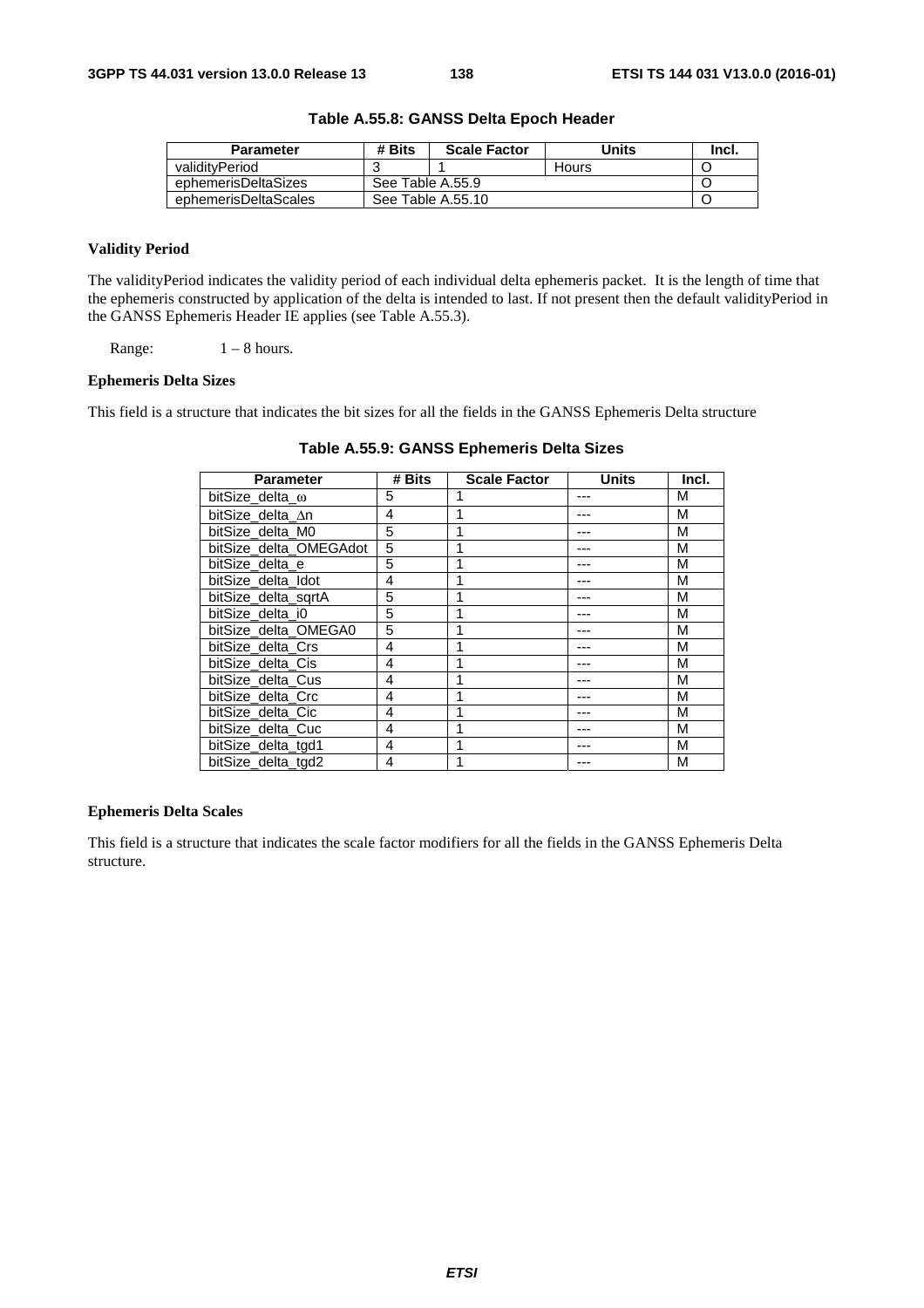**Table A.55.8: GANSS Delta Epoch Header**

| Parameter | # Bits | Scale Factor | Units | Incl. |
|---|---|---|---|---|
| validityPeriod | 3 | 1 | Hours | O |
| ephemerisDeltaSizes | See Table A.55.9 | | | O |
| ephemerisDeltaScales | See Table A.55.10 | | | O |

**Validity Period**

The validityPeriod indicates the validity period of each individual delta ephemeris packet. It is the length of time that the ephemeris constructed by application of the delta is intended to last. If not present then the default validityPeriod in the GANSS Ephemeris Header IE applies (see Table A.55.3).

Range: 1 – 8 hours.

**Ephemeris Delta Sizes**

This field is a structure that indicates the bit sizes for all the fields in the GANSS Ephemeris Delta structure

**Table A.55.9: GANSS Ephemeris Delta Sizes**

| Parameter | # Bits | Scale Factor | Units | Incl. |
|---|---|---|---|---|
| bitSize_delta_$\omega$ | 5 | 1 | --- | M |
| bitSize_delta_$\Delta$n | 4 | 1 | --- | M |
| bitSize_delta_M0 | 5 | 1 | --- | M |
| bitSize_delta_OMEGAdot | 5 | 1 | --- | M |
| bitSize_delta_e | 5 | 1 | --- | M |
| bitSize_delta_Idot | 4 | 1 | --- | M |
| bitSize_delta_sqrtA | 5 | 1 | --- | M |
| bitSize_delta_i0 | 5 | 1 | --- | M |
| bitSize_delta_OMEGA0 | 5 | 1 | --- | M |
| bitSize_delta_Crs | 4 | 1 | --- | M |
| bitSize_delta_Cis | 4 | 1 | --- | M |
| bitSize_delta_Cus | 4 | 1 | --- | M |
| bitSize_delta_Crc | 4 | 1 | --- | M |
| bitSize_delta_Cic | 4 | 1 | --- | M |
| bitSize_delta_Cuc | 4 | 1 | --- | M |
| bitSize_delta_tgd1 | 4 | 1 | --- | M |
| bitSize_delta_tgd2 | 4 | 1 | --- | M |

**Ephemeris Delta Scales**

This field is a structure that indicates the scale factor modifiers for all the fields in the GANSS Ephemeris Delta structure.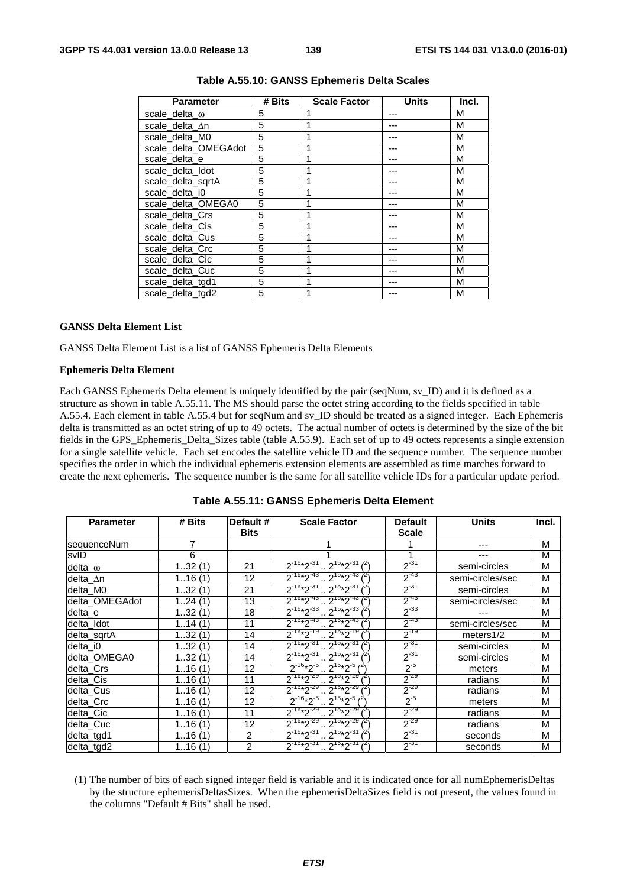**Table A.55.10: GANSS Ephemeris Delta Scales**

| Parameter | # Bits | Scale Factor | Units | Incl. |
|---|---|---|---|---|
| scale_delta_ω | 5 | 1 | --- | M |
| scale_delta_Δn | 5 | 1 | --- | M |
| scale_delta_M0 | 5 | 1 | --- | M |
| scale_delta_OMEGAdot | 5 | 1 | --- | M |
| scale_delta_e | 5 | 1 | --- | M |
| scale_delta_Idot | 5 | 1 | --- | M |
| scale_delta_sqrtA | 5 | 1 | --- | M |
| scale_delta_i0 | 5 | 1 | --- | M |
| scale_delta_OMEGA0 | 5 | 1 | --- | M |
| scale_delta_Crs | 5 | 1 | --- | M |
| scale_delta_Cis | 5 | 1 | --- | M |
| scale_delta_Cus | 5 | 1 | --- | M |
| scale_delta_Crc | 5 | 1 | --- | M |
| scale_delta_Cic | 5 | 1 | --- | M |
| scale_delta_Cuc | 5 | 1 | --- | M |
| scale_delta_tgd1 | 5 | 1 | --- | M |
| scale_delta_tgd2 | 5 | 1 | --- | M |

**GANSS Delta Element List**

GANSS Delta Element List is a list of GANSS Ephemeris Delta Elements

**Ephemeris Delta Element**

Each GANSS Ephemeris Delta element is uniquely identified by the pair (seqNum, sv_ID) and it is defined as a structure as shown in table A.55.11. The MS should parse the octet string according to the fields specified in table A.55.4. Each element in table A.55.4 but for seqNum and sv_ID should be treated as a signed integer. Each Ephemeris delta is transmitted as an octet string of up to 49 octets. The actual number of octets is determined by the size of the bit fields in the GPS_Ephemeris_Delta_Sizes table (table A.55.9). Each set of up to 49 octets represents a single extension for a single satellite vehicle. Each set encodes the satellite vehicle ID and the sequence number. The sequence number specifies the order in which the individual ephemeris extension elements are assembled as time marches forward to create the next ephemeris. The sequence number is the same for all satellite vehicle IDs for a particular update period.

**Table A.55.11: GANSS Ephemeris Delta Element**

| Parameter | # Bits | Default # Bits | Scale Factor | Default Scale | Units | Incl. |
|---|---|---|---|---|---|---|
| sequenceNum | 7 | | 1 | 1 | --- | M |
| svID | 6 | | 1 | 1 | --- | M |
| delta_ω | 1..32 (1) | 21 | $2^{-16}*2^{-31}$ .. $2^{15}*2^{-31}$ (2) | $2^{-31}$ | semi-circles | M |
| delta_Δn | 1..16 (1) | 12 | $2^{-16}*2^{-43}$ .. $2^{15}*2^{-43}$ (2) | $2^{-43}$ | semi-circles/sec | M |
| delta_M0 | 1..32 (1) | 21 | $2^{-16}*2^{-31}$ .. $2^{15}*2^{-31}$ (2) | $2^{-31}$ | semi-circles | M |
| delta_OMEGAdot | 1..24 (1) | 13 | $2^{-16}*2^{-43}$ .. $2^{15}*2^{-43}$ (2) | $2^{-43}$ | semi-circles/sec | M |
| delta_e | 1..32 (1) | 18 | $2^{-16}*2^{-33}$ .. $2^{15}*2^{-33}$ (2) | $2^{-33}$ | --- | M |
| delta_Idot | 1..14 (1) | 11 | $2^{-16}*2^{-43}$ .. $2^{15}*2^{-43}$ (2) | $2^{-43}$ | semi-circles/sec | M |
| delta_sqrtA | 1..32 (1) | 14 | $2^{-16}*2^{-19}$ .. $2^{15}*2^{-19}$ (2) | $2^{-19}$ | meters1/2 | M |
| delta_i0 | 1..32 (1) | 14 | $2^{-16}*2^{-31}$ .. $2^{15}*2^{-31}$ (2) | $2^{-31}$ | semi-circles | M |
| delta_OMEGA0 | 1..32 (1) | 14 | $2^{-16}*2^{-31}$ .. $2^{15}*2^{-31}$ (2) | $2^{-31}$ | semi-circles | M |
| delta_Crs | 1..16 (1) | 12 | $2^{-16}*2^{-5}$ .. $2^{15}*2^{-5}$ (2) | $2^{-5}$ | meters | M |
| delta_Cis | 1..16 (1) | 11 | $2^{-16}*2^{-29}$ .. $2^{15}*2^{-29}$ (2) | $2^{-29}$ | radians | M |
| delta_Cus | 1..16 (1) | 12 | $2^{-16}*2^{-29}$ .. $2^{15}*2^{-29}$ (2) | $2^{-29}$ | radians | M |
| delta_Crc | 1..16 (1) | 12 | $2^{-16}*2^{-5}$ .. $2^{15}*2^{-5}$ (2) | $2^{-5}$ | meters | M |
| delta_Cic | 1..16 (1) | 11 | $2^{-16}*2^{-29}$ .. $2^{15}*2^{-29}$ (2) | $2^{-29}$ | radians | M |
| delta_Cuc | 1..16 (1) | 12 | $2^{-16}*2^{-29}$ .. $2^{15}*2^{-29}$ (2) | $2^{-29}$ | radians | M |
| delta_tgd1 | 1..16 (1) | 2 | $2^{-16}*2^{-31}$ .. $2^{15}*2^{-31}$ (2) | $2^{-31}$ | seconds | M |
| delta_tgd2 | 1..16 (1) | 2 | $2^{-16}*2^{-31}$ .. $2^{15}*2^{-31}$ (2) | $2^{-31}$ | seconds | M |

(1) The number of bits of each signed integer field is variable and it is indicated once for all numEphemerisDeltas by the structure ephemerisDeltasSizes. When the ephemerisDeltaSizes field is not present, the values found in the columns "Default # Bits" shall be used.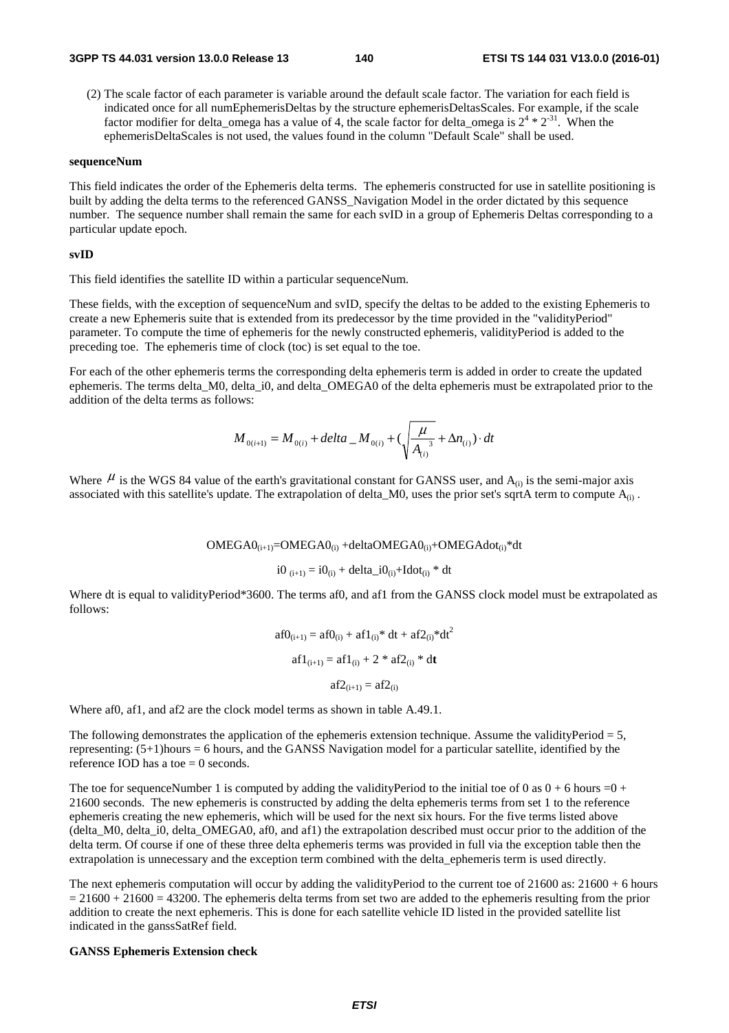(2) The scale factor of each parameter is variable around the default scale factor. The variation for each field is indicated once for all numEphemerisDeltas by the structure ephemerisDeltasScales. For example, if the scale factor modifier for delta_omega has a value of 4, the scale factor for delta_omega is $2^4 * 2^{-31}$. When the ephemerisDeltaScales is not used, the values found in the column "Default Scale" shall be used.

**sequenceNum**

This field indicates the order of the Ephemeris delta terms. The ephemeris constructed for use in satellite positioning is built by adding the delta terms to the referenced GANSS_Navigation Model in the order dictated by this sequence number. The sequence number shall remain the same for each svID in a group of Ephemeris Deltas corresponding to a particular update epoch.

**svID**

This field identifies the satellite ID within a particular sequenceNum.

These fields, with the exception of sequenceNum and svID, specify the deltas to be added to the existing Ephemeris to create a new Ephemeris suite that is extended from its predecessor by the time provided in the "validityPeriod" parameter. To compute the time of ephemeris for the newly constructed ephemeris, validityPeriod is added to the preceding toe. The ephemeris time of clock (toc) is set equal to the toe.

For each of the other ephemeris terms the corresponding delta ephemeris term is added in order to create the updated ephemeris. The terms delta_M0, delta_i0, and delta_OMEGA0 of the delta ephemeris must be extrapolated prior to the addition of the delta terms as follows:

$$M_{0(i+1)} = M_{0(i)} + delta\_M_{0(i)} + \left(\sqrt{\frac{\mu}{A_{(i)}^{\ 3}}} + \Delta n_{(i)}\right) \cdot dt$$

Where $\mu$ is the WGS 84 value of the earth's gravitational constant for GANSS user, and $A_{(i)}$ is the semi-major axis associated with this satellite's update. The extrapolation of delta_M0, uses the prior set's sqrtA term to compute $A_{(i)}$.

$$OMEGA0_{(i+1)} = OMEGA0_{(i)} + deltaOMEGA0_{(i)} + OMEGAdot_{(i)} * dt$$

$$i0_{(i+1)} = i0_{(i)} + delta\_i0_{(i)} + Idot_{(i)} * dt$$

Where dt is equal to validityPeriod*3600. The terms af0, and af1 from the GANSS clock model must be extrapolated as follows:

$$af0_{(i+1)} = af0_{(i)} + af1_{(i)} * dt + af2_{(i)} * dt^2$$

$$af1_{(i+1)} = af1_{(i)} + 2 * af2_{(i)} * dt$$

$$af2_{(i+1)} = af2_{(i)}$$

Where af0, af1, and af2 are the clock model terms as shown in table A.49.1.

The following demonstrates the application of the ephemeris extension technique. Assume the validityPeriod = 5, representing: (5+1)hours = 6 hours, and the GANSS Navigation model for a particular satellite, identified by the reference IOD has a toe = 0 seconds.

The toe for sequenceNumber 1 is computed by adding the validityPeriod to the initial toe of 0 as 0 + 6 hours =0 + 21600 seconds. The new ephemeris is constructed by adding the delta ephemeris terms from set 1 to the reference ephemeris creating the new ephemeris, which will be used for the next six hours. For the five terms listed above (delta_M0, delta_i0, delta_OMEGA0, af0, and af1) the extrapolation described must occur prior to the addition of the delta term. Of course if one of these three delta ephemeris terms was provided in full via the exception table then the extrapolation is unnecessary and the exception term combined with the delta_ephemeris term is used directly.

The next ephemeris computation will occur by adding the validityPeriod to the current toe of 21600 as: 21600 + 6 hours = 21600 + 21600 = 43200. The ephemeris delta terms from set two are added to the ephemeris resulting from the prior addition to create the next ephemeris. This is done for each satellite vehicle ID listed in the provided satellite list indicated in the ganssSatRef field.

**GANSS Ephemeris Extension check**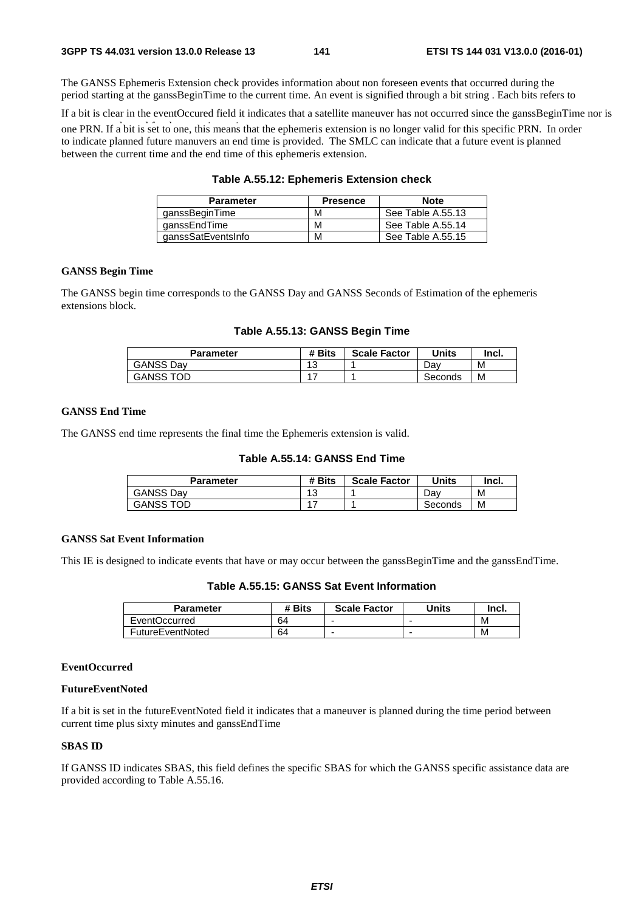The GANSS Ephemeris Extension check provides information about non foreseen events that occurred during the period starting at the ganssBeginTime to the current time. An event is signified through a bit string . Each bits refers to one PRN. If a bit is set to one, this means that the ephemeris extension is no longer valid for this specific PRN. In order to indicate planned future manuvers an end time is provided. The SMLC can indicate that a future event is planned between the current time and the end time of this ephemeris extension.

**Table A.55.12: Ephemeris Extension check**

| Parameter | Presence | Note |
|---|---|---|
| ganssBeginTime | M | See Table A.55.13 |
| ganssEndTime | M | See Table A.55.14 |
| ganssSatEventsInfo | M | See Table A.55.15 |

**GANSS Begin Time**

The GANSS begin time corresponds to the GANSS Day and GANSS Seconds of Estimation of the ephemeris extensions block.

**Table A.55.13: GANSS Begin Time**

| Parameter | # Bits | Scale Factor | Units | Incl. |
|---|---|---|---|---|
| GANSS Day | 13 | 1 | Day | M |
| GANSS TOD | 17 | 1 | Seconds | M |

**GANSS End Time**

The GANSS end time represents the final time the Ephemeris extension is valid.

**Table A.55.14: GANSS End Time**

| Parameter | # Bits | Scale Factor | Units | Incl. |
|---|---|---|---|---|
| GANSS Day | 13 | 1 | Day | M |
| GANSS TOD | 17 | 1 | Seconds | M |

**GANSS Sat Event Information**

This IE is designed to indicate events that have or may occur between the ganssBeginTime and the ganssEndTime.

**Table A.55.15: GANSS Sat Event Information**

| Parameter | # Bits | Scale Factor | Units | Incl. |
|---|---|---|---|---|
| EventOccurred | 64 | - | - | M |
| FutureEventNoted | 64 | - | - | M |

**EventOccurred**

If a bit is clear in the eventOccured field it indicates that a satellite maneuver has not occurred since the ganssBeginTime nor is

**FutureEventNoted**

If a bit is set in the futureEventNoted field it indicates that a maneuver is planned during the time period between current time plus sixty minutes and ganssEndTime

**SBAS ID**

If GANSS ID indicates SBAS, this field defines the specific SBAS for which the GANSS specific assistance data are provided according to Table A.55.16.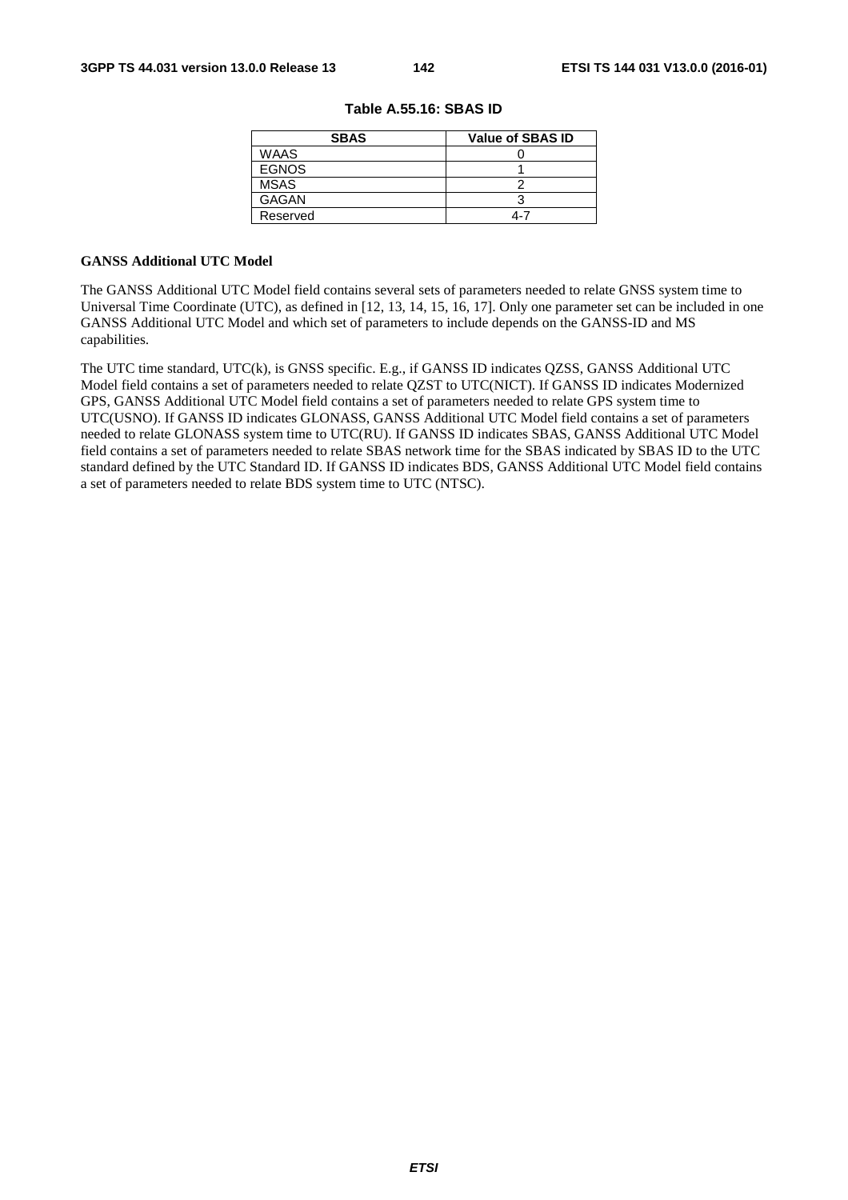**Table A.55.16: SBAS ID**

| SBAS | Value of SBAS ID |
| --- | --- |
| WAAS | 0 |
| EGNOS | 1 |
| MSAS | 2 |
| GAGAN | 3 |
| Reserved | 4-7 |

**GANSS Additional UTC Model**

The GANSS Additional UTC Model field contains several sets of parameters needed to relate GNSS system time to Universal Time Coordinate (UTC), as defined in [12, 13, 14, 15, 16, 17]. Only one parameter set can be included in one GANSS Additional UTC Model and which set of parameters to include depends on the GANSS-ID and MS capabilities.

The UTC time standard, UTC(k), is GNSS specific. E.g., if GANSS ID indicates QZSS, GANSS Additional UTC Model field contains a set of parameters needed to relate QZST to UTC(NICT). If GANSS ID indicates Modernized GPS, GANSS Additional UTC Model field contains a set of parameters needed to relate GPS system time to UTC(USNO). If GANSS ID indicates GLONASS, GANSS Additional UTC Model field contains a set of parameters needed to relate GLONASS system time to UTC(RU). If GANSS ID indicates SBAS, GANSS Additional UTC Model field contains a set of parameters needed to relate SBAS network time for the SBAS indicated by SBAS ID to the UTC standard defined by the UTC Standard ID. If GANSS ID indicates BDS, GANSS Additional UTC Model field contains a set of parameters needed to relate BDS system time to UTC (NTSC).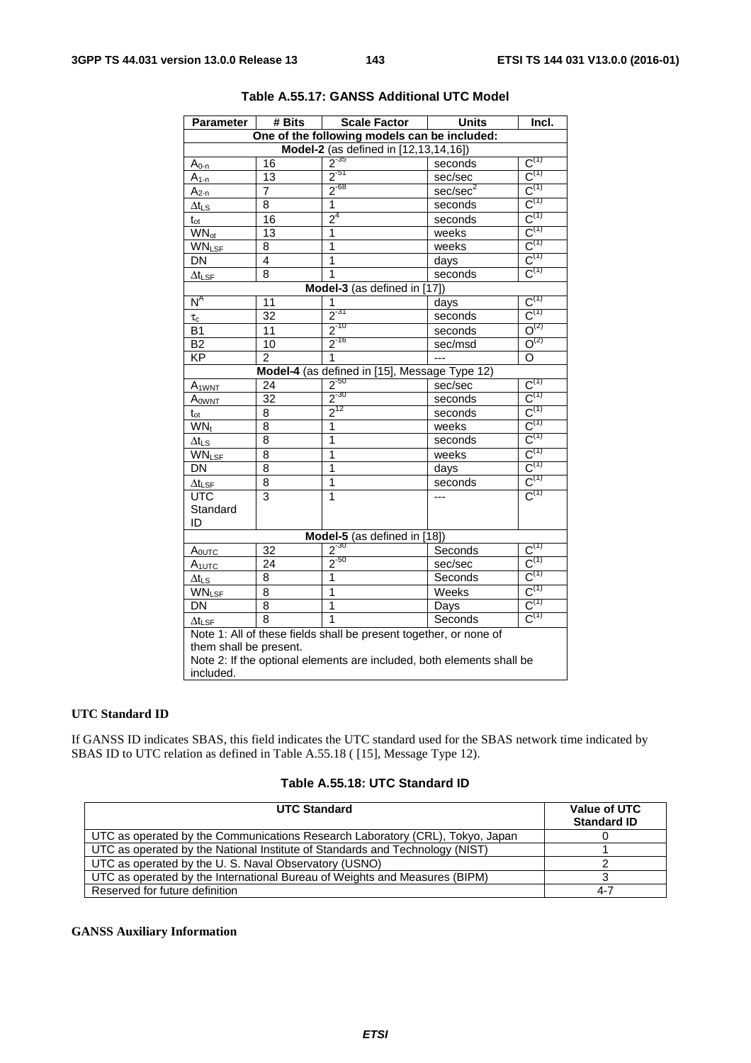**Table A.55.17: GANSS Additional UTC Model**

| Parameter | # Bits | Scale Factor | Units | Incl. |
|---|---|---|---|---|
| One of the following models can be included: | | | | |
| **Model-2** (as defined in [12,13,14,16]) | | | | |
| $A_{0-n}$ | 16 | $2^{-35}$ | seconds | $C^{(1)}$ |
| $A_{1-n}$ | 13 | $2^{-51}$ | sec/sec | $C^{(1)}$ |
| $A_{2-n}$ | 7 | $2^{-68}$ | sec/sec$^2$ | $C^{(1)}$ |
| $\Delta t_{LS}$ | 8 | 1 | seconds | $C^{(1)}$ |
| $t_{ot}$ | 16 | $2^4$ | seconds | $C^{(1)}$ |
| $WN_{ot}$ | 13 | 1 | weeks | $C^{(1)}$ |
| $WN_{LSF}$ | 8 | 1 | weeks | $C^{(1)}$ |
| DN | 4 | 1 | days | $C^{(1)}$ |
| $\Delta t_{LSF}$ | 8 | 1 | seconds | $C^{(1)}$ |
| **Model-3** (as defined in [17]) | | | | |
| $N^A$ | 11 | 1 | days | $C^{(1)}$ |
| $\tau_c$ | 32 | $2^{-31}$ | seconds | $C^{(1)}$ |
| B1 | 11 | $2^{-10}$ | seconds | $O^{(2)}$ |
| B2 | 10 | $2^{-16}$ | sec/msd | $O^{(2)}$ |
| KP | 2 | 1 | --- | O |
| **Model-4** (as defined in [15], Message Type 12) | | | | |
| $A_{1WNT}$ | 24 | $2^{-50}$ | sec/sec | $C^{(1)}$ |
| $A_{0WNT}$ | 32 | $2^{-30}$ | seconds | $C^{(1)}$ |
| $t_{ot}$ | 8 | $2^{12}$ | seconds | $C^{(1)}$ |
| $WN_t$ | 8 | 1 | weeks | $C^{(1)}$ |
| $\Delta t_{LS}$ | 8 | 1 | seconds | $C^{(1)}$ |
| $WN_{LSF}$ | 8 | 1 | weeks | $C^{(1)}$ |
| DN | 8 | 1 | days | $C^{(1)}$ |
| $\Delta t_{LSF}$ | 8 | 1 | seconds | $C^{(1)}$ |
| UTC Standard ID | 3 | 1 | --- | $C^{(1)}$ |
| **Model-5** (as defined in [18]) | | | | |
| $A_{0UTC}$ | 32 | $2^{-30}$ | Seconds | $C^{(1)}$ |
| $A_{1UTC}$ | 24 | $2^{-50}$ | sec/sec | $C^{(1)}$ |
| $\Delta t_{LS}$ | 8 | 1 | Seconds | $C^{(1)}$ |
| $WN_{LSF}$ | 8 | 1 | Weeks | $C^{(1)}$ |
| DN | 8 | 1 | Days | $C^{(1)}$ |
| $\Delta t_{LSF}$ | 8 | 1 | Seconds | $C^{(1)}$ |
| Note 1: All of these fields shall be present together, or none of them shall be present. Note 2: If the optional elements are included, both elements shall be included. | | | | |

**UTC Standard ID**

If GANSS ID indicates SBAS, this field indicates the UTC standard used for the SBAS network time indicated by SBAS ID to UTC relation as defined in Table A.55.18 ( [15], Message Type 12).

**Table A.55.18: UTC Standard ID**

| UTC Standard | Value of UTC Standard ID |
|---|---|
| UTC as operated by the Communications Research Laboratory (CRL), Tokyo, Japan | 0 |
| UTC as operated by the National Institute of Standards and Technology (NIST) | 1 |
| UTC as operated by the U. S. Naval Observatory (USNO) | 2 |
| UTC as operated by the International Bureau of Weights and Measures (BIPM) | 3 |
| Reserved for future definition | 4-7 |

**GANSS Auxiliary Information**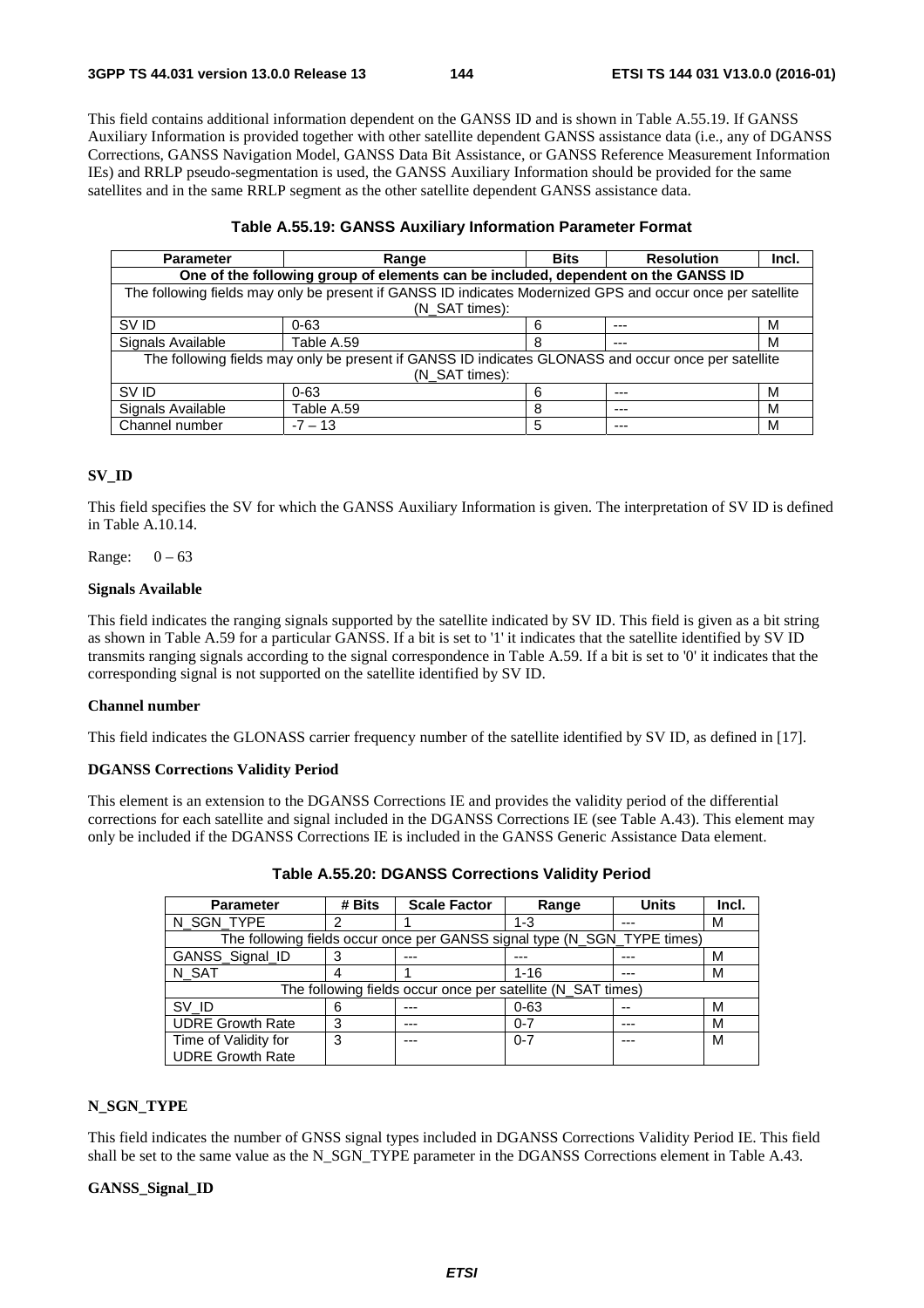This field contains additional information dependent on the GANSS ID and is shown in Table A.55.19. If GANSS Auxiliary Information is provided together with other satellite dependent GANSS assistance data (i.e., any of DGANSS Corrections, GANSS Navigation Model, GANSS Data Bit Assistance, or GANSS Reference Measurement Information IEs) and RRLP pseudo-segmentation is used, the GANSS Auxiliary Information should be provided for the same satellites and in the same RRLP segment as the other satellite dependent GANSS assistance data.

**Table A.55.19: GANSS Auxiliary Information Parameter Format**

| Parameter | Range | Bits | Resolution | Incl. |
|---|---|---|---|---|
| **One of the following group of elements can be included, dependent on the GANSS ID** | | | | |
| The following fields may only be present if GANSS ID indicates Modernized GPS and occur once per satellite (N_SAT times): | | | | |
| SV ID | 0-63 | 6 | --- | M |
| Signals Available | Table A.59 | 8 | --- | M |
| The following fields may only be present if GANSS ID indicates GLONASS and occur once per satellite (N_SAT times): | | | | |
| SV ID | 0-63 | 6 | --- | M |
| Signals Available | Table A.59 | 8 | --- | M |
| Channel number | -7 – 13 | 5 | --- | M |

**SV_ID**

This field specifies the SV for which the GANSS Auxiliary Information is given. The interpretation of SV ID is defined in Table A.10.14.

Range: 0 – 63

**Signals Available**

This field indicates the ranging signals supported by the satellite indicated by SV ID. This field is given as a bit string as shown in Table A.59 for a particular GANSS. If a bit is set to '1' it indicates that the satellite identified by SV ID transmits ranging signals according to the signal correspondence in Table A.59. If a bit is set to '0' it indicates that the corresponding signal is not supported on the satellite identified by SV ID.

**Channel number**

This field indicates the GLONASS carrier frequency number of the satellite identified by SV ID, as defined in [17].

**DGANSS Corrections Validity Period**

This element is an extension to the DGANSS Corrections IE and provides the validity period of the differential corrections for each satellite and signal included in the DGANSS Corrections IE (see Table A.43). This element may only be included if the DGANSS Corrections IE is included in the GANSS Generic Assistance Data element.

**Table A.55.20: DGANSS Corrections Validity Period**

| Parameter | # Bits | Scale Factor | Range | Units | Incl. |
|---|---|---|---|---|---|
| N_SGN_TYPE | 2 | 1 | 1-3 | --- | M |
| The following fields occur once per GANSS signal type (N_SGN_TYPE times) | | | | | |
| GANSS_Signal_ID | 3 | --- | --- | --- | M |
| N_SAT | 4 | 1 | 1-16 | --- | M |
| The following fields occur once per satellite (N_SAT times) | | | | | |
| SV_ID | 6 | --- | 0-63 | -- | M |
| UDRE Growth Rate | 3 | --- | 0-7 | --- | M |
| Time of Validity for UDRE Growth Rate | 3 | --- | 0-7 | --- | M |

**N_SGN_TYPE**

This field indicates the number of GNSS signal types included in DGANSS Corrections Validity Period IE. This field shall be set to the same value as the N_SGN_TYPE parameter in the DGANSS Corrections element in Table A.43.

**GANSS_Signal_ID**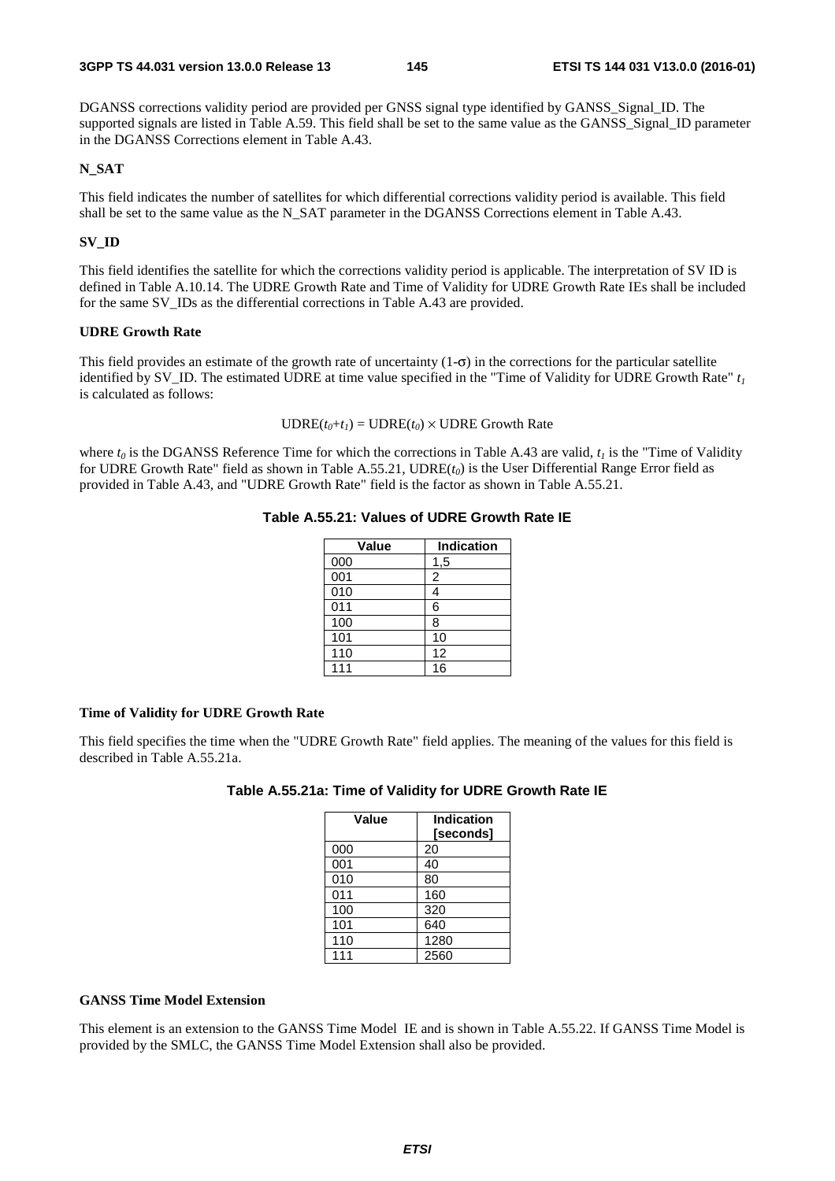DGANSS corrections validity period are provided per GNSS signal type identified by GANSS_Signal_ID. The supported signals are listed in Table A.59. This field shall be set to the same value as the GANSS_Signal_ID parameter in the DGANSS Corrections element in Table A.43.

**N_SAT**

This field indicates the number of satellites for which differential corrections validity period is available. This field shall be set to the same value as the N_SAT parameter in the DGANSS Corrections element in Table A.43.

**SV_ID**

This field identifies the satellite for which the corrections validity period is applicable. The interpretation of SV ID is defined in Table A.10.14. The UDRE Growth Rate and Time of Validity for UDRE Growth Rate IEs shall be included for the same SV_IDs as the differential corrections in Table A.43 are provided.

**UDRE Growth Rate**

This field provides an estimate of the growth rate of uncertainty (1-σ) in the corrections for the particular satellite identified by SV_ID. The estimated UDRE at time value specified in the "Time of Validity for UDRE Growth Rate" $t_1$ is calculated as follows:

$$\text{UDRE}(t_0+t_1) = \text{UDRE}(t_0) \times \text{UDRE Growth Rate}$$

where $t_0$ is the DGANSS Reference Time for which the corrections in Table A.43 are valid, $t_1$ is the "Time of Validity for UDRE Growth Rate" field as shown in Table A.55.21, UDRE($t_0$) is the User Differential Range Error field as provided in Table A.43, and "UDRE Growth Rate" field is the factor as shown in Table A.55.21.

**Table A.55.21: Values of UDRE Growth Rate IE**

| Value | Indication |
|---|---|
| 000 | 1,5 |
| 001 | 2 |
| 010 | 4 |
| 011 | 6 |
| 100 | 8 |
| 101 | 10 |
| 110 | 12 |
| 111 | 16 |

**Time of Validity for UDRE Growth Rate**

This field specifies the time when the "UDRE Growth Rate" field applies. The meaning of the values for this field is described in Table A.55.21a.

**Table A.55.21a: Time of Validity for UDRE Growth Rate IE**

| Value | Indication [seconds] |
|---|---|
| 000 | 20 |
| 001 | 40 |
| 010 | 80 |
| 011 | 160 |
| 100 | 320 |
| 101 | 640 |
| 110 | 1280 |
| 111 | 2560 |

**GANSS Time Model Extension**

This element is an extension to the GANSS Time Model IE and is shown in Table A.55.22. If GANSS Time Model is provided by the SMLC, the GANSS Time Model Extension shall also be provided.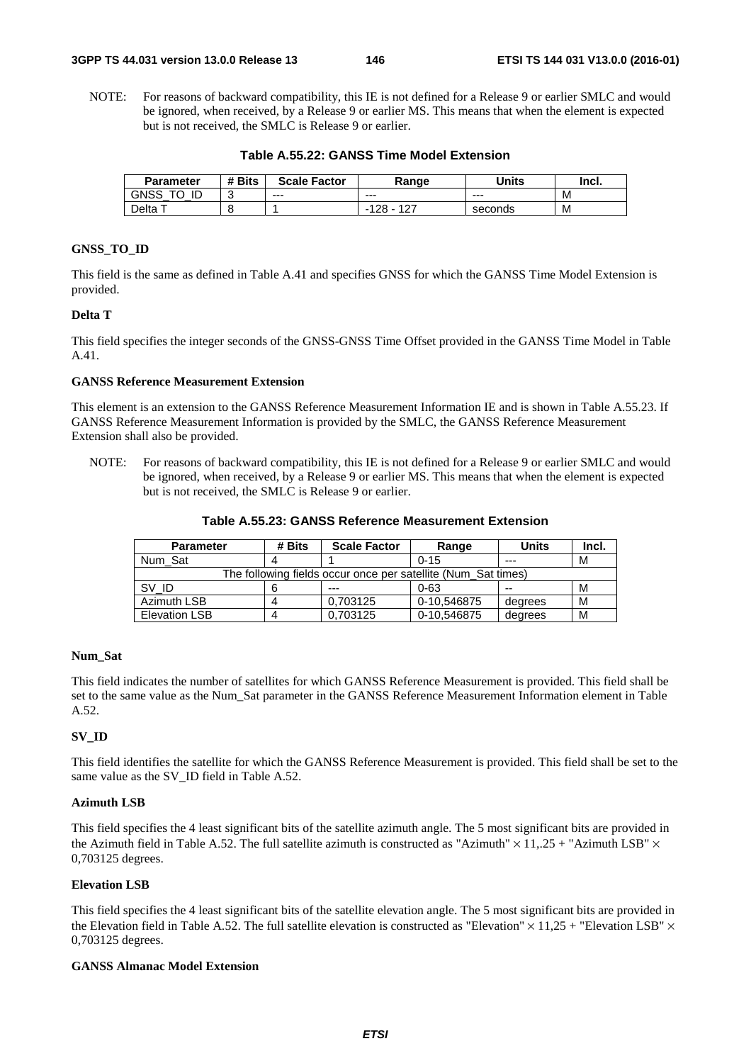NOTE: For reasons of backward compatibility, this IE is not defined for a Release 9 or earlier SMLC and would be ignored, when received, by a Release 9 or earlier MS. This means that when the element is expected but is not received, the SMLC is Release 9 or earlier.

**Table A.55.22: GANSS Time Model Extension**

| Parameter | # Bits | Scale Factor | Range | Units | Incl. |
|---|---|---|---|---|---|
| GNSS_TO_ID | 3 | --- | --- | --- | M |
| Delta T | 8 | 1 | -128 - 127 | seconds | M |

**GNSS_TO_ID**

This field is the same as defined in Table A.41 and specifies GNSS for which the GANSS Time Model Extension is provided.

**Delta T**

This field specifies the integer seconds of the GNSS-GNSS Time Offset provided in the GANSS Time Model in Table A.41.

**GANSS Reference Measurement Extension**

This element is an extension to the GANSS Reference Measurement Information IE and is shown in Table A.55.23. If GANSS Reference Measurement Information is provided by the SMLC, the GANSS Reference Measurement Extension shall also be provided.

NOTE: For reasons of backward compatibility, this IE is not defined for a Release 9 or earlier SMLC and would be ignored, when received, by a Release 9 or earlier MS. This means that when the element is expected but is not received, the SMLC is Release 9 or earlier.

**Table A.55.23: GANSS Reference Measurement Extension**

| Parameter | # Bits | Scale Factor | Range | Units | Incl. |
|---|---|---|---|---|---|
| Num_Sat | 4 | 1 | 0-15 | --- | M |
| The following fields occur once per satellite (Num_Sat times) | | | | | |
| SV_ID | 6 | --- | 0-63 | -- | M |
| Azimuth LSB | 4 | 0,703125 | 0-10,546875 | degrees | M |
| Elevation LSB | 4 | 0,703125 | 0-10,546875 | degrees | M |

**Num_Sat**

This field indicates the number of satellites for which GANSS Reference Measurement is provided. This field shall be set to the same value as the Num_Sat parameter in the GANSS Reference Measurement Information element in Table A.52.

**SV_ID**

This field identifies the satellite for which the GANSS Reference Measurement is provided. This field shall be set to the same value as the SV_ID field in Table A.52.

**Azimuth LSB**

This field specifies the 4 least significant bits of the satellite azimuth angle. The 5 most significant bits are provided in the Azimuth field in Table A.52. The full satellite azimuth is constructed as "Azimuth" $\times$ 11,.25 + "Azimuth LSB" $\times$ 0,703125 degrees.

**Elevation LSB**

This field specifies the 4 least significant bits of the satellite elevation angle. The 5 most significant bits are provided in the Elevation field in Table A.52. The full satellite elevation is constructed as "Elevation" $\times$ 11,25 + "Elevation LSB" $\times$ 0,703125 degrees.

**GANSS Almanac Model Extension**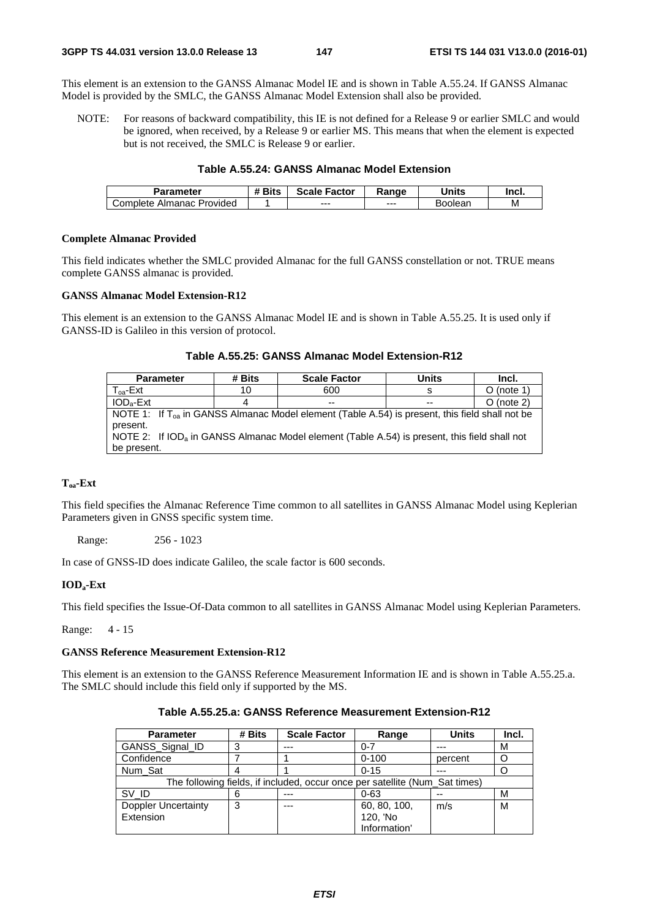This element is an extension to the GANSS Almanac Model IE and is shown in Table A.55.24. If GANSS Almanac Model is provided by the SMLC, the GANSS Almanac Model Extension shall also be provided.

NOTE: For reasons of backward compatibility, this IE is not defined for a Release 9 or earlier SMLC and would be ignored, when received, by a Release 9 or earlier MS. This means that when the element is expected but is not received, the SMLC is Release 9 or earlier.

**Table A.55.24: GANSS Almanac Model Extension**

| Parameter | # Bits | Scale Factor | Range | Units | Incl. |
|---|---|---|---|---|---|
| Complete Almanac Provided | 1 | --- | --- | Boolean | M |

**Complete Almanac Provided**

This field indicates whether the SMLC provided Almanac for the full GANSS constellation or not. TRUE means complete GANSS almanac is provided.

**GANSS Almanac Model Extension-R12**

This element is an extension to the GANSS Almanac Model IE and is shown in Table A.55.25. It is used only if GANSS-ID is Galileo in this version of protocol.

**Table A.55.25: GANSS Almanac Model Extension-R12**

| Parameter | # Bits | Scale Factor | Units | Incl. |
|---|---|---|---|---|
| $T_{oa}$-Ext | 10 | 600 | s | O (note 1) |
| $IOD_a$-Ext | 4 | -- | -- | O (note 2) |
| NOTE 1: If $T_{oa}$ in GANSS Almanac Model element (Table A.54) is present, this field shall not be present. NOTE 2: If $IOD_a$ in GANSS Almanac Model element (Table A.54) is present, this field shall not be present. | | | | |

**$T_{oa}$-Ext**

This field specifies the Almanac Reference Time common to all satellites in GANSS Almanac Model using Keplerian Parameters given in GNSS specific system time.

Range: 256 - 1023

In case of GNSS-ID does indicate Galileo, the scale factor is 600 seconds.

**$IOD_a$-Ext**

This field specifies the Issue-Of-Data common to all satellites in GANSS Almanac Model using Keplerian Parameters.

Range: 4 - 15

**GANSS Reference Measurement Extension-R12**

This element is an extension to the GANSS Reference Measurement Information IE and is shown in Table A.55.25.a. The SMLC should include this field only if supported by the MS.

**Table A.55.25.a: GANSS Reference Measurement Extension-R12**

| Parameter | # Bits | Scale Factor | Range | Units | Incl. |
|---|---|---|---|---|---|
| GANSS_Signal_ID | 3 | --- | 0-7 | --- | M |
| Confidence | 7 | 1 | 0-100 | percent | O |
| Num_Sat | 4 | 1 | 0-15 | --- | O |
| The following fields, if included, occur once per satellite (Num_Sat times) | | | | | |
| SV_ID | 6 | --- | 0-63 | -- | M |
| Doppler Uncertainty Extension | 3 | --- | 60, 80, 100, 120, 'No Information' | m/s | M |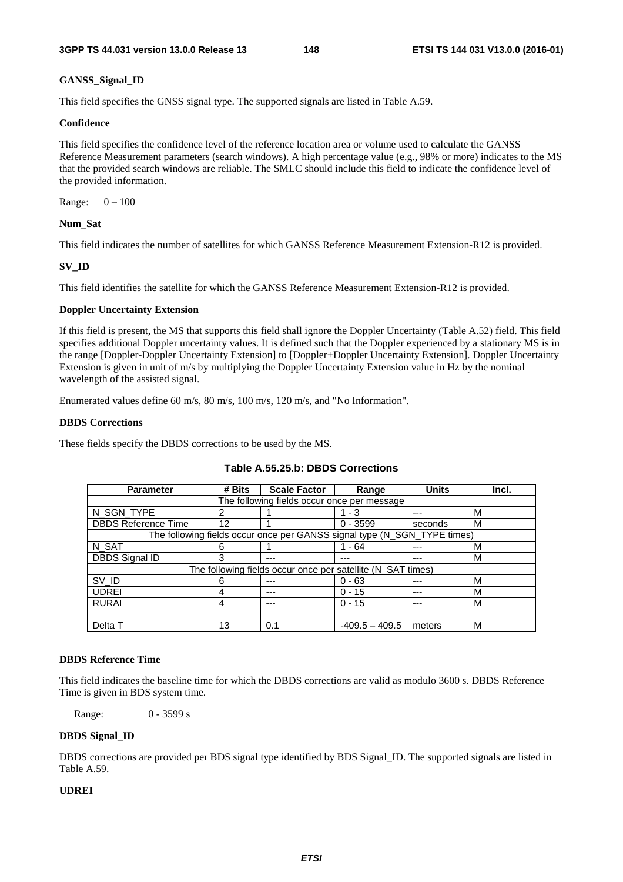**GANSS_Signal_ID**

This field specifies the GNSS signal type. The supported signals are listed in Table A.59.

**Confidence**

This field specifies the confidence level of the reference location area or volume used to calculate the GANSS Reference Measurement parameters (search windows). A high percentage value (e.g., 98% or more) indicates to the MS that the provided search windows are reliable. The SMLC should include this field to indicate the confidence level of the provided information.

Range: 0 – 100

**Num_Sat**

This field indicates the number of satellites for which GANSS Reference Measurement Extension-R12 is provided.

**SV_ID**

This field identifies the satellite for which the GANSS Reference Measurement Extension-R12 is provided.

**Doppler Uncertainty Extension**

If this field is present, the MS that supports this field shall ignore the Doppler Uncertainty (Table A.52) field. This field specifies additional Doppler uncertainty values. It is defined such that the Doppler experienced by a stationary MS is in the range [Doppler-Doppler Uncertainty Extension] to [Doppler+Doppler Uncertainty Extension]. Doppler Uncertainty Extension is given in unit of m/s by multiplying the Doppler Uncertainty Extension value in Hz by the nominal wavelength of the assisted signal.

Enumerated values define 60 m/s, 80 m/s, 100 m/s, 120 m/s, and "No Information".

**DBDS Corrections**

These fields specify the DBDS corrections to be used by the MS.

**Table A.55.25.b: DBDS Corrections**

| Parameter | # Bits | Scale Factor | Range | Units | Incl. |
|---|---|---|---|---|---|
| The following fields occur once per message | | | | | |
| N_SGN_TYPE | 2 | 1 | 1 - 3 | --- | M |
| DBDS Reference Time | 12 | 1 | 0 - 3599 | seconds | M |
| The following fields occur once per GANSS signal type (N_SGN_TYPE times) | | | | | |
| N_SAT | 6 | 1 | 1 - 64 | --- | M |
| DBDS Signal ID | 3 | --- | --- | --- | M |
| The following fields occur once per satellite (N_SAT times) | | | | | |
| SV_ID | 6 | --- | 0 - 63 | --- | M |
| UDREI | 4 | --- | 0 - 15 | --- | M |
| RURAI | 4 | --- | 0 - 15 | --- | M |
| Delta T | 13 | 0.1 | -409.5 – 409.5 | meters | M |

**DBDS Reference Time**

This field indicates the baseline time for which the DBDS corrections are valid as modulo 3600 s. DBDS Reference Time is given in BDS system time.

Range: 0 - 3599 s

**DBDS Signal_ID**

DBDS corrections are provided per BDS signal type identified by BDS Signal_ID. The supported signals are listed in Table A.59.

**UDREI**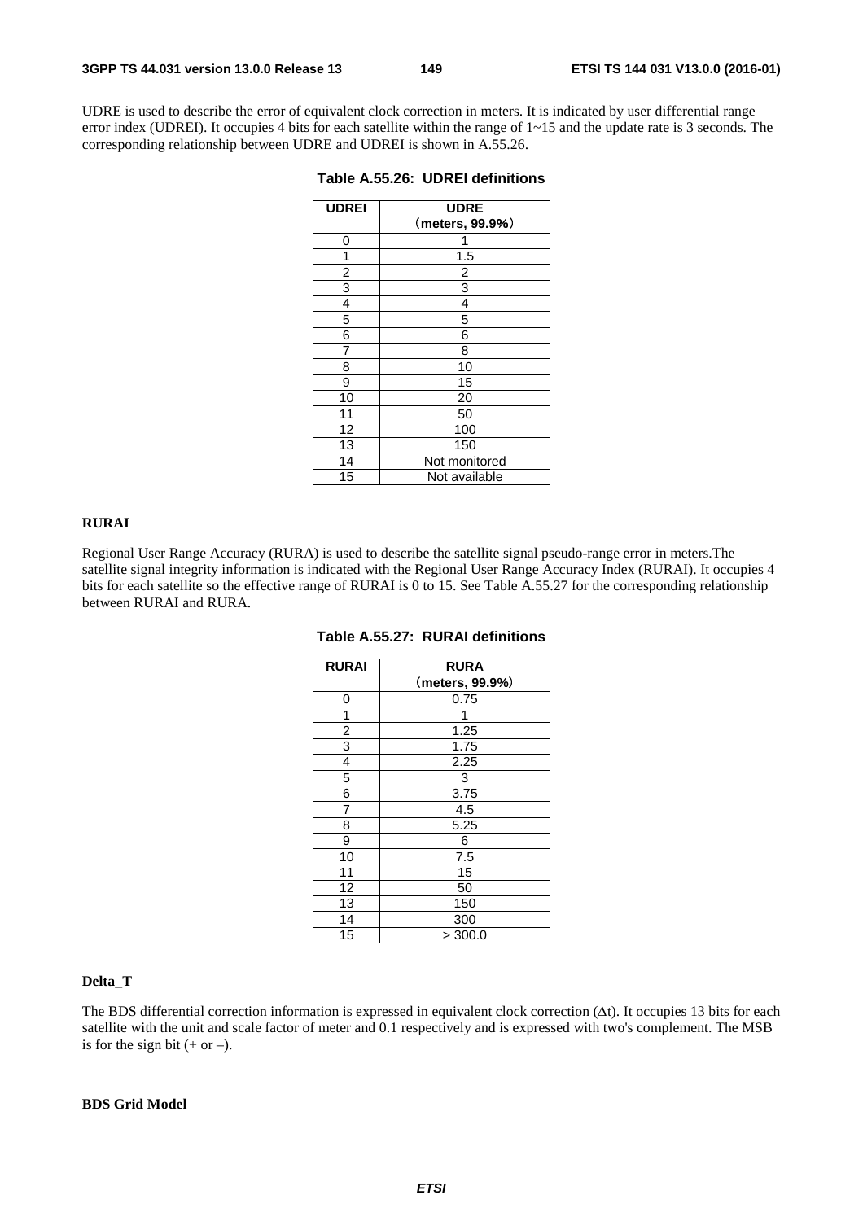UDRE is used to describe the error of equivalent clock correction in meters. It is indicated by user differential range error index (UDREI). It occupies 4 bits for each satellite within the range of 1~15 and the update rate is 3 seconds. The corresponding relationship between UDRE and UDREI is shown in A.55.26.

**Table A.55.26: UDREI definitions**

| UDREI | UDRE（meters, 99.9%） |
|---|---|
| 0 | 1 |
| 1 | 1.5 |
| 2 | 2 |
| 3 | 3 |
| 4 | 4 |
| 5 | 5 |
| 6 | 6 |
| 7 | 8 |
| 8 | 10 |
| 9 | 15 |
| 10 | 20 |
| 11 | 50 |
| 12 | 100 |
| 13 | 150 |
| 14 | Not monitored |
| 15 | Not available |

**RURAI**

Regional User Range Accuracy (RURA) is used to describe the satellite signal pseudo-range error in meters.The satellite signal integrity information is indicated with the Regional User Range Accuracy Index (RURAI). It occupies 4 bits for each satellite so the effective range of RURAI is 0 to 15. See Table A.55.27 for the corresponding relationship between RURAI and RURA.

**Table A.55.27: RURAI definitions**

| RURAI | RURA（meters, 99.9%） |
|---|---|
| 0 | 0.75 |
| 1 | 1 |
| 2 | 1.25 |
| 3 | 1.75 |
| 4 | 2.25 |
| 5 | 3 |
| 6 | 3.75 |
| 7 | 4.5 |
| 8 | 5.25 |
| 9 | 6 |
| 10 | 7.5 |
| 11 | 15 |
| 12 | 50 |
| 13 | 150 |
| 14 | 300 |
| 15 | > 300.0 |

**Delta_T**

The BDS differential correction information is expressed in equivalent clock correction ($\Delta t$). It occupies 13 bits for each satellite with the unit and scale factor of meter and 0.1 respectively and is expressed with two's complement. The MSB is for the sign bit (+ or –).

**BDS Grid Model**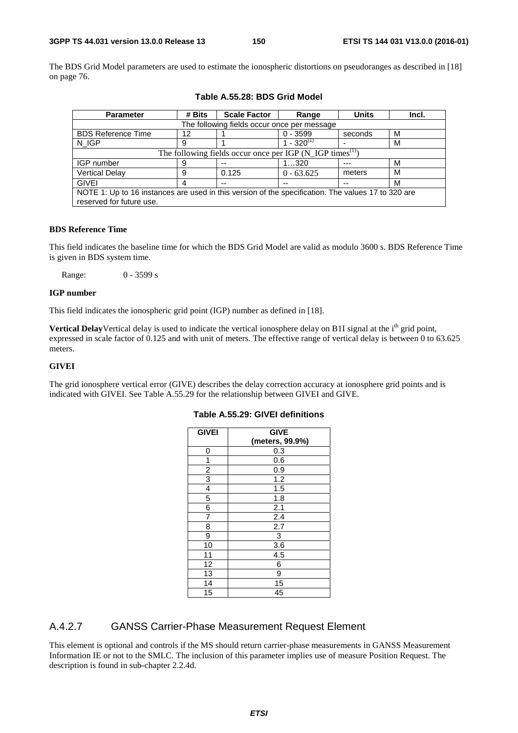The BDS Grid Model parameters are used to estimate the ionospheric distortions on pseudoranges as described in [18] on page 76.

**Table A.55.28: BDS Grid Model**

| Parameter | # Bits | Scale Factor | Range | Units | Incl. |
|---|---|---|---|---|---|
| The following fields occur once per message | | | | | |
| BDS Reference Time | 12 | 1 | 0 - 3599 | seconds | M |
| N_IGP | 9 | 1 | 1 - 320(1) | - | M |
| The following fields occur once per IGP (N_IGP times(1)) | | | | | |
| IGP number | 9 | -- | 1…320 | --- | M |
| Vertical Delay | 9 | 0.125 | 0 - 63.625 | meters | M |
| GIVEI | 4 | -- | -- | -- | M |
| NOTE 1: Up to 16 instances are used in this version of the specification. The values 17 to 320 are reserved for future use. | | | | | |

**BDS Reference Time**

This field indicates the baseline time for which the BDS Grid Model are valid as modulo 3600 s. BDS Reference Time is given in BDS system time.

Range: 0 - 3599 s

**IGP number**

This field indicates the ionospheric grid point (IGP) number as defined in [18].

**Vertical Delay**Vertical delay is used to indicate the vertical ionosphere delay on B1I signal at the $i^{th}$ grid point, expressed in scale factor of 0.125 and with unit of meters. The effective range of vertical delay is between 0 to 63.625 meters.

**GIVEI**

The grid ionosphere vertical error (GIVE) describes the delay correction accuracy at ionosphere grid points and is indicated with GIVEI. See Table A.55.29 for the relationship between GIVEI and GIVE.

**Table A.55.29: GIVEI definitions**

| GIVEI | GIVE (meters, 99.9%) |
|---|---|
| 0 | 0.3 |
| 1 | 0.6 |
| 2 | 0.9 |
| 3 | 1.2 |
| 4 | 1.5 |
| 5 | 1.8 |
| 6 | 2.1 |
| 7 | 2.4 |
| 8 | 2.7 |
| 9 | 3 |
| 10 | 3.6 |
| 11 | 4.5 |
| 12 | 6 |
| 13 | 9 |
| 14 | 15 |
| 15 | 45 |

## A.4.2.7 GANSS Carrier-Phase Measurement Request Element

This element is optional and controls if the MS should return carrier-phase measurements in GANSS Measurement Information IE or not to the SMLC. The inclusion of this parameter implies use of measure Position Request. The description is found in sub-chapter 2.2.4d.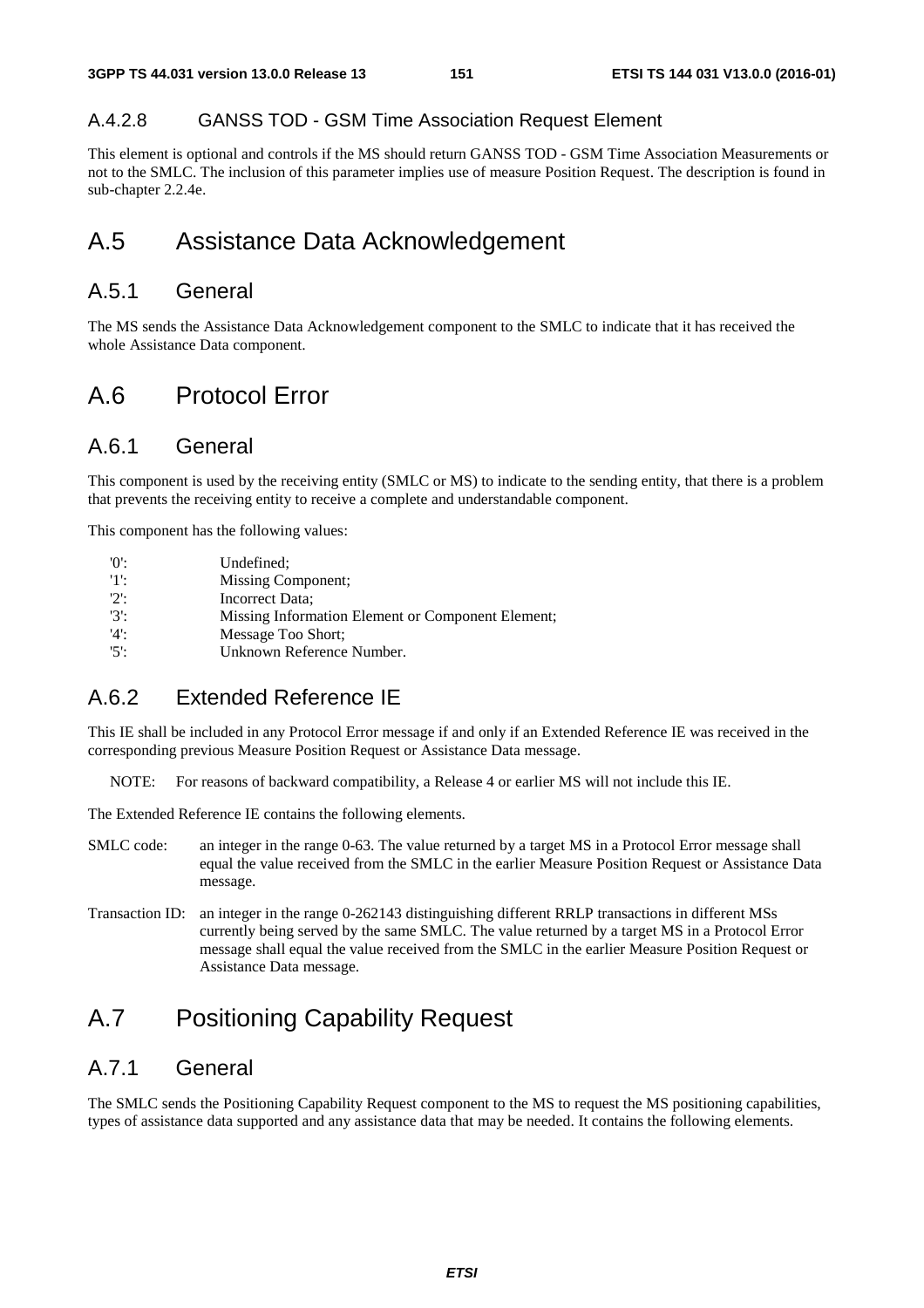#### A.4.2.8 GANSS TOD - GSM Time Association Request Element

This element is optional and controls if the MS should return GANSS TOD - GSM Time Association Measurements or not to the SMLC. The inclusion of this parameter implies use of measure Position Request. The description is found in sub-chapter 2.2.4e.

## A.5 Assistance Data Acknowledgement

### A.5.1 General

The MS sends the Assistance Data Acknowledgement component to the SMLC to indicate that it has received the whole Assistance Data component.

## A.6 Protocol Error

### A.6.1 General

This component is used by the receiving entity (SMLC or MS) to indicate to the sending entity, that there is a problem that prevents the receiving entity to receive a complete and understandable component.

This component has the following values:

'0': Undefined;
'1': Missing Component;
'2': Incorrect Data;
'3': Missing Information Element or Component Element;
'4': Message Too Short;
'5': Unknown Reference Number.

### A.6.2 Extended Reference IE

This IE shall be included in any Protocol Error message if and only if an Extended Reference IE was received in the corresponding previous Measure Position Request or Assistance Data message.

NOTE: For reasons of backward compatibility, a Release 4 or earlier MS will not include this IE.

The Extended Reference IE contains the following elements.

SMLC code: an integer in the range 0-63. The value returned by a target MS in a Protocol Error message shall equal the value received from the SMLC in the earlier Measure Position Request or Assistance Data message.

Transaction ID: an integer in the range 0-262143 distinguishing different RRLP transactions in different MSs currently being served by the same SMLC. The value returned by a target MS in a Protocol Error message shall equal the value received from the SMLC in the earlier Measure Position Request or Assistance Data message.

## A.7 Positioning Capability Request

### A.7.1 General

The SMLC sends the Positioning Capability Request component to the MS to request the MS positioning capabilities, types of assistance data supported and any assistance data that may be needed. It contains the following elements.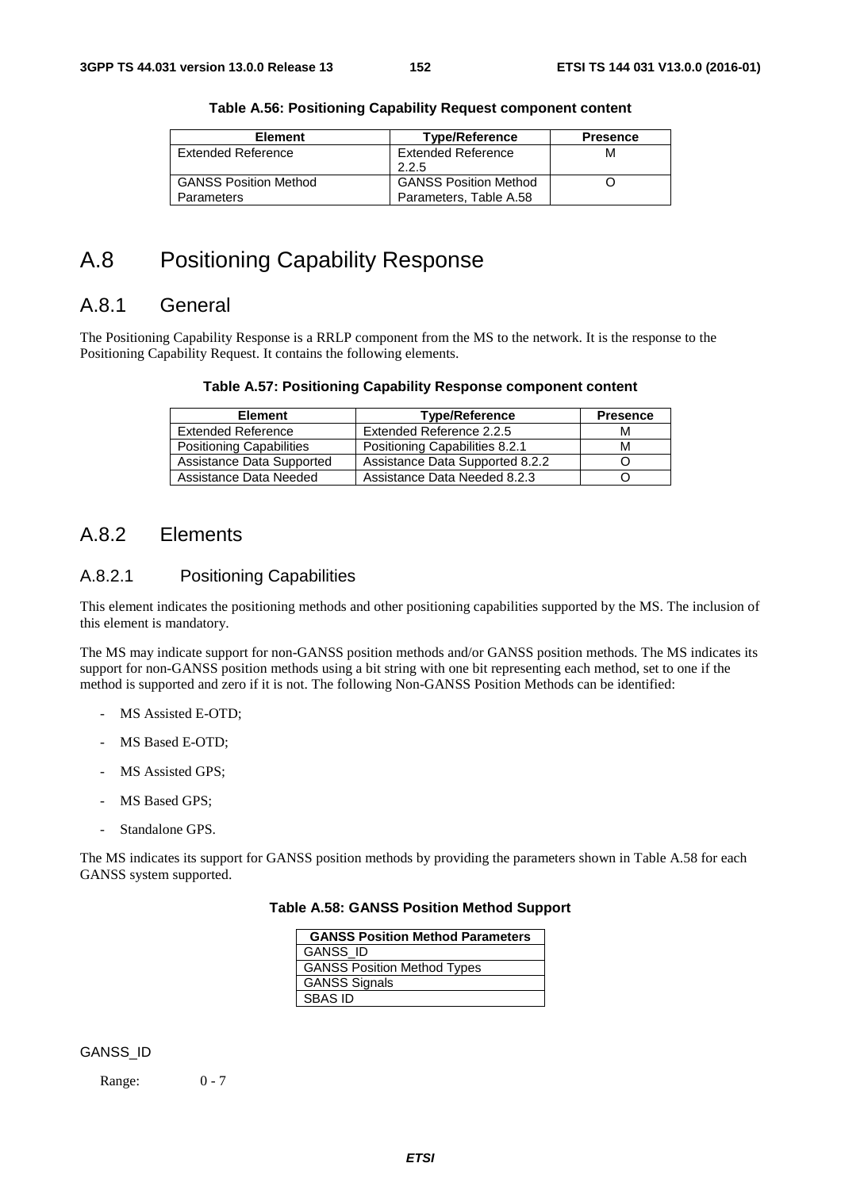**Table A.56: Positioning Capability Request component content**

| Element | Type/Reference | Presence |
|---|---|---|
| Extended Reference | Extended Reference 2.2.5 | M |
| GANSS Position Method Parameters | GANSS Position Method Parameters, Table A.58 | O |

# A.8 Positioning Capability Response

## A.8.1 General

The Positioning Capability Response is a RRLP component from the MS to the network. It is the response to the Positioning Capability Request. It contains the following elements.

**Table A.57: Positioning Capability Response component content**

| Element | Type/Reference | Presence |
|---|---|---|
| Extended Reference | Extended Reference 2.2.5 | M |
| Positioning Capabilities | Positioning Capabilities 8.2.1 | M |
| Assistance Data Supported | Assistance Data Supported 8.2.2 | O |
| Assistance Data Needed | Assistance Data Needed 8.2.3 | O |

## A.8.2 Elements

### A.8.2.1 Positioning Capabilities

This element indicates the positioning methods and other positioning capabilities supported by the MS. The inclusion of this element is mandatory.

The MS may indicate support for non-GANSS position methods and/or GANSS position methods. The MS indicates its support for non-GANSS position methods using a bit string with one bit representing each method, set to one if the method is supported and zero if it is not. The following Non-GANSS Position Methods can be identified:

- MS Assisted E-OTD;
- MS Based E-OTD;
- MS Assisted GPS;
- MS Based GPS;
- Standalone GPS.

The MS indicates its support for GANSS position methods by providing the parameters shown in Table A.58 for each GANSS system supported.

**Table A.58: GANSS Position Method Support**

| GANSS Position Method Parameters |
|---|
| GANSS_ID |
| GANSS Position Method Types |
| GANSS Signals |
| SBAS ID |

GANSS_ID

Range: 0 - 7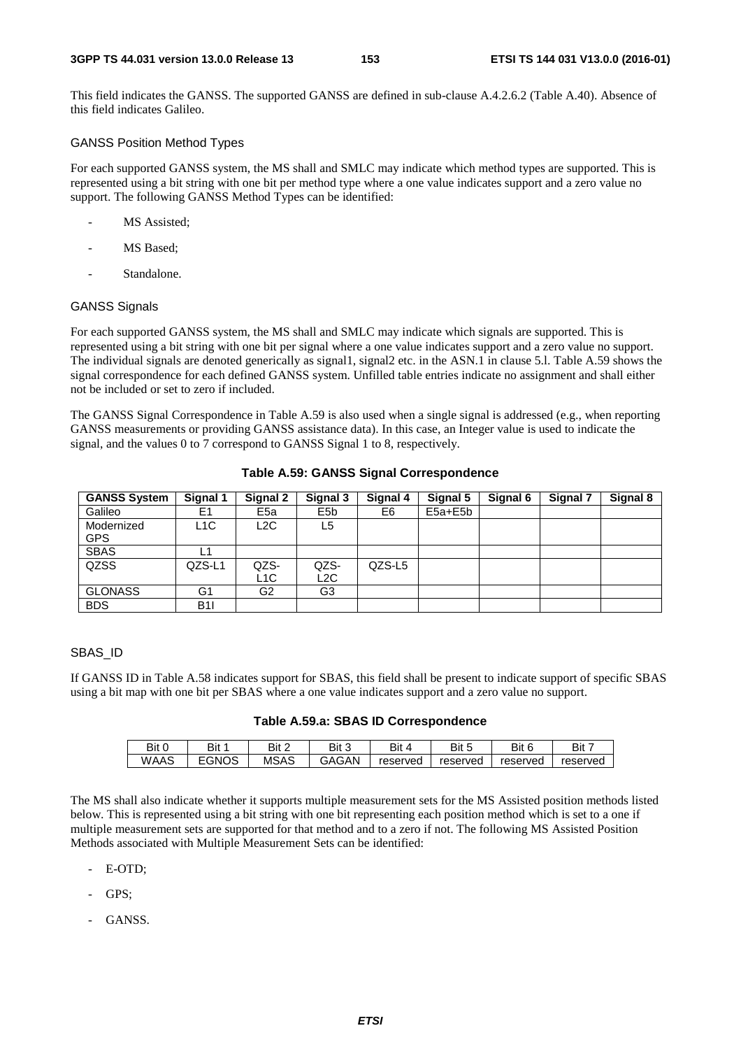This field indicates the GANSS. The supported GANSS are defined in sub-clause A.4.2.6.2 (Table A.40). Absence of this field indicates Galileo.

#### GANSS Position Method Types

For each supported GANSS system, the MS shall and SMLC may indicate which method types are supported. This is represented using a bit string with one bit per method type where a one value indicates support and a zero value no support. The following GANSS Method Types can be identified:

- MS Assisted;
- MS Based;
- Standalone.

#### GANSS Signals

For each supported GANSS system, the MS shall and SMLC may indicate which signals are supported. This is represented using a bit string with one bit per signal where a one value indicates support and a zero value no support. The individual signals are denoted generically as signal1, signal2 etc. in the ASN.1 in clause 5.l. Table A.59 shows the signal correspondence for each defined GANSS system. Unfilled table entries indicate no assignment and shall either not be included or set to zero if included.

The GANSS Signal Correspondence in Table A.59 is also used when a single signal is addressed (e.g., when reporting GANSS measurements or providing GANSS assistance data). In this case, an Integer value is used to indicate the signal, and the values 0 to 7 correspond to GANSS Signal 1 to 8, respectively.

**Table A.59: GANSS Signal Correspondence**

| GANSS System | Signal 1 | Signal 2 | Signal 3 | Signal 4 | Signal 5 | Signal 6 | Signal 7 | Signal 8 |
|---|---|---|---|---|---|---|---|---|
| Galileo | E1 | E5a | E5b | E6 | E5a+E5b | | | |
| Modernized GPS | L1C | L2C | L5 | | | | | |
| SBAS | L1 | | | | | | | |
| QZSS | QZS-L1 | QZS-L1C | QZS-L2C | QZS-L5 | | | | |
| GLONASS | G1 | G2 | G3 | | | | | |
| BDS | B1I | | | | | | | |

#### SBAS_ID

If GANSS ID in Table A.58 indicates support for SBAS, this field shall be present to indicate support of specific SBAS using a bit map with one bit per SBAS where a one value indicates support and a zero value no support.

**Table A.59.a: SBAS ID Correspondence**

| Bit 0 | Bit 1 | Bit 2 | Bit 3 | Bit 4 | Bit 5 | Bit 6 | Bit 7 |
|---|---|---|---|---|---|---|---|
| WAAS | EGNOS | MSAS | GAGAN | reserved | reserved | reserved | reserved |

The MS shall also indicate whether it supports multiple measurement sets for the MS Assisted position methods listed below. This is represented using a bit string with one bit representing each position method which is set to a one if multiple measurement sets are supported for that method and to a zero if not. The following MS Assisted Position Methods associated with Multiple Measurement Sets can be identified:

- E-OTD;
- GPS;
- GANSS.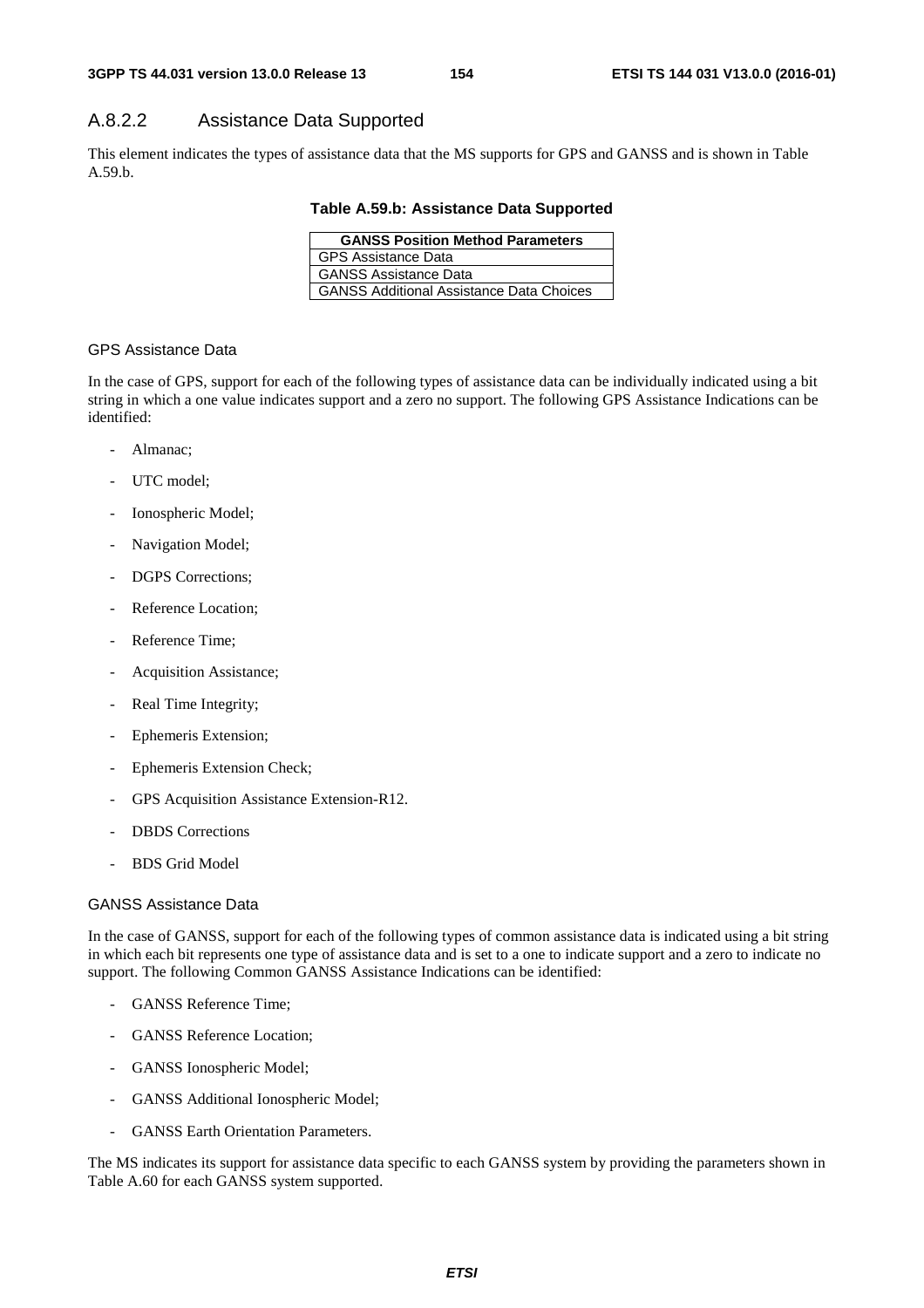### A.8.2.2 Assistance Data Supported

This element indicates the types of assistance data that the MS supports for GPS and GANSS and is shown in Table A.59.b.

**Table A.59.b: Assistance Data Supported**

| GANSS Position Method Parameters |
|---|
| GPS Assistance Data |
| GANSS Assistance Data |
| GANSS Additional Assistance Data Choices |

#### GPS Assistance Data

In the case of GPS, support for each of the following types of assistance data can be individually indicated using a bit string in which a one value indicates support and a zero no support. The following GPS Assistance Indications can be identified:

- Almanac;
- UTC model;
- Ionospheric Model;
- Navigation Model;
- DGPS Corrections;
- Reference Location;
- Reference Time;
- Acquisition Assistance;
- Real Time Integrity;
- Ephemeris Extension;
- Ephemeris Extension Check;
- GPS Acquisition Assistance Extension-R12.
- DBDS Corrections
- BDS Grid Model

#### GANSS Assistance Data

In the case of GANSS, support for each of the following types of common assistance data is indicated using a bit string in which each bit represents one type of assistance data and is set to a one to indicate support and a zero to indicate no support. The following Common GANSS Assistance Indications can be identified:

- GANSS Reference Time;
- GANSS Reference Location;
- GANSS Ionospheric Model;
- GANSS Additional Ionospheric Model;
- GANSS Earth Orientation Parameters.

The MS indicates its support for assistance data specific to each GANSS system by providing the parameters shown in Table A.60 for each GANSS system supported.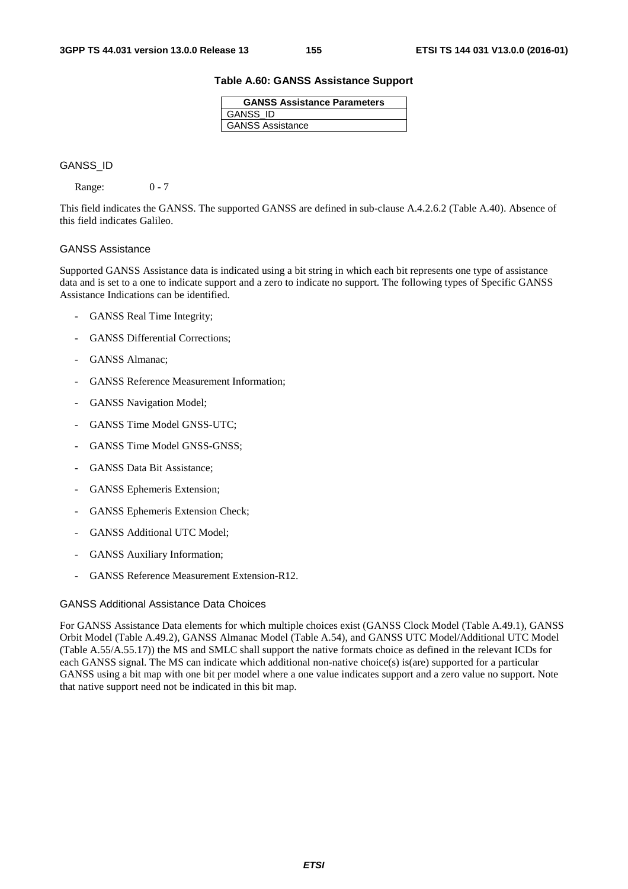**Table A.60: GANSS Assistance Support**

| GANSS Assistance Parameters |
| --- |
| GANSS_ID |
| GANSS Assistance |

GANSS_ID

Range: 0 - 7

This field indicates the GANSS. The supported GANSS are defined in sub-clause A.4.2.6.2 (Table A.40). Absence of this field indicates Galileo.

GANSS Assistance

Supported GANSS Assistance data is indicated using a bit string in which each bit represents one type of assistance data and is set to a one to indicate support and a zero to indicate no support. The following types of Specific GANSS Assistance Indications can be identified.

- GANSS Real Time Integrity;
- GANSS Differential Corrections;
- GANSS Almanac;
- GANSS Reference Measurement Information;
- GANSS Navigation Model;
- GANSS Time Model GNSS-UTC;
- GANSS Time Model GNSS-GNSS;
- GANSS Data Bit Assistance;
- GANSS Ephemeris Extension;
- GANSS Ephemeris Extension Check;
- GANSS Additional UTC Model;
- GANSS Auxiliary Information;
- GANSS Reference Measurement Extension-R12.

GANSS Additional Assistance Data Choices

For GANSS Assistance Data elements for which multiple choices exist (GANSS Clock Model (Table A.49.1), GANSS Orbit Model (Table A.49.2), GANSS Almanac Model (Table A.54), and GANSS UTC Model/Additional UTC Model (Table A.55/A.55.17)) the MS and SMLC shall support the native formats choice as defined in the relevant ICDs for each GANSS signal. The MS can indicate which additional non-native choice(s) is(are) supported for a particular GANSS using a bit map with one bit per model where a one value indicates support and a zero value no support. Note that native support need not be indicated in this bit map.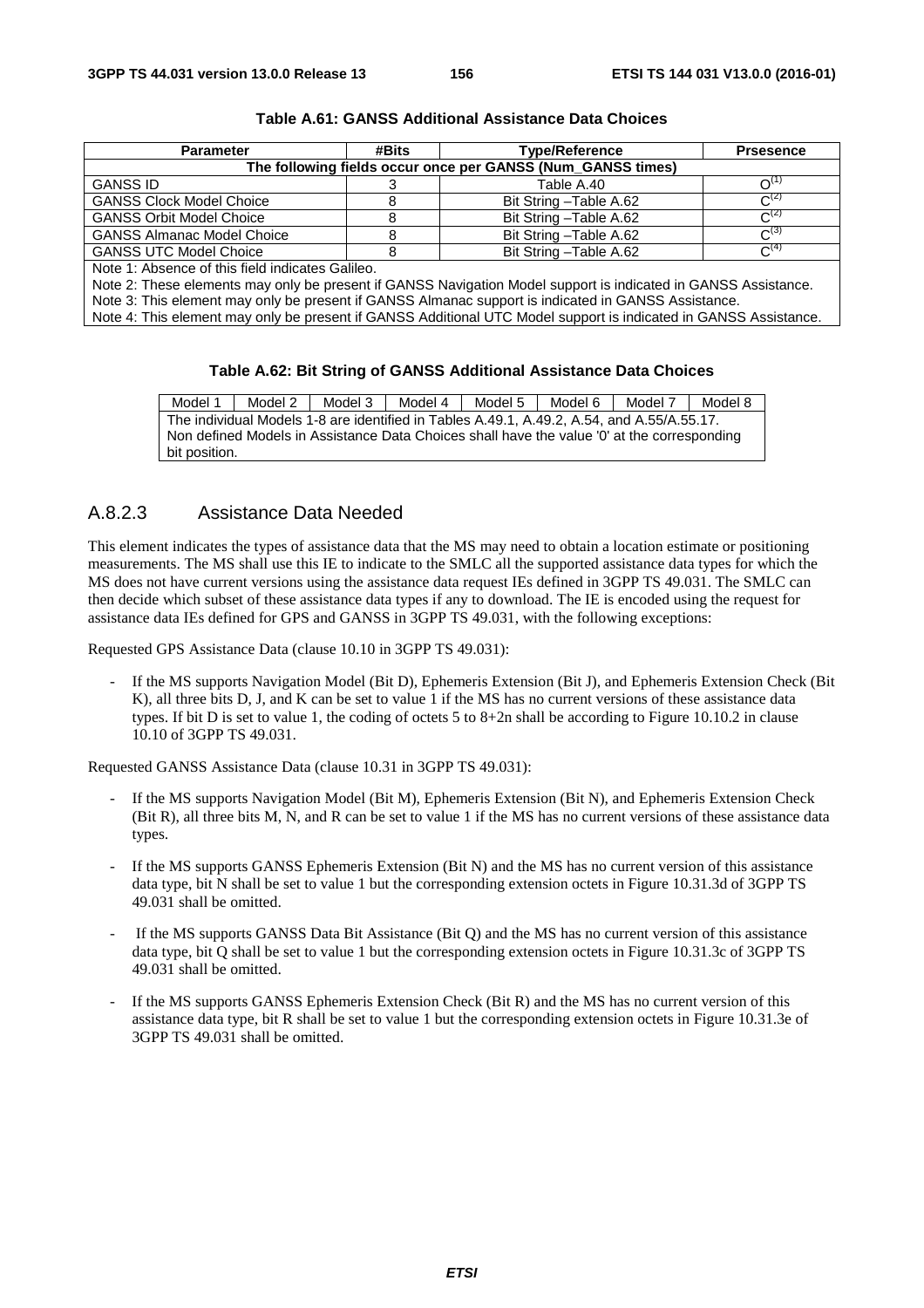**Table A.61: GANSS Additional Assistance Data Choices**

| Parameter | #Bits | Type/Reference | Prsesence |
|---|---|---|---|
| The following fields occur once per GANSS (Num_GANSS times) | | | |
| GANSS ID | 3 | Table A.40 | O(1) |
| GANSS Clock Model Choice | 8 | Bit String –Table A.62 | C(2) |
| GANSS Orbit Model Choice | 8 | Bit String –Table A.62 | C(2) |
| GANSS Almanac Model Choice | 8 | Bit String –Table A.62 | C(3) |
| GANSS UTC Model Choice | 8 | Bit String –Table A.62 | C(4) |
| Note 1: Absence of this field indicates Galileo.<br>Note 2: These elements may only be present if GANSS Navigation Model support is indicated in GANSS Assistance.<br>Note 3: This element may only be present if GANSS Almanac support is indicated in GANSS Assistance.<br>Note 4: This element may only be present if GANSS Additional UTC Model support is indicated in GANSS Assistance. | | | |

**Table A.62: Bit String of GANSS Additional Assistance Data Choices**

| Model 1 | Model 2 | Model 3 | Model 4 | Model 5 | Model 6 | Model 7 | Model 8 |
|---|---|---|---|---|---|---|---|
| The individual Models 1-8 are identified in Tables A.49.1, A.49.2, A.54, and A.55/A.55.17.<br>Non defined Models in Assistance Data Choices shall have the value '0' at the corresponding bit position. | | | | | | | |

### A.8.2.3 Assistance Data Needed

This element indicates the types of assistance data that the MS may need to obtain a location estimate or positioning measurements. The MS shall use this IE to indicate to the SMLC all the supported assistance data types for which the MS does not have current versions using the assistance data request IEs defined in 3GPP TS 49.031. The SMLC can then decide which subset of these assistance data types if any to download. The IE is encoded using the request for assistance data IEs defined for GPS and GANSS in 3GPP TS 49.031, with the following exceptions:

Requested GPS Assistance Data (clause 10.10 in 3GPP TS 49.031):

- If the MS supports Navigation Model (Bit D), Ephemeris Extension (Bit J), and Ephemeris Extension Check (Bit K), all three bits D, J, and K can be set to value 1 if the MS has no current versions of these assistance data types. If bit D is set to value 1, the coding of octets 5 to 8+2n shall be according to Figure 10.10.2 in clause 10.10 of 3GPP TS 49.031.

Requested GANSS Assistance Data (clause 10.31 in 3GPP TS 49.031):

- If the MS supports Navigation Model (Bit M), Ephemeris Extension (Bit N), and Ephemeris Extension Check (Bit R), all three bits M, N, and R can be set to value 1 if the MS has no current versions of these assistance data types.
- If the MS supports GANSS Ephemeris Extension (Bit N) and the MS has no current version of this assistance data type, bit N shall be set to value 1 but the corresponding extension octets in Figure 10.31.3d of 3GPP TS 49.031 shall be omitted.
- If the MS supports GANSS Data Bit Assistance (Bit Q) and the MS has no current version of this assistance data type, bit Q shall be set to value 1 but the corresponding extension octets in Figure 10.31.3c of 3GPP TS 49.031 shall be omitted.
- If the MS supports GANSS Ephemeris Extension Check (Bit R) and the MS has no current version of this assistance data type, bit R shall be set to value 1 but the corresponding extension octets in Figure 10.31.3e of 3GPP TS 49.031 shall be omitted.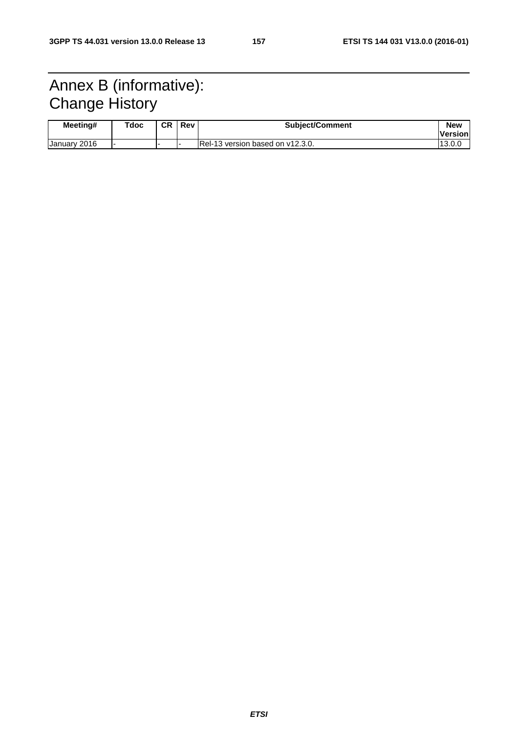# Annex B (informative): Change History

| Meeting# | Tdoc | CR | Rev | Subject/Comment | New Version |
|---|---|---|---|---|---|
| January 2016 | - | - | - | Rel-13 version based on v12.3.0. | 13.0.0 |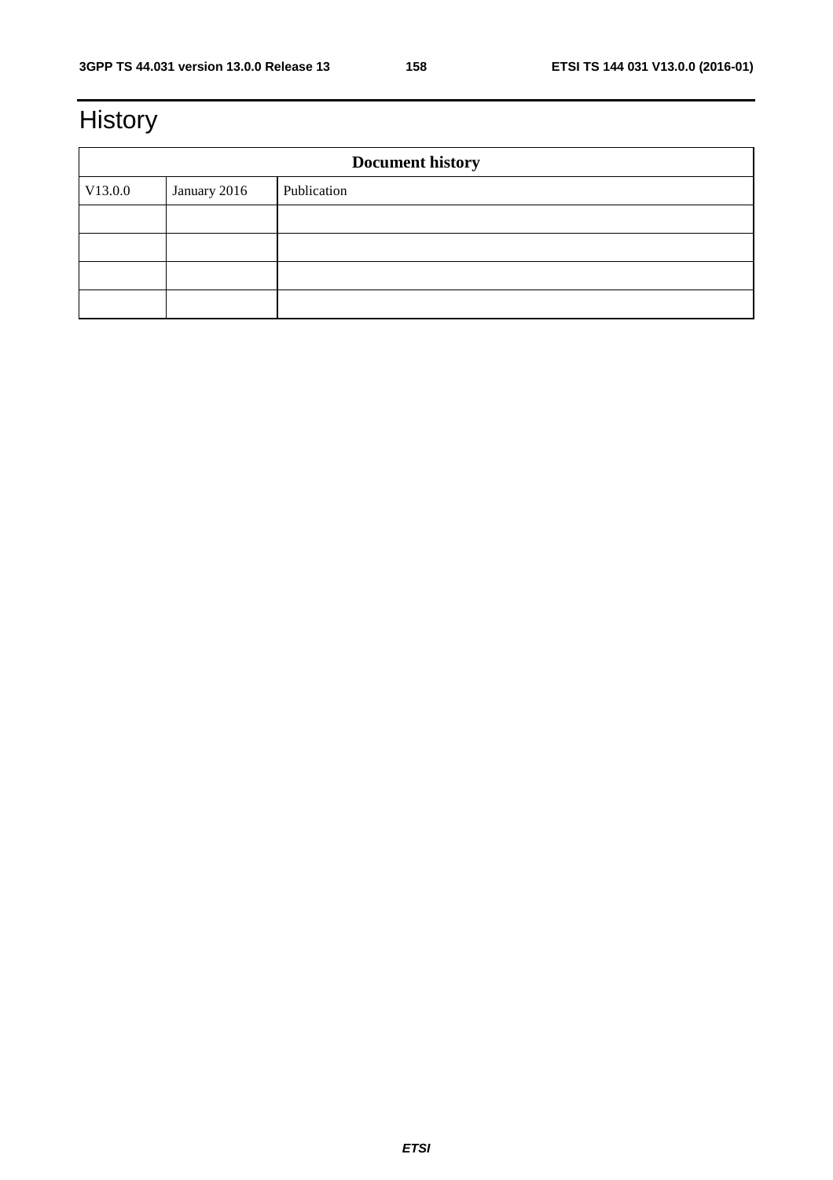# History

| Document history | | |
|---|---|---|
| V13.0.0 | January 2016 | Publication |
| | | |
| | | |
| | | |
| | | |